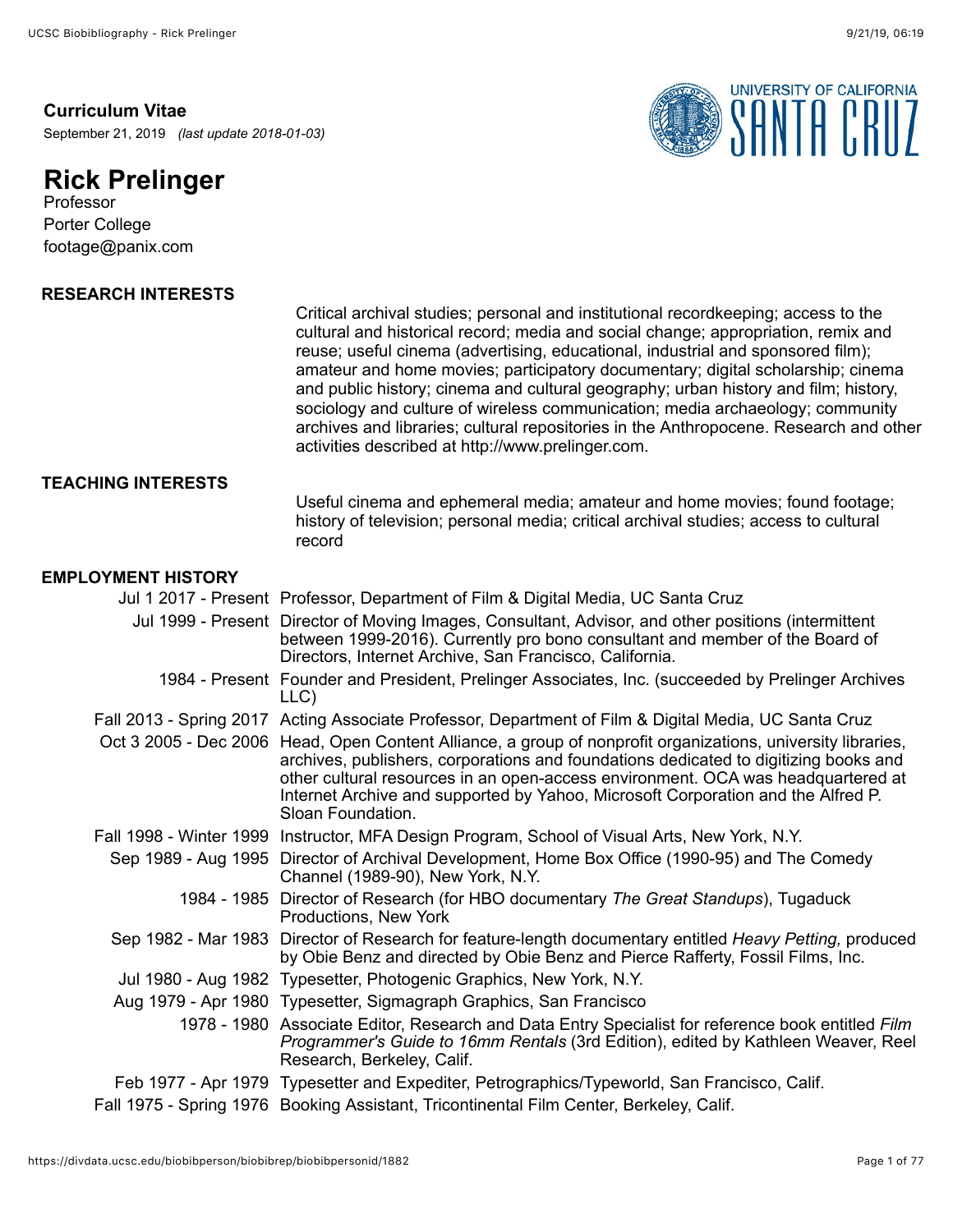**Curriculum Vitae**

September 21, 2019 *(last update 2018-01-03)*

# Rick Prelinger

Professor
Porter College
footage@panix.com

## RESEARCH INTERESTS

Critical archival studies; personal and institutional recordkeeping; access to the cultural and historical record; media and social change; appropriation, remix and reuse; useful cinema (advertising, educational, industrial and sponsored film); amateur and home movies; participatory documentary; digital scholarship; cinema and public history; cinema and cultural geography; urban history and film; history, sociology and culture of wireless communication; media archaeology; community archives and libraries; cultural repositories in the Anthropocene. Research and other activities described at http://www.prelinger.com.

## TEACHING INTERESTS

Useful cinema and ephemeral media; amateur and home movies; found footage; history of television; personal media; critical archival studies; access to cultural record

## EMPLOYMENT HISTORY

| | |
|---|---|
| Jul 1 2017 - Present | Professor, Department of Film & Digital Media, UC Santa Cruz |
| Jul 1999 - Present | Director of Moving Images, Consultant, Advisor, and other positions (intermittent between 1999-2016). Currently pro bono consultant and member of the Board of Directors, Internet Archive, San Francisco, California. |
| 1984 - Present | Founder and President, Prelinger Associates, Inc. (succeeded by Prelinger Archives LLC) |
| Fall 2013 - Spring 2017 | Acting Associate Professor, Department of Film & Digital Media, UC Santa Cruz |
| Oct 3 2005 - Dec 2006 | Head, Open Content Alliance, a group of nonprofit organizations, university libraries, archives, publishers, corporations and foundations dedicated to digitizing books and other cultural resources in an open-access environment. OCA was headquartered at Internet Archive and supported by Yahoo, Microsoft Corporation and the Alfred P. Sloan Foundation. |
| Fall 1998 - Winter 1999 | Instructor, MFA Design Program, School of Visual Arts, New York, N.Y. |
| Sep 1989 - Aug 1995 | Director of Archival Development, Home Box Office (1990-95) and The Comedy Channel (1989-90), New York, N.Y. |
| 1984 - 1985 | Director of Research (for HBO documentary *The Great Standups*), Tugaduck Productions, New York |
| Sep 1982 - Mar 1983 | Director of Research for feature-length documentary entitled *Heavy Petting,* produced by Obie Benz and directed by Obie Benz and Pierce Rafferty, Fossil Films, Inc. |
| Jul 1980 - Aug 1982 | Typesetter, Photogenic Graphics, New York, N.Y. |
| Aug 1979 - Apr 1980 | Typesetter, Sigmagraph Graphics, San Francisco |
| 1978 - 1980 | Associate Editor, Research and Data Entry Specialist for reference book entitled *Film Programmer's Guide to 16mm Rentals* (3rd Edition), edited by Kathleen Weaver, Reel Research, Berkeley, Calif. |
| Feb 1977 - Apr 1979 | Typesetter and Expediter, Petrographics/Typeworld, San Francisco, Calif. |
| Fall 1975 - Spring 1976 | Booking Assistant, Tricontinental Film Center, Berkeley, Calif. |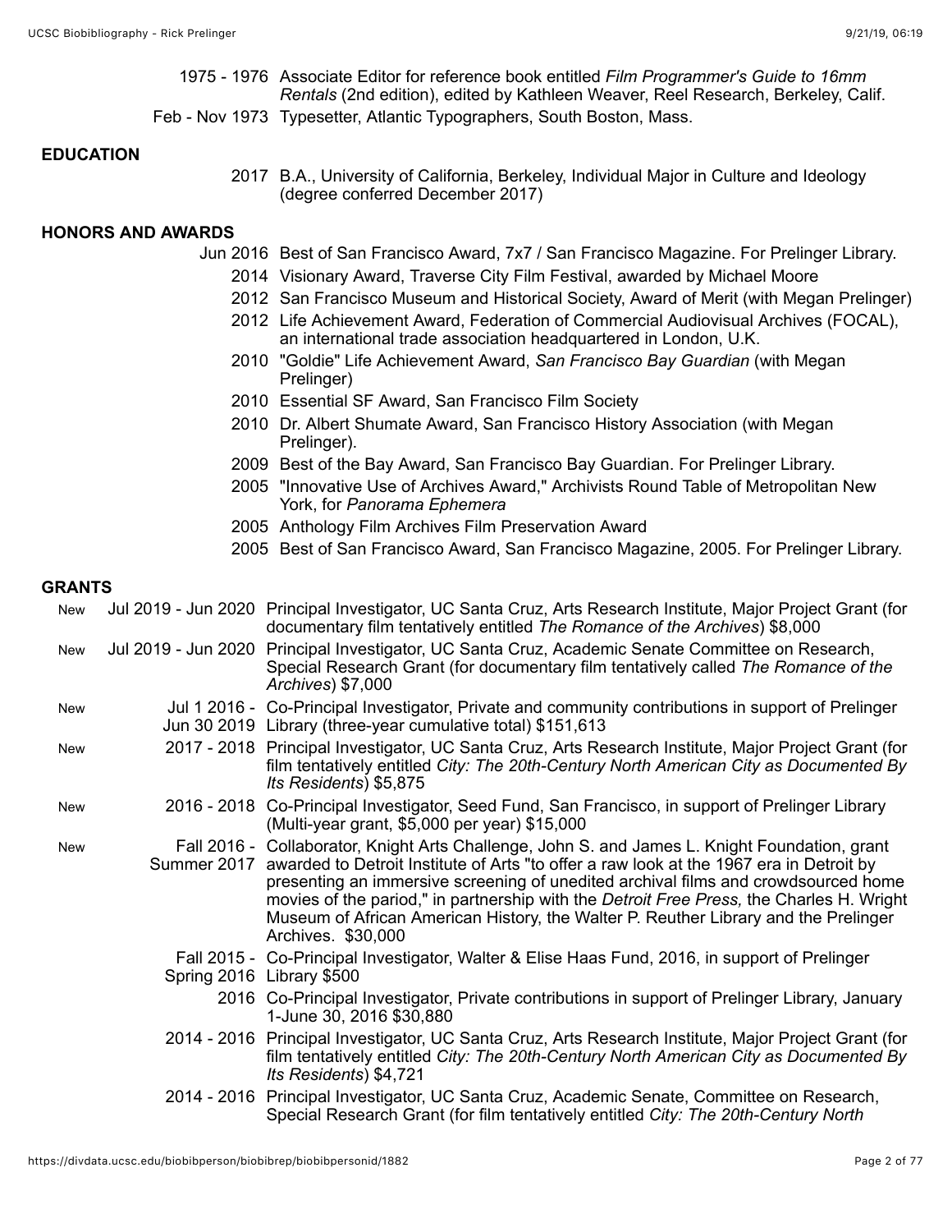| | |
|---|---|
| 1975 - 1976 | Associate Editor for reference book entitled *Film Programmer's Guide to 16mm Rentals* (2nd edition), edited by Kathleen Weaver, Reel Research, Berkeley, Calif. |
| Feb - Nov 1973 | Typesetter, Atlantic Typographers, South Boston, Mass. |

### EDUCATION

| | |
|---|---|
| 2017 | B.A., University of California, Berkeley, Individual Major in Culture and Ideology (degree conferred December 2017) |

### HONORS AND AWARDS

| | |
|---|---|
| Jun 2016 | Best of San Francisco Award, 7x7 / San Francisco Magazine. For Prelinger Library. |
| 2014 | Visionary Award, Traverse City Film Festival, awarded by Michael Moore |
| 2012 | San Francisco Museum and Historical Society, Award of Merit (with Megan Prelinger) |
| 2012 | Life Achievement Award, Federation of Commercial Audiovisual Archives (FOCAL), an international trade association headquartered in London, U.K. |
| 2010 | "Goldie" Life Achievement Award, *San Francisco Bay Guardian* (with Megan Prelinger) |
| 2010 | Essential SF Award, San Francisco Film Society |
| 2010 | Dr. Albert Shumate Award, San Francisco History Association (with Megan Prelinger). |
| 2009 | Best of the Bay Award, San Francisco Bay Guardian. For Prelinger Library. |
| 2005 | "Innovative Use of Archives Award," Archivists Round Table of Metropolitan New York, for *Panorama Ephemera* |
| 2005 | Anthology Film Archives Film Preservation Award |
| 2005 | Best of San Francisco Award, San Francisco Magazine, 2005. For Prelinger Library. |

### GRANTS

| | | |
|---|---|---|
| New | Jul 2019 - Jun 2020 | Principal Investigator, UC Santa Cruz, Arts Research Institute, Major Project Grant (for documentary film tentatively entitled *The Romance of the Archives*) $8,000 |
| New | Jul 2019 - Jun 2020 | Principal Investigator, UC Santa Cruz, Academic Senate Committee on Research, Special Research Grant (for documentary film tentatively called *The Romance of the Archives*) $7,000 |
| New | Jul 1 2016 - Jun 30 2019 | Co-Principal Investigator, Private and community contributions in support of Prelinger Library (three-year cumulative total) $151,613 |
| New | 2017 - 2018 | Principal Investigator, UC Santa Cruz, Arts Research Institute, Major Project Grant (for film tentatively entitled *City: The 20th-Century North American City as Documented By Its Residents*) $5,875 |
| New | 2016 - 2018 | Co-Principal Investigator, Seed Fund, San Francisco, in support of Prelinger Library (Multi-year grant, $5,000 per year) $15,000 |
| New | Fall 2016 - Summer 2017 | Collaborator, Knight Arts Challenge, John S. and James L. Knight Foundation, grant awarded to Detroit Institute of Arts "to offer a raw look at the 1967 era in Detroit by presenting an immersive screening of unedited archival films and crowdsourced home movies of the pariod," in partnership with the *Detroit Free Press,* the Charles H. Wright Museum of African American History, the Walter P. Reuther Library and the Prelinger Archives. $30,000 |
| | Fall 2015 - Spring 2016 | Co-Principal Investigator, Walter & Elise Haas Fund, 2016, in support of Prelinger Library $500 |
| | 2016 | Co-Principal Investigator, Private contributions in support of Prelinger Library, January 1-June 30, 2016 $30,880 |
| | 2014 - 2016 | Principal Investigator, UC Santa Cruz, Arts Research Institute, Major Project Grant (for film tentatively entitled *City: The 20th-Century North American City as Documented By Its Residents*) $4,721 |
| | 2014 - 2016 | Principal Investigator, UC Santa Cruz, Academic Senate, Committee on Research, Special Research Grant (for film tentatively entitled *City: The 20th-Century North* |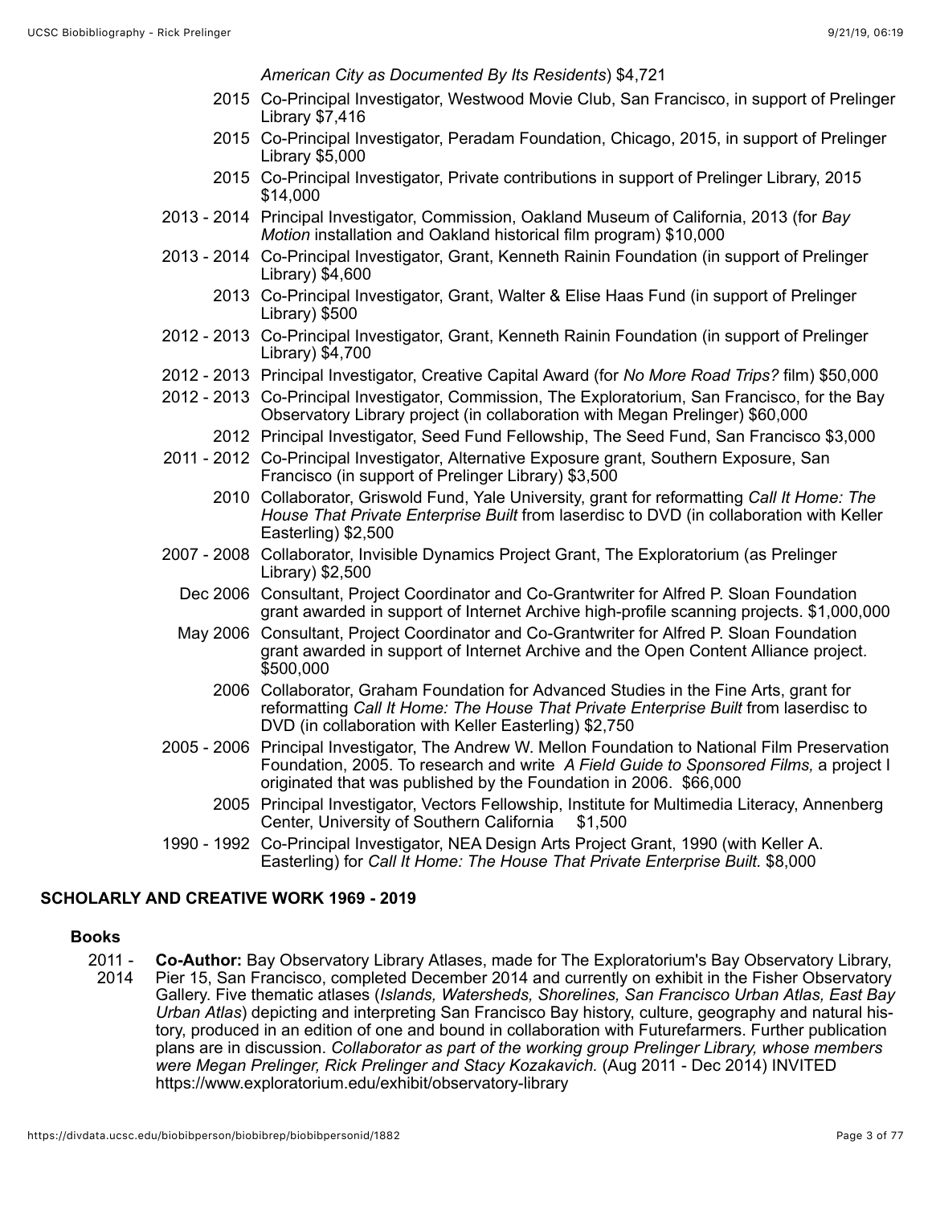*American City as Documented By Its Residents*) $4,721

2015 Co-Principal Investigator, Westwood Movie Club, San Francisco, in support of Prelinger Library $7,416

2015 Co-Principal Investigator, Peradam Foundation, Chicago, 2015, in support of Prelinger Library $5,000

2015 Co-Principal Investigator, Private contributions in support of Prelinger Library, 2015 $14,000

2013 - 2014 Principal Investigator, Commission, Oakland Museum of California, 2013 (for *Bay Motion* installation and Oakland historical film program) $10,000

2013 - 2014 Co-Principal Investigator, Grant, Kenneth Rainin Foundation (in support of Prelinger Library) $4,600

2013 Co-Principal Investigator, Grant, Walter & Elise Haas Fund (in support of Prelinger Library) $500

2012 - 2013 Co-Principal Investigator, Grant, Kenneth Rainin Foundation (in support of Prelinger Library) $4,700

2012 - 2013 Principal Investigator, Creative Capital Award (for *No More Road Trips?* film) $50,000

2012 - 2013 Co-Principal Investigator, Commission, The Exploratorium, San Francisco, for the Bay Observatory Library project (in collaboration with Megan Prelinger) $60,000

2012 Principal Investigator, Seed Fund Fellowship, The Seed Fund, San Francisco $3,000

2011 - 2012 Co-Principal Investigator, Alternative Exposure grant, Southern Exposure, San Francisco (in support of Prelinger Library) $3,500

2010 Collaborator, Griswold Fund, Yale University, grant for reformatting *Call It Home: The House That Private Enterprise Built* from laserdisc to DVD (in collaboration with Keller Easterling) $2,500

2007 - 2008 Collaborator, Invisible Dynamics Project Grant, The Exploratorium (as Prelinger Library) $2,500

Dec 2006 Consultant, Project Coordinator and Co-Grantwriter for Alfred P. Sloan Foundation grant awarded in support of Internet Archive high-profile scanning projects. $1,000,000

May 2006 Consultant, Project Coordinator and Co-Grantwriter for Alfred P. Sloan Foundation grant awarded in support of Internet Archive and the Open Content Alliance project. $500,000

2006 Collaborator, Graham Foundation for Advanced Studies in the Fine Arts, grant for reformatting *Call It Home: The House That Private Enterprise Built* from laserdisc to DVD (in collaboration with Keller Easterling) $2,750

2005 - 2006 Principal Investigator, The Andrew W. Mellon Foundation to National Film Preservation Foundation, 2005. To research and write *A Field Guide to Sponsored Films,* a project I originated that was published by the Foundation in 2006. $66,000

2005 Principal Investigator, Vectors Fellowship, Institute for Multimedia Literacy, Annenberg Center, University of Southern California $1,500

1990 - 1992 Co-Principal Investigator, NEA Design Arts Project Grant, 1990 (with Keller A. Easterling) for *Call It Home: The House That Private Enterprise Built.* $8,000

## SCHOLARLY AND CREATIVE WORK 1969 - 2019

### Books

2011 - 2014 **Co-Author:** Bay Observatory Library Atlases, made for The Exploratorium's Bay Observatory Library, Pier 15, San Francisco, completed December 2014 and currently on exhibit in the Fisher Observatory Gallery. Five thematic atlases (*Islands, Watersheds, Shorelines, San Francisco Urban Atlas, East Bay Urban Atlas*) depicting and interpreting San Francisco Bay history, culture, geography and natural history, produced in an edition of one and bound in collaboration with Futurefarmers. Further publication plans are in discussion. *Collaborator as part of the working group Prelinger Library, whose members were Megan Prelinger, Rick Prelinger and Stacy Kozakavich.* (Aug 2011 - Dec 2014) INVITED https://www.exploratorium.edu/exhibit/observatory-library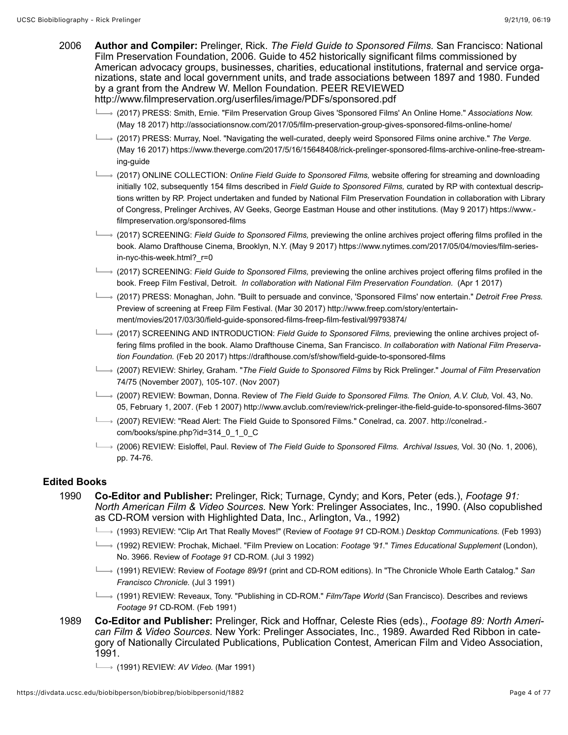2006 **Author and Compiler:** Prelinger, Rick. *The Field Guide to Sponsored Films.* San Francisco: National Film Preservation Foundation, 2006. Guide to 452 historically significant films commissioned by American advocacy groups, businesses, charities, educational institutions, fraternal and service organizations, state and local government units, and trade associations between 1897 and 1980. Funded by a grant from the Andrew W. Mellon Foundation. PEER REVIEWED http://www.filmpreservation.org/userfiles/image/PDFs/sponsored.pdf

- (2017) PRESS: Smith, Ernie. "Film Preservation Group Gives 'Sponsored Films' An Online Home." *Associations Now.* (May 18 2017) http://associationsnow.com/2017/05/film-preservation-group-gives-sponsored-films-online-home/
- (2017) PRESS: Murray, Noel. "Navigating the well-curated, deeply weird Sponsored Films onine archive." *The Verge.* (May 16 2017) https://www.theverge.com/2017/5/16/15648408/rick-prelinger-sponsored-films-archive-online-free-streaming-guide
- (2017) ONLINE COLLECTION: *Online Field Guide to Sponsored Films,* website offering for streaming and downloading initially 102, subsequently 154 films described in *Field Guide to Sponsored Films,* curated by RP with contextual descriptions written by RP. Project undertaken and funded by National Film Preservation Foundation in collaboration with Library of Congress, Prelinger Archives, AV Geeks, George Eastman House and other institutions. (May 9 2017) https://www.filmpreservation.org/sponsored-films
- (2017) SCREENING: *Field Guide to Sponsored Films,* previewing the online archives project offering films profiled in the book. Alamo Drafthouse Cinema, Brooklyn, N.Y. (May 9 2017) https://www.nytimes.com/2017/05/04/movies/film-series-in-nyc-this-week.html?_r=0
- (2017) SCREENING: *Field Guide to Sponsored Films,* previewing the online archives project offering films profiled in the book. Freep Film Festival, Detroit. *In collaboration with National Film Preservation Foundation.* (Apr 1 2017)
- (2017) PRESS: Monaghan, John. "Built to persuade and convince, 'Sponsored Films' now entertain." *Detroit Free Press.* Preview of screening at Freep Film Festival. (Mar 30 2017) http://www.freep.com/story/entertainment/movies/2017/03/30/field-guide-sponsored-films-freep-film-festival/99793874/
- (2017) SCREENING AND INTRODUCTION: *Field Guide to Sponsored Films,* previewing the online archives project offering films profiled in the book. Alamo Drafthouse Cinema, San Francisco. *In collaboration with National Film Preservation Foundation.* (Feb 20 2017) https://drafthouse.com/sf/show/field-guide-to-sponsored-films
- (2007) REVIEW: Shirley, Graham. "*The Field Guide to Sponsored Films* by Rick Prelinger." *Journal of Film Preservation* 74/75 (November 2007), 105-107. (Nov 2007)
- (2007) REVIEW: Bowman, Donna. Review of *The Field Guide to Sponsored Films. The Onion, A.V. Club,* Vol. 43, No. 05, February 1, 2007. (Feb 1 2007) http://www.avclub.com/review/rick-prelinger-ithe-field-guide-to-sponsored-films-3607
- (2007) REVIEW: "Read Alert: The Field Guide to Sponsored Films." Conelrad, ca. 2007. http://conelrad.com/books/spine.php?id=314_0_1_0_C
- (2006) REVIEW: Eisloffel, Paul. Review of *The Field Guide to Sponsored Films. Archival Issues,* Vol. 30 (No. 1, 2006), pp. 74-76.

## Edited Books

1990 **Co-Editor and Publisher:** Prelinger, Rick; Turnage, Cyndy; and Kors, Peter (eds.), *Footage 91: North American Film & Video Sources.* New York: Prelinger Associates, Inc., 1990. (Also copublished as CD-ROM version with Highlighted Data, Inc., Arlington, Va., 1992)

- (1993) REVIEW: "Clip Art That Really Moves!" (Review of *Footage 91* CD-ROM.) *Desktop Communications.* (Feb 1993)
- (1992) REVIEW: Prochak, Michael. "Film Preview on Location: *Footage '91.*" *Times Educational Supplement* (London), No. 3966. Review of *Footage 91* CD-ROM. (Jul 3 1992)
- (1991) REVIEW: Review of *Footage 89/91* (print and CD-ROM editions). In "The Chronicle Whole Earth Catalog." *San Francisco Chronicle.* (Jul 3 1991)
- (1991) REVIEW: Reveaux, Tony. "Publishing in CD-ROM." *Film/Tape World* (San Francisco). Describes and reviews *Footage 91* CD-ROM. (Feb 1991)

1989 **Co-Editor and Publisher:** Prelinger, Rick and Hoffnar, Celeste Ries (eds)., *Footage 89: North American Film & Video Sources.* New York: Prelinger Associates, Inc., 1989. Awarded Red Ribbon in category of Nationally Circulated Publications, Publication Contest, American Film and Video Association, 1991.

- (1991) REVIEW: *AV Video.* (Mar 1991)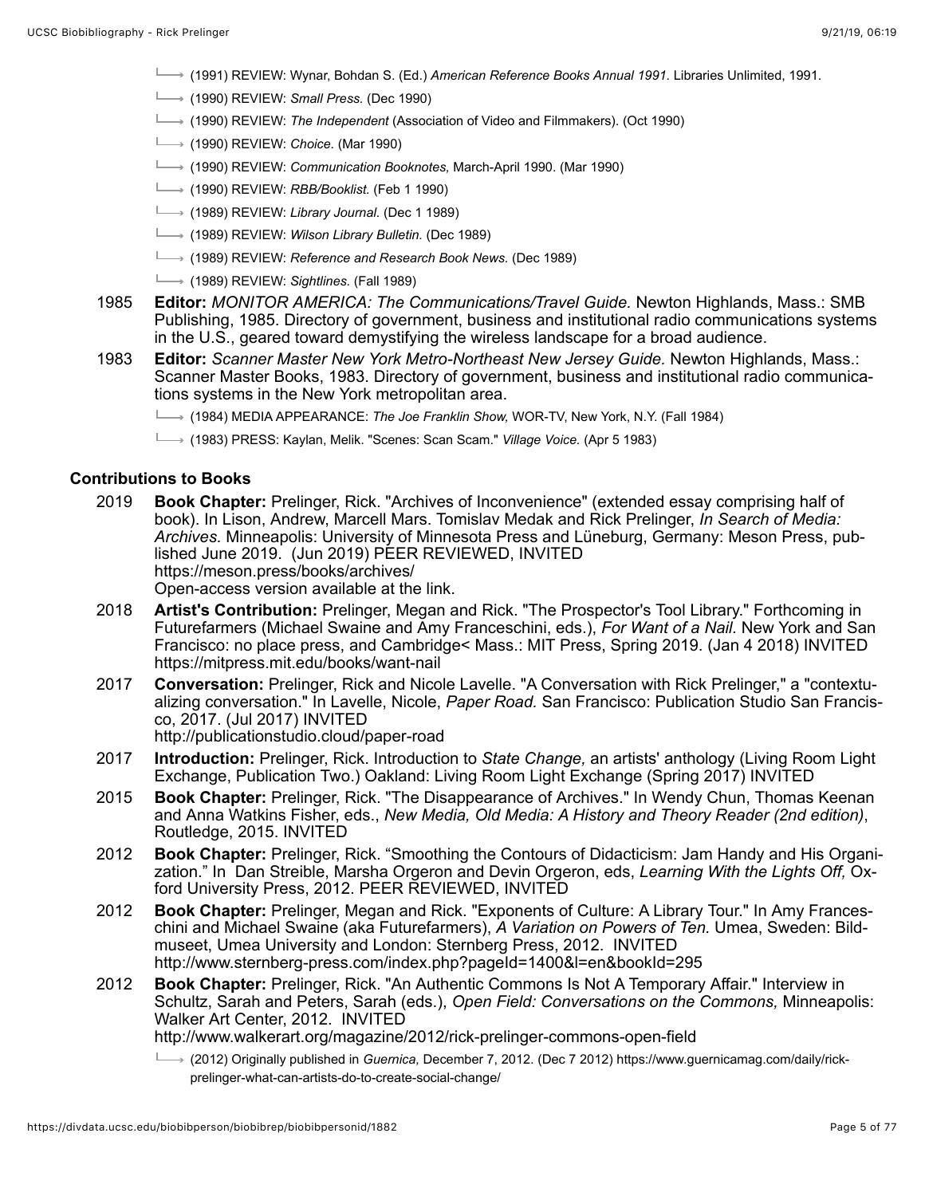- └→ (1991) REVIEW: Wynar, Bohdan S. (Ed.) *American Reference Books Annual 1991.* Libraries Unlimited, 1991.
- └→ (1990) REVIEW: *Small Press.* (Dec 1990)
- └→ (1990) REVIEW: *The Independent* (Association of Video and Filmmakers). (Oct 1990)
- └→ (1990) REVIEW: *Choice.* (Mar 1990)
- └→ (1990) REVIEW: *Communication Booknotes,* March-April 1990. (Mar 1990)
- └→ (1990) REVIEW: *RBB/Booklist.* (Feb 1 1990)
- └→ (1989) REVIEW: *Library Journal.* (Dec 1 1989)
- └→ (1989) REVIEW: *Wilson Library Bulletin.* (Dec 1989)
- └→ (1989) REVIEW: *Reference and Research Book News.* (Dec 1989)
- └→ (1989) REVIEW: *Sightlines.* (Fall 1989)

1985 **Editor:** *MONITOR AMERICA: The Communications/Travel Guide.* Newton Highlands, Mass.: SMB Publishing, 1985. Directory of government, business and institutional radio communications systems in the U.S., geared toward demystifying the wireless landscape for a broad audience.

1983 **Editor:** *Scanner Master New York Metro-Northeast New Jersey Guide.* Newton Highlands, Mass.: Scanner Master Books, 1983. Directory of government, business and institutional radio communications systems in the New York metropolitan area.

- └→ (1984) MEDIA APPEARANCE: *The Joe Franklin Show,* WOR-TV, New York, N.Y. (Fall 1984)
- └→ (1983) PRESS: Kaylan, Melik. "Scenes: Scan Scam." *Village Voice.* (Apr 5 1983)

### Contributions to Books

2019 **Book Chapter:** Prelinger, Rick. "Archives of Inconvenience" (extended essay comprising half of book). In Lison, Andrew, Marcell Mars. Tomislav Medak and Rick Prelinger, *In Search of Media: Archives.* Minneapolis: University of Minnesota Press and Lüneburg, Germany: Meson Press, published June 2019. (Jun 2019) PEER REVIEWED, INVITED
https://meson.press/books/archives/
Open-access version available at the link.

2018 **Artist's Contribution:** Prelinger, Megan and Rick. "The Prospector's Tool Library." Forthcoming in Futurefarmers (Michael Swaine and Amy Franceschini, eds.), *For Want of a Nail.* New York and San Francisco: no place press, and Cambridge< Mass.: MIT Press, Spring 2019. (Jan 4 2018) INVITED
https://mitpress.mit.edu/books/want-nail

2017 **Conversation:** Prelinger, Rick and Nicole Lavelle. "A Conversation with Rick Prelinger," a "contextualizing conversation." In Lavelle, Nicole, *Paper Road.* San Francisco: Publication Studio San Francisco, 2017. (Jul 2017) INVITED
http://publicationstudio.cloud/paper-road

2017 **Introduction:** Prelinger, Rick. Introduction to *State Change,* an artists' anthology (Living Room Light Exchange, Publication Two.) Oakland: Living Room Light Exchange (Spring 2017) INVITED

2015 **Book Chapter:** Prelinger, Rick. "The Disappearance of Archives." In Wendy Chun, Thomas Keenan and Anna Watkins Fisher, eds., *New Media, Old Media: A History and Theory Reader (2nd edition)*, Routledge, 2015. INVITED

2012 **Book Chapter:** Prelinger, Rick. "Smoothing the Contours of Didacticism: Jam Handy and His Organization." In Dan Streible, Marsha Orgeron and Devin Orgeron, eds, *Learning With the Lights Off,* Oxford University Press, 2012. PEER REVIEWED, INVITED

2012 **Book Chapter:** Prelinger, Megan and Rick. "Exponents of Culture: A Library Tour." In Amy Franceschini and Michael Swaine (aka Futurefarmers), *A Variation on Powers of Ten.* Umea, Sweden: Bildmuseet, Umea University and London: Sternberg Press, 2012. INVITED
http://www.sternberg-press.com/index.php?pageId=1400&l=en&bookId=295

2012 **Book Chapter:** Prelinger, Rick. "An Authentic Commons Is Not A Temporary Affair." Interview in Schultz, Sarah and Peters, Sarah (eds.), *Open Field: Conversations on the Commons,* Minneapolis: Walker Art Center, 2012. INVITED
http://www.walkerart.org/magazine/2012/rick-prelinger-commons-open-field

- └→ (2012) Originally published in *Guernica,* December 7, 2012. (Dec 7 2012) https://www.guernicamag.com/daily/rick-prelinger-what-can-artists-do-to-create-social-change/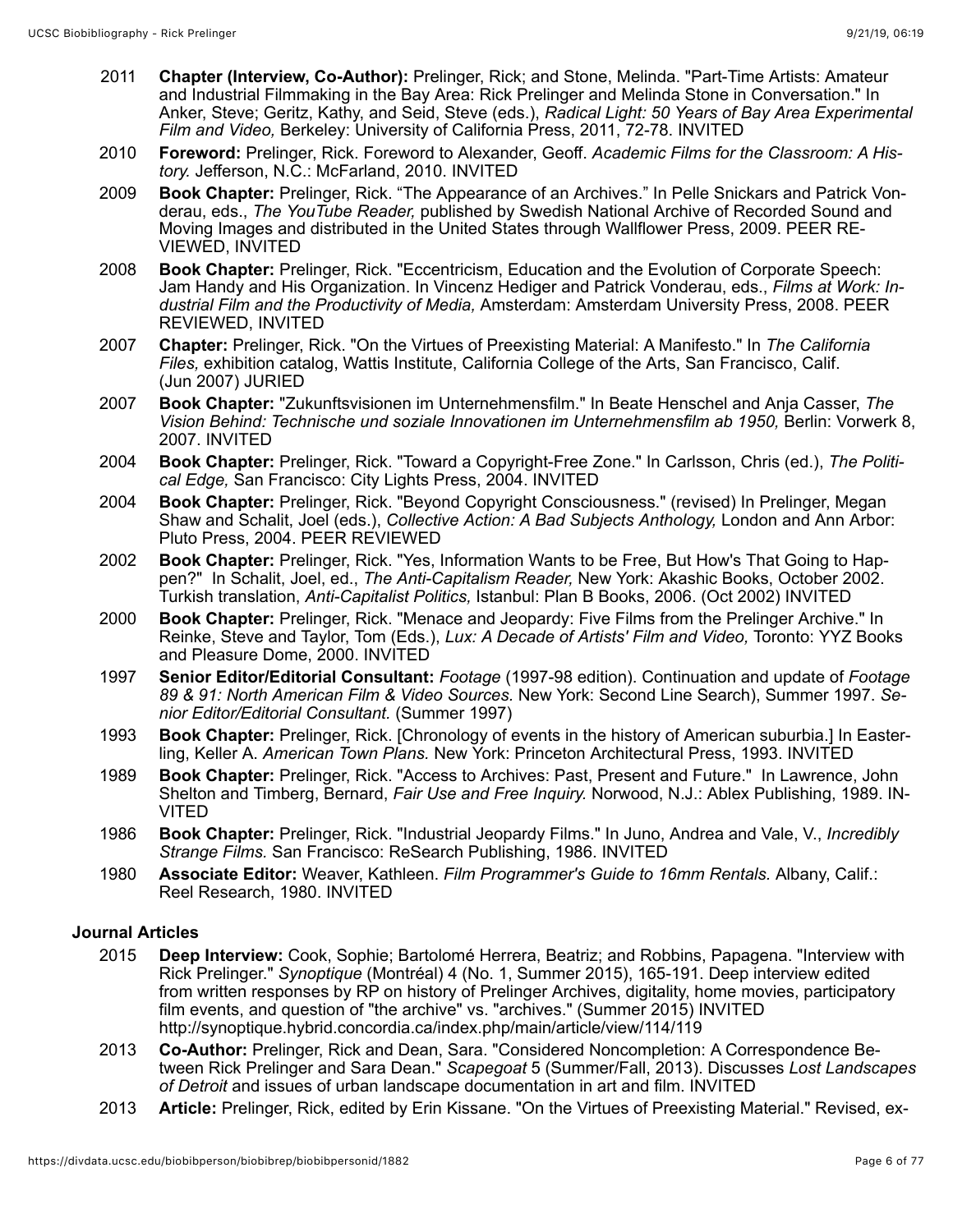- 2011 **Chapter (Interview, Co-Author):** Prelinger, Rick; and Stone, Melinda. "Part-Time Artists: Amateur and Industrial Filmmaking in the Bay Area: Rick Prelinger and Melinda Stone in Conversation." In Anker, Steve; Geritz, Kathy, and Seid, Steve (eds.), *Radical Light: 50 Years of Bay Area Experimental Film and Video,* Berkeley: University of California Press, 2011, 72-78. INVITED
- 2010 **Foreword:** Prelinger, Rick. Foreword to Alexander, Geoff. *Academic Films for the Classroom: A History.* Jefferson, N.C.: McFarland, 2010. INVITED
- 2009 **Book Chapter:** Prelinger, Rick. "The Appearance of an Archives." In Pelle Snickars and Patrick Vonderau, eds., *The YouTube Reader,* published by Swedish National Archive of Recorded Sound and Moving Images and distributed in the United States through Wallflower Press, 2009. PEER REVIEWED, INVITED
- 2008 **Book Chapter:** Prelinger, Rick. "Eccentricism, Education and the Evolution of Corporate Speech: Jam Handy and His Organization. In Vincenz Hediger and Patrick Vonderau, eds., *Films at Work: Industrial Film and the Productivity of Media,* Amsterdam: Amsterdam University Press, 2008. PEER REVIEWED, INVITED
- 2007 **Chapter:** Prelinger, Rick. "On the Virtues of Preexisting Material: A Manifesto." In *The California Files,* exhibition catalog, Wattis Institute, California College of the Arts, San Francisco, Calif. (Jun 2007) JURIED
- 2007 **Book Chapter:** "Zukunftsvisionen im Unternehmensfilm." In Beate Henschel and Anja Casser, *The Vision Behind: Technische und soziale Innovationen im Unternehmensfilm ab 1950,* Berlin: Vorwerk 8, 2007. INVITED
- 2004 **Book Chapter:** Prelinger, Rick. "Toward a Copyright-Free Zone." In Carlsson, Chris (ed.), *The Political Edge,* San Francisco: City Lights Press, 2004. INVITED
- 2004 **Book Chapter:** Prelinger, Rick. "Beyond Copyright Consciousness." (revised) In Prelinger, Megan Shaw and Schalit, Joel (eds.), *Collective Action: A Bad Subjects Anthology,* London and Ann Arbor: Pluto Press, 2004. PEER REVIEWED
- 2002 **Book Chapter:** Prelinger, Rick. "Yes, Information Wants to be Free, But How's That Going to Happen?" In Schalit, Joel, ed., *The Anti-Capitalism Reader,* New York: Akashic Books, October 2002. Turkish translation, *Anti-Capitalist Politics,* Istanbul: Plan B Books, 2006. (Oct 2002) INVITED
- 2000 **Book Chapter:** Prelinger, Rick. "Menace and Jeopardy: Five Films from the Prelinger Archive." In Reinke, Steve and Taylor, Tom (Eds.), *Lux: A Decade of Artists' Film and Video,* Toronto: YYZ Books and Pleasure Dome, 2000. INVITED
- 1997 **Senior Editor/Editorial Consultant:** *Footage* (1997-98 edition). Continuation and update of *Footage 89 & 91: North American Film & Video Sources.* New York: Second Line Search), Summer 1997. *Senior Editor/Editorial Consultant.* (Summer 1997)
- 1993 **Book Chapter:** Prelinger, Rick. [Chronology of events in the history of American suburbia.] In Easterling, Keller A. *American Town Plans.* New York: Princeton Architectural Press, 1993. INVITED
- 1989 **Book Chapter:** Prelinger, Rick. "Access to Archives: Past, Present and Future." In Lawrence, John Shelton and Timberg, Bernard, *Fair Use and Free Inquiry.* Norwood, N.J.: Ablex Publishing, 1989. INVITED
- 1986 **Book Chapter:** Prelinger, Rick. "Industrial Jeopardy Films." In Juno, Andrea and Vale, V., *Incredibly Strange Films.* San Francisco: ReSearch Publishing, 1986. INVITED
- 1980 **Associate Editor:** Weaver, Kathleen. *Film Programmer's Guide to 16mm Rentals.* Albany, Calif.: Reel Research, 1980. INVITED

### Journal Articles

- 2015 **Deep Interview:** Cook, Sophie; Bartolomé Herrera, Beatriz; and Robbins, Papagena. "Interview with Rick Prelinger." *Synoptique* (Montréal) 4 (No. 1, Summer 2015), 165-191. Deep interview edited from written responses by RP on history of Prelinger Archives, digitality, home movies, participatory film events, and question of "the archive" vs. "archives." (Summer 2015) INVITED http://synoptique.hybrid.concordia.ca/index.php/main/article/view/114/119
- 2013 **Co-Author:** Prelinger, Rick and Dean, Sara. "Considered Noncompletion: A Correspondence Between Rick Prelinger and Sara Dean." *Scapegoat* 5 (Summer/Fall, 2013). Discusses *Lost Landscapes of Detroit* and issues of urban landscape documentation in art and film. INVITED
- 2013 **Article:** Prelinger, Rick, edited by Erin Kissane. "On the Virtues of Preexisting Material." Revised, ex-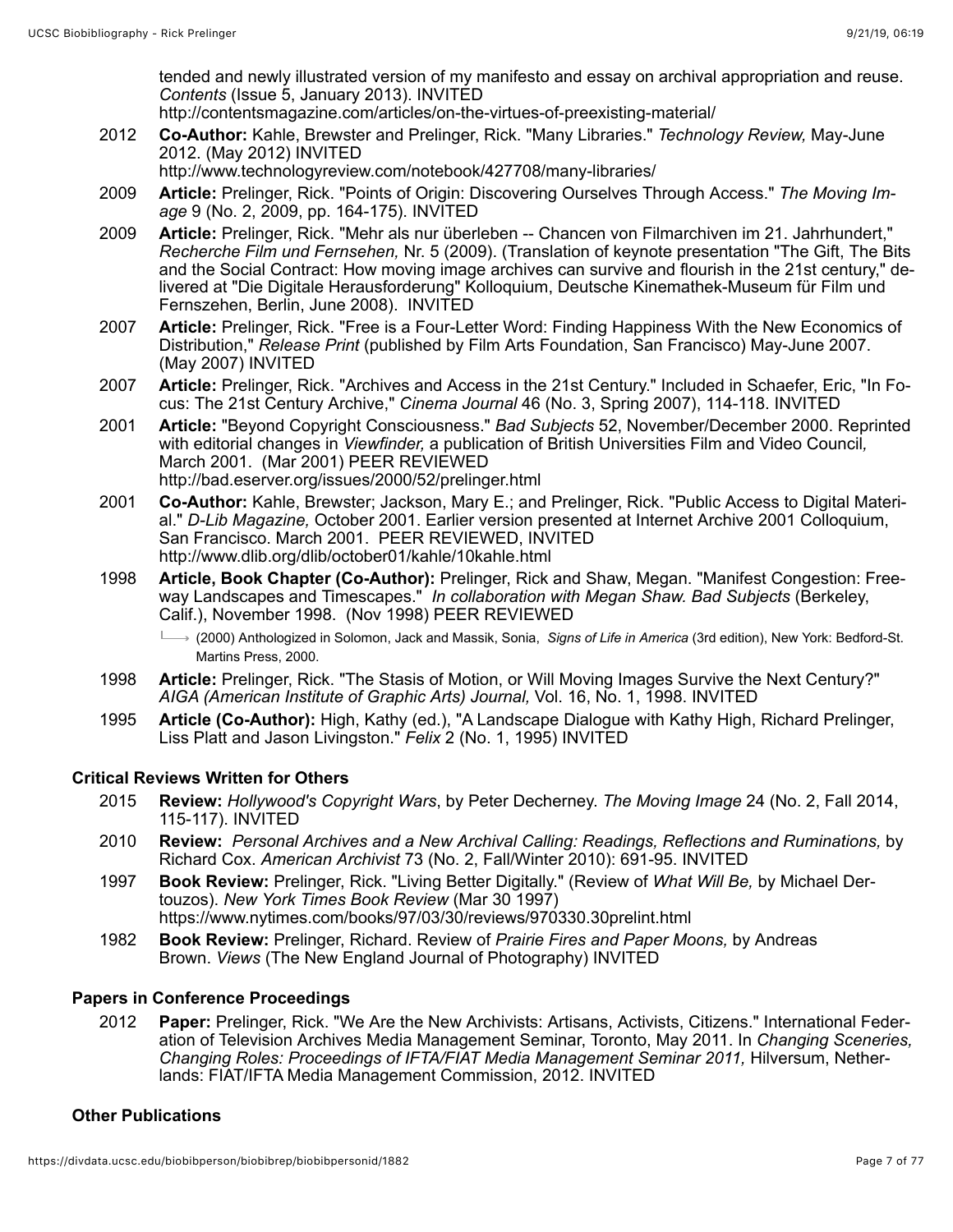tended and newly illustrated version of my manifesto and essay on archival appropriation and reuse. *Contents* (Issue 5, January 2013). INVITED
http://contentsmagazine.com/articles/on-the-virtues-of-preexisting-material/

2012 **Co-Author:** Kahle, Brewster and Prelinger, Rick. "Many Libraries." *Technology Review,* May-June 2012. (May 2012) INVITED
http://www.technologyreview.com/notebook/427708/many-libraries/

2009 **Article:** Prelinger, Rick. "Points of Origin: Discovering Ourselves Through Access." *The Moving Image* 9 (No. 2, 2009, pp. 164-175). INVITED

2009 **Article:** Prelinger, Rick. "Mehr als nur überleben -- Chancen von Filmarchiven im 21. Jahrhundert," *Recherche Film und Fernsehen,* Nr. 5 (2009). (Translation of keynote presentation "The Gift, The Bits and the Social Contract: How moving image archives can survive and flourish in the 21st century," delivered at "Die Digitale Herausforderung" Kolloquium, Deutsche Kinemathek-Museum für Film und Fernszehen, Berlin, June 2008). INVITED

2007 **Article:** Prelinger, Rick. "Free is a Four-Letter Word: Finding Happiness With the New Economics of Distribution," *Release Print* (published by Film Arts Foundation, San Francisco) May-June 2007. (May 2007) INVITED

2007 **Article:** Prelinger, Rick. "Archives and Access in the 21st Century." Included in Schaefer, Eric, "In Focus: The 21st Century Archive," *Cinema Journal* 46 (No. 3, Spring 2007), 114-118. INVITED

2001 **Article:** "Beyond Copyright Consciousness." *Bad Subjects* 52, November/December 2000. Reprinted with editorial changes in *Viewfinder,* a publication of British Universities Film and Video Council, March 2001. (Mar 2001) PEER REVIEWED
http://bad.eserver.org/issues/2000/52/prelinger.html

2001 **Co-Author:** Kahle, Brewster; Jackson, Mary E.; and Prelinger, Rick. "Public Access to Digital Material." *D-Lib Magazine,* October 2001. Earlier version presented at Internet Archive 2001 Colloquium, San Francisco. March 2001. PEER REVIEWED, INVITED
http://www.dlib.org/dlib/october01/kahle/10kahle.html

1998 **Article, Book Chapter (Co-Author):** Prelinger, Rick and Shaw, Megan. "Manifest Congestion: Freeway Landscapes and Timescapes." *In collaboration with Megan Shaw. Bad Subjects* (Berkeley, Calif.), November 1998. (Nov 1998) PEER REVIEWED

→ (2000) Anthologized in Solomon, Jack and Massik, Sonia, *Signs of Life in America* (3rd edition), New York: Bedford-St. Martins Press, 2000.

1998 **Article:** Prelinger, Rick. "The Stasis of Motion, or Will Moving Images Survive the Next Century?" *AIGA (American Institute of Graphic Arts) Journal,* Vol. 16, No. 1, 1998. INVITED

1995 **Article (Co-Author):** High, Kathy (ed.), "A Landscape Dialogue with Kathy High, Richard Prelinger, Liss Platt and Jason Livingston." *Felix* 2 (No. 1, 1995) INVITED

### Critical Reviews Written for Others

2015 **Review:** *Hollywood's Copyright Wars*, by Peter Decherney. *The Moving Image* 24 (No. 2, Fall 2014, 115-117). INVITED

2010 **Review:** *Personal Archives and a New Archival Calling: Readings, Reflections and Ruminations,* by Richard Cox. *American Archivist* 73 (No. 2, Fall/Winter 2010): 691-95. INVITED

1997 **Book Review:** Prelinger, Rick. "Living Better Digitally." (Review of *What Will Be,* by Michael Dertouzos). *New York Times Book Review* (Mar 30 1997)
https://www.nytimes.com/books/97/03/30/reviews/970330.30prelint.html

1982 **Book Review:** Prelinger, Richard. Review of *Prairie Fires and Paper Moons,* by Andreas Brown. *Views* (The New England Journal of Photography) INVITED

### Papers in Conference Proceedings

2012 **Paper:** Prelinger, Rick. "We Are the New Archivists: Artisans, Activists, Citizens." International Federation of Television Archives Media Management Seminar, Toronto, May 2011. In *Changing Sceneries, Changing Roles: Proceedings of IFTA/FIAT Media Management Seminar 2011,* Hilversum, Netherlands: FIAT/IFTA Media Management Commission, 2012. INVITED

### Other Publications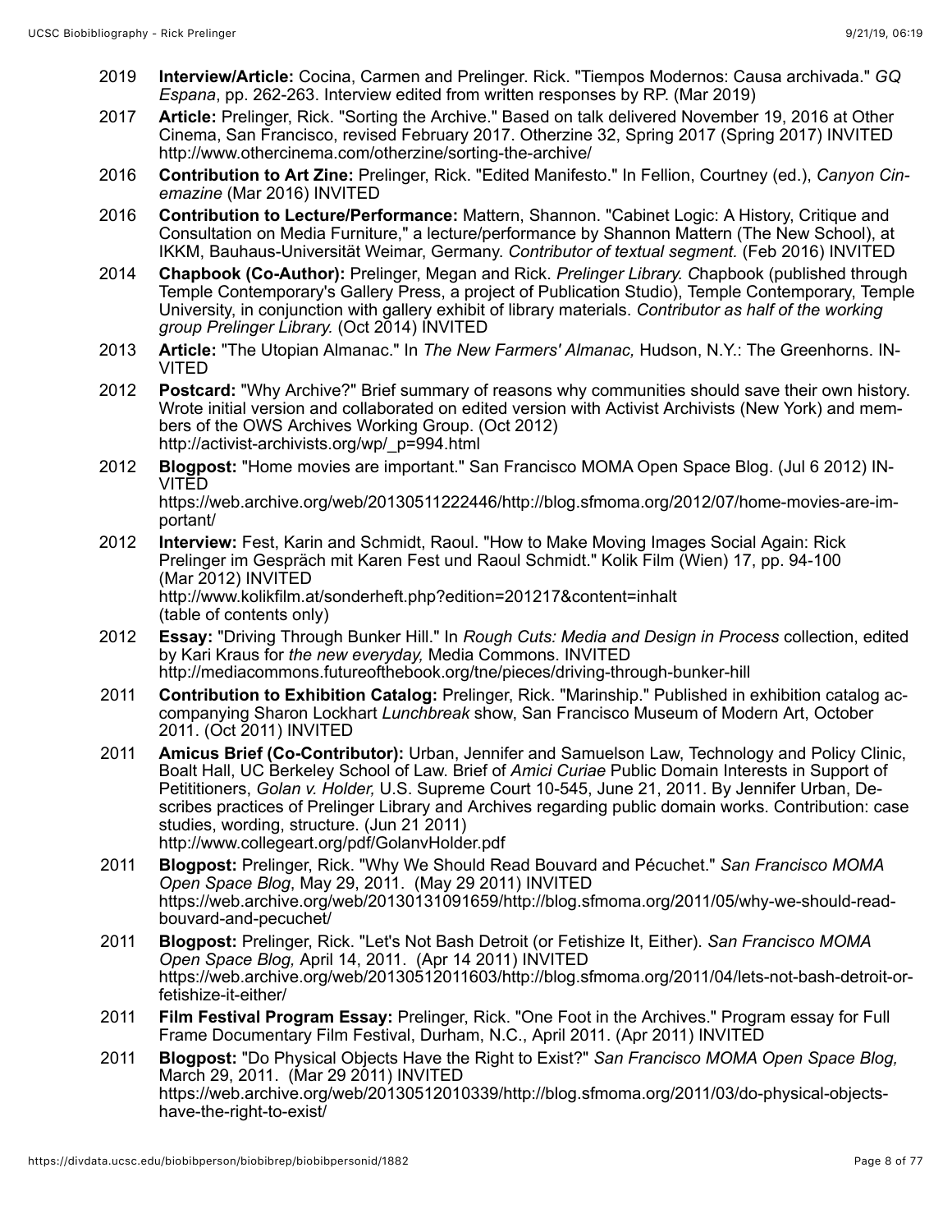2019 **Interview/Article:** Cocina, Carmen and Prelinger. Rick. "Tiempos Modernos: Causa archivada." *GQ Espana*, pp. 262-263. Interview edited from written responses by RP. (Mar 2019)

2017 **Article:** Prelinger, Rick. "Sorting the Archive." Based on talk delivered November 19, 2016 at Other Cinema, San Francisco, revised February 2017. Otherzine 32, Spring 2017 (Spring 2017) INVITED http://www.othercinema.com/otherzine/sorting-the-archive/

2016 **Contribution to Art Zine:** Prelinger, Rick. "Edited Manifesto." In Fellion, Courtney (ed.), *Canyon Cinemazine* (Mar 2016) INVITED

2016 **Contribution to Lecture/Performance:** Mattern, Shannon. "Cabinet Logic: A History, Critique and Consultation on Media Furniture," a lecture/performance by Shannon Mattern (The New School), at IKKM, Bauhaus-Universität Weimar, Germany. *Contributor of textual segment.* (Feb 2016) INVITED

2014 **Chapbook (Co-Author):** Prelinger, Megan and Rick. *Prelinger Library. C*hapbook (published through Temple Contemporary's Gallery Press, a project of Publication Studio), Temple Contemporary, Temple University, in conjunction with gallery exhibit of library materials. *Contributor as half of the working group Prelinger Library.* (Oct 2014) INVITED

2013 **Article:** "The Utopian Almanac." In *The New Farmers' Almanac,* Hudson, N.Y.: The Greenhorns. INVITED

2012 **Postcard:** "Why Archive?" Brief summary of reasons why communities should save their own history. Wrote initial version and collaborated on edited version with Activist Archivists (New York) and members of the OWS Archives Working Group. (Oct 2012) http://activist-archivists.org/wp/_p=994.html

2012 **Blogpost:** "Home movies are important." San Francisco MOMA Open Space Blog. (Jul 6 2012) INVITED https://web.archive.org/web/20130511222446/http://blog.sfmoma.org/2012/07/home-movies-are-important/

2012 **Interview:** Fest, Karin and Schmidt, Raoul. "How to Make Moving Images Social Again: Rick Prelinger im Gespräch mit Karen Fest und Raoul Schmidt." Kolik Film (Wien) 17, pp. 94-100 (Mar 2012) INVITED http://www.kolikfilm.at/sonderheft.php?edition=201217&content=inhalt (table of contents only)

2012 **Essay:** "Driving Through Bunker Hill." In *Rough Cuts: Media and Design in Process* collection, edited by Kari Kraus for *the new everyday,* Media Commons. INVITED http://mediacommons.futureofthebook.org/tne/pieces/driving-through-bunker-hill

2011 **Contribution to Exhibition Catalog:** Prelinger, Rick. "Marinship." Published in exhibition catalog accompanying Sharon Lockhart *Lunchbreak* show, San Francisco Museum of Modern Art, October 2011. (Oct 2011) INVITED

2011 **Amicus Brief (Co-Contributor):** Urban, Jennifer and Samuelson Law, Technology and Policy Clinic, Boalt Hall, UC Berkeley School of Law. Brief of *Amici Curiae* Public Domain Interests in Support of Petititioners, *Golan v. Holder,* U.S. Supreme Court 10-545, June 21, 2011. By Jennifer Urban, Describes practices of Prelinger Library and Archives regarding public domain works. Contribution: case studies, wording, structure. (Jun 21 2011) http://www.collegeart.org/pdf/GolanvHolder.pdf

2011 **Blogpost:** Prelinger, Rick. "Why We Should Read Bouvard and Pécuchet." *San Francisco MOMA Open Space Blog*, May 29, 2011. (May 29 2011) INVITED https://web.archive.org/web/20130131091659/http://blog.sfmoma.org/2011/05/why-we-should-read-bouvard-and-pecuchet/

2011 **Blogpost:** Prelinger, Rick. "Let's Not Bash Detroit (or Fetishize It, Either). *San Francisco MOMA Open Space Blog,* April 14, 2011. (Apr 14 2011) INVITED https://web.archive.org/web/20130512011603/http://blog.sfmoma.org/2011/04/lets-not-bash-detroit-or-fetishize-it-either/

2011 **Film Festival Program Essay:** Prelinger, Rick. "One Foot in the Archives." Program essay for Full Frame Documentary Film Festival, Durham, N.C., April 2011. (Apr 2011) INVITED

2011 **Blogpost:** "Do Physical Objects Have the Right to Exist?" *San Francisco MOMA Open Space Blog,* March 29, 2011. (Mar 29 2011) INVITED https://web.archive.org/web/20130512010339/http://blog.sfmoma.org/2011/03/do-physical-objects-have-the-right-to-exist/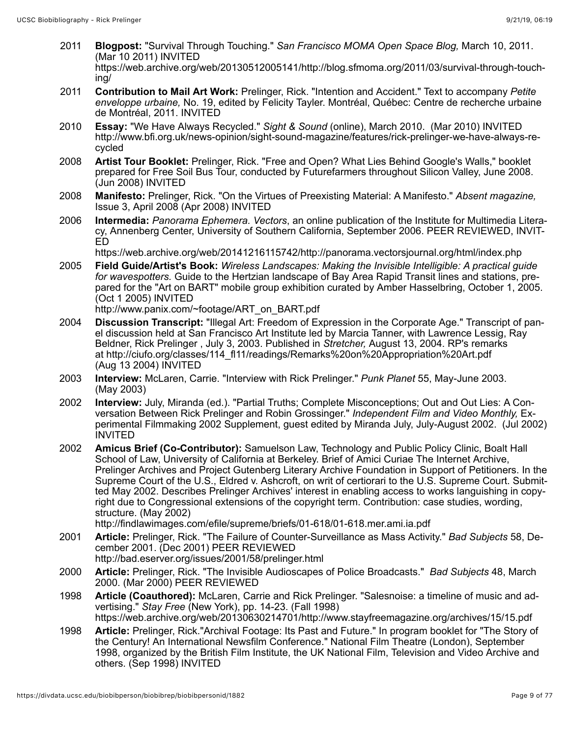2011 **Blogpost:** "Survival Through Touching." *San Francisco MOMA Open Space Blog,* March 10, 2011. (Mar 10 2011) INVITED
https://web.archive.org/web/20130512005141/http://blog.sfmoma.org/2011/03/survival-through-touching/

2011 **Contribution to Mail Art Work:** Prelinger, Rick. "Intention and Accident." Text to accompany *Petite enveloppe urbaine,* No. 19, edited by Felicity Tayler. Montréal, Québec: Centre de recherche urbaine de Montréal, 2011. INVITED

2010 **Essay:** "We Have Always Recycled." *Sight & Sound* (online), March 2010. (Mar 2010) INVITED
http://www.bfi.org.uk/news-opinion/sight-sound-magazine/features/rick-prelinger-we-have-always-recycled

2008 **Artist Tour Booklet:** Prelinger, Rick. "Free and Open? What Lies Behind Google's Walls," booklet prepared for Free Soil Bus Tour, conducted by Futurefarmers throughout Silicon Valley, June 2008. (Jun 2008) INVITED

2008 **Manifesto:** Prelinger, Rick. "On the Virtues of Preexisting Material: A Manifesto." *Absent magazine,* Issue 3, April 2008 (Apr 2008) INVITED

2006 **Intermedia:** *Panorama Ephemera. Vectors*, an online publication of the Institute for Multimedia Literacy, Annenberg Center, University of Southern California, September 2006. PEER REVIEWED, INVITED
https://web.archive.org/web/20141216115742/http://panorama.vectorsjournal.org/html/index.php

2005 **Field Guide/Artist's Book:** *Wireless Landscapes: Making the Invisible Intelligible: A practical guide for wavespotters.* Guide to the Hertzian landscape of Bay Area Rapid Transit lines and stations, prepared for the "Art on BART" mobile group exhibition curated by Amber Hasselbring, October 1, 2005. (Oct 1 2005) INVITED
http://www.panix.com/~footage/ART_on_BART.pdf

2004 **Discussion Transcript:** "Illegal Art: Freedom of Expression in the Corporate Age." Transcript of panel discussion held at San Francisco Art Institute led by Marcia Tanner, with Lawrence Lessig, Ray Beldner, Rick Prelinger , July 3, 2003. Published in *Stretcher,* August 13, 2004. RP's remarks at http://ciufo.org/classes/114_fl11/readings/Remarks%20on%20Appropriation%20Art.pdf (Aug 13 2004) INVITED

2003 **Interview:** McLaren, Carrie. "Interview with Rick Prelinger." *Punk Planet* 55, May-June 2003. (May 2003)

2002 **Interview:** July, Miranda (ed.). "Partial Truths; Complete Misconceptions; Out and Out Lies: A Conversation Between Rick Prelinger and Robin Grossinger." *Independent Film and Video Monthly,* Experimental Filmmaking 2002 Supplement, guest edited by Miranda July, July-August 2002. (Jul 2002) INVITED

2002 **Amicus Brief (Co-Contributor):** Samuelson Law, Technology and Public Policy Clinic, Boalt Hall School of Law, University of California at Berkeley. Brief of Amici Curiae The Internet Archive, Prelinger Archives and Project Gutenberg Literary Archive Foundation in Support of Petitioners. In the Supreme Court of the U.S., Eldred v. Ashcroft, on writ of certiorari to the U.S. Supreme Court. Submitted May 2002. Describes Prelinger Archives' interest in enabling access to works languishing in copyright due to Congressional extensions of the copyright term. Contribution: case studies, wording, structure. (May 2002)
http://findlawimages.com/efile/supreme/briefs/01-618/01-618.mer.ami.ia.pdf

2001 **Article:** Prelinger, Rick. "The Failure of Counter-Surveillance as Mass Activity." *Bad Subjects* 58, December 2001. (Dec 2001) PEER REVIEWED
http://bad.eserver.org/issues/2001/58/prelinger.html

2000 **Article:** Prelinger, Rick. "The Invisible Audioscapes of Police Broadcasts." *Bad Subjects* 48, March 2000. (Mar 2000) PEER REVIEWED

1998 **Article (Coauthored):** McLaren, Carrie and Rick Prelinger. "Salesnoise: a timeline of music and advertising." *Stay Free* (New York), pp. 14-23. (Fall 1998)
https://web.archive.org/web/20130630214701/http://www.stayfreemagazine.org/archives/15/15.pdf

1998 **Article:** Prelinger, Rick."Archival Footage: Its Past and Future." In program booklet for "The Story of the Century! An International Newsfilm Conference." National Film Theatre (London), September 1998, organized by the British Film Institute, the UK National Film, Television and Video Archive and others. (Sep 1998) INVITED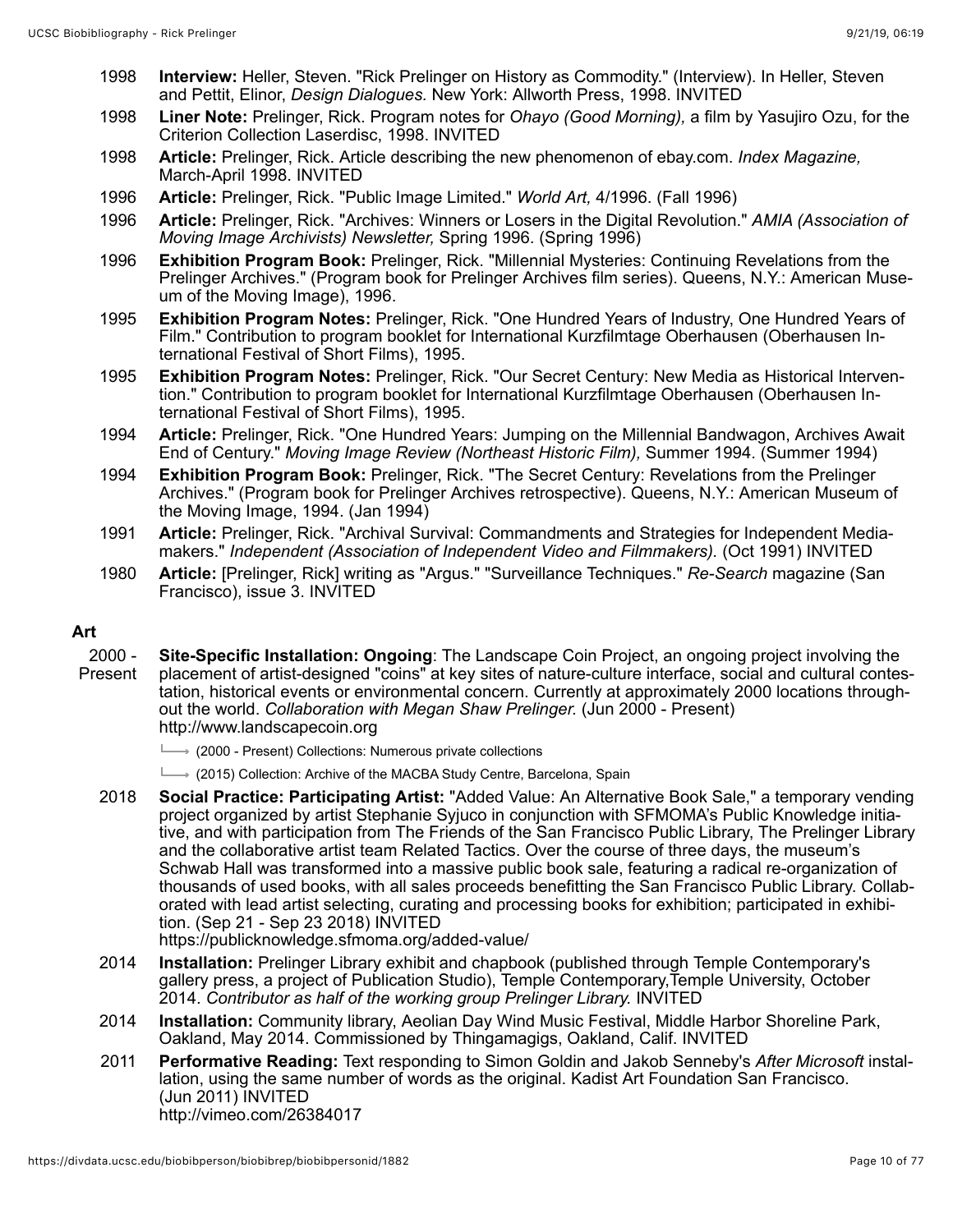1998 **Interview:** Heller, Steven. "Rick Prelinger on History as Commodity." (Interview). In Heller, Steven and Pettit, Elinor, *Design Dialogues.* New York: Allworth Press, 1998. INVITED

1998 **Liner Note:** Prelinger, Rick. Program notes for *Ohayo (Good Morning),* a film by Yasujiro Ozu, for the Criterion Collection Laserdisc, 1998. INVITED

1998 **Article:** Prelinger, Rick. Article describing the new phenomenon of ebay.com. *Index Magazine,* March-April 1998. INVITED

1996 **Article:** Prelinger, Rick. "Public Image Limited." *World Art,* 4/1996. (Fall 1996)

1996 **Article:** Prelinger, Rick. "Archives: Winners or Losers in the Digital Revolution." *AMIA (Association of Moving Image Archivists) Newsletter,* Spring 1996. (Spring 1996)

1996 **Exhibition Program Book:** Prelinger, Rick. "Millennial Mysteries: Continuing Revelations from the Prelinger Archives." (Program book for Prelinger Archives film series). Queens, N.Y.: American Museum of the Moving Image), 1996.

1995 **Exhibition Program Notes:** Prelinger, Rick. "One Hundred Years of Industry, One Hundred Years of Film." Contribution to program booklet for International Kurzfilmtage Oberhausen (Oberhausen International Festival of Short Films), 1995.

1995 **Exhibition Program Notes:** Prelinger, Rick. "Our Secret Century: New Media as Historical Intervention." Contribution to program booklet for International Kurzfilmtage Oberhausen (Oberhausen International Festival of Short Films), 1995.

1994 **Article:** Prelinger, Rick. "One Hundred Years: Jumping on the Millennial Bandwagon, Archives Await End of Century." *Moving Image Review (Northeast Historic Film),* Summer 1994. (Summer 1994)

1994 **Exhibition Program Book:** Prelinger, Rick. "The Secret Century: Revelations from the Prelinger Archives." (Program book for Prelinger Archives retrospective). Queens, N.Y.: American Museum of the Moving Image, 1994. (Jan 1994)

1991 **Article:** Prelinger, Rick. "Archival Survival: Commandments and Strategies for Independent Mediamakers." *Independent (Association of Independent Video and Filmmakers).* (Oct 1991) INVITED

1980 **Article:** [Prelinger, Rick] writing as "Argus." "Surveillance Techniques." *Re-Search* magazine (San Francisco), issue 3. INVITED

### Art

2000 - Present **Site-Specific Installation: Ongoing**: The Landscape Coin Project, an ongoing project involving the placement of artist-designed "coins" at key sites of nature-culture interface, social and cultural contestation, historical events or environmental concern. Currently at approximately 2000 locations throughout the world. *Collaboration with Megan Shaw Prelinger.* (Jun 2000 - Present) http://www.landscapecoin.org

- → (2000 - Present) Collections: Numerous private collections
- → (2015) Collection: Archive of the MACBA Study Centre, Barcelona, Spain

2018 **Social Practice: Participating Artist:** "Added Value: An Alternative Book Sale," a temporary vending project organized by artist Stephanie Syjuco in conjunction with SFMOMA's Public Knowledge initiative, and with participation from The Friends of the San Francisco Public Library, The Prelinger Library and the collaborative artist team Related Tactics. Over the course of three days, the museum's Schwab Hall was transformed into a massive public book sale, featuring a radical re-organization of thousands of used books, with all sales proceeds benefitting the San Francisco Public Library. Collaborated with lead artist selecting, curating and processing books for exhibition; participated in exhibition. (Sep 21 - Sep 23 2018) INVITED
https://publicknowledge.sfmoma.org/added-value/

2014 **Installation:** Prelinger Library exhibit and chapbook (published through Temple Contemporary's gallery press, a project of Publication Studio), Temple Contemporary,Temple University, October 2014. *Contributor as half of the working group Prelinger Library.* INVITED

2014 **Installation:** Community library, Aeolian Day Wind Music Festival, Middle Harbor Shoreline Park, Oakland, May 2014. Commissioned by Thingamagigs, Oakland, Calif. INVITED

2011 **Performative Reading:** Text responding to Simon Goldin and Jakob Senneby's *After Microsoft* installation, using the same number of words as the original. Kadist Art Foundation San Francisco. (Jun 2011) INVITED
http://vimeo.com/26384017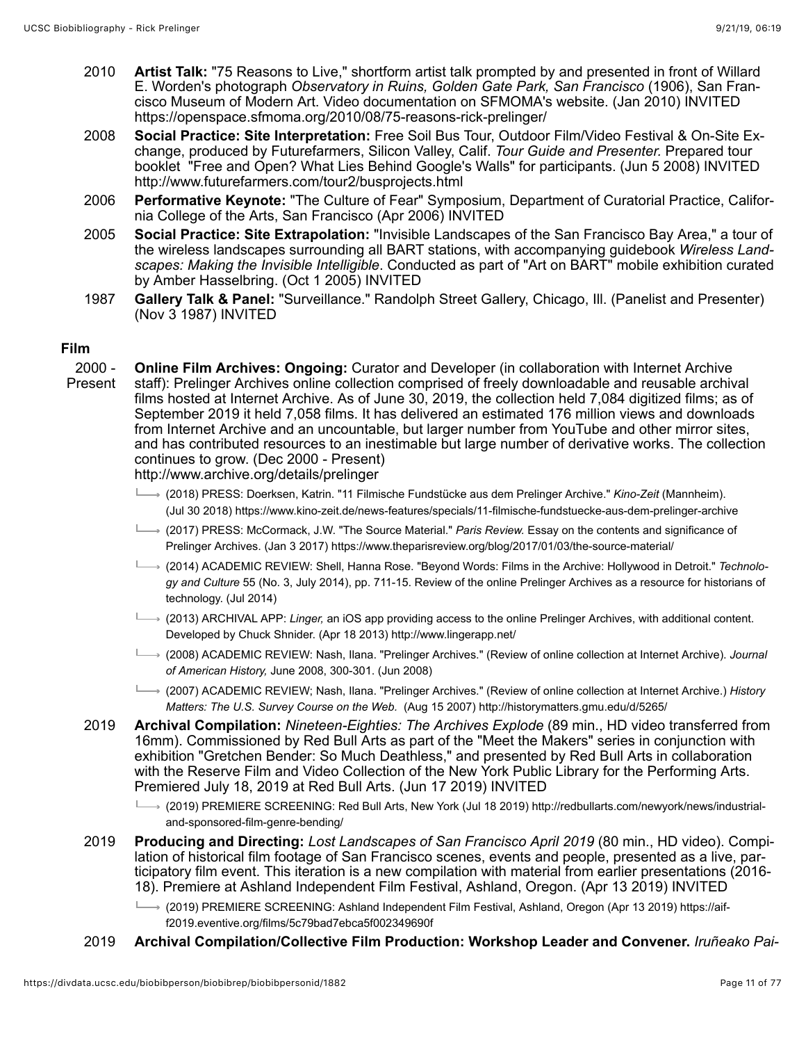2010 **Artist Talk:** "75 Reasons to Live," shortform artist talk prompted by and presented in front of Willard E. Worden's photograph *Observatory in Ruins, Golden Gate Park, San Francisco* (1906), San Francisco Museum of Modern Art. Video documentation on SFMOMA's website. (Jan 2010) INVITED https://openspace.sfmoma.org/2010/08/75-reasons-rick-prelinger/

2008 **Social Practice: Site Interpretation:** Free Soil Bus Tour, Outdoor Film/Video Festival & On-Site Exchange, produced by Futurefarmers, Silicon Valley, Calif. *Tour Guide and Presenter.* Prepared tour booklet "Free and Open? What Lies Behind Google's Walls" for participants. (Jun 5 2008) INVITED http://www.futurefarmers.com/tour2/busprojects.html

2006 **Performative Keynote:** "The Culture of Fear" Symposium, Department of Curatorial Practice, California College of the Arts, San Francisco (Apr 2006) INVITED

2005 **Social Practice: Site Extrapolation:** "Invisible Landscapes of the San Francisco Bay Area," a tour of the wireless landscapes surrounding all BART stations, with accompanying guidebook *Wireless Landscapes: Making the Invisible Intelligible*. Conducted as part of "Art on BART" mobile exhibition curated by Amber Hasselbring. (Oct 1 2005) INVITED

1987 **Gallery Talk & Panel:** "Surveillance." Randolph Street Gallery, Chicago, Ill. (Panelist and Presenter) (Nov 3 1987) INVITED

### Film

2000 - Present **Online Film Archives: Ongoing:** Curator and Developer (in collaboration with Internet Archive staff): Prelinger Archives online collection comprised of freely downloadable and reusable archival films hosted at Internet Archive. As of June 30, 2019, the collection held 7,084 digitized films; as of September 2019 it held 7,058 films. It has delivered an estimated 176 million views and downloads from Internet Archive and an uncountable, but larger number from YouTube and other mirror sites, and has contributed resources to an inestimable but large number of derivative works. The collection continues to grow. (Dec 2000 - Present)
http://www.archive.org/details/prelinger

- (2018) PRESS: Doerksen, Katrin. "11 Filmische Fundstücke aus dem Prelinger Archive." *Kino-Zeit* (Mannheim). (Jul 30 2018) https://www.kino-zeit.de/news-features/specials/11-filmische-fundstuecke-aus-dem-prelinger-archive
- (2017) PRESS: McCormack, J.W. "The Source Material." *Paris Review.* Essay on the contents and significance of Prelinger Archives. (Jan 3 2017) https://www.theparisreview.org/blog/2017/01/03/the-source-material/
- (2014) ACADEMIC REVIEW: Shell, Hanna Rose. "Beyond Words: Films in the Archive: Hollywood in Detroit." *Technology and Culture* 55 (No. 3, July 2014), pp. 711-15. Review of the online Prelinger Archives as a resource for historians of technology. (Jul 2014)
- (2013) ARCHIVAL APP: *Linger,* an iOS app providing access to the online Prelinger Archives, with additional content. Developed by Chuck Shnider. (Apr 18 2013) http://www.lingerapp.net/
- (2008) ACADEMIC REVIEW: Nash, Ilana. "Prelinger Archives." (Review of online collection at Internet Archive). *Journal of American History,* June 2008, 300-301. (Jun 2008)
- (2007) ACADEMIC REVIEW; Nash, Ilana. "Prelinger Archives." (Review of online collection at Internet Archive.) *History Matters: The U.S. Survey Course on the Web.* (Aug 15 2007) http://historymatters.gmu.edu/d/5265/

2019 **Archival Compilation:** *Nineteen-Eighties: The Archives Explode* (89 min., HD video transferred from 16mm). Commissioned by Red Bull Arts as part of the "Meet the Makers" series in conjunction with exhibition "Gretchen Bender: So Much Deathless," and presented by Red Bull Arts in collaboration with the Reserve Film and Video Collection of the New York Public Library for the Performing Arts. Premiered July 18, 2019 at Red Bull Arts. (Jun 17 2019) INVITED

- (2019) PREMIERE SCREENING: Red Bull Arts, New York (Jul 18 2019) http://redbullarts.com/newyork/news/industrial-and-sponsored-film-genre-bending/

2019 **Producing and Directing:** *Lost Landscapes of San Francisco April 2019* (80 min., HD video). Compilation of historical film footage of San Francisco scenes, events and people, presented as a live, participatory film event. This iteration is a new compilation with material from earlier presentations (2016-18). Premiere at Ashland Independent Film Festival, Ashland, Oregon. (Apr 13 2019) INVITED

- (2019) PREMIERE SCREENING: Ashland Independent Film Festival, Ashland, Oregon (Apr 13 2019) https://aiff2019.eventive.org/films/5c79bad7ebca5f002349690f

2019 **Archival Compilation/Collective Film Production: Workshop Leader and Convener.** *Iruñeako Pai-*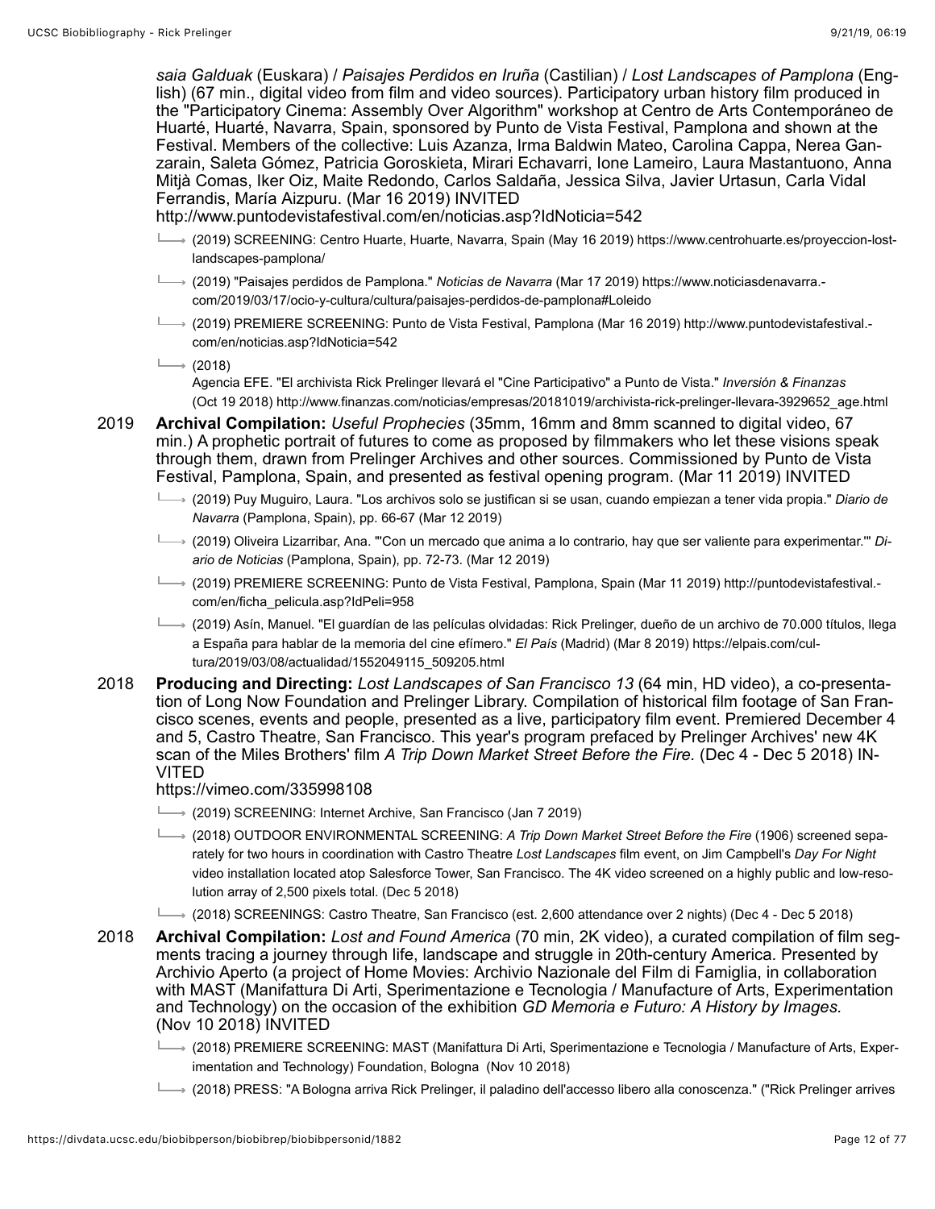*saia Galduak* (Euskara) / *Paisajes Perdidos en Iruña* (Castilian) / *Lost Landscapes of Pamplona* (English) (67 min., digital video from film and video sources). Participatory urban history film produced in the "Participatory Cinema: Assembly Over Algorithm" workshop at Centro de Arts Contemporáneo de Huarté, Huarté, Navarra, Spain, sponsored by Punto de Vista Festival, Pamplona and shown at the Festival. Members of the collective: Luis Azanza, Irma Baldwin Mateo, Carolina Cappa, Nerea Ganzarain, Saleta Gómez, Patricia Goroskieta, Mirari Echavarri, Ione Lameiro, Laura Mastantuono, Anna Mitjà Comas, Iker Oiz, Maite Redondo, Carlos Saldaña, Jessica Silva, Javier Urtasun, Carla Vidal Ferrandis, María Aizpuru. (Mar 16 2019) INVITED
http://www.puntodevistafestival.com/en/noticias.asp?IdNoticia=542

- (2019) SCREENING: Centro Huarte, Huarte, Navarra, Spain (May 16 2019) https://www.centrohuarte.es/proyeccion-lost-landscapes-pamplona/
- (2019) "Paisajes perdidos de Pamplona." *Noticias de Navarra* (Mar 17 2019) https://www.noticiasdenavarra.com/2019/03/17/ocio-y-cultura/cultura/paisajes-perdidos-de-pamplona#Loleido
- (2019) PREMIERE SCREENING: Punto de Vista Festival, Pamplona (Mar 16 2019) http://www.puntodevistafestival.com/en/noticias.asp?IdNoticia=542
- (2018)
  Agencia EFE. "El archivista Rick Prelinger llevará el "Cine Participativo" a Punto de Vista." *Inversión & Finanzas* (Oct 19 2018) http://www.finanzas.com/noticias/empresas/20181019/archivista-rick-prelinger-llevara-3929652_age.html

2019 **Archival Compilation:** *Useful Prophecies* (35mm, 16mm and 8mm scanned to digital video, 67 min.) A prophetic portrait of futures to come as proposed by filmmakers who let these visions speak through them, drawn from Prelinger Archives and other sources. Commissioned by Punto de Vista Festival, Pamplona, Spain, and presented as festival opening program. (Mar 11 2019) INVITED

- (2019) Puy Muguiro, Laura. "Los archivos solo se justifican si se usan, cuando empiezan a tener vida propia." *Diario de Navarra* (Pamplona, Spain), pp. 66-67 (Mar 12 2019)
- (2019) Oliveira Lizarribar, Ana. "'Con un mercado que anima a lo contrario, hay que ser valiente para experimentar.'" *Diario de Noticias* (Pamplona, Spain), pp. 72-73. (Mar 12 2019)
- (2019) PREMIERE SCREENING: Punto de Vista Festival, Pamplona, Spain (Mar 11 2019) http://puntodevistafestival.com/en/ficha_pelicula.asp?IdPeli=958
- (2019) Asín, Manuel. "El guardían de las películas olvidadas: Rick Prelinger, dueño de un archivo de 70.000 títulos, llega a España para hablar de la memoria del cine efímero." *El País* (Madrid) (Mar 8 2019) https://elpais.com/cultura/2019/03/08/actualidad/1552049115_509205.html

2018 **Producing and Directing:** *Lost Landscapes of San Francisco 13* (64 min, HD video), a co-presentation of Long Now Foundation and Prelinger Library. Compilation of historical film footage of San Francisco scenes, events and people, presented as a live, participatory film event. Premiered December 4 and 5, Castro Theatre, San Francisco. This year's program prefaced by Prelinger Archives' new 4K scan of the Miles Brothers' film *A Trip Down Market Street Before the Fire.* (Dec 4 - Dec 5 2018) INVITED
https://vimeo.com/335998108

- (2019) SCREENING: Internet Archive, San Francisco (Jan 7 2019)
- (2018) OUTDOOR ENVIRONMENTAL SCREENING: *A Trip Down Market Street Before the Fire* (1906) screened separately for two hours in coordination with Castro Theatre *Lost Landscapes* film event, on Jim Campbell's *Day For Night* video installation located atop Salesforce Tower, San Francisco. The 4K video screened on a highly public and low-resolution array of 2,500 pixels total. (Dec 5 2018)
- (2018) SCREENINGS: Castro Theatre, San Francisco (est. 2,600 attendance over 2 nights) (Dec 4 - Dec 5 2018)

2018 **Archival Compilation:** *Lost and Found America* (70 min, 2K video), a curated compilation of film segments tracing a journey through life, landscape and struggle in 20th-century America. Presented by Archivio Aperto (a project of Home Movies: Archivio Nazionale del Film di Famiglia, in collaboration with MAST (Manifattura Di Arti, Sperimentazione e Tecnologia / Manufacture of Arts, Experimentation and Technology) on the occasion of the exhibition *GD Memoria e Futuro: A History by Images.* (Nov 10 2018) INVITED

- (2018) PREMIERE SCREENING: MAST (Manifattura Di Arti, Sperimentazione e Tecnologia / Manufacture of Arts, Experimentation and Technology) Foundation, Bologna (Nov 10 2018)
- (2018) PRESS: "A Bologna arriva Rick Prelinger, il paladino dell'accesso libero alla conoscenza." ("Rick Prelinger arrives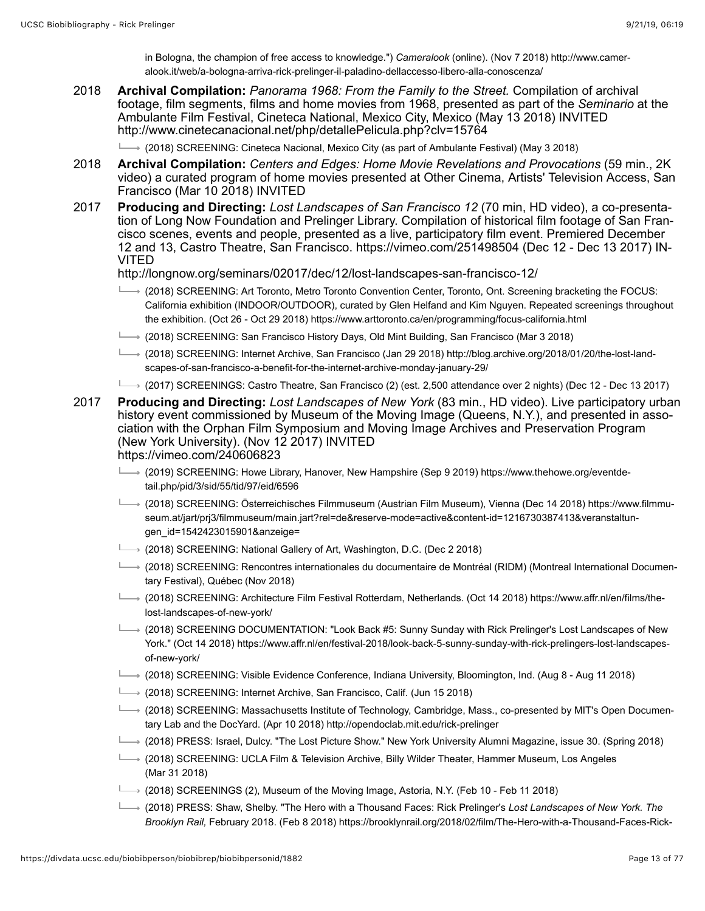in Bologna, the champion of free access to knowledge.") *Cameralook* (online). (Nov 7 2018) http://www.cameralook.it/web/a-bologna-arriva-rick-prelinger-il-paladino-dellaccesso-libero-alla-conoscenza/

2018 **Archival Compilation:** *Panorama 1968: From the Family to the Street.* Compilation of archival footage, film segments, films and home movies from 1968, presented as part of the *Seminario* at the Ambulante Film Festival, Cineteca National, Mexico City, Mexico (May 13 2018) INVITED http://www.cinetecanacional.net/php/detallePelicula.php?clv=15764

- (2018) SCREENING: Cineteca Nacional, Mexico City (as part of Ambulante Festival) (May 3 2018)

2018 **Archival Compilation:** *Centers and Edges: Home Movie Revelations and Provocations* (59 min., 2K video) a curated program of home movies presented at Other Cinema, Artists' Television Access, San Francisco (Mar 10 2018) INVITED

2017 **Producing and Directing:** *Lost Landscapes of San Francisco 12* (70 min, HD video), a co-presentation of Long Now Foundation and Prelinger Library. Compilation of historical film footage of San Francisco scenes, events and people, presented as a live, participatory film event. Premiered December 12 and 13, Castro Theatre, San Francisco. https://vimeo.com/251498504 (Dec 12 - Dec 13 2017) INVITED
http://longnow.org/seminars/02017/dec/12/lost-landscapes-san-francisco-12/

- (2018) SCREENING: Art Toronto, Metro Toronto Convention Center, Toronto, Ont. Screening bracketing the FOCUS: California exhibition (INDOOR/OUTDOOR), curated by Glen Helfand and Kim Nguyen. Repeated screenings throughout the exhibition. (Oct 26 - Oct 29 2018) https://www.arttoronto.ca/en/programming/focus-california.html
- (2018) SCREENING: San Francisco History Days, Old Mint Building, San Francisco (Mar 3 2018)
- (2018) SCREENING: Internet Archive, San Francisco (Jan 29 2018) http://blog.archive.org/2018/01/20/the-lost-landscapes-of-san-francisco-a-benefit-for-the-internet-archive-monday-january-29/
- (2017) SCREENINGS: Castro Theatre, San Francisco (2) (est. 2,500 attendance over 2 nights) (Dec 12 - Dec 13 2017)

2017 **Producing and Directing:** *Lost Landscapes of New York* (83 min., HD video). Live participatory urban history event commissioned by Museum of the Moving Image (Queens, N.Y.), and presented in association with the Orphan Film Symposium and Moving Image Archives and Preservation Program (New York University). (Nov 12 2017) INVITED
https://vimeo.com/240606823

- (2019) SCREENING: Howe Library, Hanover, New Hampshire (Sep 9 2019) https://www.thehowe.org/eventdetail.php/pid/3/sid/55/tid/97/eid/6596
- (2018) SCREENING: Österreichisches Filmmuseum (Austrian Film Museum), Vienna (Dec 14 2018) https://www.filmmuseum.at/jart/prj3/filmmuseum/main.jart?rel=de&reserve-mode=active&content-id=1216730387413&veranstaltungen_id=1542423015901&anzeige=
- (2018) SCREENING: National Gallery of Art, Washington, D.C. (Dec 2 2018)
- (2018) SCREENING: Rencontres internationales du documentaire de Montréal (RIDM) (Montreal International Documentary Festival), Québec (Nov 2018)
- (2018) SCREENING: Architecture Film Festival Rotterdam, Netherlands. (Oct 14 2018) https://www.affr.nl/en/films/the-lost-landscapes-of-new-york/
- (2018) SCREENING DOCUMENTATION: "Look Back #5: Sunny Sunday with Rick Prelinger's Lost Landscapes of New York." (Oct 14 2018) https://www.affr.nl/en/festival-2018/look-back-5-sunny-sunday-with-rick-prelingers-lost-landscapes-of-new-york/
- (2018) SCREENING: Visible Evidence Conference, Indiana University, Bloomington, Ind. (Aug 8 - Aug 11 2018)
- (2018) SCREENING: Internet Archive, San Francisco, Calif. (Jun 15 2018)
- (2018) SCREENING: Massachusetts Institute of Technology, Cambridge, Mass., co-presented by MIT's Open Documentary Lab and the DocYard. (Apr 10 2018) http://opendoclab.mit.edu/rick-prelinger
- (2018) PRESS: Israel, Dulcy. "The Lost Picture Show." New York University Alumni Magazine, issue 30. (Spring 2018)
- (2018) SCREENING: UCLA Film & Television Archive, Billy Wilder Theater, Hammer Museum, Los Angeles (Mar 31 2018)
- (2018) SCREENINGS (2), Museum of the Moving Image, Astoria, N.Y. (Feb 10 - Feb 11 2018)
- (2018) PRESS: Shaw, Shelby. "The Hero with a Thousand Faces: Rick Prelinger's *Lost Landscapes of New York. The Brooklyn Rail,* February 2018. (Feb 8 2018) https://brooklynrail.org/2018/02/film/The-Hero-with-a-Thousand-Faces-Rick-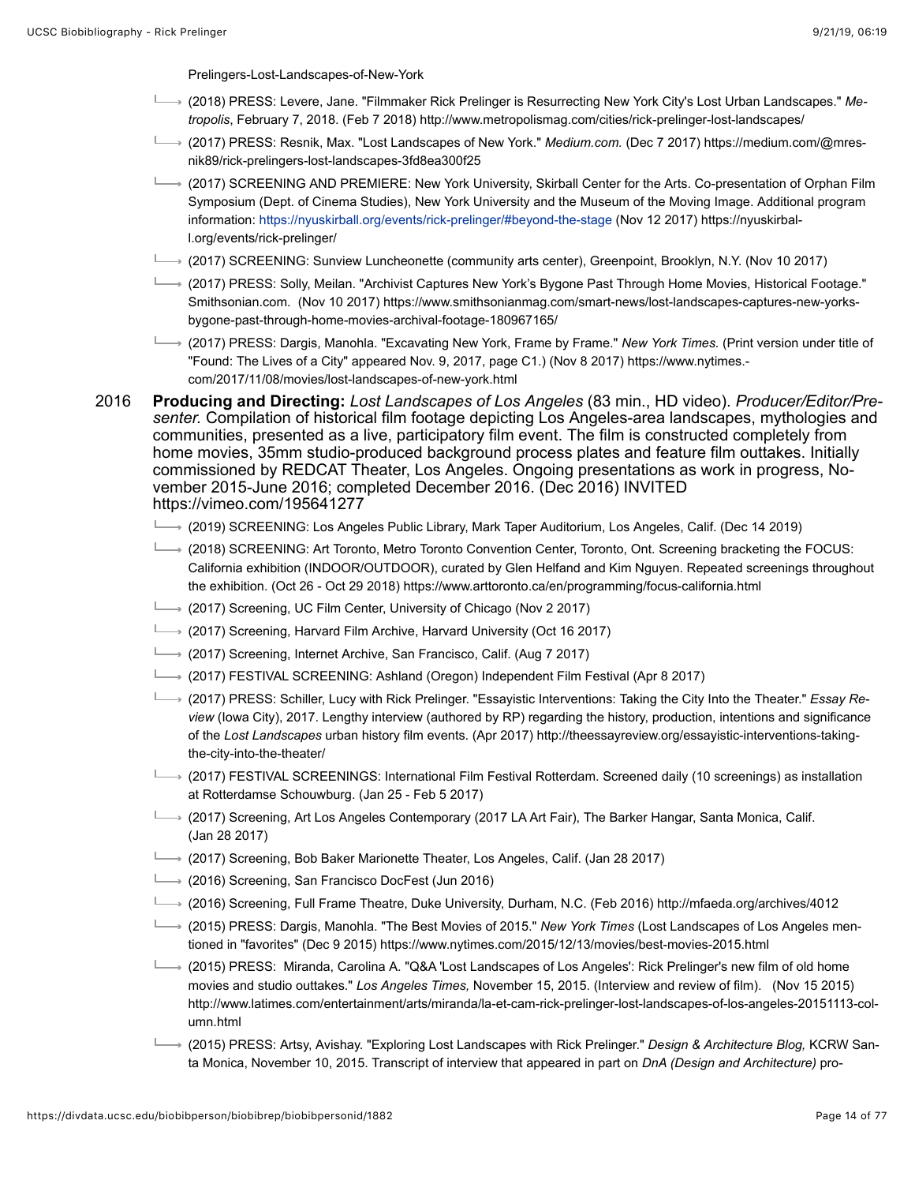Prelingers-Lost-Landscapes-of-New-York

- ⟶ (2018) PRESS: Levere, Jane. "Filmmaker Rick Prelinger is Resurrecting New York City's Lost Urban Landscapes." *Metropolis*, February 7, 2018. (Feb 7 2018) http://www.metropolismag.com/cities/rick-prelinger-lost-landscapes/
- ⟶ (2017) PRESS: Resnik, Max. "Lost Landscapes of New York." *Medium.com.* (Dec 7 2017) https://medium.com/@mresnik89/rick-prelingers-lost-landscapes-3fd8ea300f25
- ⟶ (2017) SCREENING AND PREMIERE: New York University, Skirball Center for the Arts. Co-presentation of Orphan Film Symposium (Dept. of Cinema Studies), New York University and the Museum of the Moving Image. Additional program information: https://nyuskirball.org/events/rick-prelinger/#beyond-the-stage (Nov 12 2017) https://nyuskirball.org/events/rick-prelinger/
- ⟶ (2017) SCREENING: Sunview Luncheonette (community arts center), Greenpoint, Brooklyn, N.Y. (Nov 10 2017)
- ⟶ (2017) PRESS: Solly, Meilan. "Archivist Captures New York's Bygone Past Through Home Movies, Historical Footage." Smithsonian.com. (Nov 10 2017) https://www.smithsonianmag.com/smart-news/lost-landscapes-captures-new-yorks-bygone-past-through-home-movies-archival-footage-180967165/
- ⟶ (2017) PRESS: Dargis, Manohla. "Excavating New York, Frame by Frame." *New York Times.* (Print version under title of "Found: The Lives of a City" appeared Nov. 9, 2017, page C1.) (Nov 8 2017) https://www.nytimes.com/2017/11/08/movies/lost-landscapes-of-new-york.html

2016 **Producing and Directing:** *Lost Landscapes of Los Angeles* (83 min., HD video). *Producer/Editor/Presenter.* Compilation of historical film footage depicting Los Angeles-area landscapes, mythologies and communities, presented as a live, participatory film event. The film is constructed completely from home movies, 35mm studio-produced background process plates and feature film outtakes. Initially commissioned by REDCAT Theater, Los Angeles. Ongoing presentations as work in progress, November 2015-June 2016; completed December 2016. (Dec 2016) INVITED https://vimeo.com/195641277

- ⟶ (2019) SCREENING: Los Angeles Public Library, Mark Taper Auditorium, Los Angeles, Calif. (Dec 14 2019)
- ⟶ (2018) SCREENING: Art Toronto, Metro Toronto Convention Center, Toronto, Ont. Screening bracketing the FOCUS: California exhibition (INDOOR/OUTDOOR), curated by Glen Helfand and Kim Nguyen. Repeated screenings throughout the exhibition. (Oct 26 - Oct 29 2018) https://www.arttoronto.ca/en/programming/focus-california.html
- ⟶ (2017) Screening, UC Film Center, University of Chicago (Nov 2 2017)
- ⟶ (2017) Screening, Harvard Film Archive, Harvard University (Oct 16 2017)
- ⟶ (2017) Screening, Internet Archive, San Francisco, Calif. (Aug 7 2017)
- ⟶ (2017) FESTIVAL SCREENING: Ashland (Oregon) Independent Film Festival (Apr 8 2017)
- ⟶ (2017) PRESS: Schiller, Lucy with Rick Prelinger. "Essayistic Interventions: Taking the City Into the Theater." *Essay Review* (Iowa City), 2017. Lengthy interview (authored by RP) regarding the history, production, intentions and significance of the *Lost Landscapes* urban history film events. (Apr 2017) http://theessayreview.org/essayistic-interventions-taking-the-city-into-the-theater/
- ⟶ (2017) FESTIVAL SCREENINGS: International Film Festival Rotterdam. Screened daily (10 screenings) as installation at Rotterdamse Schouwburg. (Jan 25 - Feb 5 2017)
- ⟶ (2017) Screening, Art Los Angeles Contemporary (2017 LA Art Fair), The Barker Hangar, Santa Monica, Calif. (Jan 28 2017)
- ⟶ (2017) Screening, Bob Baker Marionette Theater, Los Angeles, Calif. (Jan 28 2017)
- ⟶ (2016) Screening, San Francisco DocFest (Jun 2016)
- ⟶ (2016) Screening, Full Frame Theatre, Duke University, Durham, N.C. (Feb 2016) http://mfaeda.org/archives/4012
- ⟶ (2015) PRESS: Dargis, Manohla. "The Best Movies of 2015." *New York Times* (Lost Landscapes of Los Angeles mentioned in "favorites" (Dec 9 2015) https://www.nytimes.com/2015/12/13/movies/best-movies-2015.html
- ⟶ (2015) PRESS: Miranda, Carolina A. "Q&A 'Lost Landscapes of Los Angeles': Rick Prelinger's new film of old home movies and studio outtakes." *Los Angeles Times,* November 15, 2015. (Interview and review of film). (Nov 15 2015) http://www.latimes.com/entertainment/arts/miranda/la-et-cam-rick-prelinger-lost-landscapes-of-los-angeles-20151113-column.html
- ⟶ (2015) PRESS: Artsy, Avishay. "Exploring Lost Landscapes with Rick Prelinger." *Design & Architecture Blog,* KCRW Santa Monica, November 10, 2015. Transcript of interview that appeared in part on *DnA (Design and Architecture)* pro-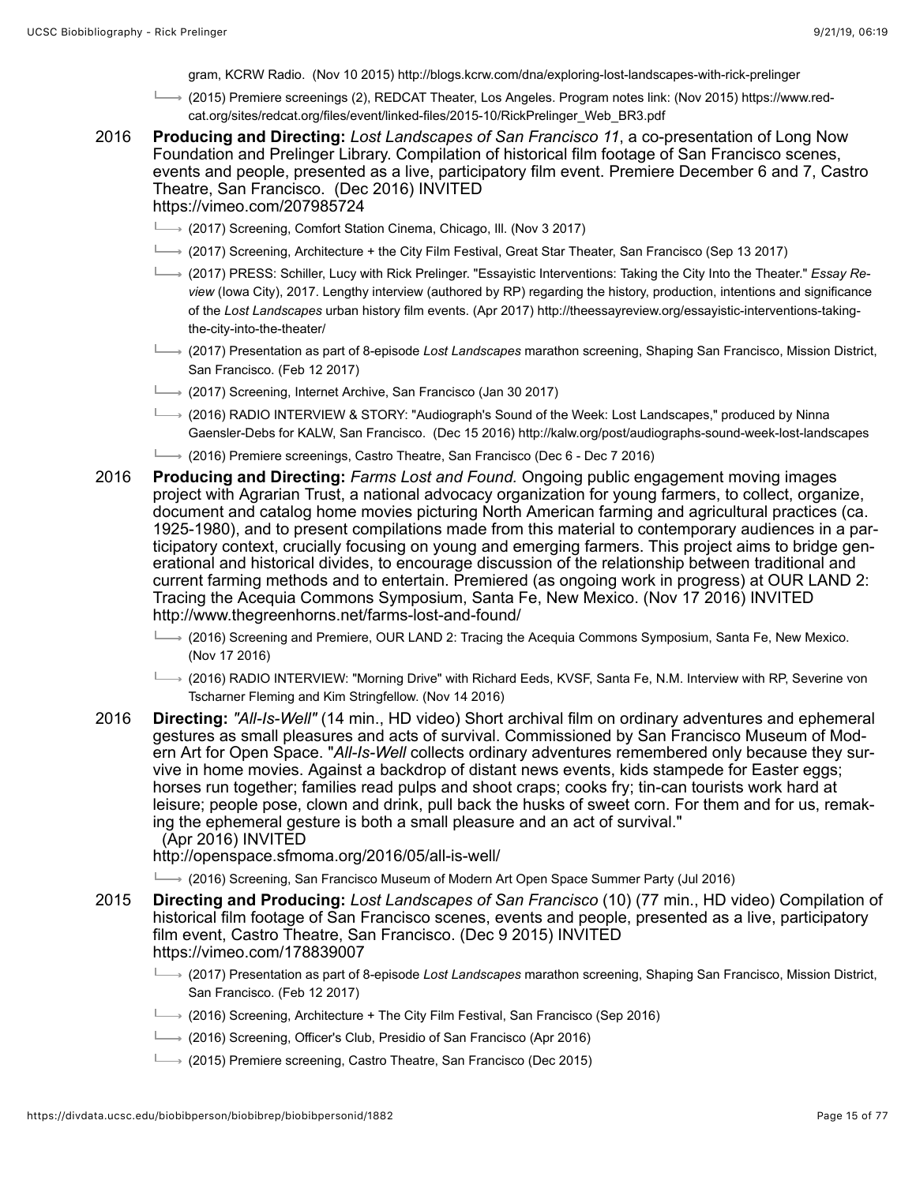gram, KCRW Radio. (Nov 10 2015) http://blogs.kcrw.com/dna/exploring-lost-landscapes-with-rick-prelinger

- (2015) Premiere screenings (2), REDCAT Theater, Los Angeles. Program notes link: (Nov 2015) https://www.redcat.org/sites/redcat.org/files/event/linked-files/2015-10/RickPrelinger_Web_BR3.pdf

2016 **Producing and Directing:** *Lost Landscapes of San Francisco 11*, a co-presentation of Long Now Foundation and Prelinger Library. Compilation of historical film footage of San Francisco scenes, events and people, presented as a live, participatory film event. Premiere December 6 and 7, Castro Theatre, San Francisco. (Dec 2016) INVITED
https://vimeo.com/207985724

- (2017) Screening, Comfort Station Cinema, Chicago, Ill. (Nov 3 2017)
- (2017) Screening, Architecture + the City Film Festival, Great Star Theater, San Francisco (Sep 13 2017)
- (2017) PRESS: Schiller, Lucy with Rick Prelinger. "Essayistic Interventions: Taking the City Into the Theater." *Essay Review* (Iowa City), 2017. Lengthy interview (authored by RP) regarding the history, production, intentions and significance of the *Lost Landscapes* urban history film events. (Apr 2017) http://theessayreview.org/essayistic-interventions-taking-the-city-into-the-theater/
- (2017) Presentation as part of 8-episode *Lost Landscapes* marathon screening, Shaping San Francisco, Mission District, San Francisco. (Feb 12 2017)
- (2017) Screening, Internet Archive, San Francisco (Jan 30 2017)
- (2016) RADIO INTERVIEW & STORY: "Audiograph's Sound of the Week: Lost Landscapes," produced by Ninna Gaensler-Debs for KALW, San Francisco. (Dec 15 2016) http://kalw.org/post/audiographs-sound-week-lost-landscapes
- (2016) Premiere screenings, Castro Theatre, San Francisco (Dec 6 - Dec 7 2016)

2016 **Producing and Directing:** *Farms Lost and Found.* Ongoing public engagement moving images project with Agrarian Trust, a national advocacy organization for young farmers, to collect, organize, document and catalog home movies picturing North American farming and agricultural practices (ca. 1925-1980), and to present compilations made from this material to contemporary audiences in a participatory context, crucially focusing on young and emerging farmers. This project aims to bridge generational and historical divides, to encourage discussion of the relationship between traditional and current farming methods and to entertain. Premiered (as ongoing work in progress) at OUR LAND 2: Tracing the Acequia Commons Symposium, Santa Fe, New Mexico. (Nov 17 2016) INVITED
http://www.thegreenhorns.net/farms-lost-and-found/

- (2016) Screening and Premiere, OUR LAND 2: Tracing the Acequia Commons Symposium, Santa Fe, New Mexico. (Nov 17 2016)
- (2016) RADIO INTERVIEW: "Morning Drive" with Richard Eeds, KVSF, Santa Fe, N.M. Interview with RP, Severine von Tscharner Fleming and Kim Stringfellow. (Nov 14 2016)

2016 **Directing:** *"All-Is-Well"* (14 min., HD video) Short archival film on ordinary adventures and ephemeral gestures as small pleasures and acts of survival. Commissioned by San Francisco Museum of Modern Art for Open Space. "*All-Is-Well* collects ordinary adventures remembered only because they survive in home movies. Against a backdrop of distant news events, kids stampede for Easter eggs; horses run together; families read pulps and shoot craps; cooks fry; tin-can tourists work hard at leisure; people pose, clown and drink, pull back the husks of sweet corn. For them and for us, remaking the ephemeral gesture is both a small pleasure and an act of survival."
(Apr 2016) INVITED
http://openspace.sfmoma.org/2016/05/all-is-well/

- (2016) Screening, San Francisco Museum of Modern Art Open Space Summer Party (Jul 2016)

2015 **Directing and Producing:** *Lost Landscapes of San Francisco* (10) (77 min., HD video) Compilation of historical film footage of San Francisco scenes, events and people, presented as a live, participatory film event, Castro Theatre, San Francisco. (Dec 9 2015) INVITED
https://vimeo.com/178839007

- (2017) Presentation as part of 8-episode *Lost Landscapes* marathon screening, Shaping San Francisco, Mission District, San Francisco. (Feb 12 2017)
- (2016) Screening, Architecture + The City Film Festival, San Francisco (Sep 2016)
- (2016) Screening, Officer's Club, Presidio of San Francisco (Apr 2016)
- (2015) Premiere screening, Castro Theatre, San Francisco (Dec 2015)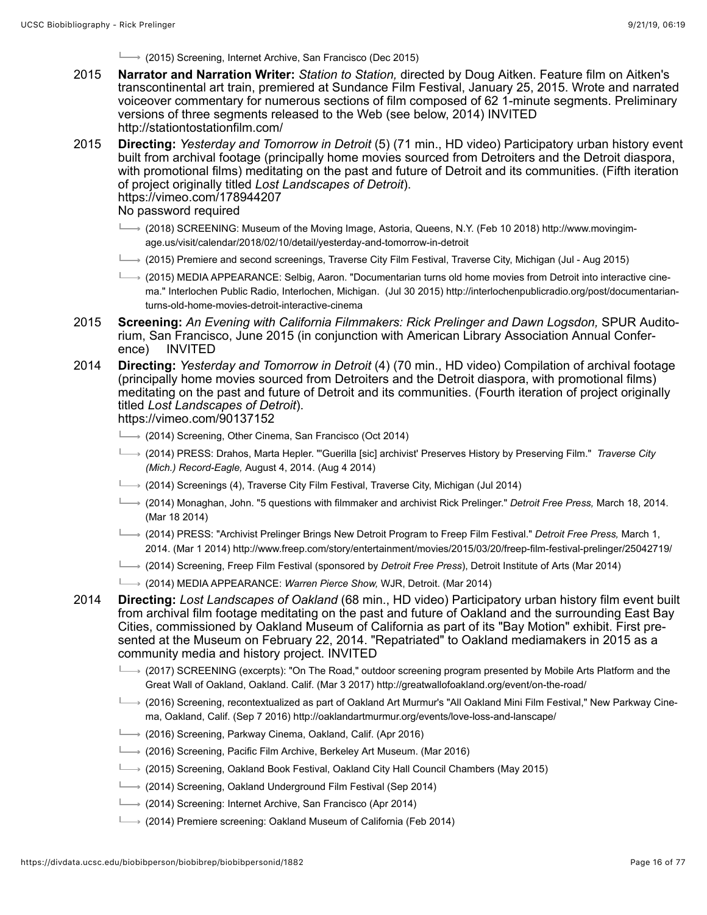└──→ (2015) Screening, Internet Archive, San Francisco (Dec 2015)

2015 **Narrator and Narration Writer:** *Station to Station,* directed by Doug Aitken. Feature film on Aitken's transcontinental art train, premiered at Sundance Film Festival, January 25, 2015. Wrote and narrated voiceover commentary for numerous sections of film composed of 62 1-minute segments. Preliminary versions of three segments released to the Web (see below, 2014) INVITED http://stationtostationfilm.com/

2015 **Directing:** *Yesterday and Tomorrow in Detroit* (5) (71 min., HD video) Participatory urban history event built from archival footage (principally home movies sourced from Detroiters and the Detroit diaspora, with promotional films) meditating on the past and future of Detroit and its communities. (Fifth iteration of project originally titled *Lost Landscapes of Detroit*).
https://vimeo.com/178944207
No password required

- └──→ (2018) SCREENING: Museum of the Moving Image, Astoria, Queens, N.Y. (Feb 10 2018) http://www.movingimage.us/visit/calendar/2018/02/10/detail/yesterday-and-tomorrow-in-detroit
- └──→ (2015) Premiere and second screenings, Traverse City Film Festival, Traverse City, Michigan (Jul - Aug 2015)
- └──→ (2015) MEDIA APPEARANCE: Selbig, Aaron. "Documentarian turns old home movies from Detroit into interactive cinema." Interlochen Public Radio, Interlochen, Michigan. (Jul 30 2015) http://interlochenpublicradio.org/post/documentarian-turns-old-home-movies-detroit-interactive-cinema

2015 **Screening:** *An Evening with California Filmmakers: Rick Prelinger and Dawn Logsdon,* SPUR Auditorium, San Francisco, June 2015 (in conjunction with American Library Association Annual Conference) INVITED

2014 **Directing:** *Yesterday and Tomorrow in Detroit* (4) (70 min., HD video) Compilation of archival footage (principally home movies sourced from Detroiters and the Detroit diaspora, with promotional films) meditating on the past and future of Detroit and its communities. (Fourth iteration of project originally titled *Lost Landscapes of Detroit*).
https://vimeo.com/90137152

- └──→ (2014) Screening, Other Cinema, San Francisco (Oct 2014)
- └──→ (2014) PRESS: Drahos, Marta Hepler. "'Guerilla [sic] archivist' Preserves History by Preserving Film." *Traverse City (Mich.) Record-Eagle,* August 4, 2014. (Aug 4 2014)
- └──→ (2014) Screenings (4), Traverse City Film Festival, Traverse City, Michigan (Jul 2014)
- └──→ (2014) Monaghan, John. "5 questions with filmmaker and archivist Rick Prelinger." *Detroit Free Press,* March 18, 2014. (Mar 18 2014)
- └──→ (2014) PRESS: "Archivist Prelinger Brings New Detroit Program to Freep Film Festival." *Detroit Free Press,* March 1, 2014. (Mar 1 2014) http://www.freep.com/story/entertainment/movies/2015/03/20/freep-film-festival-prelinger/25042719/
- └──→ (2014) Screening, Freep Film Festival (sponsored by *Detroit Free Press*), Detroit Institute of Arts (Mar 2014)
- └──→ (2014) MEDIA APPEARANCE: *Warren Pierce Show,* WJR, Detroit. (Mar 2014)

2014 **Directing:** *Lost Landscapes of Oakland* (68 min., HD video) Participatory urban history film event built from archival film footage meditating on the past and future of Oakland and the surrounding East Bay Cities, commissioned by Oakland Museum of California as part of its "Bay Motion" exhibit. First presented at the Museum on February 22, 2014. "Repatriated" to Oakland mediamakers in 2015 as a community media and history project. INVITED

- └──→ (2017) SCREENING (excerpts): "On The Road," outdoor screening program presented by Mobile Arts Platform and the Great Wall of Oakland, Oakland. Calif. (Mar 3 2017) http://greatwallofoakland.org/event/on-the-road/
- └──→ (2016) Screening, recontextualized as part of Oakland Art Murmur's "All Oakland Mini Film Festival," New Parkway Cinema, Oakland, Calif. (Sep 7 2016) http://oaklandartmurmur.org/events/love-loss-and-lanscape/
- └──→ (2016) Screening, Parkway Cinema, Oakland, Calif. (Apr 2016)
- └──→ (2016) Screening, Pacific Film Archive, Berkeley Art Museum. (Mar 2016)
- └──→ (2015) Screening, Oakland Book Festival, Oakland City Hall Council Chambers (May 2015)
- └──→ (2014) Screening, Oakland Underground Film Festival (Sep 2014)
- └──→ (2014) Screening: Internet Archive, San Francisco (Apr 2014)
- └──→ (2014) Premiere screening: Oakland Museum of California (Feb 2014)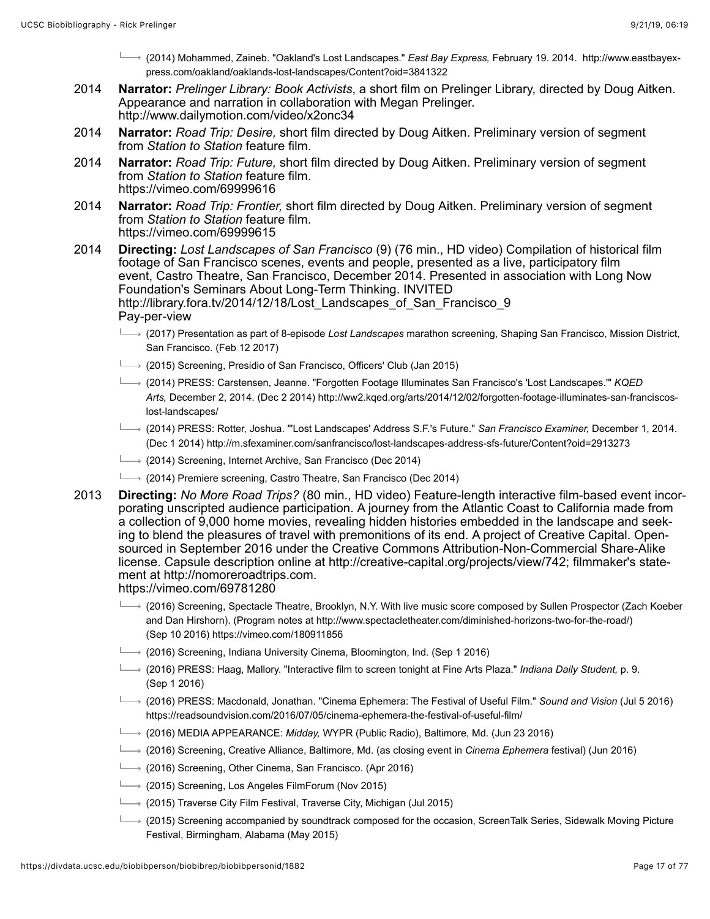↳ (2014) Mohammed, Zaineb. "Oakland's Lost Landscapes." *East Bay Express,* February 19. 2014. http://www.eastbayexpress.com/oakland/oaklands-lost-landscapes/Content?oid=3841322

2014 **Narrator:** *Prelinger Library: Book Activists*, a short film on Prelinger Library, directed by Doug Aitken. Appearance and narration in collaboration with Megan Prelinger.
http://www.dailymotion.com/video/x2onc34

2014 **Narrator:** *Road Trip: Desire,* short film directed by Doug Aitken. Preliminary version of segment from *Station to Station* feature film.

2014 **Narrator:** *Road Trip: Future,* short film directed by Doug Aitken. Preliminary version of segment from *Station to Station* feature film.
https://vimeo.com/69999616

2014 **Narrator:** *Road Trip: Frontier,* short film directed by Doug Aitken. Preliminary version of segment from *Station to Station* feature film.
https://vimeo.com/69999615

2014 **Directing:** *Lost Landscapes of San Francisco* (9) (76 min., HD video) Compilation of historical film footage of San Francisco scenes, events and people, presented as a live, participatory film event, Castro Theatre, San Francisco, December 2014. Presented in association with Long Now Foundation's Seminars About Long-Term Thinking. INVITED
http://library.fora.tv/2014/12/18/Lost_Landscapes_of_San_Francisco_9
Pay-per-view

- ↳ (2017) Presentation as part of 8-episode *Lost Landscapes* marathon screening, Shaping San Francisco, Mission District, San Francisco. (Feb 12 2017)
- ↳ (2015) Screening, Presidio of San Francisco, Officers' Club (Jan 2015)
- ↳ (2014) PRESS: Carstensen, Jeanne. "Forgotten Footage Illuminates San Francisco's 'Lost Landscapes.'" *KQED Arts,* December 2, 2014. (Dec 2 2014) http://ww2.kqed.org/arts/2014/12/02/forgotten-footage-illuminates-san-franciscos-lost-landscapes/
- ↳ (2014) PRESS: Rotter, Joshua. "'Lost Landscapes' Address S.F.'s Future." *San Francisco Examiner,* December 1, 2014. (Dec 1 2014) http://m.sfexaminer.com/sanfrancisco/lost-landscapes-address-sfs-future/Content?oid=2913273
- ↳ (2014) Screening, Internet Archive, San Francisco (Dec 2014)
- ↳ (2014) Premiere screening, Castro Theatre, San Francisco (Dec 2014)

2013 **Directing:** *No More Road Trips?* (80 min., HD video) Feature-length interactive film-based event incorporating unscripted audience participation. A journey from the Atlantic Coast to California made from a collection of 9,000 home movies, revealing hidden histories embedded in the landscape and seeking to blend the pleasures of travel with premonitions of its end. A project of Creative Capital. Open-sourced in September 2016 under the Creative Commons Attribution-Non-Commercial Share-Alike license. Capsule description online at http://creative-capital.org/projects/view/742; filmmaker's statement at http://nomoreroadtrips.com.
https://vimeo.com/69781280

- ↳ (2016) Screening, Spectacle Theatre, Brooklyn, N.Y. With live music score composed by Sullen Prospector (Zach Koeber and Dan Hirshorn). (Program notes at http://www.spectacletheater.com/diminished-horizons-two-for-the-road/) (Sep 10 2016) https://vimeo.com/180911856
- ↳ (2016) Screening, Indiana University Cinema, Bloomington, Ind. (Sep 1 2016)
- ↳ (2016) PRESS: Haag, Mallory. "Interactive film to screen tonight at Fine Arts Plaza." *Indiana Daily Student,* p. 9. (Sep 1 2016)
- ↳ (2016) PRESS: Macdonald, Jonathan. "Cinema Ephemera: The Festival of Useful Film." *Sound and Vision* (Jul 5 2016) https://readsoundvision.com/2016/07/05/cinema-ephemera-the-festival-of-useful-film/
- ↳ (2016) MEDIA APPEARANCE: *Midday,* WYPR (Public Radio), Baltimore, Md. (Jun 23 2016)
- ↳ (2016) Screening, Creative Alliance, Baltimore, Md. (as closing event in *Cinema Ephemera* festival) (Jun 2016)
- ↳ (2016) Screening, Other Cinema, San Francisco. (Apr 2016)
- ↳ (2015) Screening, Los Angeles FilmForum (Nov 2015)
- ↳ (2015) Traverse City Film Festival, Traverse City, Michigan (Jul 2015)
- ↳ (2015) Screening accompanied by soundtrack composed for the occasion, ScreenTalk Series, Sidewalk Moving Picture Festival, Birmingham, Alabama (May 2015)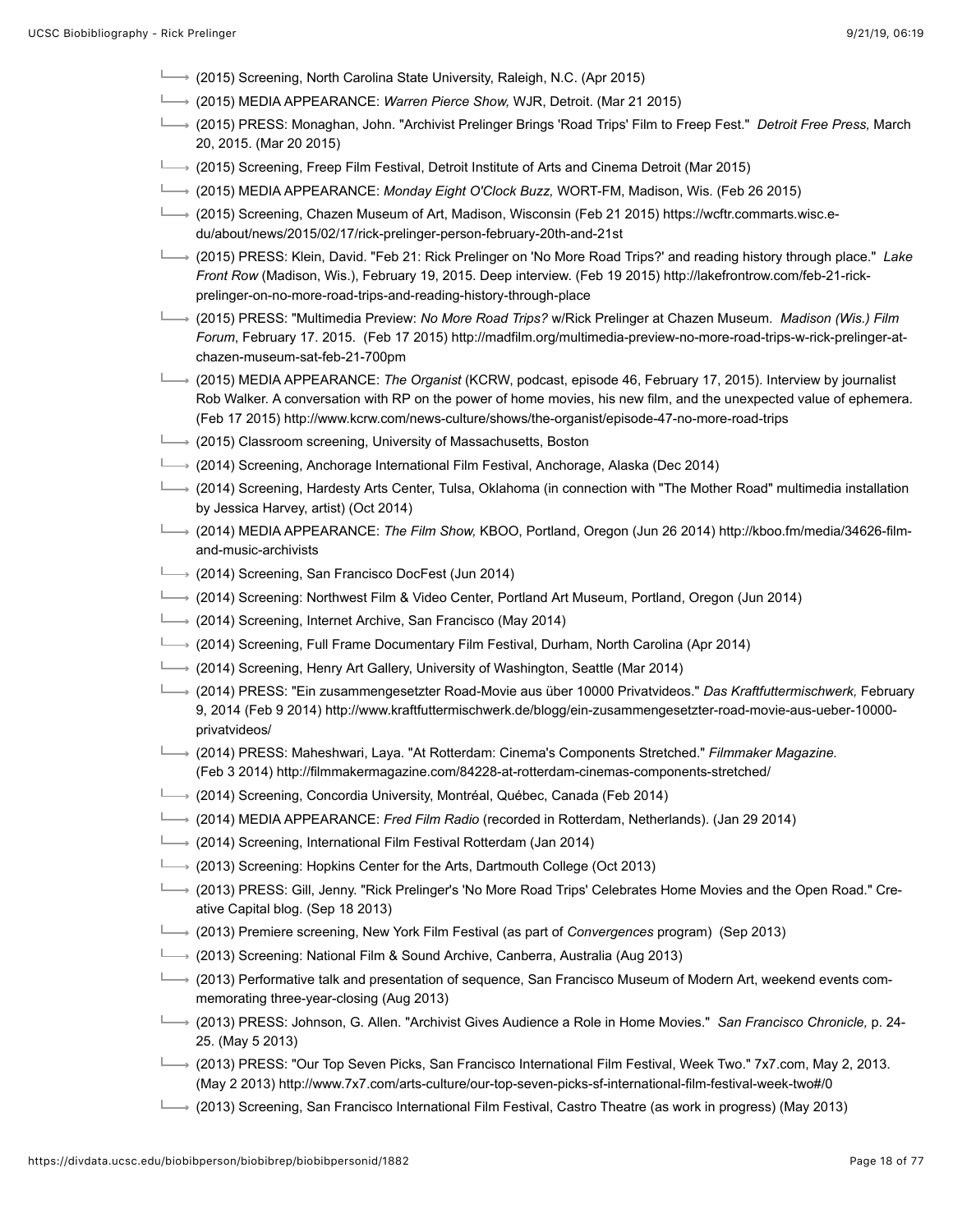- (2015) Screening, North Carolina State University, Raleigh, N.C. (Apr 2015)
- (2015) MEDIA APPEARANCE: *Warren Pierce Show,* WJR, Detroit. (Mar 21 2015)
- (2015) PRESS: Monaghan, John. "Archivist Prelinger Brings 'Road Trips' Film to Freep Fest." *Detroit Free Press,* March 20, 2015. (Mar 20 2015)
- (2015) Screening, Freep Film Festival, Detroit Institute of Arts and Cinema Detroit (Mar 2015)
- (2015) MEDIA APPEARANCE: *Monday Eight O'Clock Buzz,* WORT-FM, Madison, Wis. (Feb 26 2015)
- (2015) Screening, Chazen Museum of Art, Madison, Wisconsin (Feb 21 2015) https://wcftr.commarts.wisc.edu/about/news/2015/02/17/rick-prelinger-person-february-20th-and-21st
- (2015) PRESS: Klein, David. "Feb 21: Rick Prelinger on 'No More Road Trips?' and reading history through place." *Lake Front Row* (Madison, Wis.), February 19, 2015. Deep interview. (Feb 19 2015) http://lakefrontrow.com/feb-21-rick-prelinger-on-no-more-road-trips-and-reading-history-through-place
- (2015) PRESS: "Multimedia Preview: *No More Road Trips?* w/Rick Prelinger at Chazen Museum. *Madison (Wis.) Film Forum*, February 17. 2015. (Feb 17 2015) http://madfilm.org/multimedia-preview-no-more-road-trips-w-rick-prelinger-at-chazen-museum-sat-feb-21-700pm
- (2015) MEDIA APPEARANCE: *The Organist* (KCRW, podcast, episode 46, February 17, 2015). Interview by journalist Rob Walker. A conversation with RP on the power of home movies, his new film, and the unexpected value of ephemera. (Feb 17 2015) http://www.kcrw.com/news-culture/shows/the-organist/episode-47-no-more-road-trips
- (2015) Classroom screening, University of Massachusetts, Boston
- (2014) Screening, Anchorage International Film Festival, Anchorage, Alaska (Dec 2014)
- (2014) Screening, Hardesty Arts Center, Tulsa, Oklahoma (in connection with "The Mother Road" multimedia installation by Jessica Harvey, artist) (Oct 2014)
- (2014) MEDIA APPEARANCE: *The Film Show,* KBOO, Portland, Oregon (Jun 26 2014) http://kboo.fm/media/34626-film-and-music-archivists
- (2014) Screening, San Francisco DocFest (Jun 2014)
- (2014) Screening: Northwest Film & Video Center, Portland Art Museum, Portland, Oregon (Jun 2014)
- (2014) Screening, Internet Archive, San Francisco (May 2014)
- (2014) Screening, Full Frame Documentary Film Festival, Durham, North Carolina (Apr 2014)
- (2014) Screening, Henry Art Gallery, University of Washington, Seattle (Mar 2014)
- (2014) PRESS: "Ein zusammengesetzter Road-Movie aus über 10000 Privatvideos." *Das Kraftfuttermischwerk,* February 9, 2014 (Feb 9 2014) http://www.kraftfuttermischwerk.de/blogg/ein-zusammengesetzter-road-movie-aus-ueber-10000-privatvideos/
- (2014) PRESS: Maheshwari, Laya. "At Rotterdam: Cinema's Components Stretched." *Filmmaker Magazine.* (Feb 3 2014) http://filmmakermagazine.com/84228-at-rotterdam-cinemas-components-stretched/
- (2014) Screening, Concordia University, Montréal, Québec, Canada (Feb 2014)
- (2014) MEDIA APPEARANCE: *Fred Film Radio* (recorded in Rotterdam, Netherlands). (Jan 29 2014)
- (2014) Screening, International Film Festival Rotterdam (Jan 2014)
- (2013) Screening: Hopkins Center for the Arts, Dartmouth College (Oct 2013)
- (2013) PRESS: Gill, Jenny. "Rick Prelinger's 'No More Road Trips' Celebrates Home Movies and the Open Road." Creative Capital blog. (Sep 18 2013)
- (2013) Premiere screening, New York Film Festival (as part of *Convergences* program) (Sep 2013)
- (2013) Screening: National Film & Sound Archive, Canberra, Australia (Aug 2013)
- (2013) Performative talk and presentation of sequence, San Francisco Museum of Modern Art, weekend events commemorating three-year-closing (Aug 2013)
- (2013) PRESS: Johnson, G. Allen. "Archivist Gives Audience a Role in Home Movies." *San Francisco Chronicle,* p. 24-25. (May 5 2013)
- (2013) PRESS: "Our Top Seven Picks, San Francisco International Film Festival, Week Two." 7x7.com, May 2, 2013. (May 2 2013) http://www.7x7.com/arts-culture/our-top-seven-picks-sf-international-film-festival-week-two#/0
- (2013) Screening, San Francisco International Film Festival, Castro Theatre (as work in progress) (May 2013)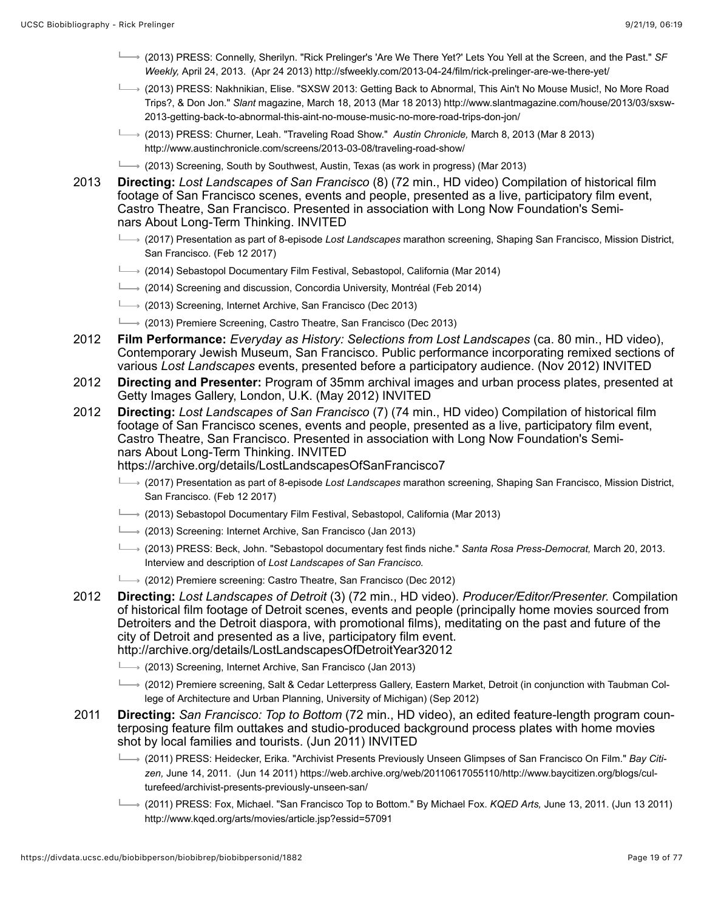- ⟶ (2013) PRESS: Connelly, Sherilyn. "Rick Prelinger's 'Are We There Yet?' Lets You Yell at the Screen, and the Past." *SF Weekly,* April 24, 2013. (Apr 24 2013) http://sfweekly.com/2013-04-24/film/rick-prelinger-are-we-there-yet/
- ⟶ (2013) PRESS: Nakhnikian, Elise. "SXSW 2013: Getting Back to Abnormal, This Ain't No Mouse Music!, No More Road Trips?, & Don Jon." *Slant* magazine, March 18, 2013 (Mar 18 2013) http://www.slantmagazine.com/house/2013/03/sxsw-2013-getting-back-to-abnormal-this-aint-no-mouse-music-no-more-road-trips-don-jon/
- ⟶ (2013) PRESS: Churner, Leah. "Traveling Road Show." *Austin Chronicle,* March 8, 2013 (Mar 8 2013) http://www.austinchronicle.com/screens/2013-03-08/traveling-road-show/
- ⟶ (2013) Screening, South by Southwest, Austin, Texas (as work in progress) (Mar 2013)

2013 **Directing:** *Lost Landscapes of San Francisco* (8) (72 min., HD video) Compilation of historical film footage of San Francisco scenes, events and people, presented as a live, participatory film event, Castro Theatre, San Francisco. Presented in association with Long Now Foundation's Seminars About Long-Term Thinking. INVITED

- ⟶ (2017) Presentation as part of 8-episode *Lost Landscapes* marathon screening, Shaping San Francisco, Mission District, San Francisco. (Feb 12 2017)
- ⟶ (2014) Sebastopol Documentary Film Festival, Sebastopol, California (Mar 2014)
- ⟶ (2014) Screening and discussion, Concordia University, Montréal (Feb 2014)
- ⟶ (2013) Screening, Internet Archive, San Francisco (Dec 2013)
- ⟶ (2013) Premiere Screening, Castro Theatre, San Francisco (Dec 2013)

2012 **Film Performance:** *Everyday as History: Selections from Lost Landscapes* (ca. 80 min., HD video), Contemporary Jewish Museum, San Francisco. Public performance incorporating remixed sections of various *Lost Landscapes* events, presented before a participatory audience. (Nov 2012) INVITED

2012 **Directing and Presenter:** Program of 35mm archival images and urban process plates, presented at Getty Images Gallery, London, U.K. (May 2012) INVITED

2012 **Directing:** *Lost Landscapes of San Francisco* (7) (74 min., HD video) Compilation of historical film footage of San Francisco scenes, events and people, presented as a live, participatory film event, Castro Theatre, San Francisco. Presented in association with Long Now Foundation's Seminars About Long-Term Thinking. INVITED
https://archive.org/details/LostLandscapesOfSanFrancisco7

- ⟶ (2017) Presentation as part of 8-episode *Lost Landscapes* marathon screening, Shaping San Francisco, Mission District, San Francisco. (Feb 12 2017)
- ⟶ (2013) Sebastopol Documentary Film Festival, Sebastopol, California (Mar 2013)
- ⟶ (2013) Screening: Internet Archive, San Francisco (Jan 2013)
- ⟶ (2013) PRESS: Beck, John. "Sebastopol documentary fest finds niche." *Santa Rosa Press-Democrat,* March 20, 2013. Interview and description of *Lost Landscapes of San Francisco.*
- ⟶ (2012) Premiere screening: Castro Theatre, San Francisco (Dec 2012)

2012 **Directing:** *Lost Landscapes of Detroit* (3) (72 min., HD video). *Producer/Editor/Presenter.* Compilation of historical film footage of Detroit scenes, events and people (principally home movies sourced from Detroiters and the Detroit diaspora, with promotional films), meditating on the past and future of the city of Detroit and presented as a live, participatory film event.
http://archive.org/details/LostLandscapesOfDetroitYear32012

- ⟶ (2013) Screening, Internet Archive, San Francisco (Jan 2013)
- ⟶ (2012) Premiere screening, Salt & Cedar Letterpress Gallery, Eastern Market, Detroit (in conjunction with Taubman College of Architecture and Urban Planning, University of Michigan) (Sep 2012)

2011 **Directing:** *San Francisco: Top to Bottom* (72 min., HD video), an edited feature-length program counterposing feature film outtakes and studio-produced background process plates with home movies shot by local families and tourists. (Jun 2011) INVITED

- ⟶ (2011) PRESS: Heidecker, Erika. "Archivist Presents Previously Unseen Glimpses of San Francisco On Film." *Bay Citizen,* June 14, 2011. (Jun 14 2011) https://web.archive.org/web/20110617055110/http://www.baycitizen.org/blogs/culturefeed/archivist-presents-previously-unseen-san/
- ⟶ (2011) PRESS: Fox, Michael. "San Francisco Top to Bottom." By Michael Fox. *KQED Arts,* June 13, 2011. (Jun 13 2011) http://www.kqed.org/arts/movies/article.jsp?essid=57091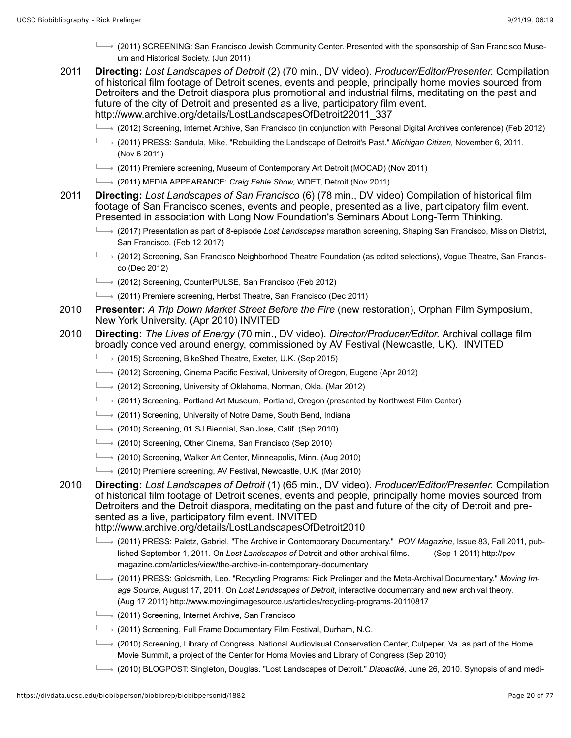↳ (2011) SCREENING: San Francisco Jewish Community Center. Presented with the sponsorship of San Francisco Museum and Historical Society. (Jun 2011)

2011 **Directing:** *Lost Landscapes of Detroit* (2) (70 min., DV video). *Producer/Editor/Presenter.* Compilation of historical film footage of Detroit scenes, events and people, principally home movies sourced from Detroiters and the Detroit diaspora plus promotional and industrial films, meditating on the past and future of the city of Detroit and presented as a live, participatory film event. http://www.archive.org/details/LostLandscapesOfDetroit22011_337

↳ (2012) Screening, Internet Archive, San Francisco (in conjunction with Personal Digital Archives conference) (Feb 2012)

↳ (2011) PRESS: Sandula, Mike. "Rebuilding the Landscape of Detroit's Past." *Michigan Citizen,* November 6, 2011. (Nov 6 2011)

↳ (2011) Premiere screening, Museum of Contemporary Art Detroit (MOCAD) (Nov 2011)

↳ (2011) MEDIA APPEARANCE: *Craig Fahle Show,* WDET, Detroit (Nov 2011)

2011 **Directing:** *Lost Landscapes of San Francisco* (6) (78 min., DV video) Compilation of historical film footage of San Francisco scenes, events and people, presented as a live, participatory film event. Presented in association with Long Now Foundation's Seminars About Long-Term Thinking.

↳ (2017) Presentation as part of 8-episode *Lost Landscapes* marathon screening, Shaping San Francisco, Mission District, San Francisco. (Feb 12 2017)

↳ (2012) Screening, San Francisco Neighborhood Theatre Foundation (as edited selections), Vogue Theatre, San Francisco (Dec 2012)

↳ (2012) Screening, CounterPULSE, San Francisco (Feb 2012)

↳ (2011) Premiere screening, Herbst Theatre, San Francisco (Dec 2011)

2010 **Presenter:** *A Trip Down Market Street Before the Fire* (new restoration), Orphan Film Symposium, New York University. (Apr 2010) INVITED

2010 **Directing:** *The Lives of Energy* (70 min., DV video). *Director/Producer/Editor.* Archival collage film broadly conceived around energy, commissioned by AV Festival (Newcastle, UK). INVITED

↳ (2015) Screening, BikeShed Theatre, Exeter, U.K. (Sep 2015)

↳ (2012) Screening, Cinema Pacific Festival, University of Oregon, Eugene (Apr 2012)

↳ (2012) Screening, University of Oklahoma, Norman, Okla. (Mar 2012)

↳ (2011) Screening, Portland Art Museum, Portland, Oregon (presented by Northwest Film Center)

↳ (2011) Screening, University of Notre Dame, South Bend, Indiana

↳ (2010) Screening, 01 SJ Biennial, San Jose, Calif. (Sep 2010)

↳ (2010) Screening, Other Cinema, San Francisco (Sep 2010)

↳ (2010) Screening, Walker Art Center, Minneapolis, Minn. (Aug 2010)

↳ (2010) Premiere screening, AV Festival, Newcastle, U.K. (Mar 2010)

2010 **Directing:** *Lost Landscapes of Detroit* (1) (65 min., DV video). *Producer/Editor/Presenter.* Compilation of historical film footage of Detroit scenes, events and people, principally home movies sourced from Detroiters and the Detroit diaspora, meditating on the past and future of the city of Detroit and presented as a live, participatory film event. INVITED http://www.archive.org/details/LostLandscapesOfDetroit2010

↳ (2011) PRESS: Paletz, Gabriel, "The Archive in Contemporary Documentary." *POV Magazine,* Issue 83, Fall 2011, published September 1, 2011. On *Lost Landscapes of* Detroit and other archival films. (Sep 1 2011) http://pov-magazine.com/articles/view/the-archive-in-contemporary-documentary

↳ (2011) PRESS: Goldsmith, Leo. "Recycling Programs: Rick Prelinger and the Meta-Archival Documentary." *Moving Image Source,* August 17, 2011. On *Lost Landscapes of Detroit*, interactive documentary and new archival theory. (Aug 17 2011) http://www.movingimagesource.us/articles/recycling-programs-20110817

↳ (2011) Screening, Internet Archive, San Francisco

↳ (2011) Screening, Full Frame Documentary Film Festival, Durham, N.C.

↳ (2010) Screening, Library of Congress, National Audiovisual Conservation Center, Culpeper, Va. as part of the Home Movie Summit, a project of the Center for Homa Movies and Library of Congress (Sep 2010)

↳ (2010) BLOGPOST: Singleton, Douglas. "Lost Landscapes of Detroit." *Dispactké,* June 26, 2010. Synopsis of and medi-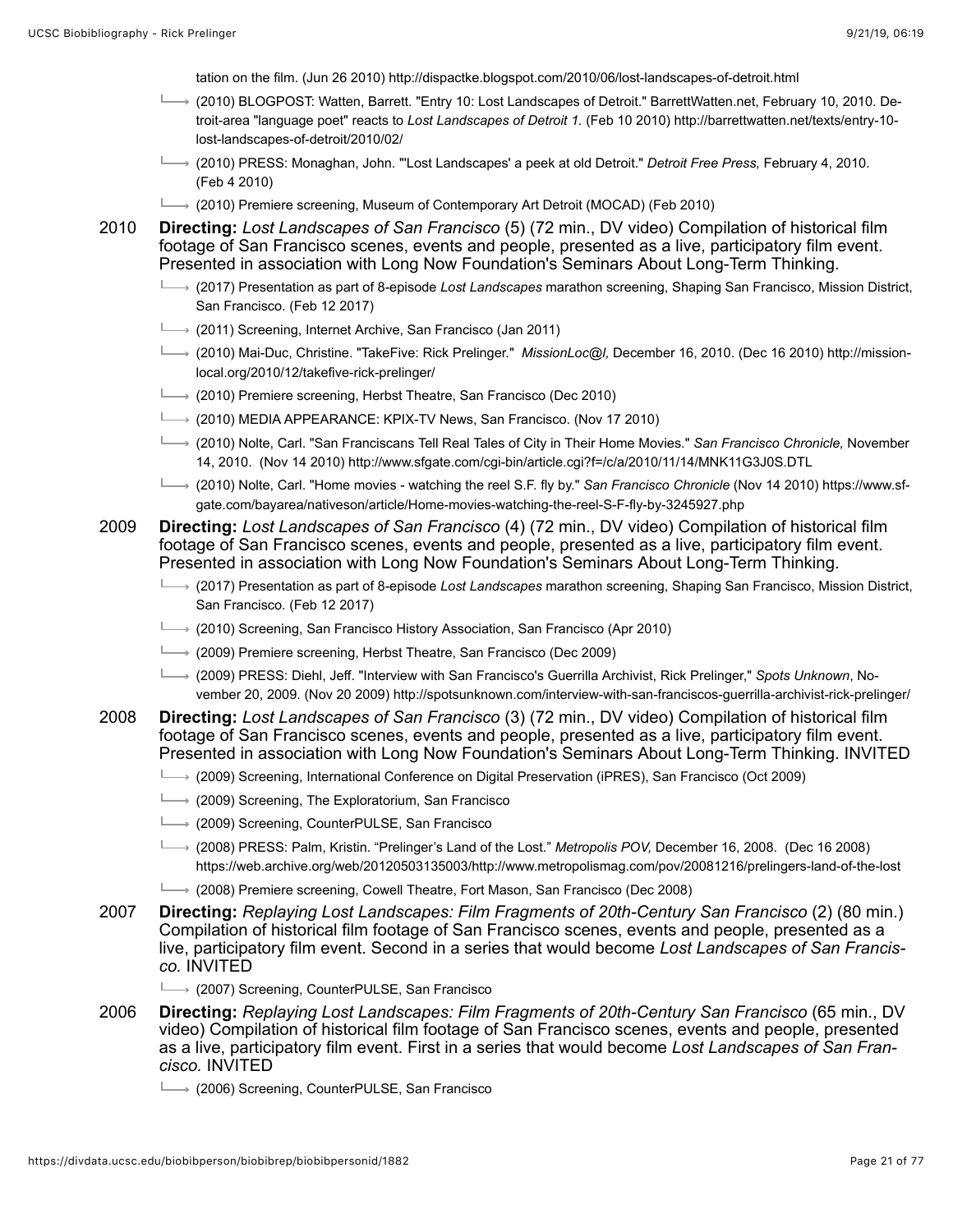tation on the film. (Jun 26 2010) http://dispactke.blogspot.com/2010/06/lost-landscapes-of-detroit.html

- (2010) BLOGPOST: Watten, Barrett. "Entry 10: Lost Landscapes of Detroit." BarrettWatten.net, February 10, 2010. Detroit-area "language poet" reacts to *Lost Landscapes of Detroit 1.* (Feb 10 2010) http://barrettwatten.net/texts/entry-10-lost-landscapes-of-detroit/2010/02/
- (2010) PRESS: Monaghan, John. "'Lost Landscapes' a peek at old Detroit." *Detroit Free Press,* February 4, 2010. (Feb 4 2010)
- (2010) Premiere screening, Museum of Contemporary Art Detroit (MOCAD) (Feb 2010)

2010 **Directing:** *Lost Landscapes of San Francisco* (5) (72 min., DV video) Compilation of historical film footage of San Francisco scenes, events and people, presented as a live, participatory film event. Presented in association with Long Now Foundation's Seminars About Long-Term Thinking.

- (2017) Presentation as part of 8-episode *Lost Landscapes* marathon screening, Shaping San Francisco, Mission District, San Francisco. (Feb 12 2017)
- (2011) Screening, Internet Archive, San Francisco (Jan 2011)
- (2010) Mai-Duc, Christine. "TakeFive: Rick Prelinger." *MissionLoc@l,* December 16, 2010. (Dec 16 2010) http://missionlocal.org/2010/12/takefive-rick-prelinger/
- (2010) Premiere screening, Herbst Theatre, San Francisco (Dec 2010)
- (2010) MEDIA APPEARANCE: KPIX-TV News, San Francisco. (Nov 17 2010)
- (2010) Nolte, Carl. "San Franciscans Tell Real Tales of City in Their Home Movies." *San Francisco Chronicle,* November 14, 2010. (Nov 14 2010) http://www.sfgate.com/cgi-bin/article.cgi?f=/c/a/2010/11/14/MNK11G3J0S.DTL
- (2010) Nolte, Carl. "Home movies - watching the reel S.F. fly by." *San Francisco Chronicle* (Nov 14 2010) https://www.sfgate.com/bayarea/nativeson/article/Home-movies-watching-the-reel-S-F-fly-by-3245927.php

2009 **Directing:** *Lost Landscapes of San Francisco* (4) (72 min., DV video) Compilation of historical film footage of San Francisco scenes, events and people, presented as a live, participatory film event. Presented in association with Long Now Foundation's Seminars About Long-Term Thinking.

- (2017) Presentation as part of 8-episode *Lost Landscapes* marathon screening, Shaping San Francisco, Mission District, San Francisco. (Feb 12 2017)
- (2010) Screening, San Francisco History Association, San Francisco (Apr 2010)
- (2009) Premiere screening, Herbst Theatre, San Francisco (Dec 2009)
- (2009) PRESS: Diehl, Jeff. "Interview with San Francisco's Guerrilla Archivist, Rick Prelinger," *Spots Unknown*, November 20, 2009. (Nov 20 2009) http://spotsunknown.com/interview-with-san-franciscos-guerrilla-archivist-rick-prelinger/

2008 **Directing:** *Lost Landscapes of San Francisco* (3) (72 min., DV video) Compilation of historical film footage of San Francisco scenes, events and people, presented as a live, participatory film event. Presented in association with Long Now Foundation's Seminars About Long-Term Thinking. INVITED

- (2009) Screening, International Conference on Digital Preservation (iPRES), San Francisco (Oct 2009)
- (2009) Screening, The Exploratorium, San Francisco
- (2009) Screening, CounterPULSE, San Francisco
- (2008) PRESS: Palm, Kristin. "Prelinger's Land of the Lost." *Metropolis POV,* December 16, 2008. (Dec 16 2008) https://web.archive.org/web/20120503135003/http://www.metropolismag.com/pov/20081216/prelingers-land-of-the-lost
- (2008) Premiere screening, Cowell Theatre, Fort Mason, San Francisco (Dec 2008)

2007 **Directing:** *Replaying Lost Landscapes: Film Fragments of 20th-Century San Francisco* (2) (80 min.) Compilation of historical film footage of San Francisco scenes, events and people, presented as a live, participatory film event. Second in a series that would become *Lost Landscapes of San Francisco.* INVITED

- (2007) Screening, CounterPULSE, San Francisco

2006 **Directing:** *Replaying Lost Landscapes: Film Fragments of 20th-Century San Francisco* (65 min., DV video) Compilation of historical film footage of San Francisco scenes, events and people, presented as a live, participatory film event. First in a series that would become *Lost Landscapes of San Francisco.* INVITED

- (2006) Screening, CounterPULSE, San Francisco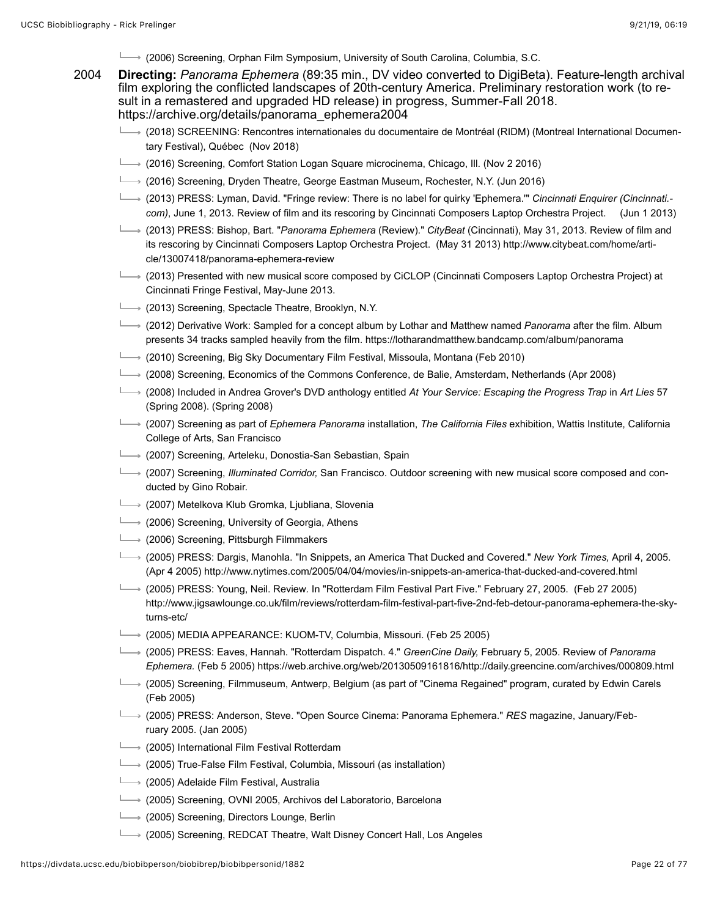└──→ (2006) Screening, Orphan Film Symposium, University of South Carolina, Columbia, S.C.

2004 **Directing:** *Panorama Ephemera* (89:35 min., DV video converted to DigiBeta). Feature-length archival film exploring the conflicted landscapes of 20th-century America. Preliminary restoration work (to result in a remastered and upgraded HD release) in progress, Summer-Fall 2018. https://archive.org/details/panorama_ephemera2004

- └──→ (2018) SCREENING: Rencontres internationales du documentaire de Montréal (RIDM) (Montreal International Documentary Festival), Québec (Nov 2018)
- └──→ (2016) Screening, Comfort Station Logan Square microcinema, Chicago, Ill. (Nov 2 2016)
- └──→ (2016) Screening, Dryden Theatre, George Eastman Museum, Rochester, N.Y. (Jun 2016)
- └──→ (2013) PRESS: Lyman, David. "Fringe review: There is no label for quirky 'Ephemera.'" *Cincinnati Enquirer (Cincinnati.com)*, June 1, 2013. Review of film and its rescoring by Cincinnati Composers Laptop Orchestra Project. (Jun 1 2013)
- └──→ (2013) PRESS: Bishop, Bart. "*Panorama Ephemera* (Review)." *CityBeat* (Cincinnati), May 31, 2013. Review of film and its rescoring by Cincinnati Composers Laptop Orchestra Project. (May 31 2013) http://www.citybeat.com/home/article/13007418/panorama-ephemera-review
- └──→ (2013) Presented with new musical score composed by CiCLOP (Cincinnati Composers Laptop Orchestra Project) at Cincinnati Fringe Festival, May-June 2013.
- └──→ (2013) Screening, Spectacle Theatre, Brooklyn, N.Y.
- └──→ (2012) Derivative Work: Sampled for a concept album by Lothar and Matthew named *Panorama* after the film. Album presents 34 tracks sampled heavily from the film. https://lotharandmatthew.bandcamp.com/album/panorama
- └──→ (2010) Screening, Big Sky Documentary Film Festival, Missoula, Montana (Feb 2010)
- └──→ (2008) Screening, Economics of the Commons Conference, de Balie, Amsterdam, Netherlands (Apr 2008)
- └──→ (2008) Included in Andrea Grover's DVD anthology entitled *At Your Service: Escaping the Progress Trap* in *Art Lies* 57 (Spring 2008). (Spring 2008)
- └──→ (2007) Screening as part of *Ephemera Panorama* installation, *The California Files* exhibition, Wattis Institute, California College of Arts, San Francisco
- └──→ (2007) Screening, Arteleku, Donostia-San Sebastian, Spain
- └──→ (2007) Screening, *Illuminated Corridor,* San Francisco. Outdoor screening with new musical score composed and conducted by Gino Robair.
- └──→ (2007) Metelkova Klub Gromka, Ljubliana, Slovenia
- └──→ (2006) Screening, University of Georgia, Athens
- └──→ (2006) Screening, Pittsburgh Filmmakers
- └──→ (2005) PRESS: Dargis, Manohla. "In Snippets, an America That Ducked and Covered." *New York Times,* April 4, 2005. (Apr 4 2005) http://www.nytimes.com/2005/04/04/movies/in-snippets-an-america-that-ducked-and-covered.html
- └──→ (2005) PRESS: Young, Neil. Review. In "Rotterdam Film Festival Part Five." February 27, 2005. (Feb 27 2005) http://www.jigsawlounge.co.uk/film/reviews/rotterdam-film-festival-part-five-2nd-feb-detour-panorama-ephemera-the-sky-turns-etc/
- └──→ (2005) MEDIA APPEARANCE: KUOM-TV, Columbia, Missouri. (Feb 25 2005)
- └──→ (2005) PRESS: Eaves, Hannah. "Rotterdam Dispatch. 4." *GreenCine Daily,* February 5, 2005. Review of *Panorama Ephemera.* (Feb 5 2005) https://web.archive.org/web/20130509161816/http://daily.greencine.com/archives/000809.html
- └──→ (2005) Screening, Filmmuseum, Antwerp, Belgium (as part of "Cinema Regained" program, curated by Edwin Carels (Feb 2005)
- └──→ (2005) PRESS: Anderson, Steve. "Open Source Cinema: Panorama Ephemera." *RES* magazine, January/February 2005. (Jan 2005)
- └──→ (2005) International Film Festival Rotterdam
- └──→ (2005) True-False Film Festival, Columbia, Missouri (as installation)
- └──→ (2005) Adelaide Film Festival, Australia
- └──→ (2005) Screening, OVNI 2005, Archivos del Laboratorio, Barcelona
- └──→ (2005) Screening, Directors Lounge, Berlin
- └──→ (2005) Screening, REDCAT Theatre, Walt Disney Concert Hall, Los Angeles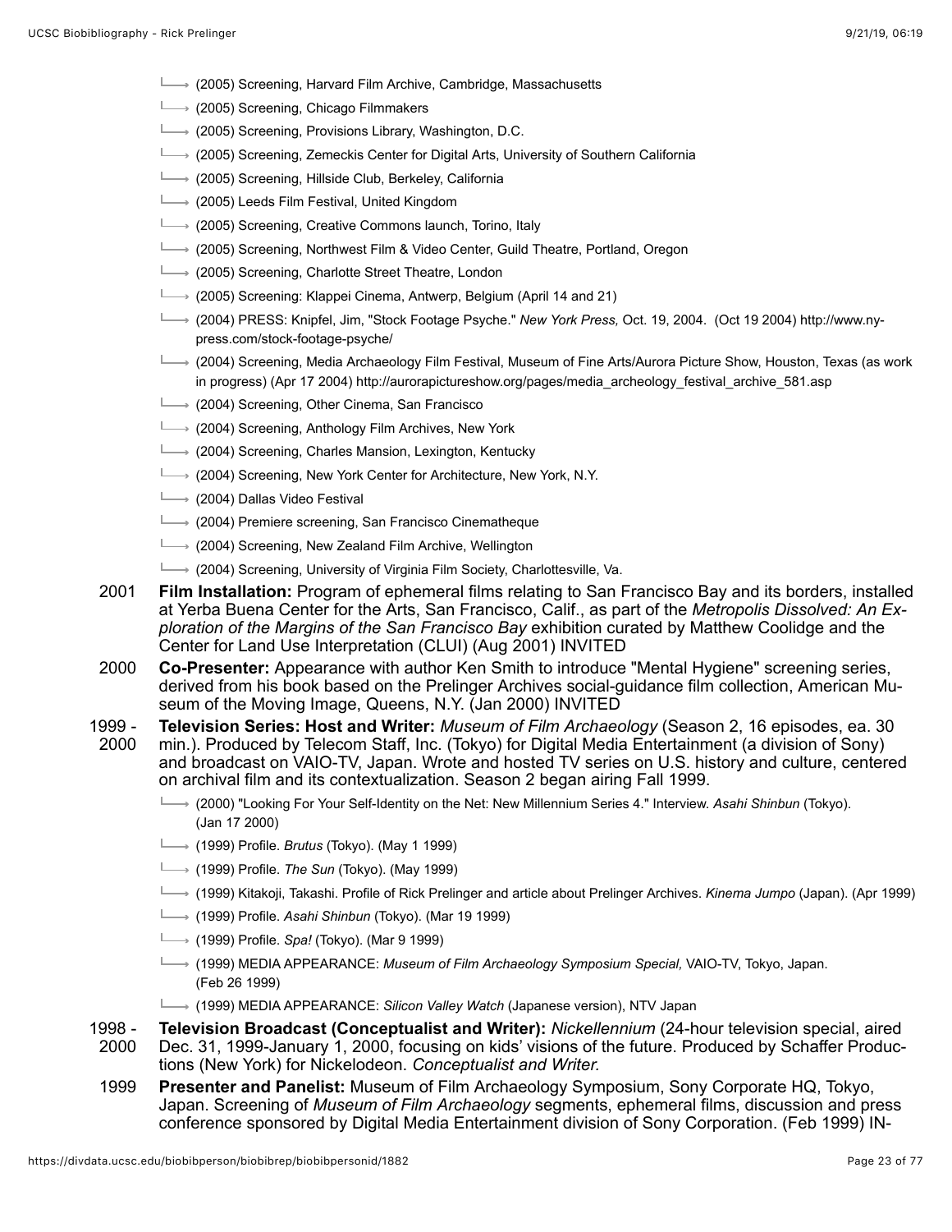- (2005) Screening, Harvard Film Archive, Cambridge, Massachusetts
- (2005) Screening, Chicago Filmmakers
- (2005) Screening, Provisions Library, Washington, D.C.
- (2005) Screening, Zemeckis Center for Digital Arts, University of Southern California
- (2005) Screening, Hillside Club, Berkeley, California
- (2005) Leeds Film Festival, United Kingdom
- (2005) Screening, Creative Commons launch, Torino, Italy
- (2005) Screening, Northwest Film & Video Center, Guild Theatre, Portland, Oregon
- (2005) Screening, Charlotte Street Theatre, London
- (2005) Screening: Klappei Cinema, Antwerp, Belgium (April 14 and 21)
- (2004) PRESS: Knipfel, Jim, "Stock Footage Psyche." *New York Press,* Oct. 19, 2004. (Oct 19 2004) http://www.ny-press.com/stock-footage-psyche/
- (2004) Screening, Media Archaeology Film Festival, Museum of Fine Arts/Aurora Picture Show, Houston, Texas (as work in progress) (Apr 17 2004) http://aurorapictureshow.org/pages/media_archeology_festival_archive_581.asp
- (2004) Screening, Other Cinema, San Francisco
- (2004) Screening, Anthology Film Archives, New York
- (2004) Screening, Charles Mansion, Lexington, Kentucky
- (2004) Screening, New York Center for Architecture, New York, N.Y.
- (2004) Dallas Video Festival
- (2004) Premiere screening, San Francisco Cinematheque
- (2004) Screening, New Zealand Film Archive, Wellington
- (2004) Screening, University of Virginia Film Society, Charlottesville, Va.

2001 **Film Installation:** Program of ephemeral films relating to San Francisco Bay and its borders, installed at Yerba Buena Center for the Arts, San Francisco, Calif., as part of the *Metropolis Dissolved: An Exploration of the Margins of the San Francisco Bay* exhibition curated by Matthew Coolidge and the Center for Land Use Interpretation (CLUI) (Aug 2001) INVITED

2000 **Co-Presenter:** Appearance with author Ken Smith to introduce "Mental Hygiene" screening series, derived from his book based on the Prelinger Archives social-guidance film collection, American Museum of the Moving Image, Queens, N.Y. (Jan 2000) INVITED

1999 - 2000 **Television Series: Host and Writer:** *Museum of Film Archaeology* (Season 2, 16 episodes, ea. 30 min.). Produced by Telecom Staff, Inc. (Tokyo) for Digital Media Entertainment (a division of Sony) and broadcast on VAIO-TV, Japan. Wrote and hosted TV series on U.S. history and culture, centered on archival film and its contextualization. Season 2 began airing Fall 1999.

- (2000) "Looking For Your Self-Identity on the Net: New Millennium Series 4." Interview. *Asahi Shinbun* (Tokyo). (Jan 17 2000)
- (1999) Profile. *Brutus* (Tokyo). (May 1 1999)
- (1999) Profile. *The Sun* (Tokyo). (May 1999)
- (1999) Kitakoji, Takashi. Profile of Rick Prelinger and article about Prelinger Archives. *Kinema Jumpo* (Japan). (Apr 1999)
- (1999) Profile. *Asahi Shinbun* (Tokyo). (Mar 19 1999)
- (1999) Profile. *Spa!* (Tokyo). (Mar 9 1999)
- (1999) MEDIA APPEARANCE: *Museum of Film Archaeology Symposium Special,* VAIO-TV, Tokyo, Japan. (Feb 26 1999)
- (1999) MEDIA APPEARANCE: *Silicon Valley Watch* (Japanese version), NTV Japan

1998 - 2000 **Television Broadcast (Conceptualist and Writer):** *Nickellennium* (24-hour television special, aired Dec. 31, 1999-January 1, 2000, focusing on kids' visions of the future. Produced by Schaffer Productions (New York) for Nickelodeon. *Conceptualist and Writer.*

1999 **Presenter and Panelist:** Museum of Film Archaeology Symposium, Sony Corporate HQ, Tokyo, Japan. Screening of *Museum of Film Archaeology* segments, ephemeral films, discussion and press conference sponsored by Digital Media Entertainment division of Sony Corporation. (Feb 1999) IN-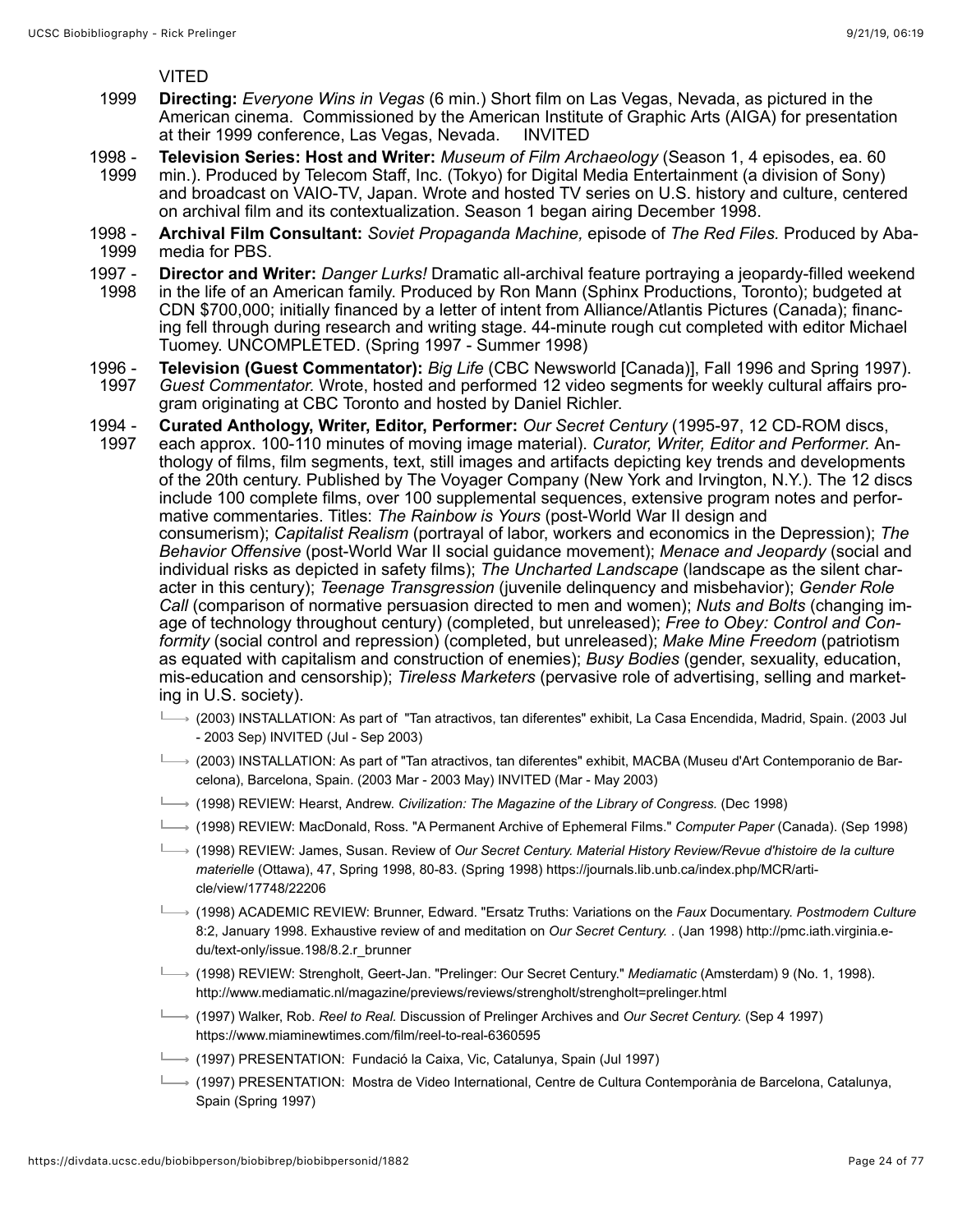VITED

1999 **Directing:** *Everyone Wins in Vegas* (6 min.) Short film on Las Vegas, Nevada, as pictured in the American cinema. Commissioned by the American Institute of Graphic Arts (AIGA) for presentation at their 1999 conference, Las Vegas, Nevada. INVITED

1998 - 1999 **Television Series: Host and Writer:** *Museum of Film Archaeology* (Season 1, 4 episodes, ea. 60 min.). Produced by Telecom Staff, Inc. (Tokyo) for Digital Media Entertainment (a division of Sony) and broadcast on VAIO-TV, Japan. Wrote and hosted TV series on U.S. history and culture, centered on archival film and its contextualization. Season 1 began airing December 1998.

1998 - 1999 **Archival Film Consultant:** *Soviet Propaganda Machine,* episode of *The Red Files.* Produced by Abamedia for PBS.

1997 - 1998 **Director and Writer:** *Danger Lurks!* Dramatic all-archival feature portraying a jeopardy-filled weekend in the life of an American family. Produced by Ron Mann (Sphinx Productions, Toronto); budgeted at CDN $700,000; initially financed by a letter of intent from Alliance/Atlantis Pictures (Canada); financing fell through during research and writing stage. 44-minute rough cut completed with editor Michael Tuomey. UNCOMPLETED. (Spring 1997 - Summer 1998)

1996 - 1997 **Television (Guest Commentator):** *Big Life* (CBC Newsworld [Canada)], Fall 1996 and Spring 1997). *Guest Commentator.* Wrote, hosted and performed 12 video segments for weekly cultural affairs program originating at CBC Toronto and hosted by Daniel Richler.

1994 - 1997 **Curated Anthology, Writer, Editor, Performer:** *Our Secret Century* (1995-97, 12 CD-ROM discs, each approx. 100-110 minutes of moving image material). *Curator, Writer, Editor and Performer.* Anthology of films, film segments, text, still images and artifacts depicting key trends and developments of the 20th century. Published by The Voyager Company (New York and Irvington, N.Y.). The 12 discs include 100 complete films, over 100 supplemental sequences, extensive program notes and performative commentaries. Titles: *The Rainbow is Yours* (post-World War II design and consumerism); *Capitalist Realism* (portrayal of labor, workers and economics in the Depression); *The Behavior Offensive* (post-World War II social guidance movement); *Menace and Jeopardy* (social and individual risks as depicted in safety films); *The Uncharted Landscape* (landscape as the silent character in this century); *Teenage Transgression* (juvenile delinquency and misbehavior); *Gender Role Call* (comparison of normative persuasion directed to men and women); *Nuts and Bolts* (changing image of technology throughout century) (completed, but unreleased); *Free to Obey: Control and Conformity* (social control and repression) (completed, but unreleased); *Make Mine Freedom* (patriotism as equated with capitalism and construction of enemies); *Busy Bodies* (gender, sexuality, education, mis-education and censorship); *Tireless Marketers* (pervasive role of advertising, selling and marketing in U.S. society).

- (2003) INSTALLATION: As part of "Tan atractivos, tan diferentes" exhibit, La Casa Encendida, Madrid, Spain. (2003 Jul - 2003 Sep) INVITED (Jul - Sep 2003)
- (2003) INSTALLATION: As part of "Tan atractivos, tan diferentes" exhibit, MACBA (Museu d'Art Contemporanio de Barcelona), Barcelona, Spain. (2003 Mar - 2003 May) INVITED (Mar - May 2003)
- (1998) REVIEW: Hearst, Andrew. *Civilization: The Magazine of the Library of Congress.* (Dec 1998)
- (1998) REVIEW: MacDonald, Ross. "A Permanent Archive of Ephemeral Films." *Computer Paper* (Canada). (Sep 1998)
- (1998) REVIEW: James, Susan. Review of *Our Secret Century. Material History Review/Revue d'histoire de la culture materielle* (Ottawa), 47, Spring 1998, 80-83. (Spring 1998) https://journals.lib.unb.ca/index.php/MCR/article/view/17748/22206
- (1998) ACADEMIC REVIEW: Brunner, Edward. "Ersatz Truths: Variations on the *Faux* Documentary. *Postmodern Culture* 8:2, January 1998. Exhaustive review of and meditation on *Our Secret Century.* . (Jan 1998) http://pmc.iath.virginia.edu/text-only/issue.198/8.2.r_brunner
- (1998) REVIEW: Strengholt, Geert-Jan. "Prelinger: Our Secret Century." *Mediamatic* (Amsterdam) 9 (No. 1, 1998). http://www.mediamatic.nl/magazine/previews/reviews/strengholt/strengholt=prelinger.html
- (1997) Walker, Rob. *Reel to Real.* Discussion of Prelinger Archives and *Our Secret Century.* (Sep 4 1997) https://www.miaminewtimes.com/film/reel-to-real-6360595
- (1997) PRESENTATION: Fundació la Caixa, Vic, Catalunya, Spain (Jul 1997)
- (1997) PRESENTATION: Mostra de Video International, Centre de Cultura Contemporània de Barcelona, Catalunya, Spain (Spring 1997)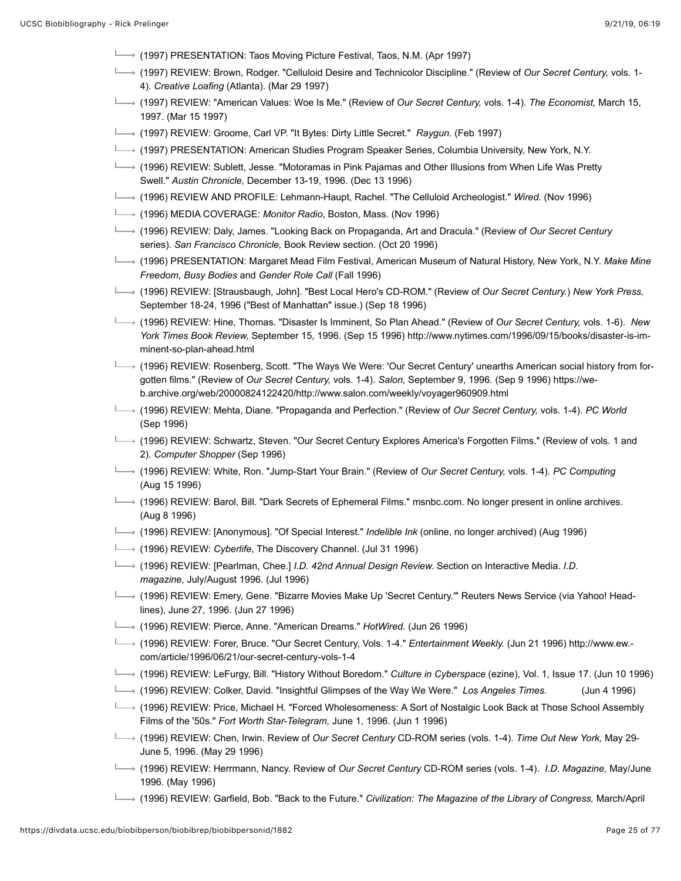- ↳ (1997) PRESENTATION: Taos Moving Picture Festival, Taos, N.M. (Apr 1997)
- ↳ (1997) REVIEW: Brown, Rodger. "Celluloid Desire and Technicolor Discipline." (Review of *Our Secret Century,* vols. 1-4). *Creative Loafing* (Atlanta). (Mar 29 1997)
- ↳ (1997) REVIEW: "American Values: Woe Is Me." (Review of *Our Secret Century,* vols. 1-4). *The Economist,* March 15, 1997. (Mar 15 1997)
- ↳ (1997) REVIEW: Groome, Carl VP. "It Bytes: Dirty Little Secret." *Raygun.* (Feb 1997)
- ↳ (1997) PRESENTATION: American Studies Program Speaker Series, Columbia University, New York, N.Y.
- ↳ (1996) REVIEW: Sublett, Jesse. "Motoramas in Pink Pajamas and Other Illusions from When Life Was Pretty Swell." *Austin Chronicle,* December 13-19, 1996. (Dec 13 1996)
- ↳ (1996) REVIEW AND PROFILE: Lehmann-Haupt, Rachel. "The Celluloid Archeologist." *Wired.* (Nov 1996)
- ↳ (1996) MEDIA COVERAGE: *Monitor Radio*, Boston, Mass. (Nov 1996)
- ↳ (1996) REVIEW: Daly, James. "Looking Back on Propaganda, Art and Dracula." (Review of *Our Secret Century* series). *San Francisco Chronicle,* Book Review section. (Oct 20 1996)
- ↳ (1996) PRESENTATION: Margaret Mead Film Festival, American Museum of Natural History, New York, N.Y. *Make Mine Freedom, Busy Bodies* and *Gender Role Call* (Fall 1996)
- ↳ (1996) REVIEW: [Strausbaugh, John]. "Best Local Hero's CD-ROM." (Review of *Our Secret Century.*) *New York Press,* September 18-24, 1996 ("Best of Manhattan" issue.) (Sep 18 1996)
- ↳ (1996) REVIEW: Hine, Thomas. "Disaster Is Imminent, So Plan Ahead." (Review of *Our Secret Century,* vols. 1-6). *New York Times Book Review,* September 15, 1996. (Sep 15 1996) http://www.nytimes.com/1996/09/15/books/disaster-is-imminent-so-plan-ahead.html
- ↳ (1996) REVIEW: Rosenberg, Scott. "The Ways We Were: 'Our Secret Century' unearths American social history from forgotten films." (Review of *Our Secret Century,* vols. 1-4). *Salon,* September 9, 1996. (Sep 9 1996) https://web.archive.org/web/20000824122420/http://www.salon.com/weekly/voyager960909.html
- ↳ (1996) REVIEW: Mehta, Diane. "Propaganda and Perfection." (Review of *Our Secret Century,* vols. 1-4). *PC World* (Sep 1996)
- ↳ (1996) REVIEW: Schwartz, Steven. "Our Secret Century Explores America's Forgotten Films." (Review of vols. 1 and 2). *Computer Shopper* (Sep 1996)
- ↳ (1996) REVIEW: White, Ron. "Jump-Start Your Brain." (Review of *Our Secret Century,* vols. 1-4). *PC Computing* (Aug 15 1996)
- ↳ (1996) REVIEW: Barol, Bill. "Dark Secrets of Ephemeral Films." msnbc.com. No longer present in online archives. (Aug 8 1996)
- ↳ (1996) REVIEW: [Anonymous]. "Of Special Interest." *Indelible Ink* (online, no longer archived) (Aug 1996)
- ↳ (1996) REVIEW: *Cyberlife*, The Discovery Channel. (Jul 31 1996)
- ↳ (1996) REVIEW: [Pearlman, Chee.] *I.D. 42nd Annual Design Review.* Section on Interactive Media. *I.D. magazine,* July/August 1996. (Jul 1996)
- ↳ (1996) REVIEW: Emery, Gene. "Bizarre Movies Make Up 'Secret Century.'" Reuters News Service (via Yahoo! Headlines), June 27, 1996. (Jun 27 1996)
- ↳ (1996) REVIEW: Pierce, Anne. "American Dreams." *HotWired.* (Jun 26 1996)
- ↳ (1996) REVIEW: Forer, Bruce. "Our Secret Century, Vols. 1-4." *Entertainment Weekly.* (Jun 21 1996) http://www.ew.com/article/1996/06/21/our-secret-century-vols-1-4
- ↳ (1996) REVIEW: LeFurgy, Bill. "History Without Boredom." *Culture in Cyberspace* (ezine), Vol. 1, Issue 17. (Jun 10 1996)
- ↳ (1996) REVIEW: Colker, David. "Insightful Glimpses of the Way We Were." *Los Angeles Times.* (Jun 4 1996)
- ↳ (1996) REVIEW: Price, Michael H. "Forced Wholesomeness: A Sort of Nostalgic Look Back at Those School Assembly Films of the '50s." *Fort Worth Star-Telegram,* June 1, 1996. (Jun 1 1996)
- ↳ (1996) REVIEW: Chen, Irwin. Review of *Our Secret Century* CD-ROM series (vols. 1-4). *Time Out New York*, May 29-June 5, 1996. (May 29 1996)
- ↳ (1996) REVIEW: Herrmann, Nancy. Review of *Our Secret Century* CD-ROM series (vols. 1-4). *I.D. Magazine,* May/June 1996. (May 1996)
- ↳ (1996) REVIEW: Garfield, Bob. "Back to the Future." *Civilization: The Magazine of the Library of Congress,* March/April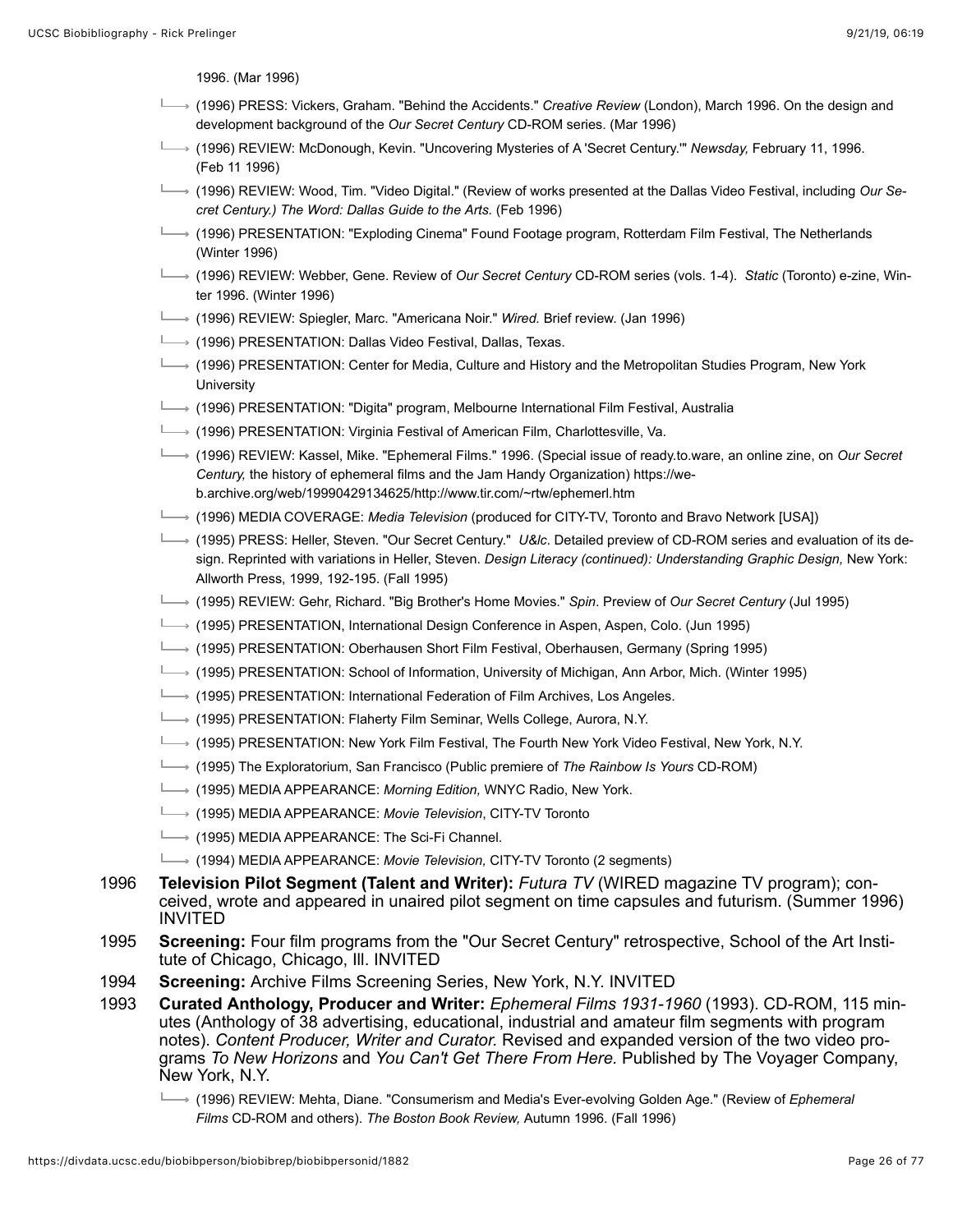1996. (Mar 1996)

- ⟶ (1996) PRESS: Vickers, Graham. "Behind the Accidents." *Creative Review* (London), March 1996. On the design and development background of the *Our Secret Century* CD-ROM series. (Mar 1996)
- ⟶ (1996) REVIEW: McDonough, Kevin. "Uncovering Mysteries of A 'Secret Century.'" *Newsday,* February 11, 1996. (Feb 11 1996)
- ⟶ (1996) REVIEW: Wood, Tim. "Video Digital." (Review of works presented at the Dallas Video Festival, including *Our Secret Century.) The Word: Dallas Guide to the Arts.* (Feb 1996)
- ⟶ (1996) PRESENTATION: "Exploding Cinema" Found Footage program, Rotterdam Film Festival, The Netherlands (Winter 1996)
- ⟶ (1996) REVIEW: Webber, Gene. Review of *Our Secret Century* CD-ROM series (vols. 1-4). *Static* (Toronto) e-zine, Winter 1996. (Winter 1996)
- ⟶ (1996) REVIEW: Spiegler, Marc. "Americana Noir." *Wired.* Brief review. (Jan 1996)
- ⟶ (1996) PRESENTATION: Dallas Video Festival, Dallas, Texas.
- ⟶ (1996) PRESENTATION: Center for Media, Culture and History and the Metropolitan Studies Program, New York University
- ⟶ (1996) PRESENTATION: "Digita" program, Melbourne International Film Festival, Australia
- ⟶ (1996) PRESENTATION: Virginia Festival of American Film, Charlottesville, Va.
- ⟶ (1996) REVIEW: Kassel, Mike. "Ephemeral Films." 1996. (Special issue of ready.to.ware, an online zine, on *Our Secret Century,* the history of ephemeral films and the Jam Handy Organization) https://web.archive.org/web/19990429134625/http://www.tir.com/~rtw/ephemerl.htm
- ⟶ (1996) MEDIA COVERAGE: *Media Television* (produced for CITY-TV, Toronto and Bravo Network [USA])
- ⟶ (1995) PRESS: Heller, Steven. "Our Secret Century." *U&lc*. Detailed preview of CD-ROM series and evaluation of its design. Reprinted with variations in Heller, Steven. *Design Literacy (continued): Understanding Graphic Design,* New York: Allworth Press, 1999, 192-195. (Fall 1995)
- ⟶ (1995) REVIEW: Gehr, Richard. "Big Brother's Home Movies." *Spin*. Preview of *Our Secret Century* (Jul 1995)
- ⟶ (1995) PRESENTATION, International Design Conference in Aspen, Aspen, Colo. (Jun 1995)
- ⟶ (1995) PRESENTATION: Oberhausen Short Film Festival, Oberhausen, Germany (Spring 1995)
- ⟶ (1995) PRESENTATION: School of Information, University of Michigan, Ann Arbor, Mich. (Winter 1995)
- ⟶ (1995) PRESENTATION: International Federation of Film Archives, Los Angeles.
- ⟶ (1995) PRESENTATION: Flaherty Film Seminar, Wells College, Aurora, N.Y.
- ⟶ (1995) PRESENTATION: New York Film Festival, The Fourth New York Video Festival, New York, N.Y.
- ⟶ (1995) The Exploratorium, San Francisco (Public premiere of *The Rainbow Is Yours* CD-ROM)
- ⟶ (1995) MEDIA APPEARANCE: *Morning Edition,* WNYC Radio, New York.
- ⟶ (1995) MEDIA APPEARANCE: *Movie Television*, CITY-TV Toronto
- ⟶ (1995) MEDIA APPEARANCE: The Sci-Fi Channel.
- ⟶ (1994) MEDIA APPEARANCE: *Movie Television,* CITY-TV Toronto (2 segments)

1996 **Television Pilot Segment (Talent and Writer):** *Futura TV* (WIRED magazine TV program); conceived, wrote and appeared in unaired pilot segment on time capsules and futurism. (Summer 1996) INVITED

1995 **Screening:** Four film programs from the "Our Secret Century" retrospective, School of the Art Institute of Chicago, Chicago, Ill. INVITED

1994 **Screening:** Archive Films Screening Series, New York, N.Y. INVITED

1993 **Curated Anthology, Producer and Writer:** *Ephemeral Films 1931-1960* (1993). CD-ROM, 115 minutes (Anthology of 38 advertising, educational, industrial and amateur film segments with program notes). *Content Producer, Writer and Curator.* Revised and expanded version of the two video programs *To New Horizons* and *You Can't Get There From Here.* Published by The Voyager Company, New York, N.Y.

- ⟶ (1996) REVIEW: Mehta, Diane. "Consumerism and Media's Ever-evolving Golden Age." (Review of *Ephemeral Films* CD-ROM and others). *The Boston Book Review,* Autumn 1996. (Fall 1996)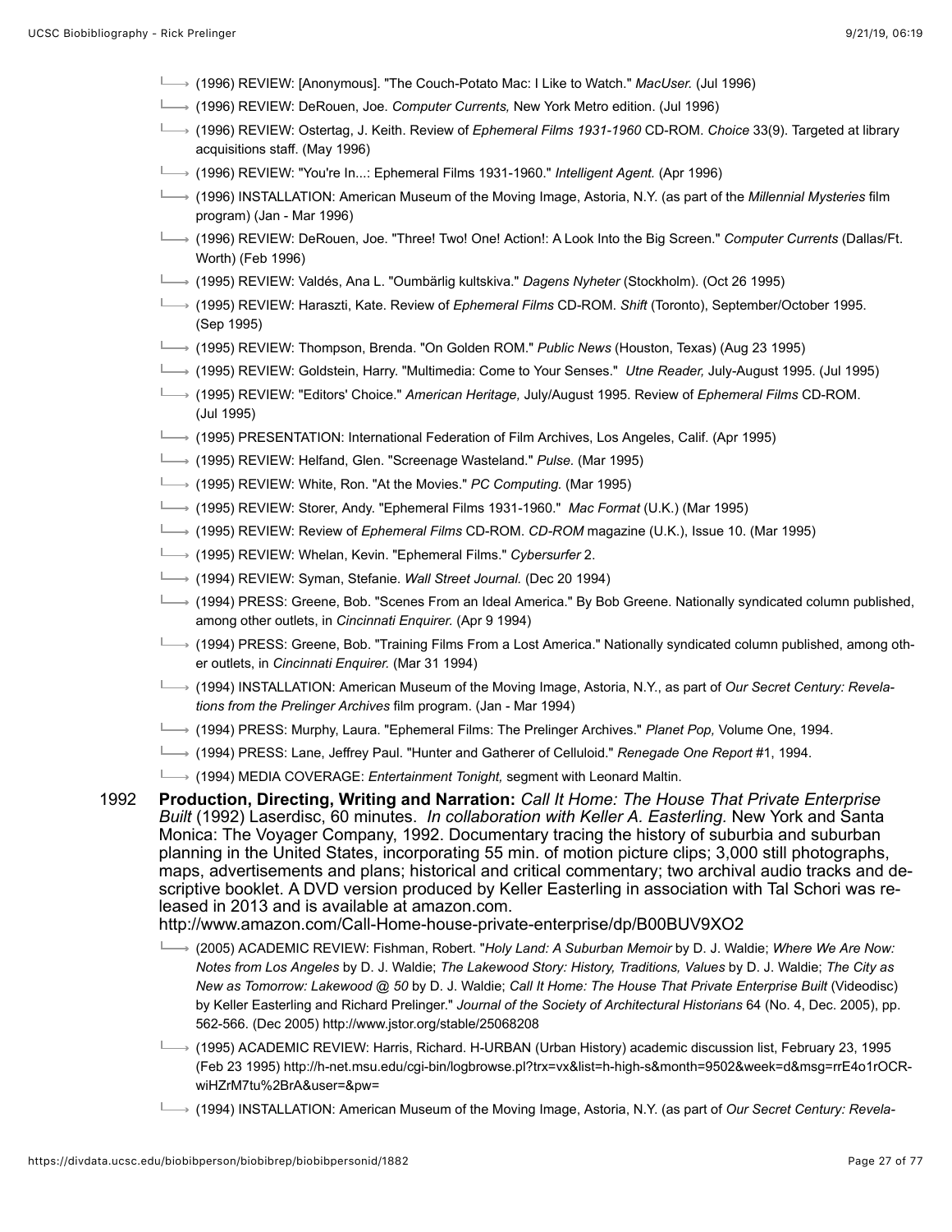- ⟶ (1996) REVIEW: [Anonymous]. "The Couch-Potato Mac: I Like to Watch." *MacUser.* (Jul 1996)
- ⟶ (1996) REVIEW: DeRouen, Joe. *Computer Currents,* New York Metro edition. (Jul 1996)
- ⟶ (1996) REVIEW: Ostertag, J. Keith. Review of *Ephemeral Films 1931-1960* CD-ROM. *Choice* 33(9). Targeted at library acquisitions staff. (May 1996)
- ⟶ (1996) REVIEW: "You're In...: Ephemeral Films 1931-1960." *Intelligent Agent.* (Apr 1996)
- ⟶ (1996) INSTALLATION: American Museum of the Moving Image, Astoria, N.Y. (as part of the *Millennial Mysteries* film program) (Jan - Mar 1996)
- ⟶ (1996) REVIEW: DeRouen, Joe. "Three! Two! One! Action!: A Look Into the Big Screen." *Computer Currents* (Dallas/Ft. Worth) (Feb 1996)
- ⟶ (1995) REVIEW: Valdés, Ana L. "Oumbärlig kultskiva." *Dagens Nyheter* (Stockholm). (Oct 26 1995)
- ⟶ (1995) REVIEW: Haraszti, Kate. Review of *Ephemeral Films* CD-ROM. *Shift* (Toronto), September/October 1995. (Sep 1995)
- ⟶ (1995) REVIEW: Thompson, Brenda. "On Golden ROM." *Public News* (Houston, Texas) (Aug 23 1995)
- ⟶ (1995) REVIEW: Goldstein, Harry. "Multimedia: Come to Your Senses." *Utne Reader,* July-August 1995. (Jul 1995)
- ⟶ (1995) REVIEW: "Editors' Choice." *American Heritage,* July/August 1995. Review of *Ephemeral Films* CD-ROM. (Jul 1995)
- ⟶ (1995) PRESENTATION: International Federation of Film Archives, Los Angeles, Calif. (Apr 1995)
- ⟶ (1995) REVIEW: Helfand, Glen. "Screenage Wasteland." *Pulse.* (Mar 1995)
- ⟶ (1995) REVIEW: White, Ron. "At the Movies." *PC Computing.* (Mar 1995)
- ⟶ (1995) REVIEW: Storer, Andy. "Ephemeral Films 1931-1960." *Mac Format* (U.K.) (Mar 1995)
- ⟶ (1995) REVIEW: Review of *Ephemeral Films* CD-ROM. *CD-ROM* magazine (U.K.), Issue 10. (Mar 1995)
- ⟶ (1995) REVIEW: Whelan, Kevin. "Ephemeral Films." *Cybersurfer* 2.
- ⟶ (1994) REVIEW: Syman, Stefanie. *Wall Street Journal.* (Dec 20 1994)
- ⟶ (1994) PRESS: Greene, Bob. "Scenes From an Ideal America." By Bob Greene. Nationally syndicated column published, among other outlets, in *Cincinnati Enquirer.* (Apr 9 1994)
- ⟶ (1994) PRESS: Greene, Bob. "Training Films From a Lost America." Nationally syndicated column published, among other outlets, in *Cincinnati Enquirer.* (Mar 31 1994)
- ⟶ (1994) INSTALLATION: American Museum of the Moving Image, Astoria, N.Y., as part of *Our Secret Century: Revelations from the Prelinger Archives* film program. (Jan - Mar 1994)
- ⟶ (1994) PRESS: Murphy, Laura. "Ephemeral Films: The Prelinger Archives." *Planet Pop,* Volume One, 1994.
- ⟶ (1994) PRESS: Lane, Jeffrey Paul. "Hunter and Gatherer of Celluloid." *Renegade One Report* #1, 1994.
- ⟶ (1994) MEDIA COVERAGE: *Entertainment Tonight,* segment with Leonard Maltin.

1992 **Production, Directing, Writing and Narration:** *Call It Home: The House That Private Enterprise Built* (1992) Laserdisc, 60 minutes. *In collaboration with Keller A. Easterling.* New York and Santa Monica: The Voyager Company, 1992. Documentary tracing the history of suburbia and suburban planning in the United States, incorporating 55 min. of motion picture clips; 3,000 still photographs, maps, advertisements and plans; historical and critical commentary; two archival audio tracks and descriptive booklet. A DVD version produced by Keller Easterling in association with Tal Schori was released in 2013 and is available at amazon.com. http://www.amazon.com/Call-Home-house-private-enterprise/dp/B00BUV9XO2

- ⟶ (2005) ACADEMIC REVIEW: Fishman, Robert. "*Holy Land: A Suburban Memoir* by D. J. Waldie; *Where We Are Now: Notes from Los Angeles* by D. J. Waldie; *The Lakewood Story: History, Traditions, Values* by D. J. Waldie; *The City as New as Tomorrow: Lakewood @ 50* by D. J. Waldie; *Call It Home: The House That Private Enterprise Built* (Videodisc) by Keller Easterling and Richard Prelinger." *Journal of the Society of Architectural Historians* 64 (No. 4, Dec. 2005), pp. 562-566. (Dec 2005) http://www.jstor.org/stable/25068208
- ⟶ (1995) ACADEMIC REVIEW: Harris, Richard. H-URBAN (Urban History) academic discussion list, February 23, 1995 (Feb 23 1995) http://h-net.msu.edu/cgi-bin/logbrowse.pl?trx=vx&list=h-high-s&month=9502&week=d&msg=rrE4o1rOCRwiHZrM7tu%2BrA&user=&pw=
- ⟶ (1994) INSTALLATION: American Museum of the Moving Image, Astoria, N.Y. (as part of *Our Secret Century: Revela-*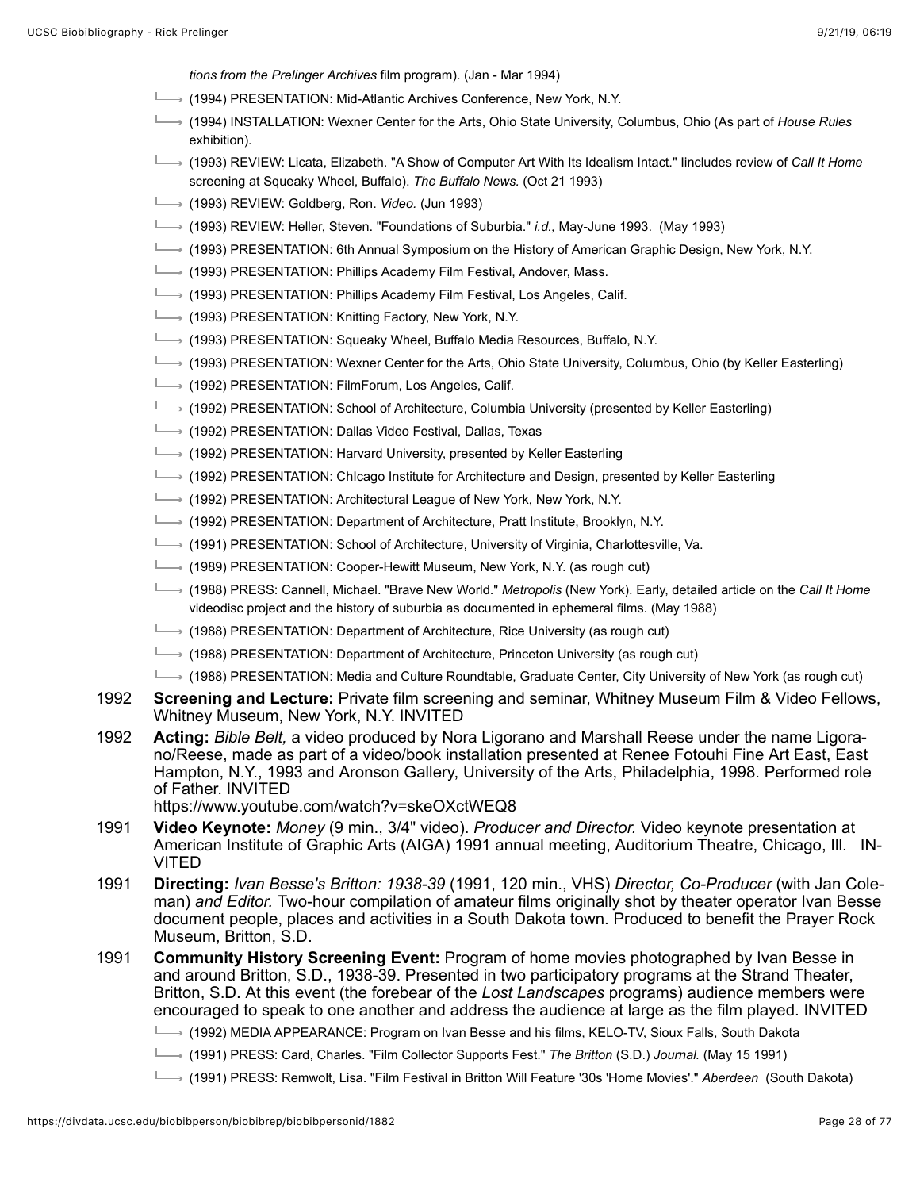*tions from the Prelinger Archives* film program). (Jan - Mar 1994)

- └──→ (1994) PRESENTATION: Mid-Atlantic Archives Conference, New York, N.Y.
- └──→ (1994) INSTALLATION: Wexner Center for the Arts, Ohio State University, Columbus, Ohio (As part of *House Rules* exhibition).
- └──→ (1993) REVIEW: Licata, Elizabeth. "A Show of Computer Art With Its Idealism Intact." Iincludes review of *Call It Home* screening at Squeaky Wheel, Buffalo). *The Buffalo News.* (Oct 21 1993)
- └──→ (1993) REVIEW: Goldberg, Ron. *Video.* (Jun 1993)
- └──→ (1993) REVIEW: Heller, Steven. "Foundations of Suburbia." *i.d.,* May-June 1993. (May 1993)
- └──→ (1993) PRESENTATION: 6th Annual Symposium on the History of American Graphic Design, New York, N.Y.
- └──→ (1993) PRESENTATION: Phillips Academy Film Festival, Andover, Mass.
- └──→ (1993) PRESENTATION: Phillips Academy Film Festival, Los Angeles, Calif.
- └──→ (1993) PRESENTATION: Knitting Factory, New York, N.Y.
- └──→ (1993) PRESENTATION: Squeaky Wheel, Buffalo Media Resources, Buffalo, N.Y.
- └──→ (1993) PRESENTATION: Wexner Center for the Arts, Ohio State University, Columbus, Ohio (by Keller Easterling)
- └──→ (1992) PRESENTATION: FilmForum, Los Angeles, Calif.
- └──→ (1992) PRESENTATION: School of Architecture, Columbia University (presented by Keller Easterling)
- └──→ (1992) PRESENTATION: Dallas Video Festival, Dallas, Texas
- └──→ (1992) PRESENTATION: Harvard University, presented by Keller Easterling
- └──→ (1992) PRESENTATION: ChIcago Institute for Architecture and Design, presented by Keller Easterling
- └──→ (1992) PRESENTATION: Architectural League of New York, New York, N.Y.
- └──→ (1992) PRESENTATION: Department of Architecture, Pratt Institute, Brooklyn, N.Y.
- └──→ (1991) PRESENTATION: School of Architecture, University of Virginia, Charlottesville, Va.
- └──→ (1989) PRESENTATION: Cooper-Hewitt Museum, New York, N.Y. (as rough cut)
- └──→ (1988) PRESS: Cannell, Michael. "Brave New World." *Metropolis* (New York). Early, detailed article on the *Call It Home* videodisc project and the history of suburbia as documented in ephemeral films. (May 1988)
- └──→ (1988) PRESENTATION: Department of Architecture, Rice University (as rough cut)
- └──→ (1988) PRESENTATION: Department of Architecture, Princeton University (as rough cut)
- └──→ (1988) PRESENTATION: Media and Culture Roundtable, Graduate Center, City University of New York (as rough cut)

1992 **Screening and Lecture:** Private film screening and seminar, Whitney Museum Film & Video Fellows, Whitney Museum, New York, N.Y. INVITED

1992 **Acting:** *Bible Belt,* a video produced by Nora Ligorano and Marshall Reese under the name Ligorano/Reese, made as part of a video/book installation presented at Renee Fotouhi Fine Art East, East Hampton, N.Y., 1993 and Aronson Gallery, University of the Arts, Philadelphia, 1998. Performed role of Father. INVITED
https://www.youtube.com/watch?v=skeOXctWEQ8

1991 **Video Keynote:** *Money* (9 min., 3/4" video). *Producer and Director.* Video keynote presentation at American Institute of Graphic Arts (AIGA) 1991 annual meeting, Auditorium Theatre, Chicago, Ill. INVITED

1991 **Directing:** *Ivan Besse's Britton: 1938-39* (1991, 120 min., VHS) *Director, Co-Producer* (with Jan Coleman) *and Editor.* Two-hour compilation of amateur films originally shot by theater operator Ivan Besse document people, places and activities in a South Dakota town. Produced to benefit the Prayer Rock Museum, Britton, S.D.

1991 **Community History Screening Event:** Program of home movies photographed by Ivan Besse in and around Britton, S.D., 1938-39. Presented in two participatory programs at the Strand Theater, Britton, S.D. At this event (the forebear of the *Lost Landscapes* programs) audience members were encouraged to speak to one another and address the audience at large as the film played. INVITED

- └──→ (1992) MEDIA APPEARANCE: Program on Ivan Besse and his films, KELO-TV, Sioux Falls, South Dakota
- └──→ (1991) PRESS: Card, Charles. "Film Collector Supports Fest." *The Britton* (S.D.) *Journal.* (May 15 1991)
- └──→ (1991) PRESS: Remwolt, Lisa. "Film Festival in Britton Will Feature '30s 'Home Movies'." *Aberdeen* (South Dakota)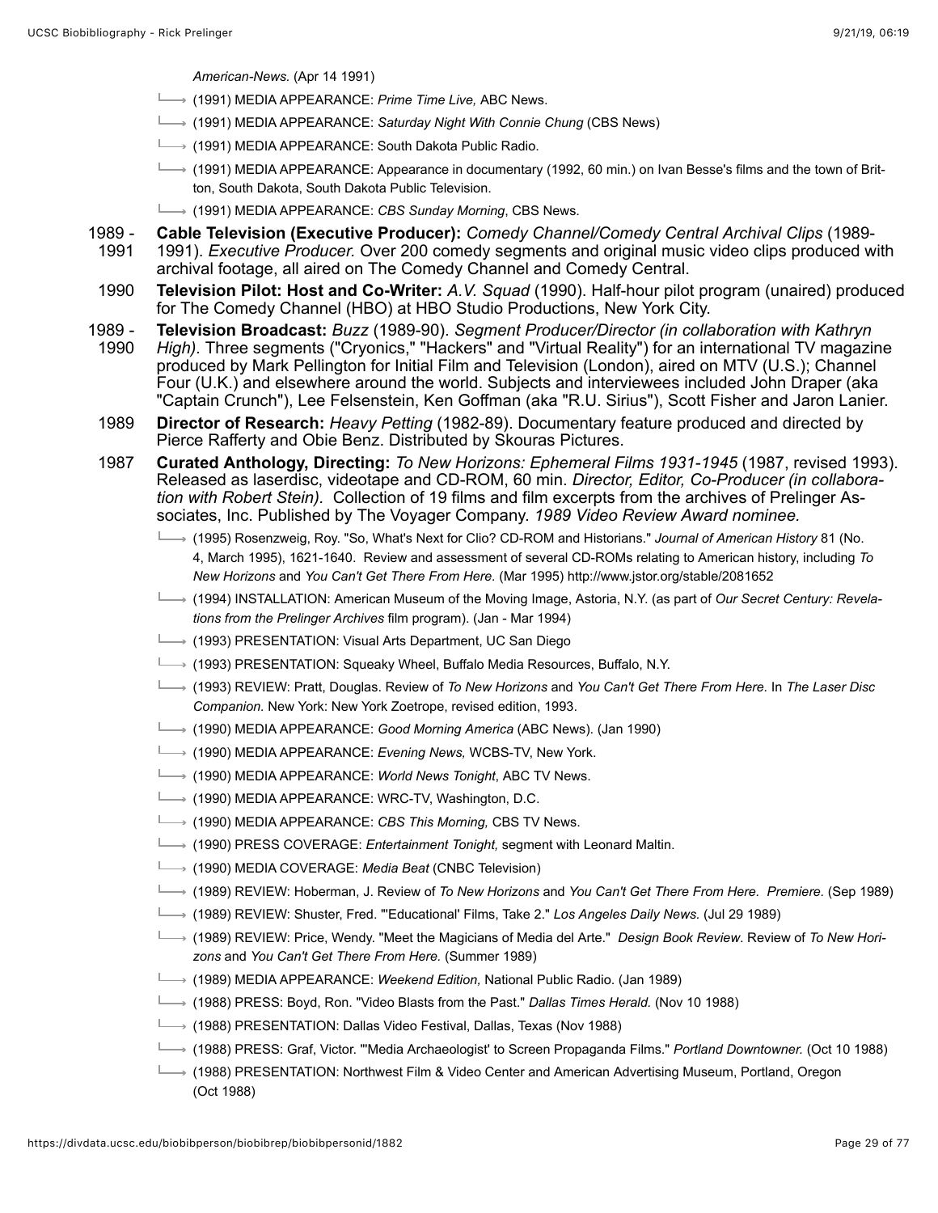*American-News.* (Apr 14 1991)

- (1991) MEDIA APPEARANCE: *Prime Time Live,* ABC News.
- (1991) MEDIA APPEARANCE: *Saturday Night With Connie Chung* (CBS News)
- (1991) MEDIA APPEARANCE: South Dakota Public Radio.
- (1991) MEDIA APPEARANCE: Appearance in documentary (1992, 60 min.) on Ivan Besse's films and the town of Britton, South Dakota, South Dakota Public Television.
- (1991) MEDIA APPEARANCE: *CBS Sunday Morning*, CBS News.

1989 - 1991 **Cable Television (Executive Producer):** *Comedy Channel/Comedy Central Archival Clips* (1989-1991). *Executive Producer.* Over 200 comedy segments and original music video clips produced with archival footage, all aired on The Comedy Channel and Comedy Central.

1990 **Television Pilot: Host and Co-Writer:** *A.V. Squad* (1990). Half-hour pilot program (unaired) produced for The Comedy Channel (HBO) at HBO Studio Productions, New York City.

1989 - 1990 **Television Broadcast:** *Buzz* (1989-90). *Segment Producer/Director (in collaboration with Kathryn High)*. Three segments ("Cryonics," "Hackers" and "Virtual Reality") for an international TV magazine produced by Mark Pellington for Initial Film and Television (London), aired on MTV (U.S.); Channel Four (U.K.) and elsewhere around the world. Subjects and interviewees included John Draper (aka "Captain Crunch"), Lee Felsenstein, Ken Goffman (aka "R.U. Sirius"), Scott Fisher and Jaron Lanier.

1989 **Director of Research:** *Heavy Petting* (1982-89). Documentary feature produced and directed by Pierce Rafferty and Obie Benz. Distributed by Skouras Pictures.

1987 **Curated Anthology, Directing:** *To New Horizons: Ephemeral Films 1931-1945* (1987, revised 1993). Released as laserdisc, videotape and CD-ROM, 60 min. *Director, Editor, Co-Producer (in collaboration with Robert Stein).* Collection of 19 films and film excerpts from the archives of Prelinger Associates, Inc. Published by The Voyager Company. *1989 Video Review Award nominee.*

- (1995) Rosenzweig, Roy. "So, What's Next for Clio? CD-ROM and Historians." *Journal of American History* 81 (No. 4, March 1995), 1621-1640. Review and assessment of several CD-ROMs relating to American history, including *To New Horizons* and *You Can't Get There From Here.* (Mar 1995) http://www.jstor.org/stable/2081652
- (1994) INSTALLATION: American Museum of the Moving Image, Astoria, N.Y. (as part of *Our Secret Century: Revelations from the Prelinger Archives* film program). (Jan - Mar 1994)
- (1993) PRESENTATION: Visual Arts Department, UC San Diego
- (1993) PRESENTATION: Squeaky Wheel, Buffalo Media Resources, Buffalo, N.Y.
- (1993) REVIEW: Pratt, Douglas. Review of *To New Horizons* and *You Can't Get There From Here.* In *The Laser Disc Companion.* New York: New York Zoetrope, revised edition, 1993.
- (1990) MEDIA APPEARANCE: *Good Morning America* (ABC News). (Jan 1990)
- (1990) MEDIA APPEARANCE: *Evening News,* WCBS-TV, New York.
- (1990) MEDIA APPEARANCE: *World News Tonight*, ABC TV News.
- (1990) MEDIA APPEARANCE: WRC-TV, Washington, D.C.
- (1990) MEDIA APPEARANCE: *CBS This Morning,* CBS TV News.
- (1990) PRESS COVERAGE: *Entertainment Tonight,* segment with Leonard Maltin.
- (1990) MEDIA COVERAGE: *Media Beat* (CNBC Television)
- (1989) REVIEW: Hoberman, J. Review of *To New Horizons* and *You Can't Get There From Here. Premiere.* (Sep 1989)
- (1989) REVIEW: Shuster, Fred. "'Educational' Films, Take 2." *Los Angeles Daily News.* (Jul 29 1989)
- (1989) REVIEW: Price, Wendy. "Meet the Magicians of Media del Arte." *Design Book Review*. Review of *To New Horizons* and *You Can't Get There From Here.* (Summer 1989)
- (1989) MEDIA APPEARANCE: *Weekend Edition,* National Public Radio. (Jan 1989)
- (1988) PRESS: Boyd, Ron. "Video Blasts from the Past." *Dallas Times Herald.* (Nov 10 1988)
- (1988) PRESENTATION: Dallas Video Festival, Dallas, Texas (Nov 1988)
- (1988) PRESS: Graf, Victor. "'Media Archaeologist' to Screen Propaganda Films." *Portland Downtowner.* (Oct 10 1988)
- (1988) PRESENTATION: Northwest Film & Video Center and American Advertising Museum, Portland, Oregon (Oct 1988)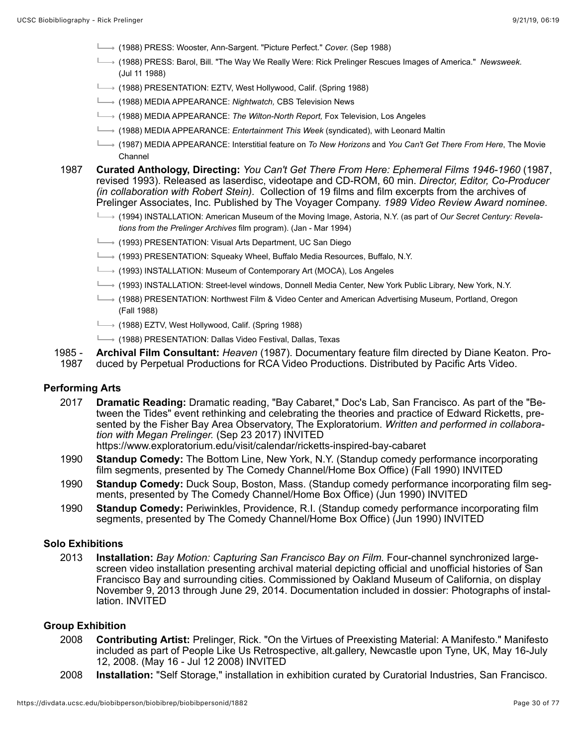- ⟶ (1988) PRESS: Wooster, Ann-Sargent. "Picture Perfect." *Cover.* (Sep 1988)
- ⟶ (1988) PRESS: Barol, Bill. "The Way We Really Were: Rick Prelinger Rescues Images of America." *Newsweek.* (Jul 11 1988)
- ⟶ (1988) PRESENTATION: EZTV, West Hollywood, Calif. (Spring 1988)
- ⟶ (1988) MEDIA APPEARANCE: *Nightwatch,* CBS Television News
- ⟶ (1988) MEDIA APPEARANCE: *The Wilton-North Report,* Fox Television, Los Angeles
- ⟶ (1988) MEDIA APPEARANCE: *Entertainment This Week* (syndicated), with Leonard Maltin
- ⟶ (1987) MEDIA APPEARANCE: Interstitial feature on *To New Horizons* and *You Can't Get There From Here*, The Movie Channel

1987 **Curated Anthology, Directing:** *You Can't Get There From Here: Ephemeral Films 1946-1960* (1987, revised 1993). Released as laserdisc, videotape and CD-ROM, 60 min. *Director, Editor, Co-Producer (in collaboration with Robert Stein).* Collection of 19 films and film excerpts from the archives of Prelinger Associates, Inc. Published by The Voyager Company. *1989 Video Review Award nominee.*

- ⟶ (1994) INSTALLATION: American Museum of the Moving Image, Astoria, N.Y. (as part of *Our Secret Century: Revelations from the Prelinger Archives* film program). (Jan - Mar 1994)
- ⟶ (1993) PRESENTATION: Visual Arts Department, UC San Diego
- ⟶ (1993) PRESENTATION: Squeaky Wheel, Buffalo Media Resources, Buffalo, N.Y.
- ⟶ (1993) INSTALLATION: Museum of Contemporary Art (MOCA), Los Angeles
- ⟶ (1993) INSTALLATION: Street-level windows, Donnell Media Center, New York Public Library, New York, N.Y.
- ⟶ (1988) PRESENTATION: Northwest Film & Video Center and American Advertising Museum, Portland, Oregon (Fall 1988)
- ⟶ (1988) EZTV, West Hollywood, Calif. (Spring 1988)
- ⟶ (1988) PRESENTATION: Dallas Video Festival, Dallas, Texas

1985 - 1987 **Archival Film Consultant:** *Heaven* (1987). Documentary feature film directed by Diane Keaton. Produced by Perpetual Productions for RCA Video Productions. Distributed by Pacific Arts Video.

### Performing Arts

2017 **Dramatic Reading:** Dramatic reading, "Bay Cabaret," Doc's Lab, San Francisco. As part of the "Between the Tides" event rethinking and celebrating the theories and practice of Edward Ricketts, presented by the Fisher Bay Area Observatory, The Exploratorium. *Written and performed in collaboration with Megan Prelinger.* (Sep 23 2017) INVITED
https://www.exploratorium.edu/visit/calendar/ricketts-inspired-bay-cabaret

1990 **Standup Comedy:** The Bottom Line, New York, N.Y. (Standup comedy performance incorporating film segments, presented by The Comedy Channel/Home Box Office) (Fall 1990) INVITED

1990 **Standup Comedy:** Duck Soup, Boston, Mass. (Standup comedy performance incorporating film segments, presented by The Comedy Channel/Home Box Office) (Jun 1990) INVITED

1990 **Standup Comedy:** Periwinkles, Providence, R.I. (Standup comedy performance incorporating film segments, presented by The Comedy Channel/Home Box Office) (Jun 1990) INVITED

### Solo Exhibitions

2013 **Installation:** *Bay Motion: Capturing San Francisco Bay on Film.* Four-channel synchronized large-screen video installation presenting archival material depicting official and unofficial histories of San Francisco Bay and surrounding cities. Commissioned by Oakland Museum of California, on display November 9, 2013 through June 29, 2014. Documentation included in dossier: Photographs of installation. INVITED

### Group Exhibition

2008 **Contributing Artist:** Prelinger, Rick. "On the Virtues of Preexisting Material: A Manifesto." Manifesto included as part of People Like Us Retrospective, alt.gallery, Newcastle upon Tyne, UK, May 16-July 12, 2008. (May 16 - Jul 12 2008) INVITED

2008 **Installation:** "Self Storage," installation in exhibition curated by Curatorial Industries, San Francisco.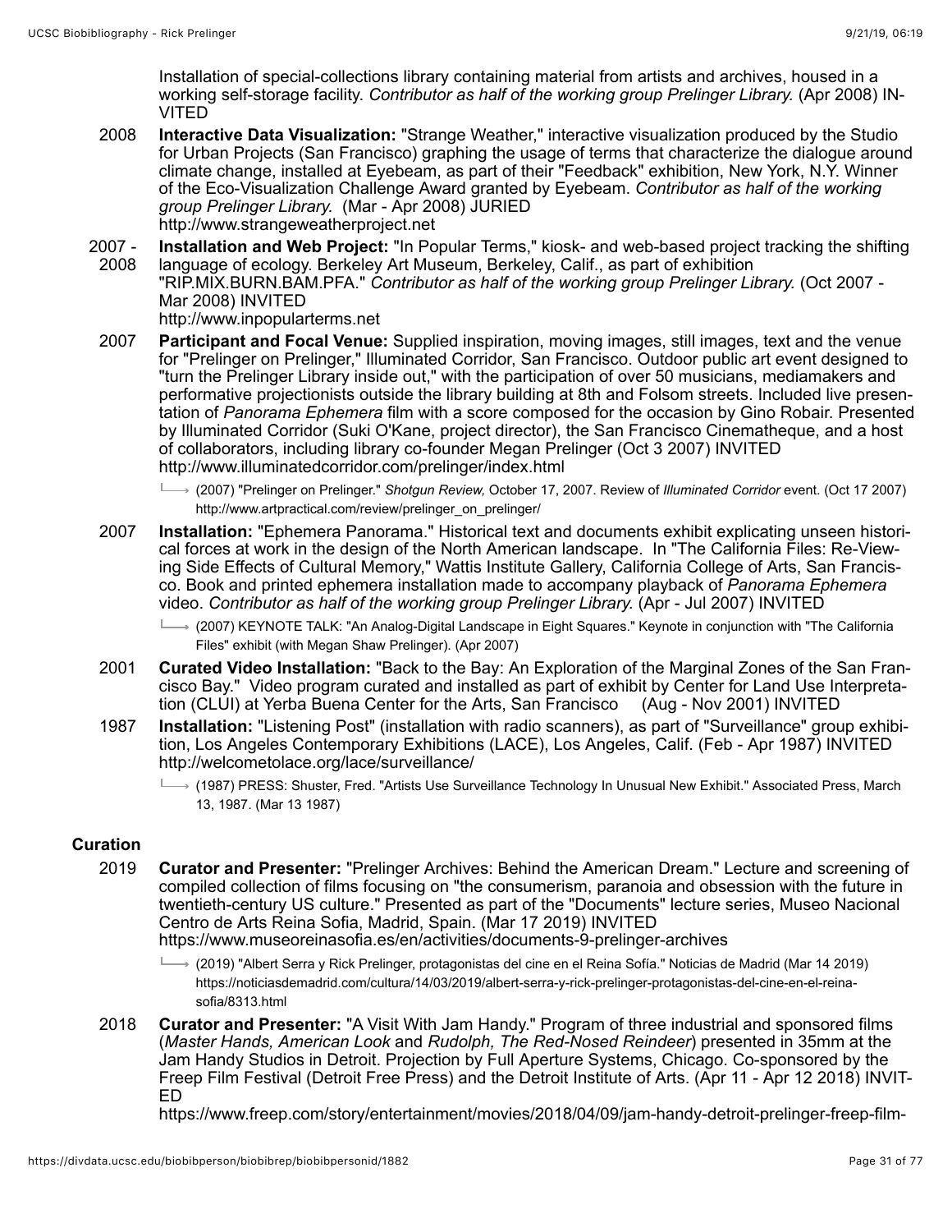Installation of special-collections library containing material from artists and archives, housed in a working self-storage facility. *Contributor as half of the working group Prelinger Library.* (Apr 2008) INVITED

2008 **Interactive Data Visualization:** "Strange Weather," interactive visualization produced by the Studio for Urban Projects (San Francisco) graphing the usage of terms that characterize the dialogue around climate change, installed at Eyebeam, as part of their "Feedback" exhibition, New York, N.Y. Winner of the Eco-Visualization Challenge Award granted by Eyebeam. *Contributor as half of the working group Prelinger Library.* (Mar - Apr 2008) JURIED
http://www.strangeweatherproject.net

2007 - 2008 **Installation and Web Project:** "In Popular Terms," kiosk- and web-based project tracking the shifting language of ecology. Berkeley Art Museum, Berkeley, Calif., as part of exhibition "RIP.MIX.BURN.BAM.PFA." *Contributor as half of the working group Prelinger Library.* (Oct 2007 - Mar 2008) INVITED
http://www.inpopularterms.net

2007 **Participant and Focal Venue:** Supplied inspiration, moving images, still images, text and the venue for "Prelinger on Prelinger," Illuminated Corridor, San Francisco. Outdoor public art event designed to "turn the Prelinger Library inside out," with the participation of over 50 musicians, mediamakers and performative projectionists outside the library building at 8th and Folsom streets. Included live presentation of *Panorama Ephemera* film with a score composed for the occasion by Gino Robair. Presented by Illuminated Corridor (Suki O'Kane, project director), the San Francisco Cinematheque, and a host of collaborators, including library co-founder Megan Prelinger (Oct 3 2007) INVITED
http://www.illuminatedcorridor.com/prelinger/index.html

- (2007) "Prelinger on Prelinger." *Shotgun Review,* October 17, 2007. Review of *Illuminated Corridor* event. (Oct 17 2007) http://www.artpractical.com/review/prelinger_on_prelinger/

2007 **Installation:** "Ephemera Panorama." Historical text and documents exhibit explicating unseen historical forces at work in the design of the North American landscape. In "The California Files: Re-Viewing Side Effects of Cultural Memory," Wattis Institute Gallery, California College of Arts, San Francisco. Book and printed ephemera installation made to accompany playback of *Panorama Ephemera* video. *Contributor as half of the working group Prelinger Library.* (Apr - Jul 2007) INVITED

- (2007) KEYNOTE TALK: "An Analog-Digital Landscape in Eight Squares." Keynote in conjunction with "The California Files" exhibit (with Megan Shaw Prelinger). (Apr 2007)

2001 **Curated Video Installation:** "Back to the Bay: An Exploration of the Marginal Zones of the San Francisco Bay." Video program curated and installed as part of exhibit by Center for Land Use Interpretation (CLUI) at Yerba Buena Center for the Arts, San Francisco (Aug - Nov 2001) INVITED

1987 **Installation:** "Listening Post" (installation with radio scanners), as part of "Surveillance" group exhibition, Los Angeles Contemporary Exhibitions (LACE), Los Angeles, Calif. (Feb - Apr 1987) INVITED
http://welcometolace.org/lace/surveillance/

- (1987) PRESS: Shuster, Fred. "Artists Use Surveillance Technology In Unusual New Exhibit." Associated Press, March 13, 1987. (Mar 13 1987)

## Curation

2019 **Curator and Presenter:** "Prelinger Archives: Behind the American Dream." Lecture and screening of compiled collection of films focusing on "the consumerism, paranoia and obsession with the future in twentieth-century US culture." Presented as part of the "Documents" lecture series, Museo Nacional Centro de Arts Reina Sofia, Madrid, Spain. (Mar 17 2019) INVITED
https://www.museoreinasofia.es/en/activities/documents-9-prelinger-archives

- (2019) "Albert Serra y Rick Prelinger, protagonistas del cine en el Reina Sofía." Noticias de Madrid (Mar 14 2019) https://noticiasdemadrid.com/cultura/14/03/2019/albert-serra-y-rick-prelinger-protagonistas-del-cine-en-el-reina-sofia/8313.html

2018 **Curator and Presenter:** "A Visit With Jam Handy." Program of three industrial and sponsored films (*Master Hands, American Look* and *Rudolph, The Red-Nosed Reindeer*) presented in 35mm at the Jam Handy Studios in Detroit. Projection by Full Aperture Systems, Chicago. Co-sponsored by the Freep Film Festival (Detroit Free Press) and the Detroit Institute of Arts. (Apr 11 - Apr 12 2018) INVITED
https://www.freep.com/story/entertainment/movies/2018/04/09/jam-handy-detroit-prelinger-freep-film-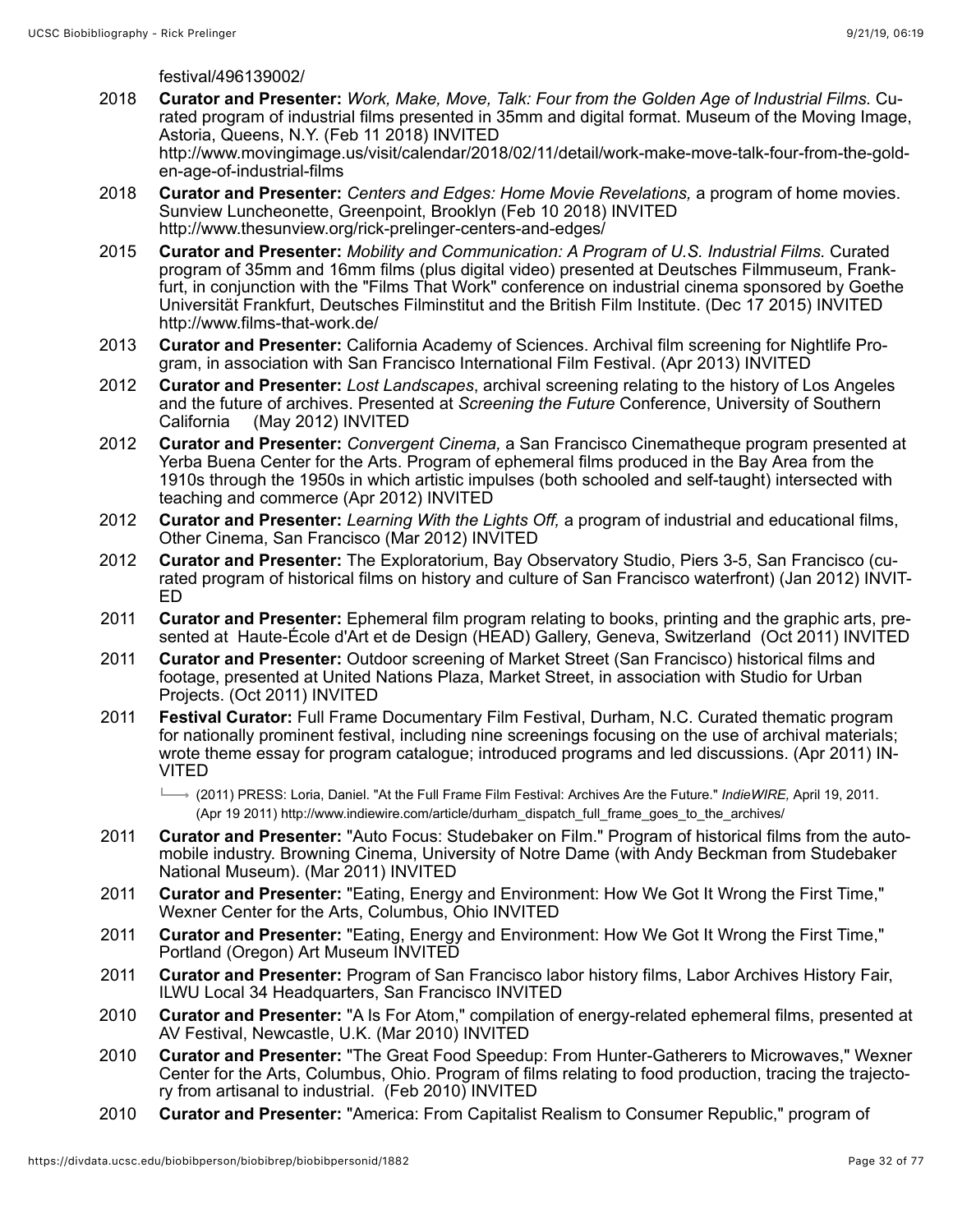festival/496139002/

2018 **Curator and Presenter:** *Work, Make, Move, Talk: Four from the Golden Age of Industrial Films.* Curated program of industrial films presented in 35mm and digital format. Museum of the Moving Image, Astoria, Queens, N.Y. (Feb 11 2018) INVITED
http://www.movingimage.us/visit/calendar/2018/02/11/detail/work-make-move-talk-four-from-the-golden-age-of-industrial-films

2018 **Curator and Presenter:** *Centers and Edges: Home Movie Revelations,* a program of home movies. Sunview Luncheonette, Greenpoint, Brooklyn (Feb 10 2018) INVITED
http://www.thesunview.org/rick-prelinger-centers-and-edges/

2015 **Curator and Presenter:** *Mobility and Communication: A Program of U.S. Industrial Films.* Curated program of 35mm and 16mm films (plus digital video) presented at Deutsches Filmmuseum, Frankfurt, in conjunction with the "Films That Work" conference on industrial cinema sponsored by Goethe Universität Frankfurt, Deutsches Filminstitut and the British Film Institute. (Dec 17 2015) INVITED
http://www.films-that-work.de/

2013 **Curator and Presenter:** California Academy of Sciences. Archival film screening for Nightlife Program, in association with San Francisco International Film Festival. (Apr 2013) INVITED

2012 **Curator and Presenter:** *Lost Landscapes*, archival screening relating to the history of Los Angeles and the future of archives. Presented at *Screening the Future* Conference, University of Southern California (May 2012) INVITED

2012 **Curator and Presenter:** *Convergent Cinema,* a San Francisco Cinematheque program presented at Yerba Buena Center for the Arts. Program of ephemeral films produced in the Bay Area from the 1910s through the 1950s in which artistic impulses (both schooled and self-taught) intersected with teaching and commerce (Apr 2012) INVITED

2012 **Curator and Presenter:** *Learning With the Lights Off,* a program of industrial and educational films, Other Cinema, San Francisco (Mar 2012) INVITED

2012 **Curator and Presenter:** The Exploratorium, Bay Observatory Studio, Piers 3-5, San Francisco (curated program of historical films on history and culture of San Francisco waterfront) (Jan 2012) INVITED

2011 **Curator and Presenter:** Ephemeral film program relating to books, printing and the graphic arts, presented at Haute-École d'Art et de Design (HEAD) Gallery, Geneva, Switzerland (Oct 2011) INVITED

2011 **Curator and Presenter:** Outdoor screening of Market Street (San Francisco) historical films and footage, presented at United Nations Plaza, Market Street, in association with Studio for Urban Projects. (Oct 2011) INVITED

2011 **Festival Curator:** Full Frame Documentary Film Festival, Durham, N.C. Curated thematic program for nationally prominent festival, including nine screenings focusing on the use of archival materials; wrote theme essay for program catalogue; introduced programs and led discussions. (Apr 2011) INVITED

→ (2011) PRESS: Loria, Daniel. "At the Full Frame Film Festival: Archives Are the Future." *IndieWIRE,* April 19, 2011. (Apr 19 2011) http://www.indiewire.com/article/durham_dispatch_full_frame_goes_to_the_archives/

2011 **Curator and Presenter:** "Auto Focus: Studebaker on Film." Program of historical films from the automobile industry. Browning Cinema, University of Notre Dame (with Andy Beckman from Studebaker National Museum). (Mar 2011) INVITED

2011 **Curator and Presenter:** "Eating, Energy and Environment: How We Got It Wrong the First Time," Wexner Center for the Arts, Columbus, Ohio INVITED

2011 **Curator and Presenter:** "Eating, Energy and Environment: How We Got It Wrong the First Time," Portland (Oregon) Art Museum INVITED

2011 **Curator and Presenter:** Program of San Francisco labor history films, Labor Archives History Fair, ILWU Local 34 Headquarters, San Francisco INVITED

2010 **Curator and Presenter:** "A Is For Atom," compilation of energy-related ephemeral films, presented at AV Festival, Newcastle, U.K. (Mar 2010) INVITED

2010 **Curator and Presenter:** "The Great Food Speedup: From Hunter-Gatherers to Microwaves," Wexner Center for the Arts, Columbus, Ohio. Program of films relating to food production, tracing the trajectory from artisanal to industrial. (Feb 2010) INVITED

2010 **Curator and Presenter:** "America: From Capitalist Realism to Consumer Republic," program of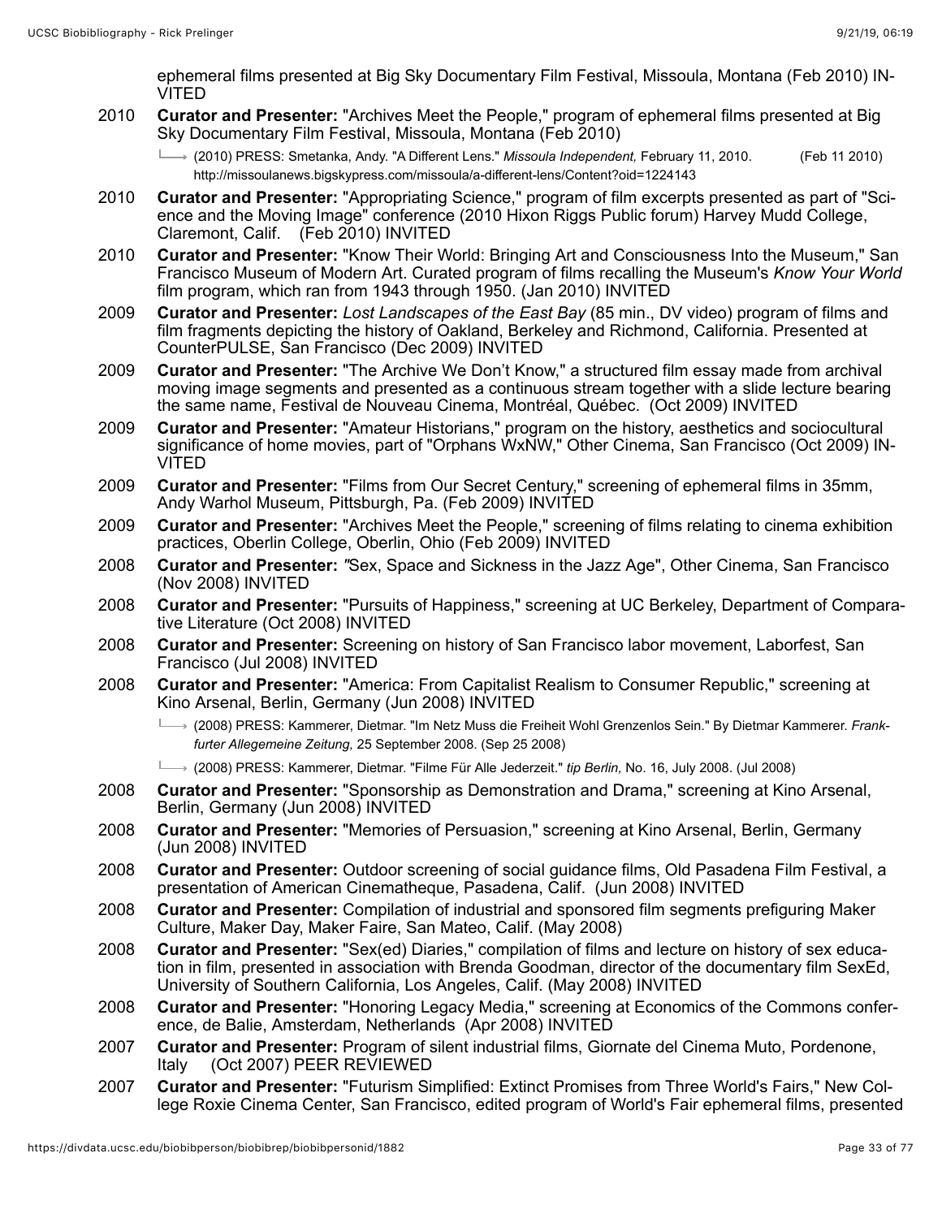ephemeral films presented at Big Sky Documentary Film Festival, Missoula, Montana (Feb 2010) INVITED

2010 **Curator and Presenter:** "Archives Meet the People," program of ephemeral films presented at Big Sky Documentary Film Festival, Missoula, Montana (Feb 2010)

- (2010) PRESS: Smetanka, Andy. "A Different Lens." *Missoula Independent,* February 11, 2010. (Feb 11 2010) http://missoulanews.bigskypress.com/missoula/a-different-lens/Content?oid=1224143

2010 **Curator and Presenter:** "Appropriating Science," program of film excerpts presented as part of "Science and the Moving Image" conference (2010 Hixon Riggs Public forum) Harvey Mudd College, Claremont, Calif. (Feb 2010) INVITED

2010 **Curator and Presenter:** "Know Their World: Bringing Art and Consciousness Into the Museum," San Francisco Museum of Modern Art. Curated program of films recalling the Museum's *Know Your World* film program, which ran from 1943 through 1950. (Jan 2010) INVITED

2009 **Curator and Presenter:** *Lost Landscapes of the East Bay* (85 min., DV video) program of films and film fragments depicting the history of Oakland, Berkeley and Richmond, California. Presented at CounterPULSE, San Francisco (Dec 2009) INVITED

2009 **Curator and Presenter:** "The Archive We Don't Know," a structured film essay made from archival moving image segments and presented as a continuous stream together with a slide lecture bearing the same name, Festival de Nouveau Cinema, Montréal, Québec. (Oct 2009) INVITED

2009 **Curator and Presenter:** "Amateur Historians," program on the history, aesthetics and sociocultural significance of home movies, part of "Orphans WxNW," Other Cinema, San Francisco (Oct 2009) INVITED

2009 **Curator and Presenter:** "Films from Our Secret Century," screening of ephemeral films in 35mm, Andy Warhol Museum, Pittsburgh, Pa. (Feb 2009) INVITED

2009 **Curator and Presenter:** "Archives Meet the People," screening of films relating to cinema exhibition practices, Oberlin College, Oberlin, Ohio (Feb 2009) INVITED

2008 **Curator and Presenter:** "Sex, Space and Sickness in the Jazz Age", Other Cinema, San Francisco (Nov 2008) INVITED

2008 **Curator and Presenter:** "Pursuits of Happiness," screening at UC Berkeley, Department of Comparative Literature (Oct 2008) INVITED

2008 **Curator and Presenter:** Screening on history of San Francisco labor movement, Laborfest, San Francisco (Jul 2008) INVITED

2008 **Curator and Presenter:** "America: From Capitalist Realism to Consumer Republic," screening at Kino Arsenal, Berlin, Germany (Jun 2008) INVITED

- (2008) PRESS: Kammerer, Dietmar. "Im Netz Muss die Freiheit Wohl Grenzenlos Sein." By Dietmar Kammerer. *Frankfurter Allegemeine Zeitung,* 25 September 2008. (Sep 25 2008)
- (2008) PRESS: Kammerer, Dietmar. "Filme Für Alle Jederzeit." *tip Berlin,* No. 16, July 2008. (Jul 2008)

2008 **Curator and Presenter:** "Sponsorship as Demonstration and Drama," screening at Kino Arsenal, Berlin, Germany (Jun 2008) INVITED

2008 **Curator and Presenter:** "Memories of Persuasion," screening at Kino Arsenal, Berlin, Germany (Jun 2008) INVITED

2008 **Curator and Presenter:** Outdoor screening of social guidance films, Old Pasadena Film Festival, a presentation of American Cinematheque, Pasadena, Calif. (Jun 2008) INVITED

2008 **Curator and Presenter:** Compilation of industrial and sponsored film segments prefiguring Maker Culture, Maker Day, Maker Faire, San Mateo, Calif. (May 2008)

2008 **Curator and Presenter:** "Sex(ed) Diaries," compilation of films and lecture on history of sex education in film, presented in association with Brenda Goodman, director of the documentary film SexEd, University of Southern California, Los Angeles, Calif. (May 2008) INVITED

2008 **Curator and Presenter:** "Honoring Legacy Media," screening at Economics of the Commons conference, de Balie, Amsterdam, Netherlands (Apr 2008) INVITED

2007 **Curator and Presenter:** Program of silent industrial films, Giornate del Cinema Muto, Pordenone, Italy (Oct 2007) PEER REVIEWED

2007 **Curator and Presenter:** "Futurism Simplified: Extinct Promises from Three World's Fairs," New College Roxie Cinema Center, San Francisco, edited program of World's Fair ephemeral films, presented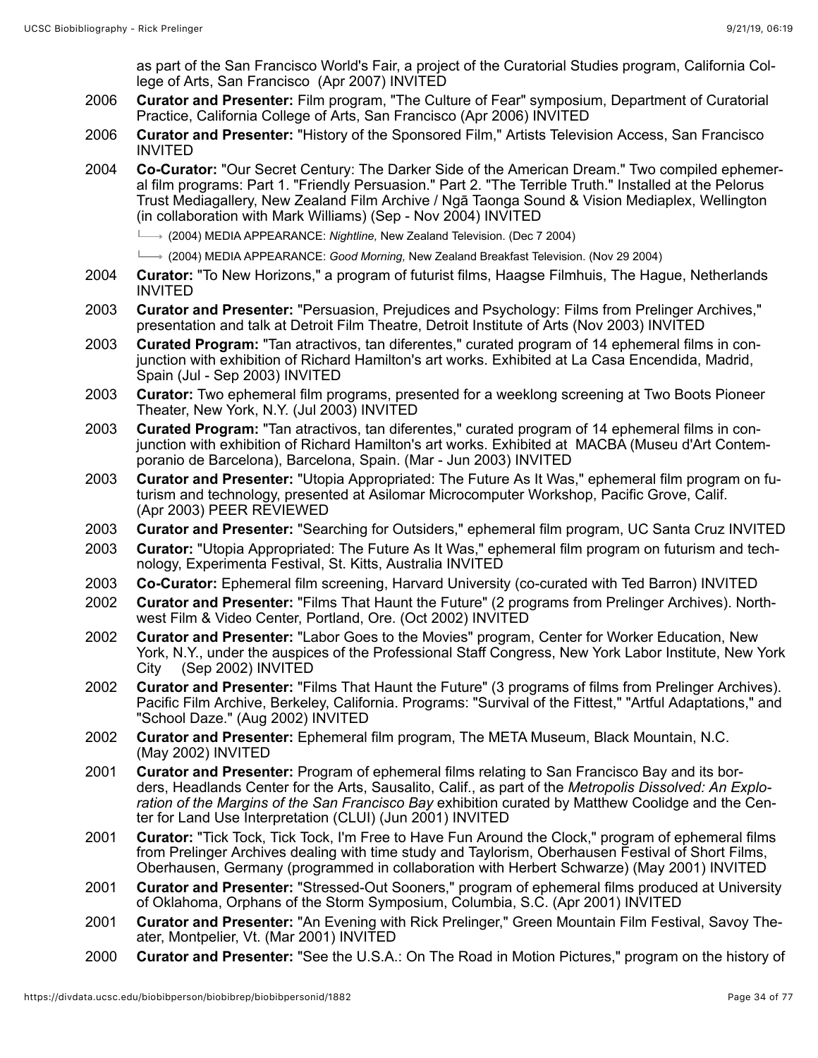as part of the San Francisco World's Fair, a project of the Curatorial Studies program, California College of Arts, San Francisco (Apr 2007) INVITED

2006 **Curator and Presenter:** Film program, "The Culture of Fear" symposium, Department of Curatorial Practice, California College of Arts, San Francisco (Apr 2006) INVITED

2006 **Curator and Presenter:** "History of the Sponsored Film," Artists Television Access, San Francisco INVITED

2004 **Co-Curator:** "Our Secret Century: The Darker Side of the American Dream." Two compiled ephemeral film programs: Part 1. "Friendly Persuasion." Part 2. "The Terrible Truth." Installed at the Pelorus Trust Mediagallery, New Zealand Film Archive / Ngā Taonga Sound & Vision Mediaplex, Wellington (in collaboration with Mark Williams) (Sep - Nov 2004) INVITED

└──→ (2004) MEDIA APPEARANCE: *Nightline,* New Zealand Television. (Dec 7 2004)

└──→ (2004) MEDIA APPEARANCE: *Good Morning,* New Zealand Breakfast Television. (Nov 29 2004)

2004 **Curator:** "To New Horizons," a program of futurist films, Haagse Filmhuis, The Hague, Netherlands INVITED

2003 **Curator and Presenter:** "Persuasion, Prejudices and Psychology: Films from Prelinger Archives," presentation and talk at Detroit Film Theatre, Detroit Institute of Arts (Nov 2003) INVITED

2003 **Curated Program:** "Tan atractivos, tan diferentes," curated program of 14 ephemeral films in conjunction with exhibition of Richard Hamilton's art works. Exhibited at La Casa Encendida, Madrid, Spain (Jul - Sep 2003) INVITED

2003 **Curator:** Two ephemeral film programs, presented for a weeklong screening at Two Boots Pioneer Theater, New York, N.Y. (Jul 2003) INVITED

2003 **Curated Program:** "Tan atractivos, tan diferentes," curated program of 14 ephemeral films in conjunction with exhibition of Richard Hamilton's art works. Exhibited at MACBA (Museu d'Art Contemporanio de Barcelona), Barcelona, Spain. (Mar - Jun 2003) INVITED

2003 **Curator and Presenter:** "Utopia Appropriated: The Future As It Was," ephemeral film program on futurism and technology, presented at Asilomar Microcomputer Workshop, Pacific Grove, Calif. (Apr 2003) PEER REVIEWED

2003 **Curator and Presenter:** "Searching for Outsiders," ephemeral film program, UC Santa Cruz INVITED

2003 **Curator:** "Utopia Appropriated: The Future As It Was," ephemeral film program on futurism and technology, Experimenta Festival, St. Kitts, Australia INVITED

2003 **Co-Curator:** Ephemeral film screening, Harvard University (co-curated with Ted Barron) INVITED

2002 **Curator and Presenter:** "Films That Haunt the Future" (2 programs from Prelinger Archives). Northwest Film & Video Center, Portland, Ore. (Oct 2002) INVITED

2002 **Curator and Presenter:** "Labor Goes to the Movies" program, Center for Worker Education, New York, N.Y., under the auspices of the Professional Staff Congress, New York Labor Institute, New York City (Sep 2002) INVITED

2002 **Curator and Presenter:** "Films That Haunt the Future" (3 programs of films from Prelinger Archives). Pacific Film Archive, Berkeley, California. Programs: "Survival of the Fittest," "Artful Adaptations," and "School Daze." (Aug 2002) INVITED

2002 **Curator and Presenter:** Ephemeral film program, The META Museum, Black Mountain, N.C. (May 2002) INVITED

2001 **Curator and Presenter:** Program of ephemeral films relating to San Francisco Bay and its borders, Headlands Center for the Arts, Sausalito, Calif., as part of the *Metropolis Dissolved: An Exploration of the Margins of the San Francisco Bay* exhibition curated by Matthew Coolidge and the Center for Land Use Interpretation (CLUI) (Jun 2001) INVITED

2001 **Curator:** "Tick Tock, Tick Tock, I'm Free to Have Fun Around the Clock," program of ephemeral films from Prelinger Archives dealing with time study and Taylorism, Oberhausen Festival of Short Films, Oberhausen, Germany (programmed in collaboration with Herbert Schwarze) (May 2001) INVITED

2001 **Curator and Presenter:** "Stressed-Out Sooners," program of ephemeral films produced at University of Oklahoma, Orphans of the Storm Symposium, Columbia, S.C. (Apr 2001) INVITED

2001 **Curator and Presenter:** "An Evening with Rick Prelinger," Green Mountain Film Festival, Savoy Theater, Montpelier, Vt. (Mar 2001) INVITED

2000 **Curator and Presenter:** "See the U.S.A.: On The Road in Motion Pictures," program on the history of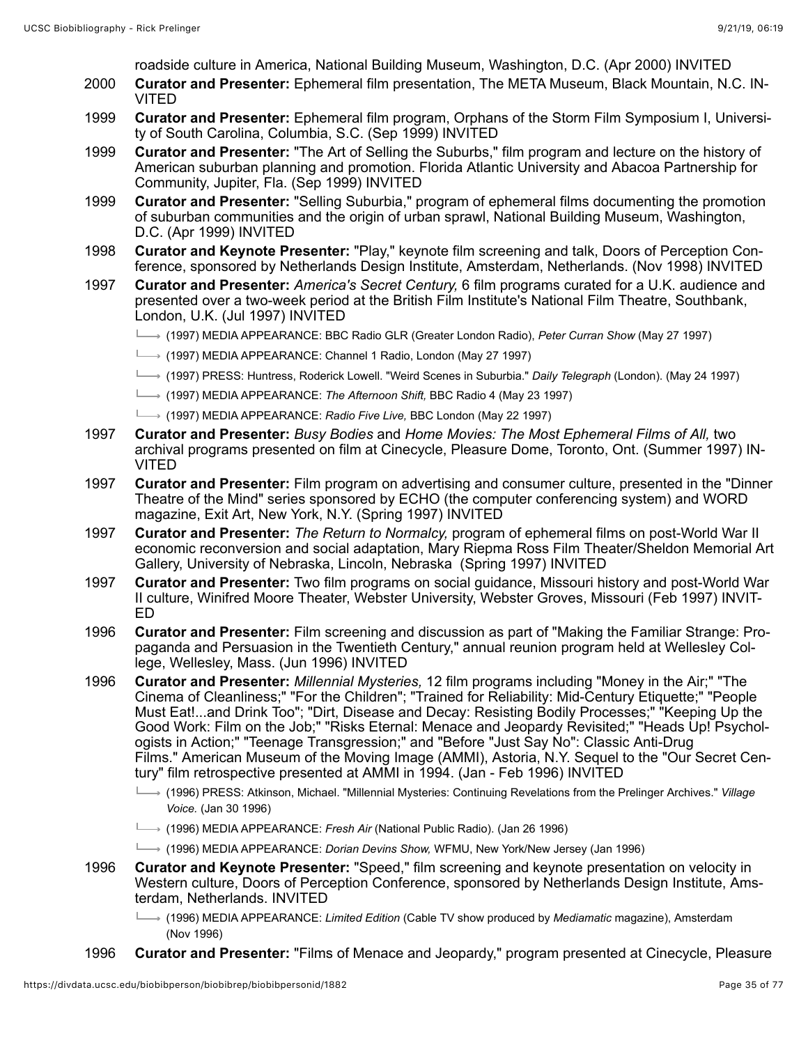roadside culture in America, National Building Museum, Washington, D.C. (Apr 2000) INVITED

2000 **Curator and Presenter:** Ephemeral film presentation, The META Museum, Black Mountain, N.C. INVITED

1999 **Curator and Presenter:** Ephemeral film program, Orphans of the Storm Film Symposium I, University of South Carolina, Columbia, S.C. (Sep 1999) INVITED

1999 **Curator and Presenter:** "The Art of Selling the Suburbs," film program and lecture on the history of American suburban planning and promotion. Florida Atlantic University and Abacoa Partnership for Community, Jupiter, Fla. (Sep 1999) INVITED

1999 **Curator and Presenter:** "Selling Suburbia," program of ephemeral films documenting the promotion of suburban communities and the origin of urban sprawl, National Building Museum, Washington, D.C. (Apr 1999) INVITED

1998 **Curator and Keynote Presenter:** "Play," keynote film screening and talk, Doors of Perception Conference, sponsored by Netherlands Design Institute, Amsterdam, Netherlands. (Nov 1998) INVITED

1997 **Curator and Presenter:** *America's Secret Century,* 6 film programs curated for a U.K. audience and presented over a two-week period at the British Film Institute's National Film Theatre, Southbank, London, U.K. (Jul 1997) INVITED

- (1997) MEDIA APPEARANCE: BBC Radio GLR (Greater London Radio), *Peter Curran Show* (May 27 1997)
- (1997) MEDIA APPEARANCE: Channel 1 Radio, London (May 27 1997)
- (1997) PRESS: Huntress, Roderick Lowell. "Weird Scenes in Suburbia." *Daily Telegraph* (London). (May 24 1997)
- (1997) MEDIA APPEARANCE: *The Afternoon Shift,* BBC Radio 4 (May 23 1997)
- (1997) MEDIA APPEARANCE: *Radio Five Live,* BBC London (May 22 1997)

1997 **Curator and Presenter:** *Busy Bodies* and *Home Movies: The Most Ephemeral Films of All,* two archival programs presented on film at Cinecycle, Pleasure Dome, Toronto, Ont. (Summer 1997) INVITED

1997 **Curator and Presenter:** Film program on advertising and consumer culture, presented in the "Dinner Theatre of the Mind" series sponsored by ECHO (the computer conferencing system) and WORD magazine, Exit Art, New York, N.Y. (Spring 1997) INVITED

1997 **Curator and Presenter:** *The Return to Normalcy,* program of ephemeral films on post-World War II economic reconversion and social adaptation, Mary Riepma Ross Film Theater/Sheldon Memorial Art Gallery, University of Nebraska, Lincoln, Nebraska (Spring 1997) INVITED

1997 **Curator and Presenter:** Two film programs on social guidance, Missouri history and post-World War II culture, Winifred Moore Theater, Webster University, Webster Groves, Missouri (Feb 1997) INVITED

1996 **Curator and Presenter:** Film screening and discussion as part of "Making the Familiar Strange: Propaganda and Persuasion in the Twentieth Century," annual reunion program held at Wellesley College, Wellesley, Mass. (Jun 1996) INVITED

1996 **Curator and Presenter:** *Millennial Mysteries,* 12 film programs including "Money in the Air;" "The Cinema of Cleanliness;" "For the Children"; "Trained for Reliability: Mid-Century Etiquette;" "People Must Eat!...and Drink Too"; "Dirt, Disease and Decay: Resisting Bodily Processes;" "Keeping Up the Good Work: Film on the Job;" "Risks Eternal: Menace and Jeopardy Revisited;" "Heads Up! Psychologists in Action;" "Teenage Transgression;" and "Before "Just Say No": Classic Anti-Drug Films." American Museum of the Moving Image (AMMI), Astoria, N.Y. Sequel to the "Our Secret Century" film retrospective presented at AMMI in 1994. (Jan - Feb 1996) INVITED

- (1996) PRESS: Atkinson, Michael. "Millennial Mysteries: Continuing Revelations from the Prelinger Archives." *Village Voice.* (Jan 30 1996)
- (1996) MEDIA APPEARANCE: *Fresh Air* (National Public Radio). (Jan 26 1996)
- (1996) MEDIA APPEARANCE: *Dorian Devins Show,* WFMU, New York/New Jersey (Jan 1996)

1996 **Curator and Keynote Presenter:** "Speed," film screening and keynote presentation on velocity in Western culture, Doors of Perception Conference, sponsored by Netherlands Design Institute, Amsterdam, Netherlands. INVITED

- (1996) MEDIA APPEARANCE: *Limited Edition* (Cable TV show produced by *Mediamatic* magazine), Amsterdam (Nov 1996)

1996 **Curator and Presenter:** "Films of Menace and Jeopardy," program presented at Cinecycle, Pleasure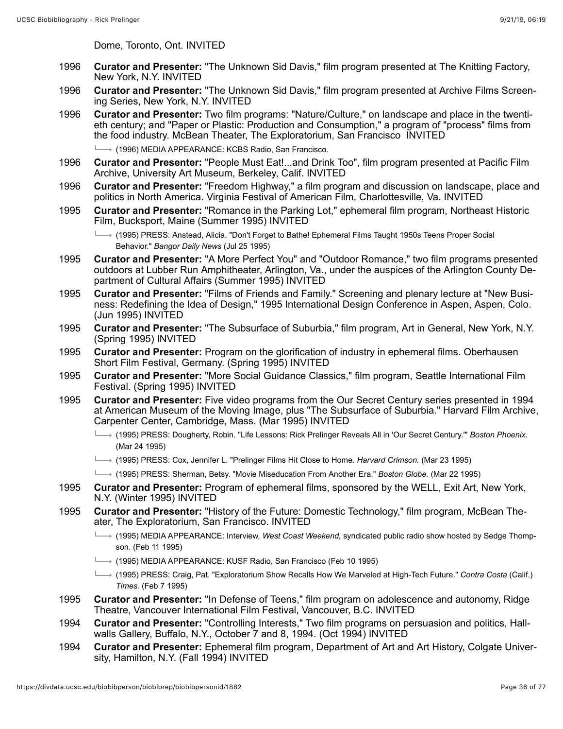Dome, Toronto, Ont. INVITED

1996 **Curator and Presenter:** "The Unknown Sid Davis," film program presented at The Knitting Factory, New York, N.Y. INVITED

1996 **Curator and Presenter:** "The Unknown Sid Davis," film program presented at Archive Films Screening Series, New York, N.Y. INVITED

1996 **Curator and Presenter:** Two film programs: "Nature/Culture," on landscape and place in the twentieth century; and "Paper or Plastic: Production and Consumption," a program of "process" films from the food industry. McBean Theater, The Exploratorium, San Francisco INVITED

- (1996) MEDIA APPEARANCE: KCBS Radio, San Francisco.

1996 **Curator and Presenter:** "People Must Eat!...and Drink Too", film program presented at Pacific Film Archive, University Art Museum, Berkeley, Calif. INVITED

1996 **Curator and Presenter:** "Freedom Highway," a film program and discussion on landscape, place and politics in North America. Virginia Festival of American Film, Charlottesville, Va. INVITED

1995 **Curator and Presenter:** "Romance in the Parking Lot," ephemeral film program, Northeast Historic Film, Bucksport, Maine (Summer 1995) INVITED

- (1995) PRESS: Anstead, Alicia. "Don't Forget to Bathe! Ephemeral Films Taught 1950s Teens Proper Social Behavior." *Bangor Daily News* (Jul 25 1995)

1995 **Curator and Presenter:** "A More Perfect You" and "Outdoor Romance," two film programs presented outdoors at Lubber Run Amphitheater, Arlington, Va., under the auspices of the Arlington County Department of Cultural Affairs (Summer 1995) INVITED

1995 **Curator and Presenter:** "Films of Friends and Family." Screening and plenary lecture at "New Business: Redefining the Idea of Design," 1995 International Design Conference in Aspen, Aspen, Colo. (Jun 1995) INVITED

1995 **Curator and Presenter:** "The Subsurface of Suburbia," film program, Art in General, New York, N.Y. (Spring 1995) INVITED

1995 **Curator and Presenter:** Program on the glorification of industry in ephemeral films. Oberhausen Short Film Festival, Germany. (Spring 1995) INVITED

1995 **Curator and Presenter:** "More Social Guidance Classics," film program, Seattle International Film Festival. (Spring 1995) INVITED

1995 **Curator and Presenter:** Five video programs from the Our Secret Century series presented in 1994 at American Museum of the Moving Image, plus "The Subsurface of Suburbia." Harvard Film Archive, Carpenter Center, Cambridge, Mass. (Mar 1995) INVITED

- (1995) PRESS: Dougherty, Robin. "Life Lessons: Rick Prelinger Reveals All in 'Our Secret Century.'" *Boston Phoenix.* (Mar 24 1995)
- (1995) PRESS: Cox, Jennifer L. "Prelinger Films Hit Close to Home. *Harvard Crimson.* (Mar 23 1995)
- (1995) PRESS: Sherman, Betsy. "Movie Miseducation From Another Era." *Boston Globe.* (Mar 22 1995)

1995 **Curator and Presenter:** Program of ephemeral films, sponsored by the WELL, Exit Art, New York, N.Y. (Winter 1995) INVITED

1995 **Curator and Presenter:** "History of the Future: Domestic Technology," film program, McBean Theater, The Exploratorium, San Francisco. INVITED

- (1995) MEDIA APPEARANCE: Interview, *West Coast Weekend,* syndicated public radio show hosted by Sedge Thompson. (Feb 11 1995)
- (1995) MEDIA APPEARANCE: KUSF Radio, San Francisco (Feb 10 1995)
- (1995) PRESS: Craig, Pat. "Exploratorium Show Recalls How We Marveled at High-Tech Future." *Contra Costa* (Calif.) *Times.* (Feb 7 1995)

1995 **Curator and Presenter:** "In Defense of Teens," film program on adolescence and autonomy, Ridge Theatre, Vancouver International Film Festival, Vancouver, B.C. INVITED

1994 **Curator and Presenter:** "Controlling Interests," Two film programs on persuasion and politics, Hallwalls Gallery, Buffalo, N.Y., October 7 and 8, 1994. (Oct 1994) INVITED

1994 **Curator and Presenter:** Ephemeral film program, Department of Art and Art History, Colgate University, Hamilton, N.Y. (Fall 1994) INVITED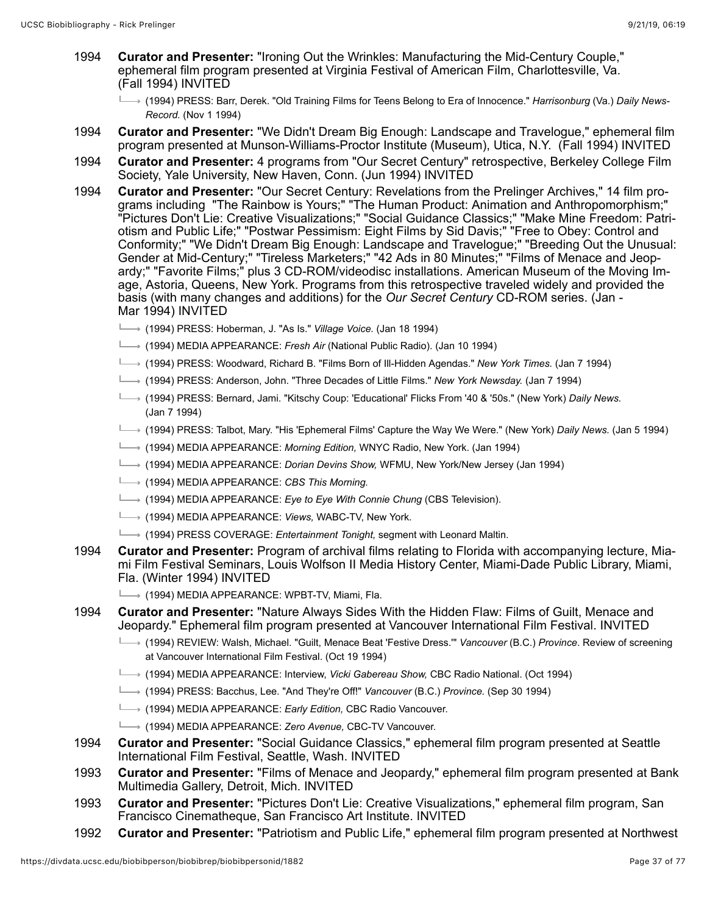1994 **Curator and Presenter:** "Ironing Out the Wrinkles: Manufacturing the Mid-Century Couple," ephemeral film program presented at Virginia Festival of American Film, Charlottesville, Va. (Fall 1994) INVITED

- (1994) PRESS: Barr, Derek. "Old Training Films for Teens Belong to Era of Innocence." *Harrisonburg* (Va.) *Daily News-Record.* (Nov 1 1994)

1994 **Curator and Presenter:** "We Didn't Dream Big Enough: Landscape and Travelogue," ephemeral film program presented at Munson-Williams-Proctor Institute (Museum), Utica, N.Y. (Fall 1994) INVITED

1994 **Curator and Presenter:** 4 programs from "Our Secret Century" retrospective, Berkeley College Film Society, Yale University, New Haven, Conn. (Jun 1994) INVITED

1994 **Curator and Presenter:** "Our Secret Century: Revelations from the Prelinger Archives," 14 film programs including "The Rainbow is Yours;" "The Human Product: Animation and Anthropomorphism;" "Pictures Don't Lie: Creative Visualizations;" "Social Guidance Classics;" "Make Mine Freedom: Patriotism and Public Life;" "Postwar Pessimism: Eight Films by Sid Davis;" "Free to Obey: Control and Conformity;" "We Didn't Dream Big Enough: Landscape and Travelogue;" "Breeding Out the Unusual: Gender at Mid-Century;" "Tireless Marketers;" "42 Ads in 80 Minutes;" "Films of Menace and Jeopardy;" "Favorite Films;" plus 3 CD-ROM/videodisc installations. American Museum of the Moving Image, Astoria, Queens, New York. Programs from this retrospective traveled widely and provided the basis (with many changes and additions) for the *Our Secret Century* CD-ROM series. (Jan - Mar 1994) INVITED

- (1994) PRESS: Hoberman, J. "As Is." *Village Voice.* (Jan 18 1994)
- (1994) MEDIA APPEARANCE: *Fresh Air* (National Public Radio). (Jan 10 1994)
- (1994) PRESS: Woodward, Richard B. "Films Born of Ill-Hidden Agendas." *New York Times.* (Jan 7 1994)
- (1994) PRESS: Anderson, John. "Three Decades of Little Films." *New York Newsday.* (Jan 7 1994)
- (1994) PRESS: Bernard, Jami. "Kitschy Coup: 'Educational' Flicks From '40 & '50s." (New York) *Daily News.* (Jan 7 1994)
- (1994) PRESS: Talbot, Mary. "His 'Ephemeral Films' Capture the Way We Were." (New York) *Daily News.* (Jan 5 1994)
- (1994) MEDIA APPEARANCE: *Morning Edition,* WNYC Radio, New York. (Jan 1994)
- (1994) MEDIA APPEARANCE: *Dorian Devins Show,* WFMU, New York/New Jersey (Jan 1994)
- (1994) MEDIA APPEARANCE: *CBS This Morning.*
- (1994) MEDIA APPEARANCE: *Eye to Eye With Connie Chung* (CBS Television).
- (1994) MEDIA APPEARANCE: *Views,* WABC-TV, New York.
- (1994) PRESS COVERAGE: *Entertainment Tonight,* segment with Leonard Maltin.

1994 **Curator and Presenter:** Program of archival films relating to Florida with accompanying lecture, Miami Film Festival Seminars, Louis Wolfson II Media History Center, Miami-Dade Public Library, Miami, Fla. (Winter 1994) INVITED

- (1994) MEDIA APPEARANCE: WPBT-TV, Miami, Fla.

1994 **Curator and Presenter:** "Nature Always Sides With the Hidden Flaw: Films of Guilt, Menace and Jeopardy." Ephemeral film program presented at Vancouver International Film Festival. INVITED

- (1994) REVIEW: Walsh, Michael. "Guilt, Menace Beat 'Festive Dress.'" *Vancouver* (B.C.) *Province*. Review of screening at Vancouver International Film Festival. (Oct 19 1994)
- (1994) MEDIA APPEARANCE: Interview, *Vicki Gabereau Show,* CBC Radio National. (Oct 1994)
- (1994) PRESS: Bacchus, Lee. "And They're Off!" *Vancouver* (B.C.) *Province.* (Sep 30 1994)
- (1994) MEDIA APPEARANCE: *Early Edition,* CBC Radio Vancouver.
- (1994) MEDIA APPEARANCE: *Zero Avenue,* CBC-TV Vancouver.

1994 **Curator and Presenter:** "Social Guidance Classics," ephemeral film program presented at Seattle International Film Festival, Seattle, Wash. INVITED

1993 **Curator and Presenter:** "Films of Menace and Jeopardy," ephemeral film program presented at Bank Multimedia Gallery, Detroit, Mich. INVITED

1993 **Curator and Presenter:** "Pictures Don't Lie: Creative Visualizations," ephemeral film program, San Francisco Cinematheque, San Francisco Art Institute. INVITED

1992 **Curator and Presenter:** "Patriotism and Public Life," ephemeral film program presented at Northwest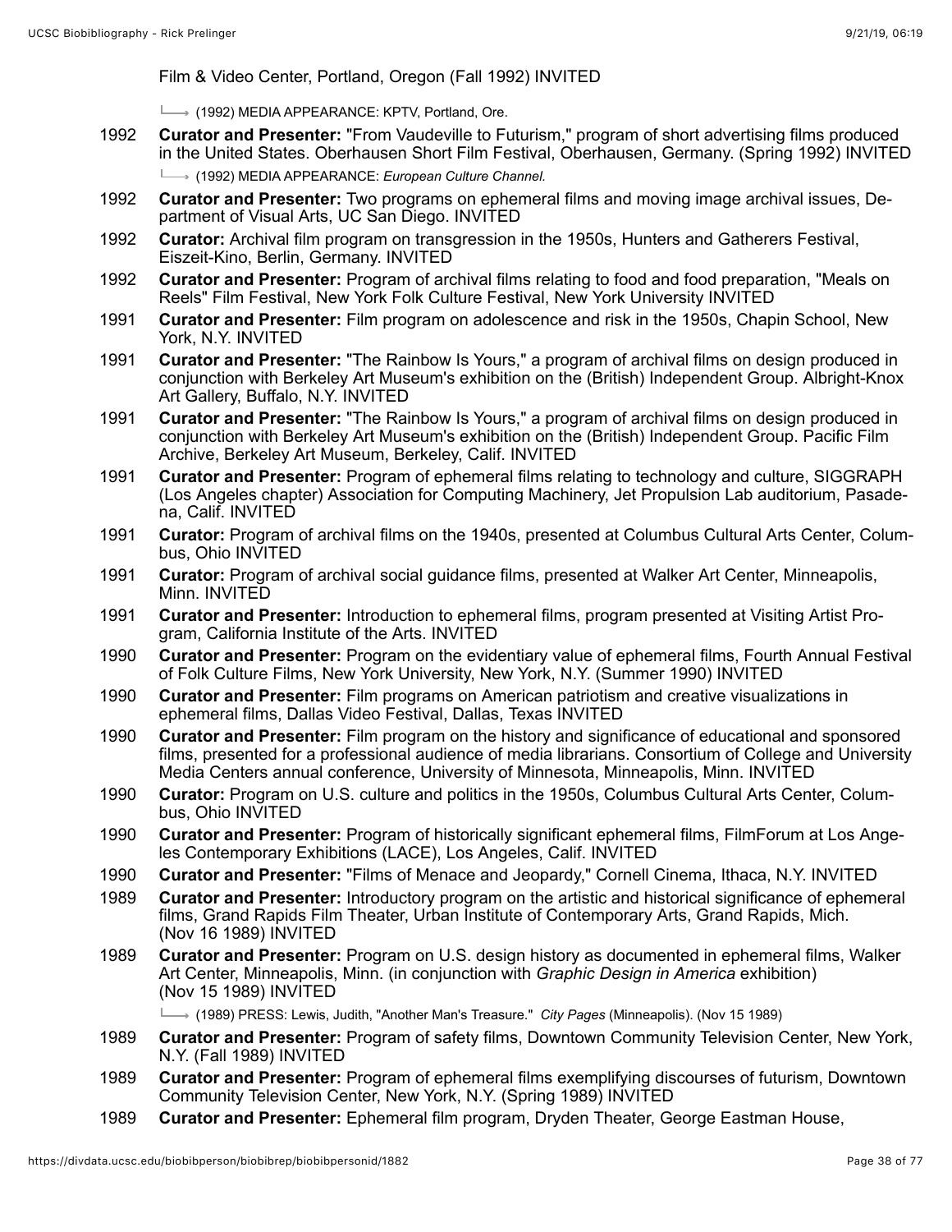Film & Video Center, Portland, Oregon (Fall 1992) INVITED

└→ (1992) MEDIA APPEARANCE: KPTV, Portland, Ore.

1992 **Curator and Presenter:** "From Vaudeville to Futurism," program of short advertising films produced in the United States. Oberhausen Short Film Festival, Oberhausen, Germany. (Spring 1992) INVITED

└→ (1992) MEDIA APPEARANCE: *European Culture Channel.*

1992 **Curator and Presenter:** Two programs on ephemeral films and moving image archival issues, Department of Visual Arts, UC San Diego. INVITED

1992 **Curator:** Archival film program on transgression in the 1950s, Hunters and Gatherers Festival, Eiszeit-Kino, Berlin, Germany. INVITED

1992 **Curator and Presenter:** Program of archival films relating to food and food preparation, "Meals on Reels" Film Festival, New York Folk Culture Festival, New York University INVITED

1991 **Curator and Presenter:** Film program on adolescence and risk in the 1950s, Chapin School, New York, N.Y. INVITED

1991 **Curator and Presenter:** "The Rainbow Is Yours," a program of archival films on design produced in conjunction with Berkeley Art Museum's exhibition on the (British) Independent Group. Albright-Knox Art Gallery, Buffalo, N.Y. INVITED

1991 **Curator and Presenter:** "The Rainbow Is Yours," a program of archival films on design produced in conjunction with Berkeley Art Museum's exhibition on the (British) Independent Group. Pacific Film Archive, Berkeley Art Museum, Berkeley, Calif. INVITED

1991 **Curator and Presenter:** Program of ephemeral films relating to technology and culture, SIGGRAPH (Los Angeles chapter) Association for Computing Machinery, Jet Propulsion Lab auditorium, Pasadena, Calif. INVITED

1991 **Curator:** Program of archival films on the 1940s, presented at Columbus Cultural Arts Center, Columbus, Ohio INVITED

1991 **Curator:** Program of archival social guidance films, presented at Walker Art Center, Minneapolis, Minn. INVITED

1991 **Curator and Presenter:** Introduction to ephemeral films, program presented at Visiting Artist Program, California Institute of the Arts. INVITED

1990 **Curator and Presenter:** Program on the evidentiary value of ephemeral films, Fourth Annual Festival of Folk Culture Films, New York University, New York, N.Y. (Summer 1990) INVITED

1990 **Curator and Presenter:** Film programs on American patriotism and creative visualizations in ephemeral films, Dallas Video Festival, Dallas, Texas INVITED

1990 **Curator and Presenter:** Film program on the history and significance of educational and sponsored films, presented for a professional audience of media librarians. Consortium of College and University Media Centers annual conference, University of Minnesota, Minneapolis, Minn. INVITED

1990 **Curator:** Program on U.S. culture and politics in the 1950s, Columbus Cultural Arts Center, Columbus, Ohio INVITED

1990 **Curator and Presenter:** Program of historically significant ephemeral films, FilmForum at Los Angeles Contemporary Exhibitions (LACE), Los Angeles, Calif. INVITED

1990 **Curator and Presenter:** "Films of Menace and Jeopardy," Cornell Cinema, Ithaca, N.Y. INVITED

1989 **Curator and Presenter:** Introductory program on the artistic and historical significance of ephemeral films, Grand Rapids Film Theater, Urban Institute of Contemporary Arts, Grand Rapids, Mich. (Nov 16 1989) INVITED

1989 **Curator and Presenter:** Program on U.S. design history as documented in ephemeral films, Walker Art Center, Minneapolis, Minn. (in conjunction with *Graphic Design in America* exhibition) (Nov 15 1989) INVITED

└→ (1989) PRESS: Lewis, Judith, "Another Man's Treasure." *City Pages* (Minneapolis). (Nov 15 1989)

1989 **Curator and Presenter:** Program of safety films, Downtown Community Television Center, New York, N.Y. (Fall 1989) INVITED

1989 **Curator and Presenter:** Program of ephemeral films exemplifying discourses of futurism, Downtown Community Television Center, New York, N.Y. (Spring 1989) INVITED

1989 **Curator and Presenter:** Ephemeral film program, Dryden Theater, George Eastman House,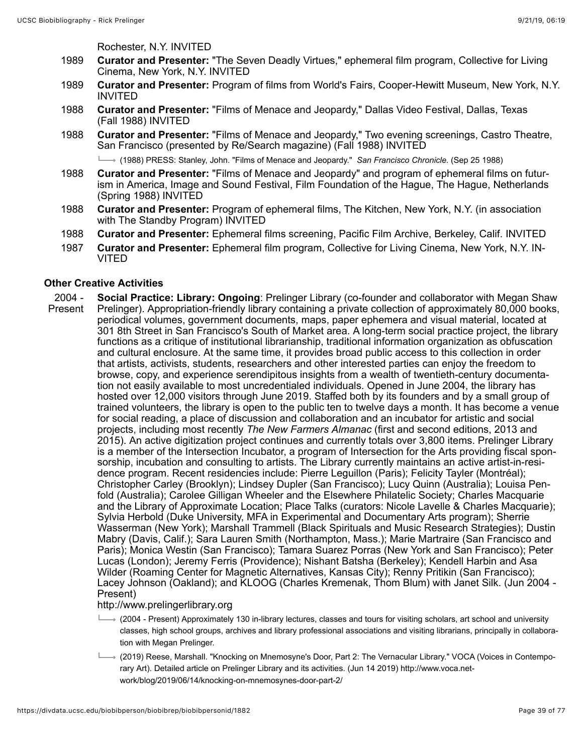Rochester, N.Y. INVITED

1989 **Curator and Presenter:** "The Seven Deadly Virtues," ephemeral film program, Collective for Living Cinema, New York, N.Y. INVITED

1989 **Curator and Presenter:** Program of films from World's Fairs, Cooper-Hewitt Museum, New York, N.Y. INVITED

1988 **Curator and Presenter:** "Films of Menace and Jeopardy," Dallas Video Festival, Dallas, Texas (Fall 1988) INVITED

1988 **Curator and Presenter:** "Films of Menace and Jeopardy," Two evening screenings, Castro Theatre, San Francisco (presented by Re/Search magazine) (Fall 1988) INVITED

> (1988) PRESS: Stanley, John. "Films of Menace and Jeopardy." *San Francisco Chronicle.* (Sep 25 1988)

1988 **Curator and Presenter:** "Films of Menace and Jeopardy" and program of ephemeral films on futurism in America, Image and Sound Festival, Film Foundation of the Hague, The Hague, Netherlands (Spring 1988) INVITED

1988 **Curator and Presenter:** Program of ephemeral films, The Kitchen, New York, N.Y. (in association with The Standby Program) INVITED

1988 **Curator and Presenter:** Ephemeral films screening, Pacific Film Archive, Berkeley, Calif. INVITED

1987 **Curator and Presenter:** Ephemeral film program, Collective for Living Cinema, New York, N.Y. INVITED

### Other Creative Activities

2004 - Present **Social Practice: Library: Ongoing**: Prelinger Library (co-founder and collaborator with Megan Shaw Prelinger). Appropriation-friendly library containing a private collection of approximately 80,000 books, periodical volumes, government documents, maps, paper ephemera and visual material, located at 301 8th Street in San Francisco's South of Market area. A long-term social practice project, the library functions as a critique of institutional librarianship, traditional information organization as obfuscation and cultural enclosure. At the same time, it provides broad public access to this collection in order that artists, activists, students, researchers and other interested parties can enjoy the freedom to browse, copy, and experience serendipitous insights from a wealth of twentieth-century documentation not easily available to most uncredentialed individuals. Opened in June 2004, the library has hosted over 12,000 visitors through June 2019. Staffed both by its founders and by a small group of trained volunteers, the library is open to the public ten to twelve days a month. It has become a venue for social reading, a place of discussion and collaboration and an incubator for artistic and social projects, including most recently *The New Farmers Almanac* (first and second editions, 2013 and 2015). An active digitization project continues and currently totals over 3,800 items. Prelinger Library is a member of the Intersection Incubator, a program of Intersection for the Arts providing fiscal sponsorship, incubation and consulting to artists. The Library currently maintains an active artist-in-residence program. Recent residencies include: Pierre Leguillon (Paris); Felicity Tayler (Montréal); Christopher Carley (Brooklyn); Lindsey Dupler (San Francisco); Lucy Quinn (Australia); Louisa Penfold (Australia); Carolee Gilligan Wheeler and the Elsewhere Philatelic Society; Charles Macquarie and the Library of Approximate Location; Place Talks (curators: Nicole Lavelle & Charles Macquarie); Sylvia Herbold (Duke University, MFA in Experimental and Documentary Arts program); Sherrie Wasserman (New York); Marshall Trammell (Black Spirituals and Music Research Strategies); Dustin Mabry (Davis, Calif.); Sara Lauren Smith (Northampton, Mass.); Marie Martraire (San Francisco and Paris); Monica Westin (San Francisco); Tamara Suarez Porras (New York and San Francisco); Peter Lucas (London); Jeremy Ferris (Providence); Nishant Batsha (Berkeley); Kendell Harbin and Asa Wilder (Roaming Center for Magnetic Alternatives, Kansas City); Renny Pritikin (San Francisco); Lacey Johnson (Oakland); and KLOOG (Charles Kremenak, Thom Blum) with Janet Silk. (Jun 2004 - Present)
http://www.prelingerlibrary.org

> (2004 - Present) Approximately 130 in-library lectures, classes and tours for visiting scholars, art school and university classes, high school groups, archives and library professional associations and visiting librarians, principally in collaboration with Megan Prelinger.

> (2019) Reese, Marshall. "Knocking on Mnemosyne's Door, Part 2: The Vernacular Library." VOCA (Voices in Contemporary Art). Detailed article on Prelinger Library and its activities. (Jun 14 2019) http://www.voca.network/blog/2019/06/14/knocking-on-mnemosynes-door-part-2/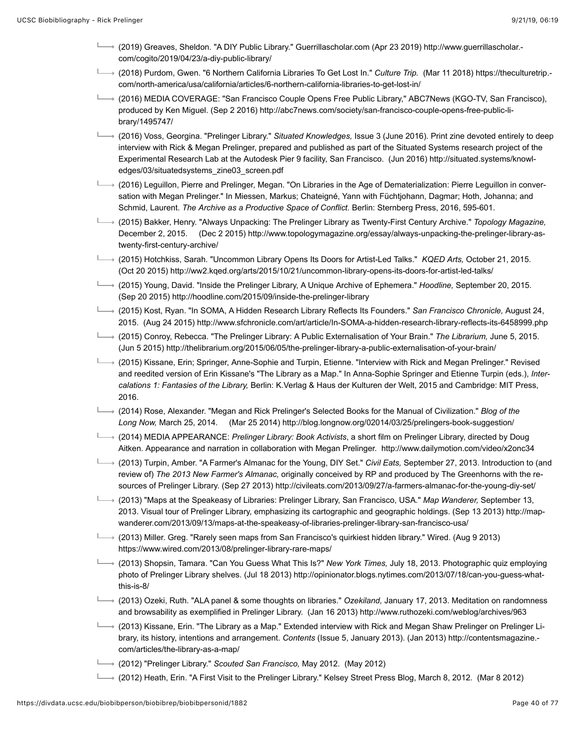- ⟶ (2019) Greaves, Sheldon. "A DIY Public Library." Guerrillascholar.com (Apr 23 2019) http://www.guerrillascholar.com/cogito/2019/04/23/a-diy-public-library/
- ⟶ (2018) Purdom, Gwen. "6 Northern California Libraries To Get Lost In." *Culture Trip.* (Mar 11 2018) https://theculturetrip.com/north-america/usa/california/articles/6-northern-california-libraries-to-get-lost-in/
- ⟶ (2016) MEDIA COVERAGE: "San Francisco Couple Opens Free Public Library," ABC7News (KGO-TV, San Francisco), produced by Ken Miguel. (Sep 2 2016) http://abc7news.com/society/san-francisco-couple-opens-free-public-library/1495747/
- ⟶ (2016) Voss, Georgina. "Prelinger Library." *Situated Knowledges,* Issue 3 (June 2016). Print zine devoted entirely to deep interview with Rick & Megan Prelinger, prepared and published as part of the Situated Systems research project of the Experimental Research Lab at the Autodesk Pier 9 facility, San Francisco. (Jun 2016) http://situated.systems/knowledges/03/situatedsystems_zine03_screen.pdf
- ⟶ (2016) Leguillon, Pierre and Prelinger, Megan. "On Libraries in the Age of Dematerialization: Pierre Leguillon in conversation with Megan Prelinger." In Miessen, Markus; Chateigné, Yann with Füchtjohann, Dagmar; Hoth, Johanna; and Schmid, Laurent. *The Archive as a Productive Space of Conflict.* Berlin: Sternberg Press, 2016, 595-601.
- ⟶ (2015) Bakker, Henry. "Always Unpacking: The Prelinger Library as Twenty-First Century Archive." *Topology Magazine,* December 2, 2015. (Dec 2 2015) http://www.topologymagazine.org/essay/always-unpacking-the-prelinger-library-as-twenty-first-century-archive/
- ⟶ (2015) Hotchkiss, Sarah. "Uncommon Library Opens Its Doors for Artist-Led Talks." *KQED Arts,* October 21, 2015. (Oct 20 2015) http://ww2.kqed.org/arts/2015/10/21/uncommon-library-opens-its-doors-for-artist-led-talks/
- ⟶ (2015) Young, David. "Inside the Prelinger Library, A Unique Archive of Ephemera." *Hoodline,* September 20, 2015. (Sep 20 2015) http://hoodline.com/2015/09/inside-the-prelinger-library
- ⟶ (2015) Kost, Ryan. "In SOMA, A Hidden Research Library Reflects Its Founders." *San Francisco Chronicle,* August 24, 2015. (Aug 24 2015) http://www.sfchronicle.com/art/article/In-SOMA-a-hidden-research-library-reflects-its-6458999.php
- ⟶ (2015) Conroy, Rebecca. "The Prelinger Library: A Public Externalisation of Your Brain." *The Librarium,* June 5, 2015. (Jun 5 2015) http://thelibrarium.org/2015/06/05/the-prelinger-library-a-public-externalisation-of-your-brain/
- ⟶ (2015) Kissane, Erin; Springer, Anne-Sophie and Turpin, Etienne. "Interview with Rick and Megan Prelinger." Revised and reedited version of Erin Kissane's "The Library as a Map." In Anna-Sophie Springer and Etienne Turpin (eds.), *Intercalations 1: Fantasies of the Library,* Berlin: K.Verlag & Haus der Kulturen der Welt, 2015 and Cambridge: MIT Press, 2016.
- ⟶ (2014) Rose, Alexander. "Megan and Rick Prelinger's Selected Books for the Manual of Civilization." *Blog of the Long Now,* March 25, 2014. (Mar 25 2014) http://blog.longnow.org/02014/03/25/prelingers-book-suggestion/
- ⟶ (2014) MEDIA APPEARANCE: *Prelinger Library: Book Activists*, a short film on Prelinger Library, directed by Doug Aitken. Appearance and narration in collaboration with Megan Prelinger. http://www.dailymotion.com/video/x2onc34
- ⟶ (2013) Turpin, Amber. "A Farmer's Almanac for the Young, DIY Set." *Civil Eats,* September 27, 2013. Introduction to (and review of) *The 2013 New Farmer's Almanac,* originally conceived by RP and produced by The Greenhorns with the resources of Prelinger Library. (Sep 27 2013) http://civileats.com/2013/09/27/a-farmers-almanac-for-the-young-diy-set/
- ⟶ (2013) "Maps at the Speakeasy of Libraries: Prelinger Library, San Francisco, USA." *Map Wanderer,* September 13, 2013. Visual tour of Prelinger Library, emphasizing its cartographic and geographic holdings. (Sep 13 2013) http://mapwanderer.com/2013/09/13/maps-at-the-speakeasy-of-libraries-prelinger-library-san-francisco-usa/
- ⟶ (2013) Miller. Greg. "Rarely seen maps from San Francisco's quirkiest hidden library." Wired. (Aug 9 2013) https://www.wired.com/2013/08/prelinger-library-rare-maps/
- ⟶ (2013) Shopsin, Tamara. "Can You Guess What This Is?" *New York Times,* July 18, 2013. Photographic quiz employing photo of Prelinger Library shelves. (Jul 18 2013) http://opinionator.blogs.nytimes.com/2013/07/18/can-you-guess-what-this-is-8/
- ⟶ (2013) Ozeki, Ruth. "ALA panel & some thoughts on libraries." *Ozekiland,* January 17, 2013. Meditation on randomness and browsability as exemplified in Prelinger Library. (Jan 16 2013) http://www.ruthozeki.com/weblog/archives/963
- ⟶ (2013) Kissane, Erin. "The Library as a Map." Extended interview with Rick and Megan Shaw Prelinger on Prelinger Library, its history, intentions and arrangement. *Contents* (Issue 5, January 2013). (Jan 2013) http://contentsmagazine.com/articles/the-library-as-a-map/
- ⟶ (2012) "Prelinger Library." *Scouted San Francisco,* May 2012. (May 2012)
- ⟶ (2012) Heath, Erin. "A First Visit to the Prelinger Library." Kelsey Street Press Blog, March 8, 2012. (Mar 8 2012)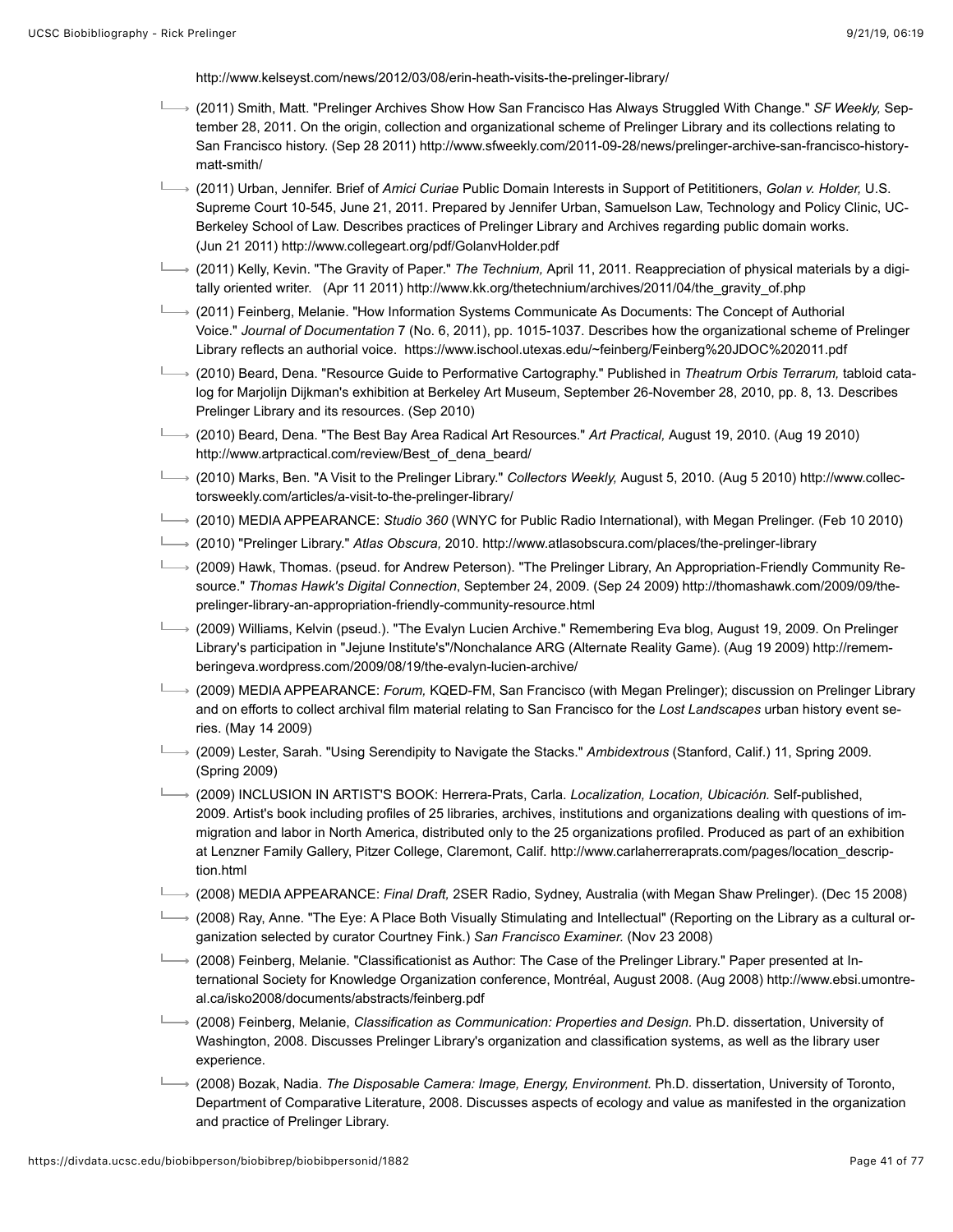http://www.kelseyst.com/news/2012/03/08/erin-heath-visits-the-prelinger-library/

- (2011) Smith, Matt. "Prelinger Archives Show How San Francisco Has Always Struggled With Change." *SF Weekly,* September 28, 2011. On the origin, collection and organizational scheme of Prelinger Library and its collections relating to San Francisco history. (Sep 28 2011) http://www.sfweekly.com/2011-09-28/news/prelinger-archive-san-francisco-history-matt-smith/
- (2011) Urban, Jennifer. Brief of *Amici Curiae* Public Domain Interests in Support of Petititioners, *Golan v. Holder,* U.S. Supreme Court 10-545, June 21, 2011. Prepared by Jennifer Urban, Samuelson Law, Technology and Policy Clinic, UC-Berkeley School of Law. Describes practices of Prelinger Library and Archives regarding public domain works. (Jun 21 2011) http://www.collegeart.org/pdf/GolanvHolder.pdf
- (2011) Kelly, Kevin. "The Gravity of Paper." *The Technium,* April 11, 2011. Reappreciation of physical materials by a digitally oriented writer. (Apr 11 2011) http://www.kk.org/thetechnium/archives/2011/04/the_gravity_of.php
- (2011) Feinberg, Melanie. "How Information Systems Communicate As Documents: The Concept of Authorial Voice." *Journal of Documentation* 7 (No. 6, 2011), pp. 1015-1037. Describes how the organizational scheme of Prelinger Library reflects an authorial voice. https://www.ischool.utexas.edu/~feinberg/Feinberg%20JDOC%202011.pdf
- (2010) Beard, Dena. "Resource Guide to Performative Cartography." Published in *Theatrum Orbis Terrarum,* tabloid catalog for Marjolijn Dijkman's exhibition at Berkeley Art Museum, September 26-November 28, 2010, pp. 8, 13. Describes Prelinger Library and its resources. (Sep 2010)
- (2010) Beard, Dena. "The Best Bay Area Radical Art Resources." *Art Practical,* August 19, 2010. (Aug 19 2010) http://www.artpractical.com/review/Best_of_dena_beard/
- (2010) Marks, Ben. "A Visit to the Prelinger Library." *Collectors Weekly,* August 5, 2010. (Aug 5 2010) http://www.collectorsweekly.com/articles/a-visit-to-the-prelinger-library/
- (2010) MEDIA APPEARANCE: *Studio 360* (WNYC for Public Radio International), with Megan Prelinger. (Feb 10 2010)
- (2010) "Prelinger Library." *Atlas Obscura,* 2010. http://www.atlasobscura.com/places/the-prelinger-library
- (2009) Hawk, Thomas. (pseud. for Andrew Peterson). "The Prelinger Library, An Appropriation-Friendly Community Resource." *Thomas Hawk's Digital Connection*, September 24, 2009. (Sep 24 2009) http://thomashawk.com/2009/09/the-prelinger-library-an-appropriation-friendly-community-resource.html
- (2009) Williams, Kelvin (pseud.). "The Evalyn Lucien Archive." Remembering Eva blog, August 19, 2009. On Prelinger Library's participation in "Jejune Institute's"/Nonchalance ARG (Alternate Reality Game). (Aug 19 2009) http://rememberingeva.wordpress.com/2009/08/19/the-evalyn-lucien-archive/
- (2009) MEDIA APPEARANCE: *Forum,* KQED-FM, San Francisco (with Megan Prelinger); discussion on Prelinger Library and on efforts to collect archival film material relating to San Francisco for the *Lost Landscapes* urban history event series. (May 14 2009)
- (2009) Lester, Sarah. "Using Serendipity to Navigate the Stacks." *Ambidextrous* (Stanford, Calif.) 11, Spring 2009. (Spring 2009)
- (2009) INCLUSION IN ARTIST'S BOOK: Herrera-Prats, Carla. *Localization, Location, Ubicación.* Self-published, 2009. Artist's book including profiles of 25 libraries, archives, institutions and organizations dealing with questions of immigration and labor in North America, distributed only to the 25 organizations profiled. Produced as part of an exhibition at Lenzner Family Gallery, Pitzer College, Claremont, Calif. http://www.carlaherreraprats.com/pages/location_description.html
- (2008) MEDIA APPEARANCE: *Final Draft,* 2SER Radio, Sydney, Australia (with Megan Shaw Prelinger). (Dec 15 2008)
- (2008) Ray, Anne. "The Eye: A Place Both Visually Stimulating and Intellectual" (Reporting on the Library as a cultural organization selected by curator Courtney Fink.) *San Francisco Examiner.* (Nov 23 2008)
- (2008) Feinberg, Melanie. "Classificationist as Author: The Case of the Prelinger Library." Paper presented at International Society for Knowledge Organization conference, Montréal, August 2008. (Aug 2008) http://www.ebsi.umontreal.ca/isko2008/documents/abstracts/feinberg.pdf
- (2008) Feinberg, Melanie, *Classification as Communication: Properties and Design.* Ph.D. dissertation, University of Washington, 2008. Discusses Prelinger Library's organization and classification systems, as well as the library user experience.
- (2008) Bozak, Nadia. *The Disposable Camera: Image, Energy, Environment.* Ph.D. dissertation, University of Toronto, Department of Comparative Literature, 2008. Discusses aspects of ecology and value as manifested in the organization and practice of Prelinger Library.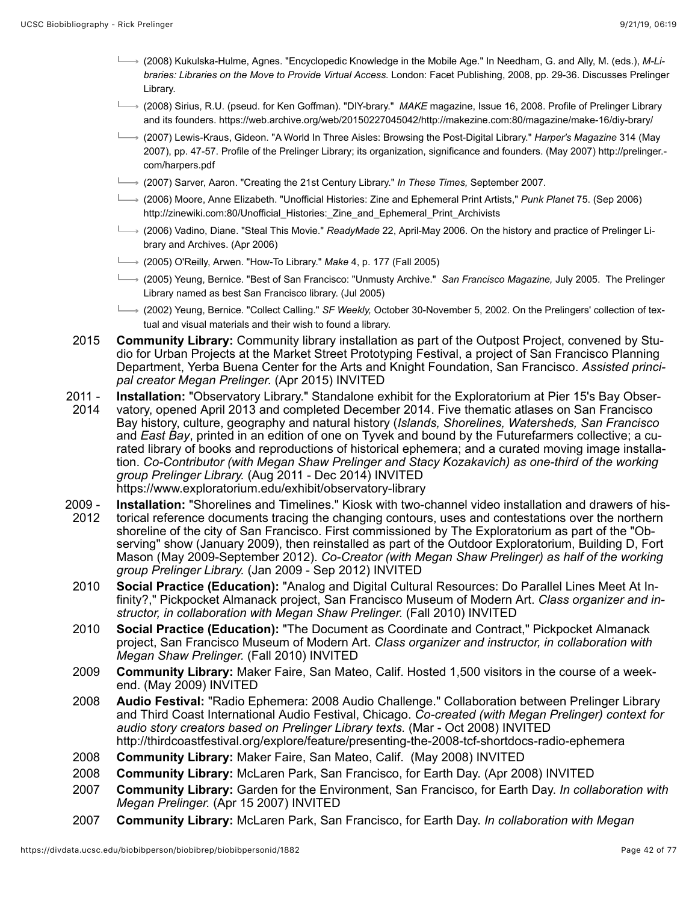└──→ (2008) Kukulska-Hulme, Agnes. "Encyclopedic Knowledge in the Mobile Age." In Needham, G. and Ally, M. (eds.), *M-Libraries: Libraries on the Move to Provide Virtual Access.* London: Facet Publishing, 2008, pp. 29-36. Discusses Prelinger Library.

└──→ (2008) Sirius, R.U. (pseud. for Ken Goffman). "DIY-brary." *MAKE* magazine, Issue 16, 2008. Profile of Prelinger Library and its founders. https://web.archive.org/web/20150227045042/http://makezine.com:80/magazine/make-16/diy-brary/

└──→ (2007) Lewis-Kraus, Gideon. "A World In Three Aisles: Browsing the Post-Digital Library." *Harper's Magazine* 314 (May 2007), pp. 47-57. Profile of the Prelinger Library; its organization, significance and founders. (May 2007) http://prelinger.com/harpers.pdf

└──→ (2007) Sarver, Aaron. "Creating the 21st Century Library." *In These Times,* September 2007.

└──→ (2006) Moore, Anne Elizabeth. "Unofficial Histories: Zine and Ephemeral Print Artists," *Punk Planet* 75. (Sep 2006) http://zinewiki.com:80/Unofficial_Histories:_Zine_and_Ephemeral_Print_Archivists

└──→ (2006) Vadino, Diane. "Steal This Movie." *ReadyMade* 22, April-May 2006. On the history and practice of Prelinger Library and Archives. (Apr 2006)

└──→ (2005) O'Reilly, Arwen. "How-To Library." *Make* 4, p. 177 (Fall 2005)

└──→ (2005) Yeung, Bernice. "Best of San Francisco: "Unmusty Archive." *San Francisco Magazine,* July 2005. The Prelinger Library named as best San Francisco library. (Jul 2005)

└──→ (2002) Yeung, Bernice. "Collect Calling." *SF Weekly,* October 30-November 5, 2002. On the Prelingers' collection of textual and visual materials and their wish to found a library.

2015 **Community Library:** Community library installation as part of the Outpost Project, convened by Studio for Urban Projects at the Market Street Prototyping Festival, a project of San Francisco Planning Department, Yerba Buena Center for the Arts and Knight Foundation, San Francisco. *Assisted principal creator Megan Prelinger.* (Apr 2015) INVITED

2011 - 2014 **Installation:** "Observatory Library." Standalone exhibit for the Exploratorium at Pier 15's Bay Observatory, opened April 2013 and completed December 2014. Five thematic atlases on San Francisco Bay history, culture, geography and natural history (*Islands, Shorelines, Watersheds, San Francisco* and *East Bay*, printed in an edition of one on Tyvek and bound by the Futurefarmers collective; a curated library of books and reproductions of historical ephemera; and a curated moving image installation. *Co-Contributor (with Megan Shaw Prelinger and Stacy Kozakavich) as one-third of the working group Prelinger Library.* (Aug 2011 - Dec 2014) INVITED https://www.exploratorium.edu/exhibit/observatory-library

2009 - 2012 **Installation:** "Shorelines and Timelines." Kiosk with two-channel video installation and drawers of historical reference documents tracing the changing contours, uses and contestations over the northern shoreline of the city of San Francisco. First commissioned by The Exploratorium as part of the "Observing" show (January 2009), then reinstalled as part of the Outdoor Exploratorium, Building D, Fort Mason (May 2009-September 2012). *Co-Creator (with Megan Shaw Prelinger) as half of the working group Prelinger Library.* (Jan 2009 - Sep 2012) INVITED

2010 **Social Practice (Education):** "Analog and Digital Cultural Resources: Do Parallel Lines Meet At Infinity?," Pickpocket Almanack project, San Francisco Museum of Modern Art. *Class organizer and instructor, in collaboration with Megan Shaw Prelinger.* (Fall 2010) INVITED

2010 **Social Practice (Education):** "The Document as Coordinate and Contract," Pickpocket Almanack project, San Francisco Museum of Modern Art. *Class organizer and instructor, in collaboration with Megan Shaw Prelinger.* (Fall 2010) INVITED

2009 **Community Library:** Maker Faire, San Mateo, Calif. Hosted 1,500 visitors in the course of a weekend. (May 2009) INVITED

2008 **Audio Festival:** "Radio Ephemera: 2008 Audio Challenge." Collaboration between Prelinger Library and Third Coast International Audio Festival, Chicago. *Co-created (with Megan Prelinger) context for audio story creators based on Prelinger Library texts.* (Mar - Oct 2008) INVITED http://thirdcoastfestival.org/explore/feature/presenting-the-2008-tcf-shortdocs-radio-ephemera

2008 **Community Library:** Maker Faire, San Mateo, Calif. (May 2008) INVITED

2008 **Community Library:** McLaren Park, San Francisco, for Earth Day. (Apr 2008) INVITED

2007 **Community Library:** Garden for the Environment, San Francisco, for Earth Day. *In collaboration with Megan Prelinger.* (Apr 15 2007) INVITED

2007 **Community Library:** McLaren Park, San Francisco, for Earth Day. *In collaboration with Megan*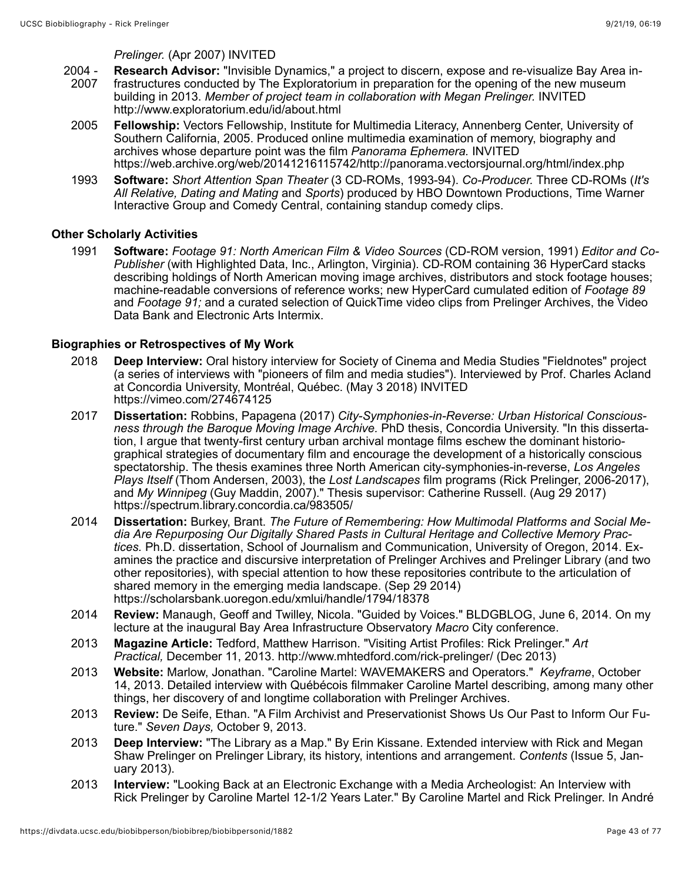*Prelinger.* (Apr 2007) INVITED

2004 - 2007 **Research Advisor:** "Invisible Dynamics," a project to discern, expose and re-visualize Bay Area infrastructures conducted by The Exploratorium in preparation for the opening of the new museum building in 2013. *Member of project team in collaboration with Megan Prelinger.* INVITED http://www.exploratorium.edu/id/about.html

2005 **Fellowship:** Vectors Fellowship, Institute for Multimedia Literacy, Annenberg Center, University of Southern California, 2005. Produced online multimedia examination of memory, biography and archives whose departure point was the film *Panorama Ephemera.* INVITED https://web.archive.org/web/20141216115742/http://panorama.vectorsjournal.org/html/index.php

1993 **Software:** *Short Attention Span Theater* (3 CD-ROMs, 1993-94). *Co-Producer.* Three CD-ROMs (*It's All Relative, Dating and Mating* and *Sports*) produced by HBO Downtown Productions, Time Warner Interactive Group and Comedy Central, containing standup comedy clips.

### Other Scholarly Activities

1991 **Software:** *Footage 91: North American Film & Video Sources* (CD-ROM version, 1991) *Editor and Co-Publisher* (with Highlighted Data, Inc., Arlington, Virginia). CD-ROM containing 36 HyperCard stacks describing holdings of North American moving image archives, distributors and stock footage houses; machine-readable conversions of reference works; new HyperCard cumulated edition of *Footage 89* and *Footage 91;* and a curated selection of QuickTime video clips from Prelinger Archives, the Video Data Bank and Electronic Arts Intermix.

### Biographies or Retrospectives of My Work

2018 **Deep Interview:** Oral history interview for Society of Cinema and Media Studies "Fieldnotes" project (a series of interviews with "pioneers of film and media studies"). Interviewed by Prof. Charles Acland at Concordia University, Montréal, Québec. (May 3 2018) INVITED https://vimeo.com/274674125

2017 **Dissertation:** Robbins, Papagena (2017) *City-Symphonies-in-Reverse: Urban Historical Consciousness through the Baroque Moving Image Archive.* PhD thesis, Concordia University. "In this dissertation, I argue that twenty-first century urban archival montage films eschew the dominant historiographical strategies of documentary film and encourage the development of a historically conscious spectatorship. The thesis examines three North American city-symphonies-in-reverse, *Los Angeles Plays Itself* (Thom Andersen, 2003), the *Lost Landscapes* film programs (Rick Prelinger, 2006-2017), and *My Winnipeg* (Guy Maddin, 2007)." Thesis supervisor: Catherine Russell. (Aug 29 2017) https://spectrum.library.concordia.ca/983505/

2014 **Dissertation:** Burkey, Brant. *The Future of Remembering: How Multimodal Platforms and Social Media Are Repurposing Our Digitally Shared Pasts in Cultural Heritage and Collective Memory Practices.* Ph.D. dissertation, School of Journalism and Communication, University of Oregon, 2014. Examines the practice and discursive interpretation of Prelinger Archives and Prelinger Library (and two other repositories), with special attention to how these repositories contribute to the articulation of shared memory in the emerging media landscape. (Sep 29 2014) https://scholarsbank.uoregon.edu/xmlui/handle/1794/18378

2014 **Review:** Manaugh, Geoff and Twilley, Nicola. "Guided by Voices." BLDGBLOG, June 6, 2014. On my lecture at the inaugural Bay Area Infrastructure Observatory *Macro* City conference.

2013 **Magazine Article:** Tedford, Matthew Harrison. "Visiting Artist Profiles: Rick Prelinger." *Art Practical,* December 11, 2013. http://www.mhtedford.com/rick-prelinger/ (Dec 2013)

2013 **Website:** Marlow, Jonathan. "Caroline Martel: WAVEMAKERS and Operators." *Keyframe*, October 14, 2013. Detailed interview with Québécois filmmaker Caroline Martel describing, among many other things, her discovery of and longtime collaboration with Prelinger Archives.

2013 **Review:** De Seife, Ethan. "A Film Archivist and Preservationist Shows Us Our Past to Inform Our Future." *Seven Days,* October 9, 2013.

2013 **Deep Interview:** "The Library as a Map." By Erin Kissane. Extended interview with Rick and Megan Shaw Prelinger on Prelinger Library, its history, intentions and arrangement. *Contents* (Issue 5, January 2013).

2013 **Interview:** "Looking Back at an Electronic Exchange with a Media Archeologist: An Interview with Rick Prelinger by Caroline Martel 12-1/2 Years Later." By Caroline Martel and Rick Prelinger. In André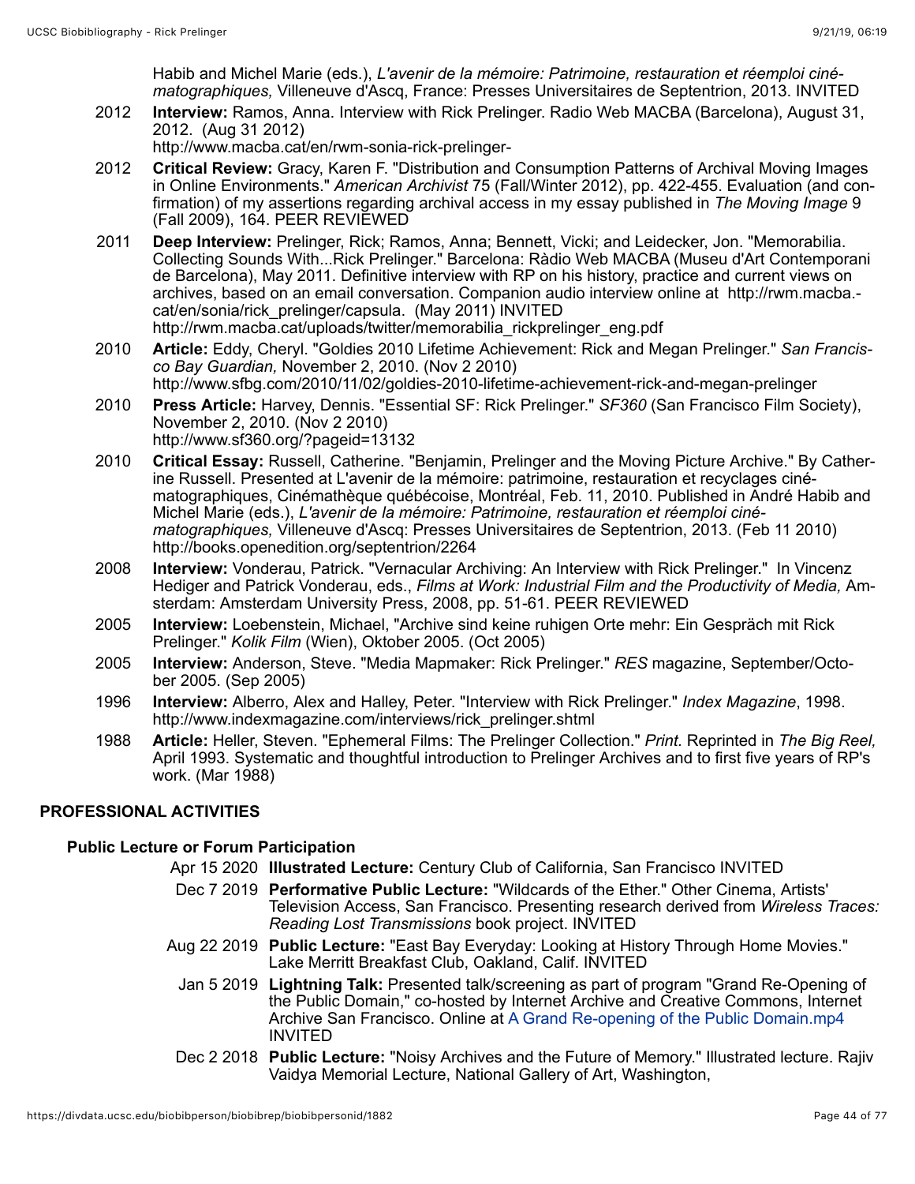Habib and Michel Marie (eds.), *L'avenir de la mémoire: Patrimoine, restauration et réemploi cinématographiques,* Villeneuve d'Ascq, France: Presses Universitaires de Septentrion, 2013. INVITED

2012 **Interview:** Ramos, Anna. Interview with Rick Prelinger. Radio Web MACBA (Barcelona), August 31, 2012. (Aug 31 2012)
http://www.macba.cat/en/rwm-sonia-rick-prelinger-

2012 **Critical Review:** Gracy, Karen F. "Distribution and Consumption Patterns of Archival Moving Images in Online Environments." *American Archivist* 75 (Fall/Winter 2012), pp. 422-455. Evaluation (and confirmation) of my assertions regarding archival access in my essay published in *The Moving Image* 9 (Fall 2009), 164. PEER REVIEWED

2011 **Deep Interview:** Prelinger, Rick; Ramos, Anna; Bennett, Vicki; and Leidecker, Jon. "Memorabilia. Collecting Sounds With...Rick Prelinger." Barcelona: Ràdio Web MACBA (Museu d'Art Contemporani de Barcelona), May 2011. Definitive interview with RP on his history, practice and current views on archives, based on an email conversation. Companion audio interview online at http://rwm.macba.cat/en/sonia/rick_prelinger/capsula. (May 2011) INVITED
http://rwm.macba.cat/uploads/twitter/memorabilia_rickprelinger_eng.pdf

2010 **Article:** Eddy, Cheryl. "Goldies 2010 Lifetime Achievement: Rick and Megan Prelinger." *San Francisco Bay Guardian,* November 2, 2010. (Nov 2 2010)
http://www.sfbg.com/2010/11/02/goldies-2010-lifetime-achievement-rick-and-megan-prelinger

2010 **Press Article:** Harvey, Dennis. "Essential SF: Rick Prelinger." *SF360* (San Francisco Film Society), November 2, 2010. (Nov 2 2010)
http://www.sf360.org/?pageid=13132

2010 **Critical Essay:** Russell, Catherine. "Benjamin, Prelinger and the Moving Picture Archive." By Catherine Russell. Presented at L'avenir de la mémoire: patrimoine, restauration et recyclages cinématographiques, Cinémathèque québécoise, Montréal, Feb. 11, 2010. Published in André Habib and Michel Marie (eds.), *L'avenir de la mémoire: Patrimoine, restauration et réemploi cinématographiques,* Villeneuve d'Ascq: Presses Universitaires de Septentrion, 2013. (Feb 11 2010)
http://books.openedition.org/septentrion/2264

2008 **Interview:** Vonderau, Patrick. "Vernacular Archiving: An Interview with Rick Prelinger." In Vincenz Hediger and Patrick Vonderau, eds., *Films at Work: Industrial Film and the Productivity of Media,* Amsterdam: Amsterdam University Press, 2008, pp. 51-61. PEER REVIEWED

2005 **Interview:** Loebenstein, Michael, "Archive sind keine ruhigen Orte mehr: Ein Gespräch mit Rick Prelinger." *Kolik Film* (Wien), Oktober 2005. (Oct 2005)

2005 **Interview:** Anderson, Steve. "Media Mapmaker: Rick Prelinger." *RES* magazine, September/October 2005. (Sep 2005)

1996 **Interview:** Alberro, Alex and Halley, Peter. "Interview with Rick Prelinger." *Index Magazine*, 1998.
http://www.indexmagazine.com/interviews/rick_prelinger.shtml

1988 **Article:** Heller, Steven. "Ephemeral Films: The Prelinger Collection." *Print.* Reprinted in *The Big Reel,* April 1993. Systematic and thoughtful introduction to Prelinger Archives and to first five years of RP's work. (Mar 1988)

## PROFESSIONAL ACTIVITIES

### Public Lecture or Forum Participation

Apr 15 2020 **Illustrated Lecture:** Century Club of California, San Francisco INVITED

Dec 7 2019 **Performative Public Lecture:** "Wildcards of the Ether." Other Cinema, Artists' Television Access, San Francisco. Presenting research derived from *Wireless Traces: Reading Lost Transmissions* book project. INVITED

Aug 22 2019 **Public Lecture:** "East Bay Everyday: Looking at History Through Home Movies." Lake Merritt Breakfast Club, Oakland, Calif. INVITED

Jan 5 2019 **Lightning Talk:** Presented talk/screening as part of program "Grand Re-Opening of the Public Domain," co-hosted by Internet Archive and Creative Commons, Internet Archive San Francisco. Online at A Grand Re-opening of the Public Domain.mp4 INVITED

Dec 2 2018 **Public Lecture:** "Noisy Archives and the Future of Memory." Illustrated lecture. Rajiv Vaidya Memorial Lecture, National Gallery of Art, Washington,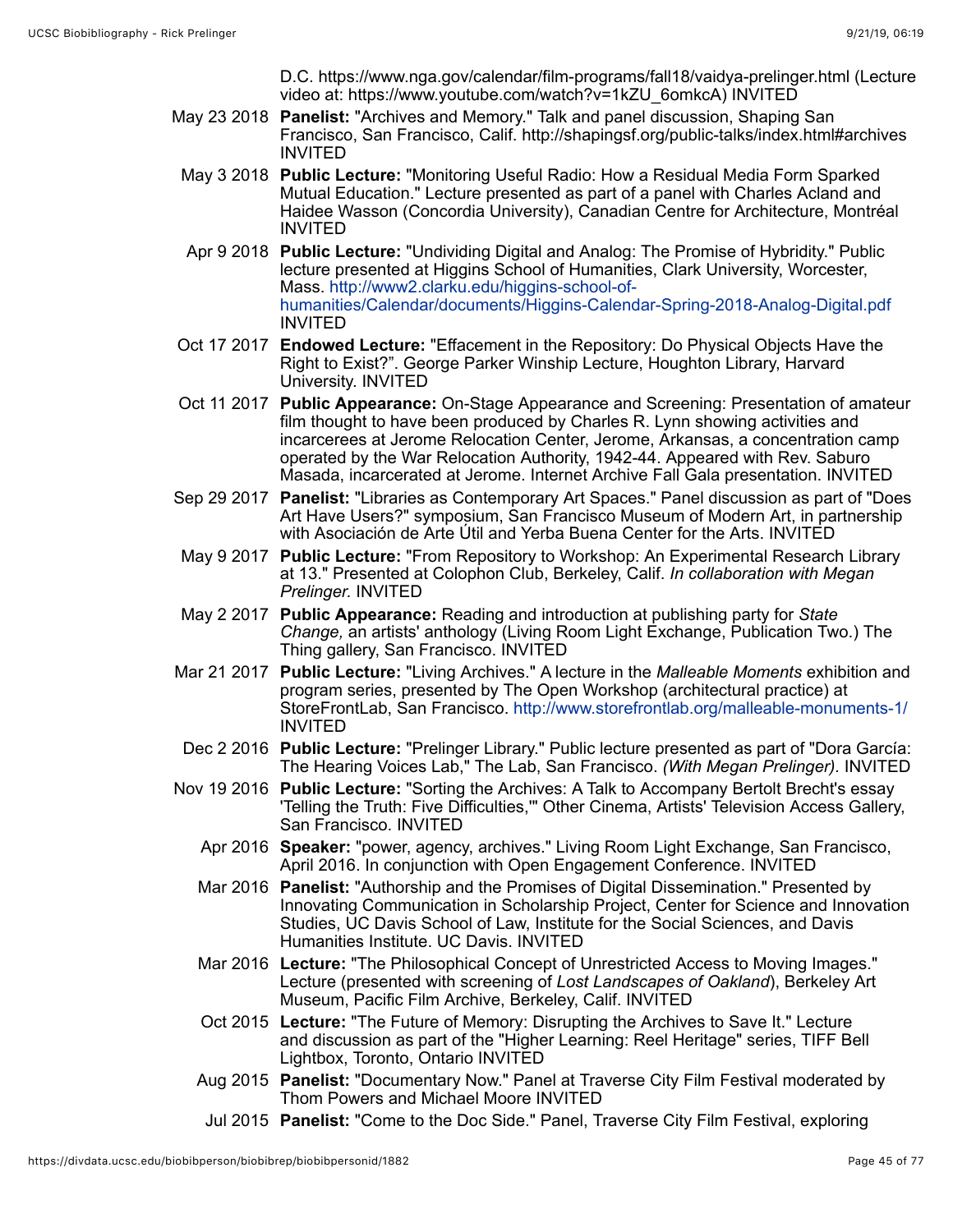D.C. https://www.nga.gov/calendar/film-programs/fall18/vaidya-prelinger.html (Lecture video at: https://www.youtube.com/watch?v=1kZU_6omkcA) INVITED

May 23 2018 **Panelist:** "Archives and Memory." Talk and panel discussion, Shaping San Francisco, San Francisco, Calif. http://shapingsf.org/public-talks/index.html#archives INVITED

May 3 2018 **Public Lecture:** "Monitoring Useful Radio: How a Residual Media Form Sparked Mutual Education." Lecture presented as part of a panel with Charles Acland and Haidee Wasson (Concordia University), Canadian Centre for Architecture, Montréal INVITED

Apr 9 2018 **Public Lecture:** "Undividing Digital and Analog: The Promise of Hybridity." Public lecture presented at Higgins School of Humanities, Clark University, Worcester, Mass. http://www2.clarku.edu/higgins-school-of-humanities/Calendar/documents/Higgins-Calendar-Spring-2018-Analog-Digital.pdf INVITED

Oct 17 2017 **Endowed Lecture:** "Effacement in the Repository: Do Physical Objects Have the Right to Exist?". George Parker Winship Lecture, Houghton Library, Harvard University. INVITED

Oct 11 2017 **Public Appearance:** On-Stage Appearance and Screening: Presentation of amateur film thought to have been produced by Charles R. Lynn showing activities and incarcerees at Jerome Relocation Center, Jerome, Arkansas, a concentration camp operated by the War Relocation Authority, 1942-44. Appeared with Rev. Saburo Masada, incarcerated at Jerome. Internet Archive Fall Gala presentation. INVITED

Sep 29 2017 **Panelist:** "Libraries as Contemporary Art Spaces." Panel discussion as part of "Does Art Have Users?" symposium, San Francisco Museum of Modern Art, in partnership with Asociación de Arte Útil and Yerba Buena Center for the Arts. INVITED

May 9 2017 **Public Lecture:** "From Repository to Workshop: An Experimental Research Library at 13." Presented at Colophon Club, Berkeley, Calif. *In collaboration with Megan Prelinger.* INVITED

May 2 2017 **Public Appearance:** Reading and introduction at publishing party for *State Change,* an artists' anthology (Living Room Light Exchange, Publication Two.) The Thing gallery, San Francisco. INVITED

Mar 21 2017 **Public Lecture:** "Living Archives." A lecture in the *Malleable Moments* exhibition and program series, presented by The Open Workshop (architectural practice) at StoreFrontLab, San Francisco. http://www.storefrontlab.org/malleable-monuments-1/ INVITED

Dec 2 2016 **Public Lecture:** "Prelinger Library." Public lecture presented as part of "Dora García: The Hearing Voices Lab," The Lab, San Francisco. *(With Megan Prelinger).* INVITED

Nov 19 2016 **Public Lecture:** "Sorting the Archives: A Talk to Accompany Bertolt Brecht's essay 'Telling the Truth: Five Difficulties,'" Other Cinema, Artists' Television Access Gallery, San Francisco. INVITED

Apr 2016 **Speaker:** "power, agency, archives." Living Room Light Exchange, San Francisco, April 2016. In conjunction with Open Engagement Conference. INVITED

Mar 2016 **Panelist:** "Authorship and the Promises of Digital Dissemination." Presented by Innovating Communication in Scholarship Project, Center for Science and Innovation Studies, UC Davis School of Law, Institute for the Social Sciences, and Davis Humanities Institute. UC Davis. INVITED

Mar 2016 **Lecture:** "The Philosophical Concept of Unrestricted Access to Moving Images." Lecture (presented with screening of *Lost Landscapes of Oakland*), Berkeley Art Museum, Pacific Film Archive, Berkeley, Calif. INVITED

Oct 2015 **Lecture:** "The Future of Memory: Disrupting the Archives to Save It." Lecture and discussion as part of the "Higher Learning: Reel Heritage" series, TIFF Bell Lightbox, Toronto, Ontario INVITED

Aug 2015 **Panelist:** "Documentary Now." Panel at Traverse City Film Festival moderated by Thom Powers and Michael Moore INVITED

Jul 2015 **Panelist:** "Come to the Doc Side." Panel, Traverse City Film Festival, exploring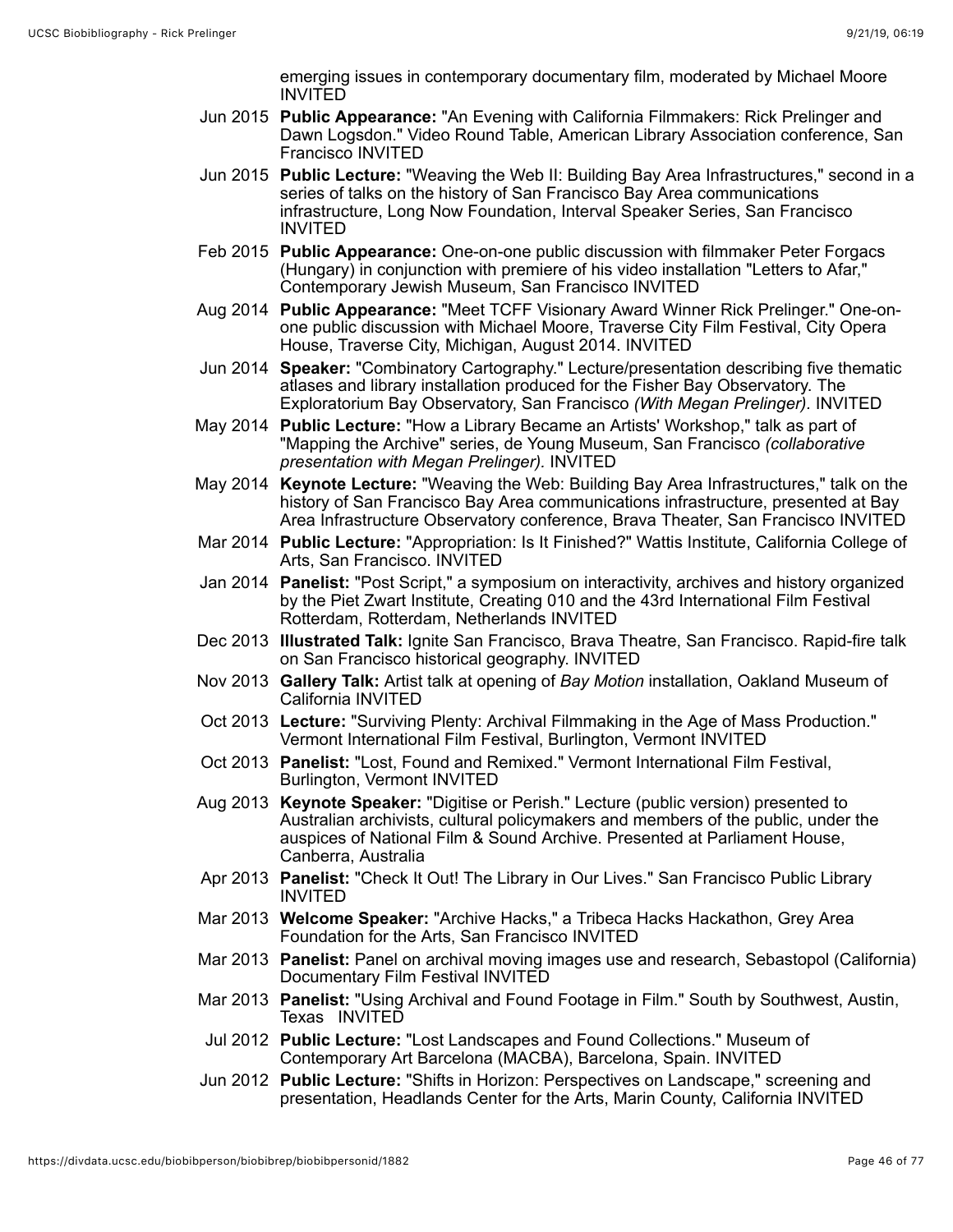emerging issues in contemporary documentary film, moderated by Michael Moore INVITED

Jun 2015 **Public Appearance:** "An Evening with California Filmmakers: Rick Prelinger and Dawn Logsdon." Video Round Table, American Library Association conference, San Francisco INVITED

Jun 2015 **Public Lecture:** "Weaving the Web II: Building Bay Area Infrastructures," second in a series of talks on the history of San Francisco Bay Area communications infrastructure, Long Now Foundation, Interval Speaker Series, San Francisco INVITED

Feb 2015 **Public Appearance:** One-on-one public discussion with filmmaker Peter Forgacs (Hungary) in conjunction with premiere of his video installation "Letters to Afar," Contemporary Jewish Museum, San Francisco INVITED

Aug 2014 **Public Appearance:** "Meet TCFF Visionary Award Winner Rick Prelinger." One-on-one public discussion with Michael Moore, Traverse City Film Festival, City Opera House, Traverse City, Michigan, August 2014. INVITED

Jun 2014 **Speaker:** "Combinatory Cartography." Lecture/presentation describing five thematic atlases and library installation produced for the Fisher Bay Observatory. The Exploratorium Bay Observatory, San Francisco *(With Megan Prelinger)*. INVITED

May 2014 **Public Lecture:** "How a Library Became an Artists' Workshop," talk as part of "Mapping the Archive" series, de Young Museum, San Francisco *(collaborative presentation with Megan Prelinger).* INVITED

May 2014 **Keynote Lecture:** "Weaving the Web: Building Bay Area Infrastructures," talk on the history of San Francisco Bay Area communications infrastructure, presented at Bay Area Infrastructure Observatory conference, Brava Theater, San Francisco INVITED

Mar 2014 **Public Lecture:** "Appropriation: Is It Finished?" Wattis Institute, California College of Arts, San Francisco. INVITED

Jan 2014 **Panelist:** "Post Script," a symposium on interactivity, archives and history organized by the Piet Zwart Institute, Creating 010 and the 43rd International Film Festival Rotterdam, Rotterdam, Netherlands INVITED

Dec 2013 **Illustrated Talk:** Ignite San Francisco, Brava Theatre, San Francisco. Rapid-fire talk on San Francisco historical geography. INVITED

Nov 2013 **Gallery Talk:** Artist talk at opening of *Bay Motion* installation, Oakland Museum of California INVITED

Oct 2013 **Lecture:** "Surviving Plenty: Archival Filmmaking in the Age of Mass Production." Vermont International Film Festival, Burlington, Vermont INVITED

Oct 2013 **Panelist:** "Lost, Found and Remixed." Vermont International Film Festival, Burlington, Vermont INVITED

Aug 2013 **Keynote Speaker:** "Digitise or Perish." Lecture (public version) presented to Australian archivists, cultural policymakers and members of the public, under the auspices of National Film & Sound Archive. Presented at Parliament House, Canberra, Australia

Apr 2013 **Panelist:** "Check It Out! The Library in Our Lives." San Francisco Public Library INVITED

Mar 2013 **Welcome Speaker:** "Archive Hacks," a Tribeca Hacks Hackathon, Grey Area Foundation for the Arts, San Francisco INVITED

Mar 2013 **Panelist:** Panel on archival moving images use and research, Sebastopol (California) Documentary Film Festival INVITED

Mar 2013 **Panelist:** "Using Archival and Found Footage in Film." South by Southwest, Austin, Texas INVITED

Jul 2012 **Public Lecture:** "Lost Landscapes and Found Collections." Museum of Contemporary Art Barcelona (MACBA), Barcelona, Spain. INVITED

Jun 2012 **Public Lecture:** "Shifts in Horizon: Perspectives on Landscape," screening and presentation, Headlands Center for the Arts, Marin County, California INVITED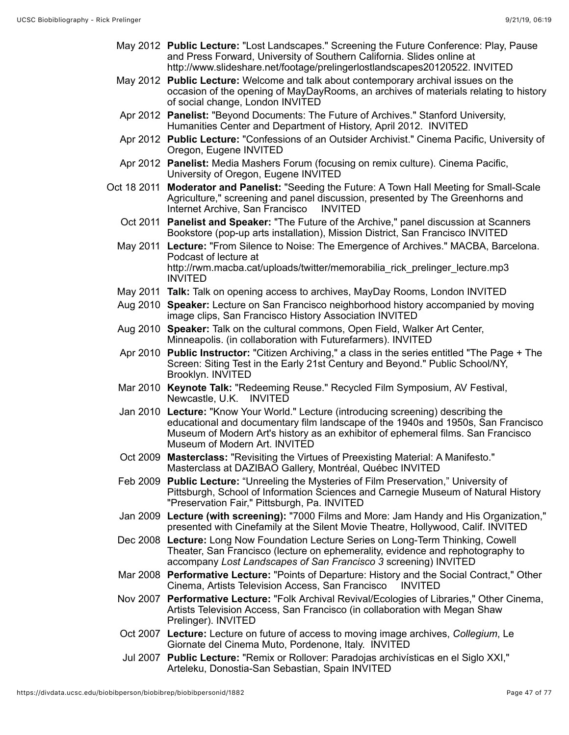May 2012 **Public Lecture:** "Lost Landscapes." Screening the Future Conference: Play, Pause and Press Forward, University of Southern California. Slides online at http://www.slideshare.net/footage/prelingerlostlandscapes20120522. INVITED

May 2012 **Public Lecture:** Welcome and talk about contemporary archival issues on the occasion of the opening of MayDayRooms, an archives of materials relating to history of social change, London INVITED

Apr 2012 **Panelist:** "Beyond Documents: The Future of Archives." Stanford University, Humanities Center and Department of History, April 2012. INVITED

Apr 2012 **Public Lecture:** "Confessions of an Outsider Archivist." Cinema Pacific, University of Oregon, Eugene INVITED

Apr 2012 **Panelist:** Media Mashers Forum (focusing on remix culture). Cinema Pacific, University of Oregon, Eugene INVITED

Oct 18 2011 **Moderator and Panelist:** "Seeding the Future: A Town Hall Meeting for Small-Scale Agriculture," screening and panel discussion, presented by The Greenhorns and Internet Archive, San Francisco INVITED

Oct 2011 **Panelist and Speaker:** "The Future of the Archive," panel discussion at Scanners Bookstore (pop-up arts installation), Mission District, San Francisco INVITED

May 2011 **Lecture:** "From Silence to Noise: The Emergence of Archives." MACBA, Barcelona. Podcast of lecture at http://rwm.macba.cat/uploads/twitter/memorabilia_rick_prelinger_lecture.mp3 INVITED

May 2011 **Talk:** Talk on opening access to archives, MayDay Rooms, London INVITED

Aug 2010 **Speaker:** Lecture on San Francisco neighborhood history accompanied by moving image clips, San Francisco History Association INVITED

Aug 2010 **Speaker:** Talk on the cultural commons, Open Field, Walker Art Center, Minneapolis. (in collaboration with Futurefarmers). INVITED

Apr 2010 **Public Instructor:** "Citizen Archiving," a class in the series entitled "The Page + The Screen: Siting Test in the Early 21st Century and Beyond." Public School/NY, Brooklyn. INVITED

Mar 2010 **Keynote Talk:** "Redeeming Reuse." Recycled Film Symposium, AV Festival, Newcastle, U.K. INVITED

Jan 2010 **Lecture:** "Know Your World." Lecture (introducing screening) describing the educational and documentary film landscape of the 1940s and 1950s, San Francisco Museum of Modern Art's history as an exhibitor of ephemeral films. San Francisco Museum of Modern Art. INVITED

Oct 2009 **Masterclass:** "Revisiting the Virtues of Preexisting Material: A Manifesto." Masterclass at DAZIBAO Gallery, Montréal, Québec INVITED

Feb 2009 **Public Lecture:** "Unreeling the Mysteries of Film Preservation," University of Pittsburgh, School of Information Sciences and Carnegie Museum of Natural History "Preservation Fair," Pittsburgh, Pa. INVITED

Jan 2009 **Lecture (with screening):** "7000 Films and More: Jam Handy and His Organization," presented with Cinefamily at the Silent Movie Theatre, Hollywood, Calif. INVITED

Dec 2008 **Lecture:** Long Now Foundation Lecture Series on Long-Term Thinking, Cowell Theater, San Francisco (lecture on ephemerality, evidence and rephotography to accompany *Lost Landscapes of San Francisco 3* screening) INVITED

Mar 2008 **Performative Lecture:** "Points of Departure: History and the Social Contract," Other Cinema, Artists Television Access, San Francisco INVITED

Nov 2007 **Performative Lecture:** "Folk Archival Revival/Ecologies of Libraries," Other Cinema, Artists Television Access, San Francisco (in collaboration with Megan Shaw Prelinger). INVITED

Oct 2007 **Lecture:** Lecture on future of access to moving image archives, *Collegium*, Le Giornate del Cinema Muto, Pordenone, Italy. INVITED

Jul 2007 **Public Lecture:** "Remix or Rollover: Paradojas archivísticas en el Siglo XXI," Arteleku, Donostia-San Sebastian, Spain INVITED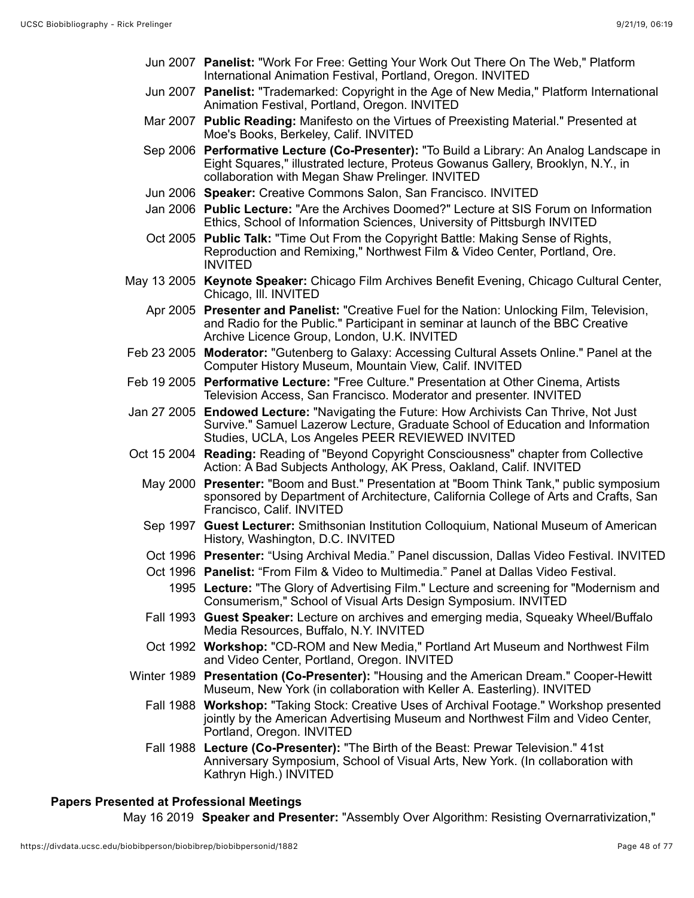Jun 2007 **Panelist:** "Work For Free: Getting Your Work Out There On The Web," Platform International Animation Festival, Portland, Oregon. INVITED

Jun 2007 **Panelist:** "Trademarked: Copyright in the Age of New Media," Platform International Animation Festival, Portland, Oregon. INVITED

Mar 2007 **Public Reading:** Manifesto on the Virtues of Preexisting Material." Presented at Moe's Books, Berkeley, Calif. INVITED

Sep 2006 **Performative Lecture (Co-Presenter):** "To Build a Library: An Analog Landscape in Eight Squares," illustrated lecture, Proteus Gowanus Gallery, Brooklyn, N.Y., in collaboration with Megan Shaw Prelinger. INVITED

Jun 2006 **Speaker:** Creative Commons Salon, San Francisco. INVITED

Jan 2006 **Public Lecture:** "Are the Archives Doomed?" Lecture at SIS Forum on Information Ethics, School of Information Sciences, University of Pittsburgh INVITED

Oct 2005 **Public Talk:** "Time Out From the Copyright Battle: Making Sense of Rights, Reproduction and Remixing," Northwest Film & Video Center, Portland, Ore. INVITED

May 13 2005 **Keynote Speaker:** Chicago Film Archives Benefit Evening, Chicago Cultural Center, Chicago, Ill. INVITED

Apr 2005 **Presenter and Panelist:** "Creative Fuel for the Nation: Unlocking Film, Television, and Radio for the Public." Participant in seminar at launch of the BBC Creative Archive Licence Group, London, U.K. INVITED

Feb 23 2005 **Moderator:** "Gutenberg to Galaxy: Accessing Cultural Assets Online." Panel at the Computer History Museum, Mountain View, Calif. INVITED

Feb 19 2005 **Performative Lecture:** "Free Culture." Presentation at Other Cinema, Artists Television Access, San Francisco. Moderator and presenter. INVITED

Jan 27 2005 **Endowed Lecture:** "Navigating the Future: How Archivists Can Thrive, Not Just Survive." Samuel Lazerow Lecture, Graduate School of Education and Information Studies, UCLA, Los Angeles PEER REVIEWED INVITED

Oct 15 2004 **Reading:** Reading of "Beyond Copyright Consciousness" chapter from Collective Action: A Bad Subjects Anthology, AK Press, Oakland, Calif. INVITED

May 2000 **Presenter:** "Boom and Bust." Presentation at "Boom Think Tank," public symposium sponsored by Department of Architecture, California College of Arts and Crafts, San Francisco, Calif. INVITED

Sep 1997 **Guest Lecturer:** Smithsonian Institution Colloquium, National Museum of American History, Washington, D.C. INVITED

Oct 1996 **Presenter:** "Using Archival Media." Panel discussion, Dallas Video Festival. INVITED

Oct 1996 **Panelist:** "From Film & Video to Multimedia." Panel at Dallas Video Festival.

1995 **Lecture:** "The Glory of Advertising Film." Lecture and screening for "Modernism and Consumerism," School of Visual Arts Design Symposium. INVITED

Fall 1993 **Guest Speaker:** Lecture on archives and emerging media, Squeaky Wheel/Buffalo Media Resources, Buffalo, N.Y. INVITED

Oct 1992 **Workshop:** "CD-ROM and New Media," Portland Art Museum and Northwest Film and Video Center, Portland, Oregon. INVITED

Winter 1989 **Presentation (Co-Presenter):** "Housing and the American Dream." Cooper-Hewitt Museum, New York (in collaboration with Keller A. Easterling). INVITED

Fall 1988 **Workshop:** "Taking Stock: Creative Uses of Archival Footage." Workshop presented jointly by the American Advertising Museum and Northwest Film and Video Center, Portland, Oregon. INVITED

Fall 1988 **Lecture (Co-Presenter):** "The Birth of the Beast: Prewar Television." 41st Anniversary Symposium, School of Visual Arts, New York. (In collaboration with Kathryn High.) INVITED

### Papers Presented at Professional Meetings

May 16 2019 **Speaker and Presenter:** "Assembly Over Algorithm: Resisting Overnarrativization,"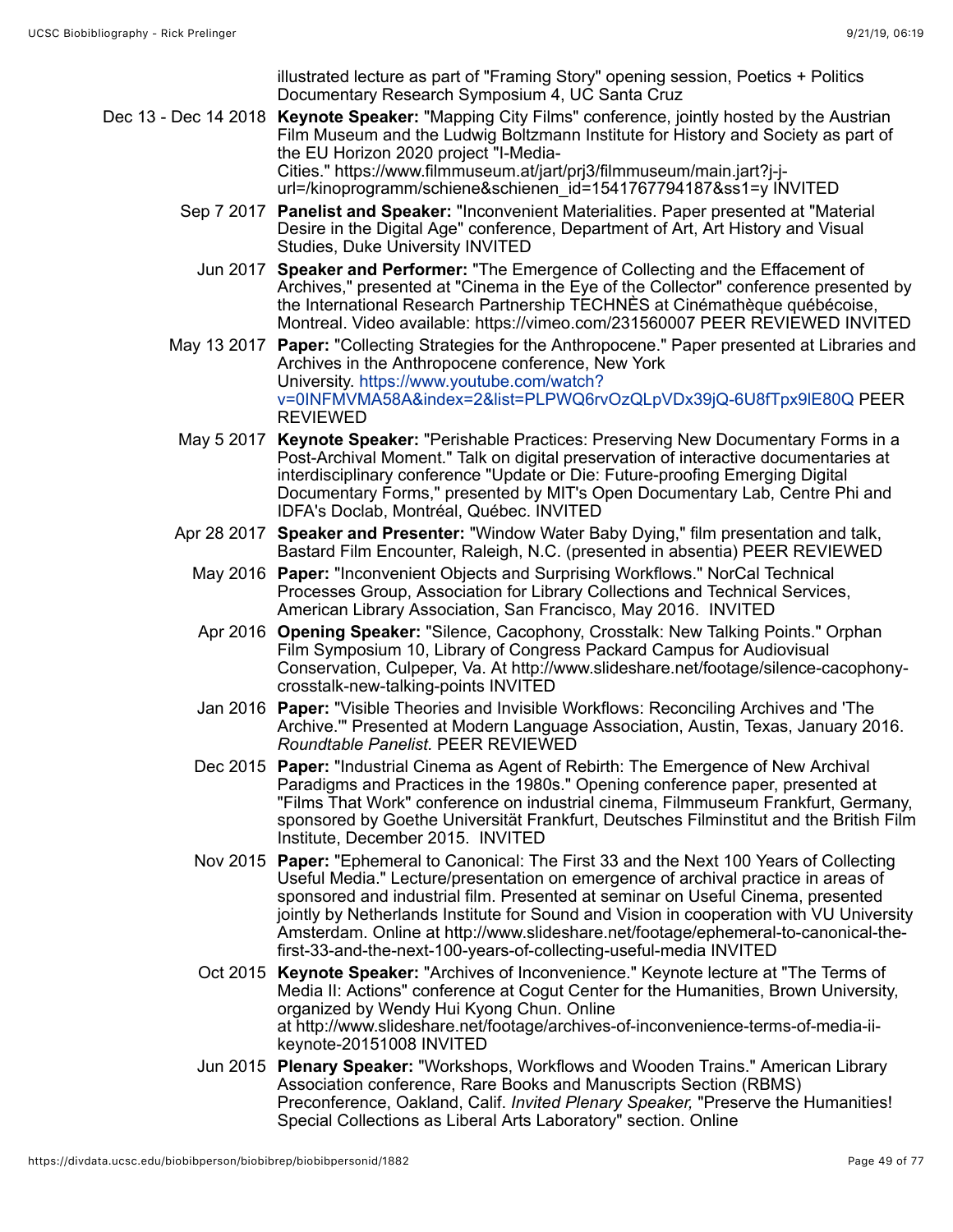illustrated lecture as part of "Framing Story" opening session, Poetics + Politics Documentary Research Symposium 4, UC Santa Cruz

Dec 13 - Dec 14 2018 **Keynote Speaker:** "Mapping City Films" conference, jointly hosted by the Austrian Film Museum and the Ludwig Boltzmann Institute for History and Society as part of the EU Horizon 2020 project "I-Media-Cities." https://www.filmmuseum.at/jart/prj3/filmmuseum/main.jart?j-j-url=/kinoprogramm/schiene&schienen_id=1541767794187&ss1=y INVITED

Sep 7 2017 **Panelist and Speaker:** "Inconvenient Materialities. Paper presented at "Material Desire in the Digital Age" conference, Department of Art, Art History and Visual Studies, Duke University INVITED

Jun 2017 **Speaker and Performer:** "The Emergence of Collecting and the Effacement of Archives," presented at "Cinema in the Eye of the Collector" conference presented by the International Research Partnership TECHNÈS at Cinémathèque québécoise, Montreal. Video available: https://vimeo.com/231560007 PEER REVIEWED INVITED

May 13 2017 **Paper:** "Collecting Strategies for the Anthropocene." Paper presented at Libraries and Archives in the Anthropocene conference, New York University. https://www.youtube.com/watch?v=0INFMVMA58A&index=2&list=PLPWQ6rvOzQLpVDx39jQ-6U8fTpx9lE80Q PEER REVIEWED

May 5 2017 **Keynote Speaker:** "Perishable Practices: Preserving New Documentary Forms in a Post-Archival Moment." Talk on digital preservation of interactive documentaries at interdisciplinary conference "Update or Die: Future-proofing Emerging Digital Documentary Forms," presented by MIT's Open Documentary Lab, Centre Phi and IDFA's Doclab, Montréal, Québec. INVITED

Apr 28 2017 **Speaker and Presenter:** "Window Water Baby Dying," film presentation and talk, Bastard Film Encounter, Raleigh, N.C. (presented in absentia) PEER REVIEWED

May 2016 **Paper:** "Inconvenient Objects and Surprising Workflows." NorCal Technical Processes Group, Association for Library Collections and Technical Services, American Library Association, San Francisco, May 2016. INVITED

Apr 2016 **Opening Speaker:** "Silence, Cacophony, Crosstalk: New Talking Points." Orphan Film Symposium 10, Library of Congress Packard Campus for Audiovisual Conservation, Culpeper, Va. At http://www.slideshare.net/footage/silence-cacophony-crosstalk-new-talking-points INVITED

Jan 2016 **Paper:** "Visible Theories and Invisible Workflows: Reconciling Archives and 'The Archive.'" Presented at Modern Language Association, Austin, Texas, January 2016. *Roundtable Panelist.* PEER REVIEWED

Dec 2015 **Paper:** "Industrial Cinema as Agent of Rebirth: The Emergence of New Archival Paradigms and Practices in the 1980s." Opening conference paper, presented at "Films That Work" conference on industrial cinema, Filmmuseum Frankfurt, Germany, sponsored by Goethe Universität Frankfurt, Deutsches Filminstitut and the British Film Institute, December 2015. INVITED

Nov 2015 **Paper:** "Ephemeral to Canonical: The First 33 and the Next 100 Years of Collecting Useful Media." Lecture/presentation on emergence of archival practice in areas of sponsored and industrial film. Presented at seminar on Useful Cinema, presented jointly by Netherlands Institute for Sound and Vision in cooperation with VU University Amsterdam. Online at http://www.slideshare.net/footage/ephemeral-to-canonical-the-first-33-and-the-next-100-years-of-collecting-useful-media INVITED

Oct 2015 **Keynote Speaker:** "Archives of Inconvenience." Keynote lecture at "The Terms of Media II: Actions" conference at Cogut Center for the Humanities, Brown University, organized by Wendy Hui Kyong Chun. Online at http://www.slideshare.net/footage/archives-of-inconvenience-terms-of-media-ii-keynote-20151008 INVITED

Jun 2015 **Plenary Speaker:** "Workshops, Workflows and Wooden Trains." American Library Association conference, Rare Books and Manuscripts Section (RBMS) Preconference, Oakland, Calif. *Invited Plenary Speaker,* "Preserve the Humanities! Special Collections as Liberal Arts Laboratory" section. Online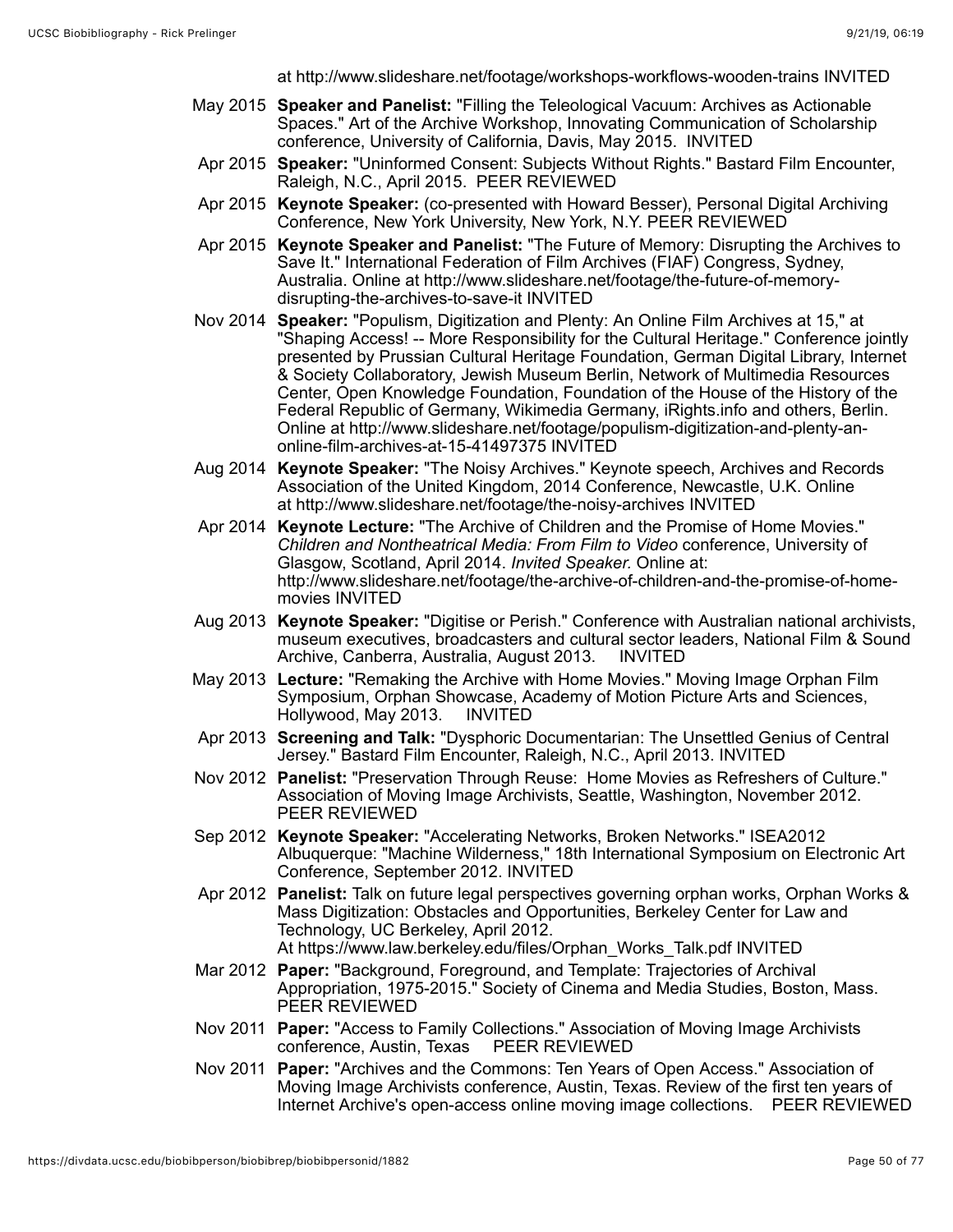at http://www.slideshare.net/footage/workshops-workflows-wooden-trains INVITED

May 2015 **Speaker and Panelist:** "Filling the Teleological Vacuum: Archives as Actionable Spaces." Art of the Archive Workshop, Innovating Communication of Scholarship conference, University of California, Davis, May 2015. INVITED

Apr 2015 **Speaker:** "Uninformed Consent: Subjects Without Rights." Bastard Film Encounter, Raleigh, N.C., April 2015. PEER REVIEWED

Apr 2015 **Keynote Speaker:** (co-presented with Howard Besser), Personal Digital Archiving Conference, New York University, New York, N.Y. PEER REVIEWED

Apr 2015 **Keynote Speaker and Panelist:** "The Future of Memory: Disrupting the Archives to Save It." International Federation of Film Archives (FIAF) Congress, Sydney, Australia. Online at http://www.slideshare.net/footage/the-future-of-memory-disrupting-the-archives-to-save-it INVITED

Nov 2014 **Speaker:** "Populism, Digitization and Plenty: An Online Film Archives at 15," at "Shaping Access! -- More Responsibility for the Cultural Heritage." Conference jointly presented by Prussian Cultural Heritage Foundation, German Digital Library, Internet & Society Collaboratory, Jewish Museum Berlin, Network of Multimedia Resources Center, Open Knowledge Foundation, Foundation of the House of the History of the Federal Republic of Germany, Wikimedia Germany, iRights.info and others, Berlin. Online at http://www.slideshare.net/footage/populism-digitization-and-plenty-an-online-film-archives-at-15-41497375 INVITED

Aug 2014 **Keynote Speaker:** "The Noisy Archives." Keynote speech, Archives and Records Association of the United Kingdom, 2014 Conference, Newcastle, U.K. Online at http://www.slideshare.net/footage/the-noisy-archives INVITED

Apr 2014 **Keynote Lecture:** "The Archive of Children and the Promise of Home Movies." *Children and Nontheatrical Media: From Film to Video* conference, University of Glasgow, Scotland, April 2014. *Invited Speaker.* Online at: http://www.slideshare.net/footage/the-archive-of-children-and-the-promise-of-home-movies INVITED

Aug 2013 **Keynote Speaker:** "Digitise or Perish." Conference with Australian national archivists, museum executives, broadcasters and cultural sector leaders, National Film & Sound Archive, Canberra, Australia, August 2013. INVITED

May 2013 **Lecture:** "Remaking the Archive with Home Movies." Moving Image Orphan Film Symposium, Orphan Showcase, Academy of Motion Picture Arts and Sciences, Hollywood, May 2013. INVITED

Apr 2013 **Screening and Talk:** "Dysphoric Documentarian: The Unsettled Genius of Central Jersey." Bastard Film Encounter, Raleigh, N.C., April 2013. INVITED

Nov 2012 **Panelist:** "Preservation Through Reuse: Home Movies as Refreshers of Culture." Association of Moving Image Archivists, Seattle, Washington, November 2012. PEER REVIEWED

Sep 2012 **Keynote Speaker:** "Accelerating Networks, Broken Networks." ISEA2012 Albuquerque: "Machine Wilderness," 18th International Symposium on Electronic Art Conference, September 2012. INVITED

Apr 2012 **Panelist:** Talk on future legal perspectives governing orphan works, Orphan Works & Mass Digitization: Obstacles and Opportunities, Berkeley Center for Law and Technology, UC Berkeley, April 2012. At https://www.law.berkeley.edu/files/Orphan_Works_Talk.pdf INVITED

Mar 2012 **Paper:** "Background, Foreground, and Template: Trajectories of Archival Appropriation, 1975-2015." Society of Cinema and Media Studies, Boston, Mass. PEER REVIEWED

Nov 2011 **Paper:** "Access to Family Collections." Association of Moving Image Archivists conference, Austin, Texas PEER REVIEWED

Nov 2011 **Paper:** "Archives and the Commons: Ten Years of Open Access." Association of Moving Image Archivists conference, Austin, Texas. Review of the first ten years of Internet Archive's open-access online moving image collections. PEER REVIEWED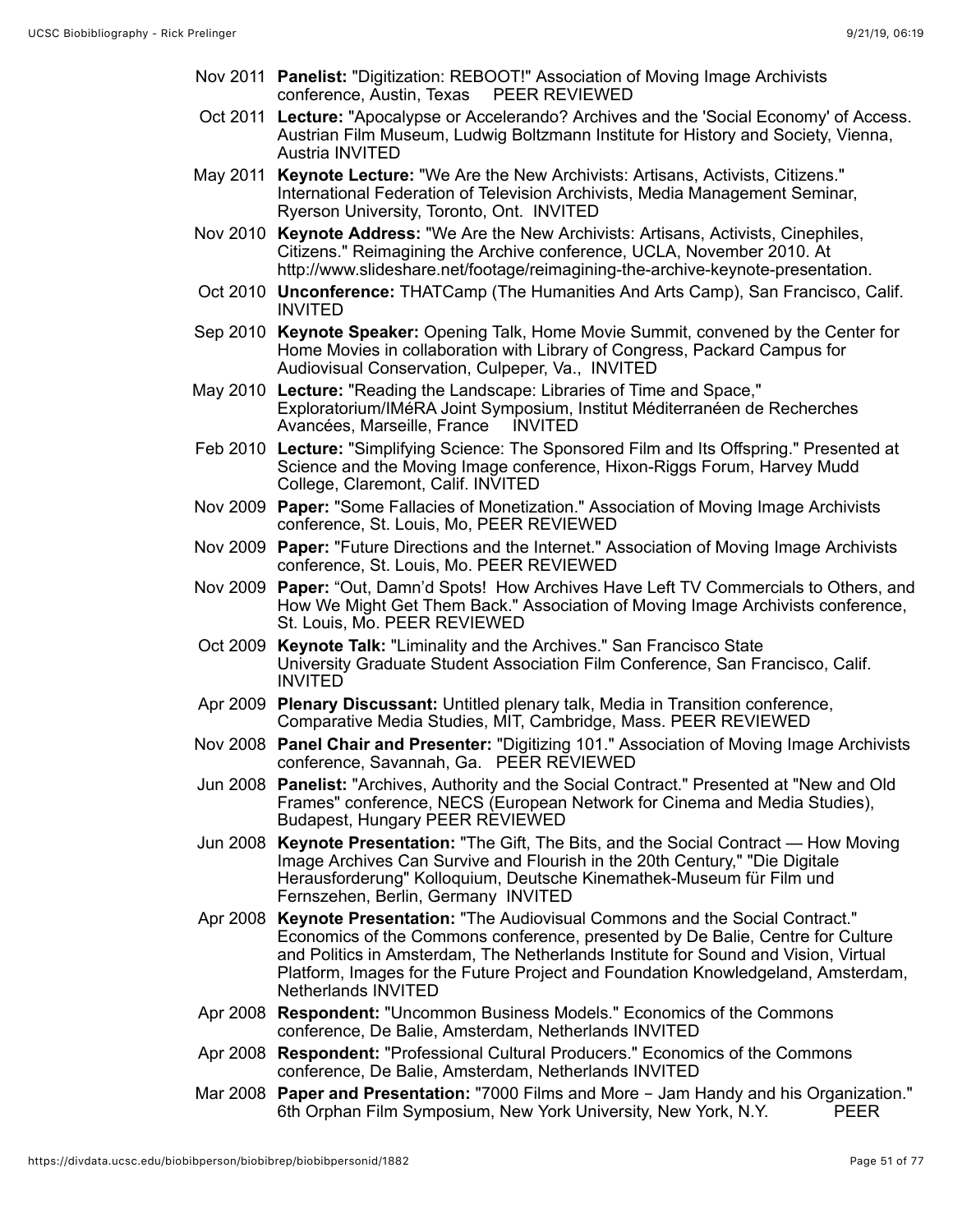Nov 2011 **Panelist:** "Digitization: REBOOT!" Association of Moving Image Archivists conference, Austin, Texas PEER REVIEWED

Oct 2011 **Lecture:** "Apocalypse or Accelerando? Archives and the 'Social Economy' of Access. Austrian Film Museum, Ludwig Boltzmann Institute for History and Society, Vienna, Austria INVITED

May 2011 **Keynote Lecture:** "We Are the New Archivists: Artisans, Activists, Citizens." International Federation of Television Archivists, Media Management Seminar, Ryerson University, Toronto, Ont. INVITED

Nov 2010 **Keynote Address:** "We Are the New Archivists: Artisans, Activists, Cinephiles, Citizens." Reimagining the Archive conference, UCLA, November 2010. At http://www.slideshare.net/footage/reimagining-the-archive-keynote-presentation.

Oct 2010 **Unconference:** THATCamp (The Humanities And Arts Camp), San Francisco, Calif. INVITED

Sep 2010 **Keynote Speaker:** Opening Talk, Home Movie Summit, convened by the Center for Home Movies in collaboration with Library of Congress, Packard Campus for Audiovisual Conservation, Culpeper, Va., INVITED

May 2010 **Lecture:** "Reading the Landscape: Libraries of Time and Space," Exploratorium/IMéRA Joint Symposium, Institut Méditerranéen de Recherches Avancées, Marseille, France INVITED

Feb 2010 **Lecture:** "Simplifying Science: The Sponsored Film and Its Offspring." Presented at Science and the Moving Image conference, Hixon-Riggs Forum, Harvey Mudd College, Claremont, Calif. INVITED

Nov 2009 **Paper:** "Some Fallacies of Monetization." Association of Moving Image Archivists conference, St. Louis, Mo, PEER REVIEWED

Nov 2009 **Paper:** "Future Directions and the Internet." Association of Moving Image Archivists conference, St. Louis, Mo. PEER REVIEWED

Nov 2009 **Paper:** "Out, Damn'd Spots! How Archives Have Left TV Commercials to Others, and How We Might Get Them Back." Association of Moving Image Archivists conference, St. Louis, Mo. PEER REVIEWED

Oct 2009 **Keynote Talk:** "Liminality and the Archives." San Francisco State University Graduate Student Association Film Conference, San Francisco, Calif. INVITED

Apr 2009 **Plenary Discussant:** Untitled plenary talk, Media in Transition conference, Comparative Media Studies, MIT, Cambridge, Mass. PEER REVIEWED

Nov 2008 **Panel Chair and Presenter:** "Digitizing 101." Association of Moving Image Archivists conference, Savannah, Ga. PEER REVIEWED

Jun 2008 **Panelist:** "Archives, Authority and the Social Contract." Presented at "New and Old Frames" conference, NECS (European Network for Cinema and Media Studies), Budapest, Hungary PEER REVIEWED

Jun 2008 **Keynote Presentation:** "The Gift, The Bits, and the Social Contract — How Moving Image Archives Can Survive and Flourish in the 20th Century," "Die Digitale Herausforderung" Kolloquium, Deutsche Kinemathek-Museum für Film und Fernszehen, Berlin, Germany INVITED

Apr 2008 **Keynote Presentation:** "The Audiovisual Commons and the Social Contract." Economics of the Commons conference, presented by De Balie, Centre for Culture and Politics in Amsterdam, The Netherlands Institute for Sound and Vision, Virtual Platform, Images for the Future Project and Foundation Knowledgeland, Amsterdam, Netherlands INVITED

Apr 2008 **Respondent:** "Uncommon Business Models." Economics of the Commons conference, De Balie, Amsterdam, Netherlands INVITED

Apr 2008 **Respondent:** "Professional Cultural Producers." Economics of the Commons conference, De Balie, Amsterdam, Netherlands INVITED

Mar 2008 **Paper and Presentation:** "7000 Films and More – Jam Handy and his Organization." 6th Orphan Film Symposium, New York University, New York, N.Y. PEER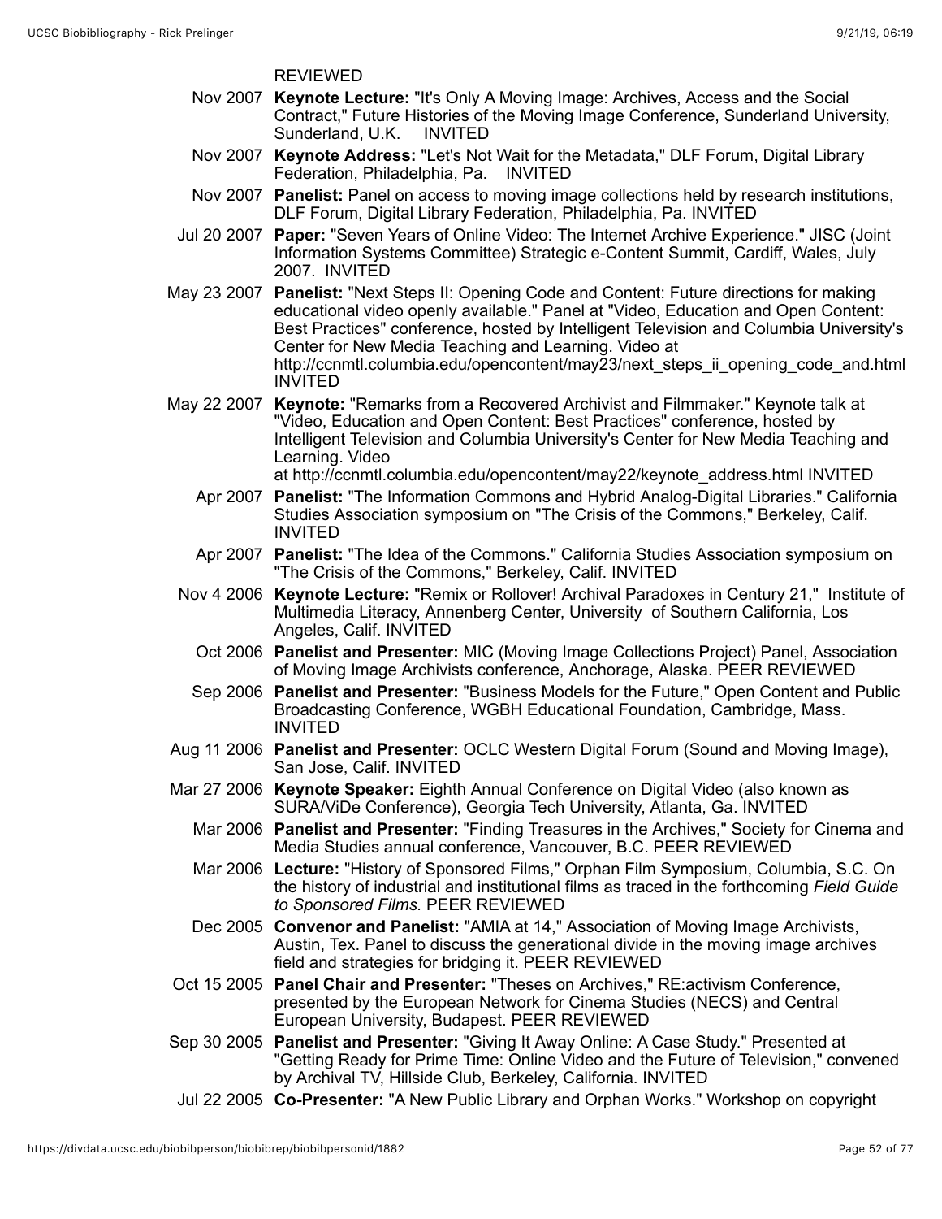REVIEWED

Nov 2007 **Keynote Lecture:** "It's Only A Moving Image: Archives, Access and the Social Contract," Future Histories of the Moving Image Conference, Sunderland University, Sunderland, U.K. INVITED

Nov 2007 **Keynote Address:** "Let's Not Wait for the Metadata," DLF Forum, Digital Library Federation, Philadelphia, Pa. INVITED

Nov 2007 **Panelist:** Panel on access to moving image collections held by research institutions, DLF Forum, Digital Library Federation, Philadelphia, Pa. INVITED

Jul 20 2007 **Paper:** "Seven Years of Online Video: The Internet Archive Experience." JISC (Joint Information Systems Committee) Strategic e-Content Summit, Cardiff, Wales, July 2007. INVITED

May 23 2007 **Panelist:** "Next Steps II: Opening Code and Content: Future directions for making educational video openly available." Panel at "Video, Education and Open Content: Best Practices" conference, hosted by Intelligent Television and Columbia University's Center for New Media Teaching and Learning. Video at http://ccnmtl.columbia.edu/opencontent/may23/next_steps_ii_opening_code_and.html INVITED

May 22 2007 **Keynote:** "Remarks from a Recovered Archivist and Filmmaker." Keynote talk at "Video, Education and Open Content: Best Practices" conference, hosted by Intelligent Television and Columbia University's Center for New Media Teaching and Learning. Video at http://ccnmtl.columbia.edu/opencontent/may22/keynote_address.html INVITED

Apr 2007 **Panelist:** "The Information Commons and Hybrid Analog-Digital Libraries." California Studies Association symposium on "The Crisis of the Commons," Berkeley, Calif. INVITED

Apr 2007 **Panelist:** "The Idea of the Commons." California Studies Association symposium on "The Crisis of the Commons," Berkeley, Calif. INVITED

Nov 4 2006 **Keynote Lecture:** "Remix or Rollover! Archival Paradoxes in Century 21," Institute of Multimedia Literacy, Annenberg Center, University of Southern California, Los Angeles, Calif. INVITED

Oct 2006 **Panelist and Presenter:** MIC (Moving Image Collections Project) Panel, Association of Moving Image Archivists conference, Anchorage, Alaska. PEER REVIEWED

Sep 2006 **Panelist and Presenter:** "Business Models for the Future," Open Content and Public Broadcasting Conference, WGBH Educational Foundation, Cambridge, Mass. INVITED

Aug 11 2006 **Panelist and Presenter:** OCLC Western Digital Forum (Sound and Moving Image), San Jose, Calif. INVITED

Mar 27 2006 **Keynote Speaker:** Eighth Annual Conference on Digital Video (also known as SURA/ViDe Conference), Georgia Tech University, Atlanta, Ga. INVITED

Mar 2006 **Panelist and Presenter:** "Finding Treasures in the Archives," Society for Cinema and Media Studies annual conference, Vancouver, B.C. PEER REVIEWED

Mar 2006 **Lecture:** "History of Sponsored Films," Orphan Film Symposium, Columbia, S.C. On the history of industrial and institutional films as traced in the forthcoming *Field Guide to Sponsored Films*. PEER REVIEWED

Dec 2005 **Convenor and Panelist:** "AMIA at 14," Association of Moving Image Archivists, Austin, Tex. Panel to discuss the generational divide in the moving image archives field and strategies for bridging it. PEER REVIEWED

Oct 15 2005 **Panel Chair and Presenter:** "Theses on Archives," RE:activism Conference, presented by the European Network for Cinema Studies (NECS) and Central European University, Budapest. PEER REVIEWED

Sep 30 2005 **Panelist and Presenter:** "Giving It Away Online: A Case Study." Presented at "Getting Ready for Prime Time: Online Video and the Future of Television," convened by Archival TV, Hillside Club, Berkeley, California. INVITED

Jul 22 2005 **Co-Presenter:** "A New Public Library and Orphan Works." Workshop on copyright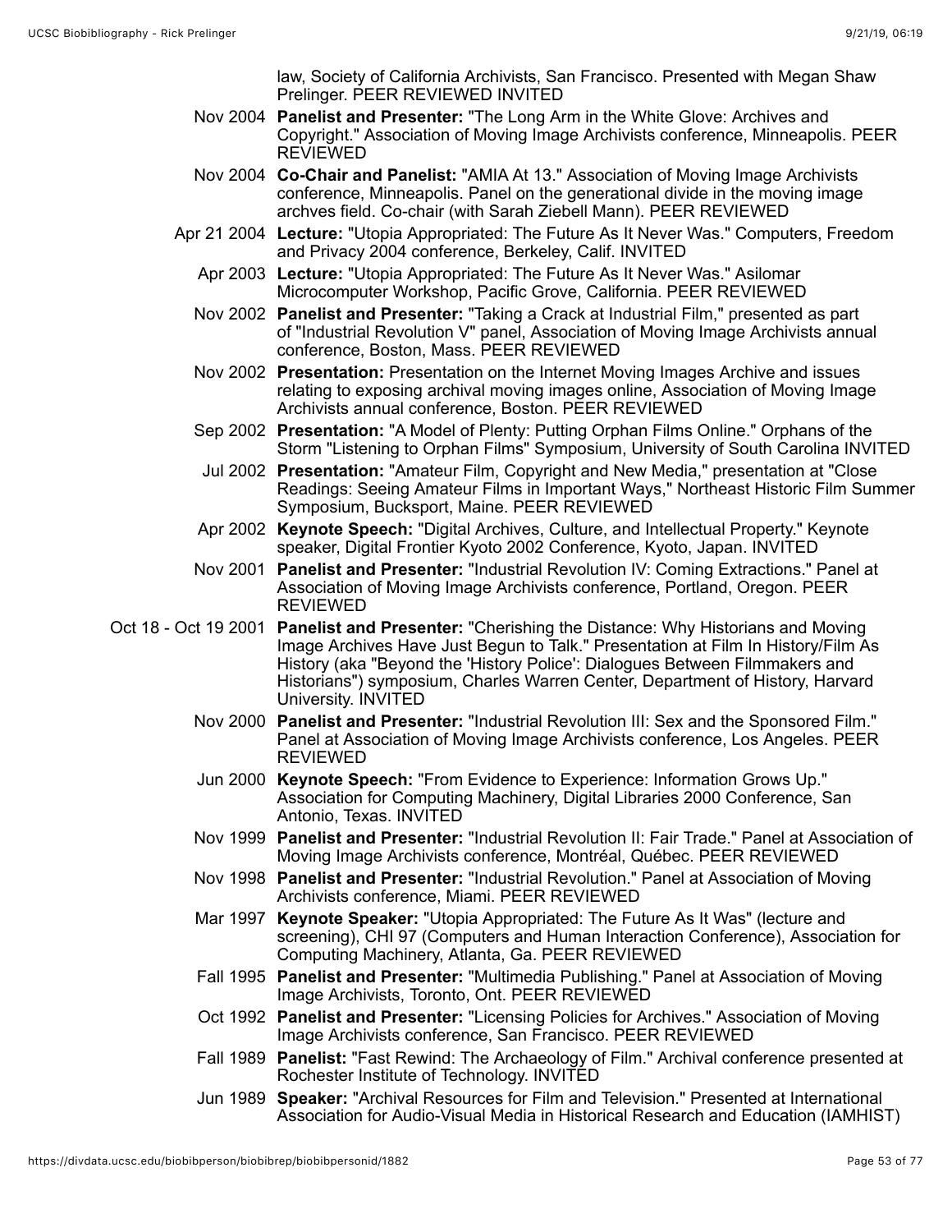law, Society of California Archivists, San Francisco. Presented with Megan Shaw Prelinger. PEER REVIEWED INVITED

Nov 2004 **Panelist and Presenter:** "The Long Arm in the White Glove: Archives and Copyright." Association of Moving Image Archivists conference, Minneapolis. PEER REVIEWED

Nov 2004 **Co-Chair and Panelist:** "AMIA At 13." Association of Moving Image Archivists conference, Minneapolis. Panel on the generational divide in the moving image archves field. Co-chair (with Sarah Ziebell Mann). PEER REVIEWED

Apr 21 2004 **Lecture:** "Utopia Appropriated: The Future As It Never Was." Computers, Freedom and Privacy 2004 conference, Berkeley, Calif. INVITED

Apr 2003 **Lecture:** "Utopia Appropriated: The Future As It Never Was." Asilomar Microcomputer Workshop, Pacific Grove, California. PEER REVIEWED

Nov 2002 **Panelist and Presenter:** "Taking a Crack at Industrial Film," presented as part of "Industrial Revolution V" panel, Association of Moving Image Archivists annual conference, Boston, Mass. PEER REVIEWED

Nov 2002 **Presentation:** Presentation on the Internet Moving Images Archive and issues relating to exposing archival moving images online, Association of Moving Image Archivists annual conference, Boston. PEER REVIEWED

Sep 2002 **Presentation:** "A Model of Plenty: Putting Orphan Films Online." Orphans of the Storm "Listening to Orphan Films" Symposium, University of South Carolina INVITED

Jul 2002 **Presentation:** "Amateur Film, Copyright and New Media," presentation at "Close Readings: Seeing Amateur Films in Important Ways," Northeast Historic Film Summer Symposium, Bucksport, Maine. PEER REVIEWED

Apr 2002 **Keynote Speech:** "Digital Archives, Culture, and Intellectual Property." Keynote speaker, Digital Frontier Kyoto 2002 Conference, Kyoto, Japan. INVITED

Nov 2001 **Panelist and Presenter:** "Industrial Revolution IV: Coming Extractions." Panel at Association of Moving Image Archivists conference, Portland, Oregon. PEER REVIEWED

Oct 18 - Oct 19 2001 **Panelist and Presenter:** "Cherishing the Distance: Why Historians and Moving Image Archives Have Just Begun to Talk." Presentation at Film In History/Film As History (aka "Beyond the 'History Police': Dialogues Between Filmmakers and Historians") symposium, Charles Warren Center, Department of History, Harvard University. INVITED

Nov 2000 **Panelist and Presenter:** "Industrial Revolution III: Sex and the Sponsored Film." Panel at Association of Moving Image Archivists conference, Los Angeles. PEER REVIEWED

Jun 2000 **Keynote Speech:** "From Evidence to Experience: Information Grows Up." Association for Computing Machinery, Digital Libraries 2000 Conference, San Antonio, Texas. INVITED

Nov 1999 **Panelist and Presenter:** "Industrial Revolution II: Fair Trade." Panel at Association of Moving Image Archivists conference, Montréal, Québec. PEER REVIEWED

Nov 1998 **Panelist and Presenter:** "Industrial Revolution." Panel at Association of Moving Archivists conference, Miami. PEER REVIEWED

Mar 1997 **Keynote Speaker:** "Utopia Appropriated: The Future As It Was" (lecture and screening), CHI 97 (Computers and Human Interaction Conference), Association for Computing Machinery, Atlanta, Ga. PEER REVIEWED

Fall 1995 **Panelist and Presenter:** "Multimedia Publishing." Panel at Association of Moving Image Archivists, Toronto, Ont. PEER REVIEWED

Oct 1992 **Panelist and Presenter:** "Licensing Policies for Archives." Association of Moving Image Archivists conference, San Francisco. PEER REVIEWED

Fall 1989 **Panelist:** "Fast Rewind: The Archaeology of Film." Archival conference presented at Rochester Institute of Technology. INVITED

Jun 1989 **Speaker:** "Archival Resources for Film and Television." Presented at International Association for Audio-Visual Media in Historical Research and Education (IAMHIST)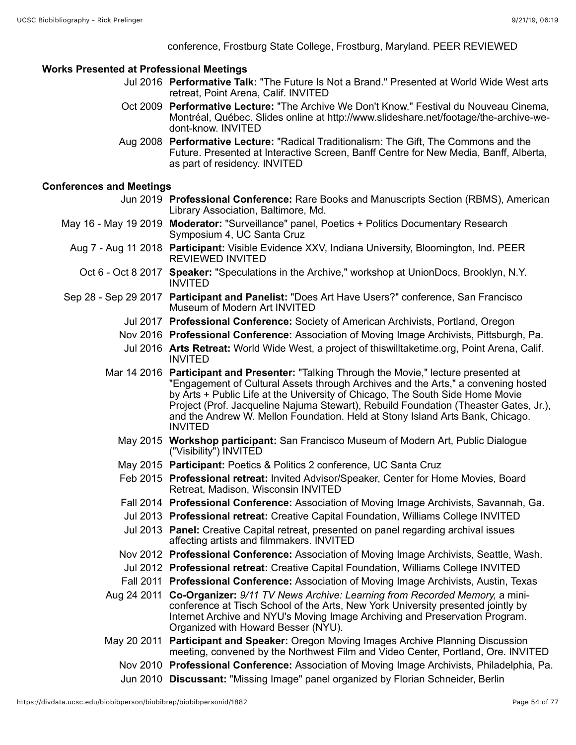conference, Frostburg State College, Frostburg, Maryland. PEER REVIEWED

**Works Presented at Professional Meetings**

- Jul 2016 **Performative Talk:** "The Future Is Not a Brand." Presented at World Wide West arts retreat, Point Arena, Calif. INVITED
- Oct 2009 **Performative Lecture:** "The Archive We Don't Know." Festival du Nouveau Cinema, Montréal, Québec. Slides online at http://www.slideshare.net/footage/the-archive-we-dont-know. INVITED
- Aug 2008 **Performative Lecture:** "Radical Traditionalism: The Gift, The Commons and the Future. Presented at Interactive Screen, Banff Centre for New Media, Banff, Alberta, as part of residency. INVITED

**Conferences and Meetings**

- Jun 2019 **Professional Conference:** Rare Books and Manuscripts Section (RBMS), American Library Association, Baltimore, Md.
- May 16 - May 19 2019 **Moderator:** "Surveillance" panel, Poetics + Politics Documentary Research Symposium 4, UC Santa Cruz
- Aug 7 - Aug 11 2018 **Participant:** Visible Evidence XXV, Indiana University, Bloomington, Ind. PEER REVIEWED INVITED
- Oct 6 - Oct 8 2017 **Speaker:** "Speculations in the Archive," workshop at UnionDocs, Brooklyn, N.Y. INVITED
- Sep 28 - Sep 29 2017 **Participant and Panelist:** "Does Art Have Users?" conference, San Francisco Museum of Modern Art INVITED
- Jul 2017 **Professional Conference:** Society of American Archivists, Portland, Oregon
- Nov 2016 **Professional Conference:** Association of Moving Image Archivists, Pittsburgh, Pa.
- Jul 2016 **Arts Retreat:** World Wide West, a project of thiswilltaketime.org, Point Arena, Calif. INVITED
- Mar 14 2016 **Participant and Presenter:** "Talking Through the Movie," lecture presented at "Engagement of Cultural Assets through Archives and the Arts," a convening hosted by Arts + Public Life at the University of Chicago, The South Side Home Movie Project (Prof. Jacqueline Najuma Stewart), Rebuild Foundation (Theaster Gates, Jr.), and the Andrew W. Mellon Foundation. Held at Stony Island Arts Bank, Chicago. INVITED
- May 2015 **Workshop participant:** San Francisco Museum of Modern Art, Public Dialogue ("Visibility") INVITED
- May 2015 **Participant:** Poetics & Politics 2 conference, UC Santa Cruz
- Feb 2015 **Professional retreat:** Invited Advisor/Speaker, Center for Home Movies, Board Retreat, Madison, Wisconsin INVITED
- Fall 2014 **Professional Conference:** Association of Moving Image Archivists, Savannah, Ga.
- Jul 2013 **Professional retreat:** Creative Capital Foundation, Williams College INVITED
- Jul 2013 **Panel:** Creative Capital retreat, presented on panel regarding archival issues affecting artists and filmmakers. INVITED
- Nov 2012 **Professional Conference:** Association of Moving Image Archivists, Seattle, Wash.
- Jul 2012 **Professional retreat:** Creative Capital Foundation, Williams College INVITED
- Fall 2011 **Professional Conference:** Association of Moving Image Archivists, Austin, Texas
- Aug 24 2011 **Co-Organizer:** *9/11 TV News Archive: Learning from Recorded Memory,* a mini-conference at Tisch School of the Arts, New York University presented jointly by Internet Archive and NYU's Moving Image Archiving and Preservation Program. Organized with Howard Besser (NYU).
- May 20 2011 **Participant and Speaker:** Oregon Moving Images Archive Planning Discussion meeting, convened by the Northwest Film and Video Center, Portland, Ore. INVITED
- Nov 2010 **Professional Conference:** Association of Moving Image Archivists, Philadelphia, Pa.
- Jun 2010 **Discussant:** "Missing Image" panel organized by Florian Schneider, Berlin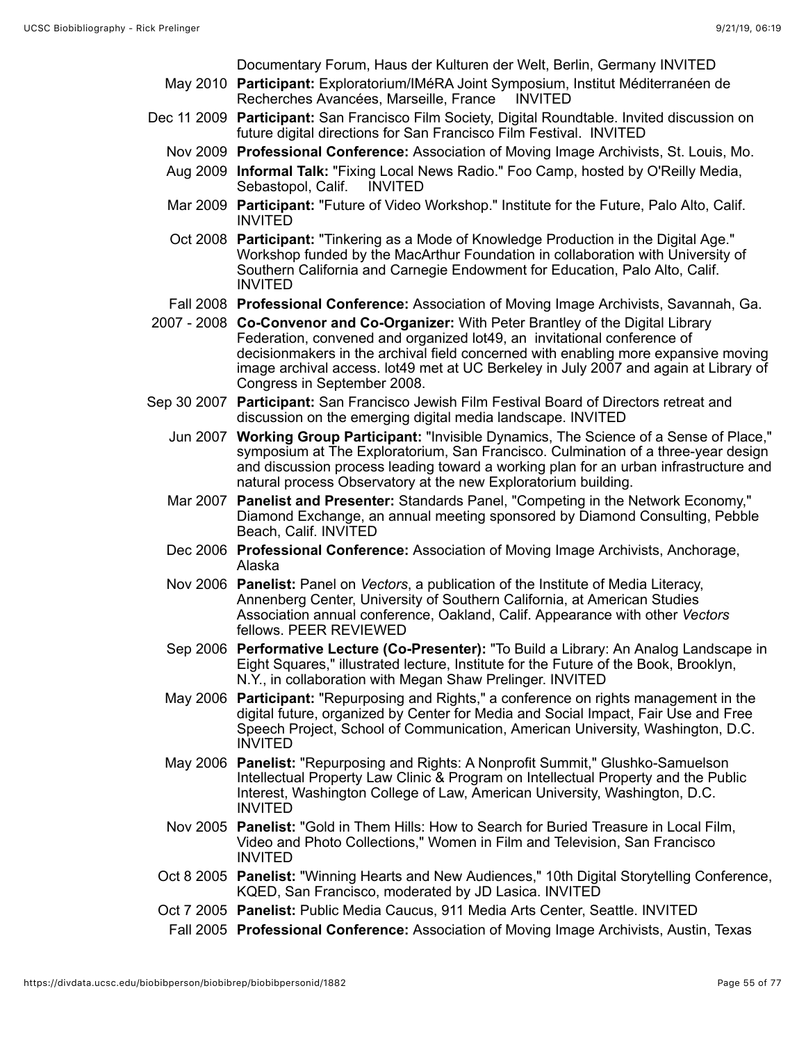Documentary Forum, Haus der Kulturen der Welt, Berlin, Germany INVITED

May 2010 **Participant:** Exploratorium/IMéRA Joint Symposium, Institut Méditerranéen de Recherches Avancées, Marseille, France INVITED

Dec 11 2009 **Participant:** San Francisco Film Society, Digital Roundtable. Invited discussion on future digital directions for San Francisco Film Festival. INVITED

Nov 2009 **Professional Conference:** Association of Moving Image Archivists, St. Louis, Mo.

Aug 2009 **Informal Talk:** "Fixing Local News Radio." Foo Camp, hosted by O'Reilly Media, Sebastopol, Calif. INVITED

Mar 2009 **Participant:** "Future of Video Workshop." Institute for the Future, Palo Alto, Calif. INVITED

Oct 2008 **Participant:** "Tinkering as a Mode of Knowledge Production in the Digital Age." Workshop funded by the MacArthur Foundation in collaboration with University of Southern California and Carnegie Endowment for Education, Palo Alto, Calif. INVITED

Fall 2008 **Professional Conference:** Association of Moving Image Archivists, Savannah, Ga.

2007 - 2008 **Co-Convenor and Co-Organizer:** With Peter Brantley of the Digital Library Federation, convened and organized lot49, an invitational conference of decisionmakers in the archival field concerned with enabling more expansive moving image archival access. lot49 met at UC Berkeley in July 2007 and again at Library of Congress in September 2008.

Sep 30 2007 **Participant:** San Francisco Jewish Film Festival Board of Directors retreat and discussion on the emerging digital media landscape. INVITED

Jun 2007 **Working Group Participant:** "Invisible Dynamics, The Science of a Sense of Place," symposium at The Exploratorium, San Francisco. Culmination of a three-year design and discussion process leading toward a working plan for an urban infrastructure and natural process Observatory at the new Exploratorium building.

Mar 2007 **Panelist and Presenter:** Standards Panel, "Competing in the Network Economy," Diamond Exchange, an annual meeting sponsored by Diamond Consulting, Pebble Beach, Calif. INVITED

Dec 2006 **Professional Conference:** Association of Moving Image Archivists, Anchorage, Alaska

Nov 2006 **Panelist:** Panel on *Vectors*, a publication of the Institute of Media Literacy, Annenberg Center, University of Southern California, at American Studies Association annual conference, Oakland, Calif. Appearance with other *Vectors* fellows. PEER REVIEWED

Sep 2006 **Performative Lecture (Co-Presenter):** "To Build a Library: An Analog Landscape in Eight Squares," illustrated lecture, Institute for the Future of the Book, Brooklyn, N.Y., in collaboration with Megan Shaw Prelinger. INVITED

May 2006 **Participant:** "Repurposing and Rights," a conference on rights management in the digital future, organized by Center for Media and Social Impact, Fair Use and Free Speech Project, School of Communication, American University, Washington, D.C. INVITED

May 2006 **Panelist:** "Repurposing and Rights: A Nonprofit Summit," Glushko-Samuelson Intellectual Property Law Clinic & Program on Intellectual Property and the Public Interest, Washington College of Law, American University, Washington, D.C. INVITED

Nov 2005 **Panelist:** "Gold in Them Hills: How to Search for Buried Treasure in Local Film, Video and Photo Collections," Women in Film and Television, San Francisco INVITED

Oct 8 2005 **Panelist:** "Winning Hearts and New Audiences," 10th Digital Storytelling Conference, KQED, San Francisco, moderated by JD Lasica. INVITED

Oct 7 2005 **Panelist:** Public Media Caucus, 911 Media Arts Center, Seattle. INVITED

Fall 2005 **Professional Conference:** Association of Moving Image Archivists, Austin, Texas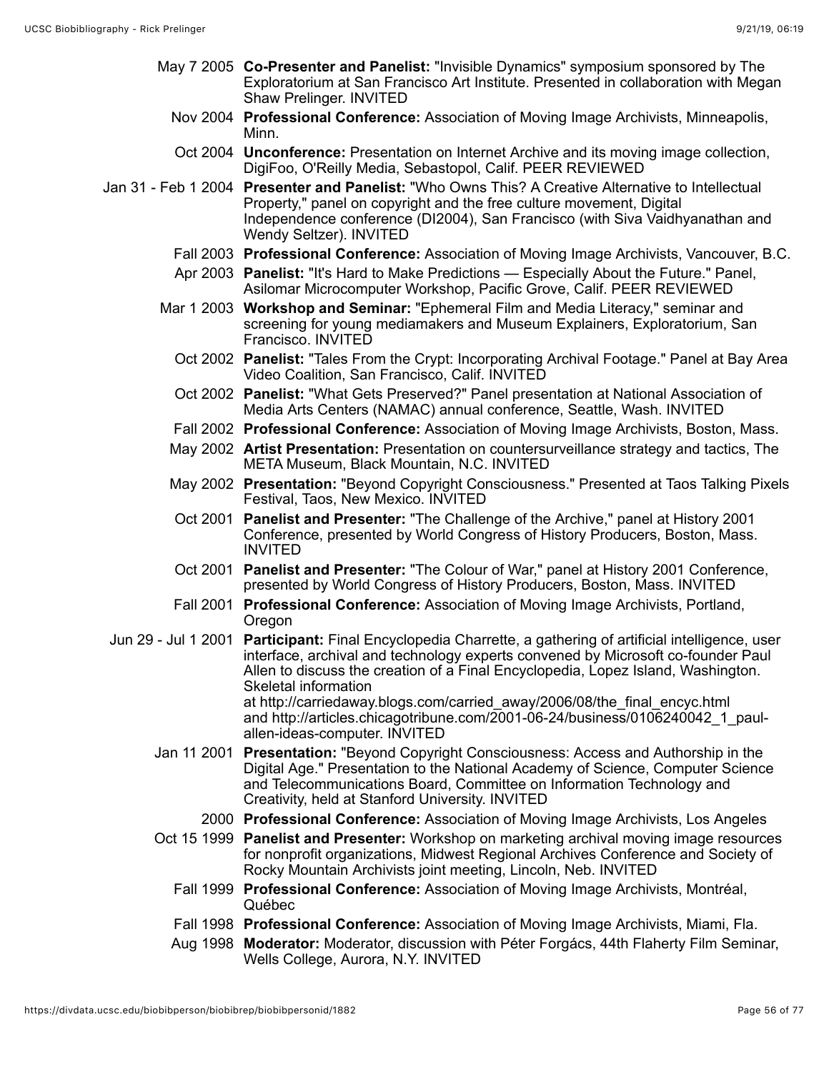May 7 2005 **Co-Presenter and Panelist:** "Invisible Dynamics" symposium sponsored by The Exploratorium at San Francisco Art Institute. Presented in collaboration with Megan Shaw Prelinger. INVITED

Nov 2004 **Professional Conference:** Association of Moving Image Archivists, Minneapolis, Minn.

Oct 2004 **Unconference:** Presentation on Internet Archive and its moving image collection, DigiFoo, O'Reilly Media, Sebastopol, Calif. PEER REVIEWED

Jan 31 - Feb 1 2004 **Presenter and Panelist:** "Who Owns This? A Creative Alternative to Intellectual Property," panel on copyright and the free culture movement, Digital Independence conference (DI2004), San Francisco (with Siva Vaidhyanathan and Wendy Seltzer). INVITED

Fall 2003 **Professional Conference:** Association of Moving Image Archivists, Vancouver, B.C.

Apr 2003 **Panelist:** "It's Hard to Make Predictions — Especially About the Future." Panel, Asilomar Microcomputer Workshop, Pacific Grove, Calif. PEER REVIEWED

Mar 1 2003 **Workshop and Seminar:** "Ephemeral Film and Media Literacy," seminar and screening for young mediamakers and Museum Explainers, Exploratorium, San Francisco. INVITED

Oct 2002 **Panelist:** "Tales From the Crypt: Incorporating Archival Footage." Panel at Bay Area Video Coalition, San Francisco, Calif. INVITED

Oct 2002 **Panelist:** "What Gets Preserved?" Panel presentation at National Association of Media Arts Centers (NAMAC) annual conference, Seattle, Wash. INVITED

Fall 2002 **Professional Conference:** Association of Moving Image Archivists, Boston, Mass.

May 2002 **Artist Presentation:** Presentation on countersurveillance strategy and tactics, The META Museum, Black Mountain, N.C. INVITED

May 2002 **Presentation:** "Beyond Copyright Consciousness." Presented at Taos Talking Pixels Festival, Taos, New Mexico. INVITED

Oct 2001 **Panelist and Presenter:** "The Challenge of the Archive," panel at History 2001 Conference, presented by World Congress of History Producers, Boston, Mass. INVITED

Oct 2001 **Panelist and Presenter:** "The Colour of War," panel at History 2001 Conference, presented by World Congress of History Producers, Boston, Mass. INVITED

Fall 2001 **Professional Conference:** Association of Moving Image Archivists, Portland, Oregon

Jun 29 - Jul 1 2001 **Participant:** Final Encyclopedia Charrette, a gathering of artificial intelligence, user interface, archival and technology experts convened by Microsoft co-founder Paul Allen to discuss the creation of a Final Encyclopedia, Lopez Island, Washington. Skeletal information at http://carriedaway.blogs.com/carried_away/2006/08/the_final_encyc.html and http://articles.chicagotribune.com/2001-06-24/business/0106240042_1_paul-allen-ideas-computer. INVITED

Jan 11 2001 **Presentation:** "Beyond Copyright Consciousness: Access and Authorship in the Digital Age." Presentation to the National Academy of Science, Computer Science and Telecommunications Board, Committee on Information Technology and Creativity, held at Stanford University. INVITED

2000 **Professional Conference:** Association of Moving Image Archivists, Los Angeles

Oct 15 1999 **Panelist and Presenter:** Workshop on marketing archival moving image resources for nonprofit organizations, Midwest Regional Archives Conference and Society of Rocky Mountain Archivists joint meeting, Lincoln, Neb. INVITED

Fall 1999 **Professional Conference:** Association of Moving Image Archivists, Montréal, Québec

Fall 1998 **Professional Conference:** Association of Moving Image Archivists, Miami, Fla.

Aug 1998 **Moderator:** Moderator, discussion with Péter Forgács, 44th Flaherty Film Seminar, Wells College, Aurora, N.Y. INVITED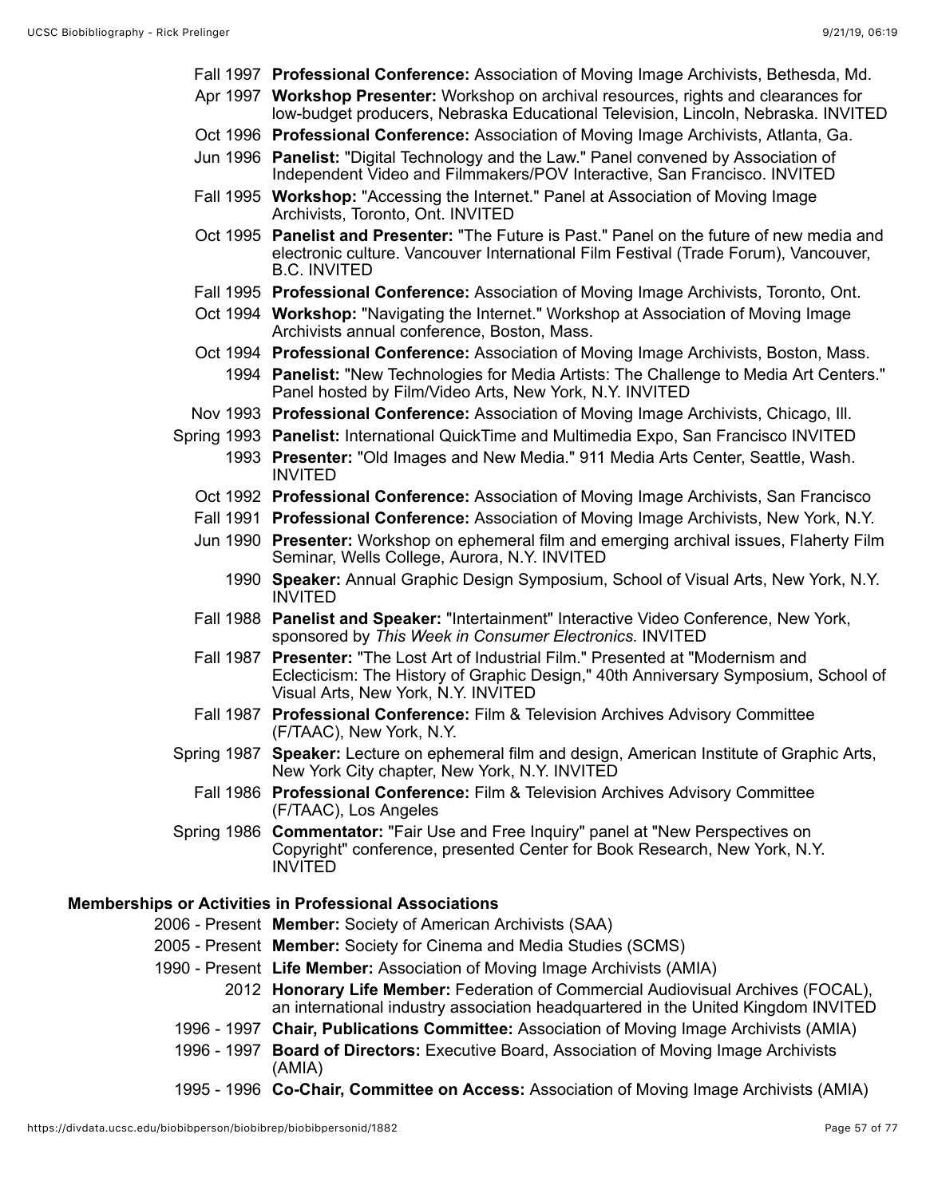Fall 1997 **Professional Conference:** Association of Moving Image Archivists, Bethesda, Md.

Apr 1997 **Workshop Presenter:** Workshop on archival resources, rights and clearances for low-budget producers, Nebraska Educational Television, Lincoln, Nebraska. INVITED

Oct 1996 **Professional Conference:** Association of Moving Image Archivists, Atlanta, Ga.

Jun 1996 **Panelist:** "Digital Technology and the Law." Panel convened by Association of Independent Video and Filmmakers/POV Interactive, San Francisco. INVITED

Fall 1995 **Workshop:** "Accessing the Internet." Panel at Association of Moving Image Archivists, Toronto, Ont. INVITED

Oct 1995 **Panelist and Presenter:** "The Future is Past." Panel on the future of new media and electronic culture. Vancouver International Film Festival (Trade Forum), Vancouver, B.C. INVITED

Fall 1995 **Professional Conference:** Association of Moving Image Archivists, Toronto, Ont.

Oct 1994 **Workshop:** "Navigating the Internet." Workshop at Association of Moving Image Archivists annual conference, Boston, Mass.

Oct 1994 **Professional Conference:** Association of Moving Image Archivists, Boston, Mass.

1994 **Panelist:** "New Technologies for Media Artists: The Challenge to Media Art Centers." Panel hosted by Film/Video Arts, New York, N.Y. INVITED

Nov 1993 **Professional Conference:** Association of Moving Image Archivists, Chicago, Ill.

Spring 1993 **Panelist:** International QuickTime and Multimedia Expo, San Francisco INVITED

1993 **Presenter:** "Old Images and New Media." 911 Media Arts Center, Seattle, Wash. INVITED

Oct 1992 **Professional Conference:** Association of Moving Image Archivists, San Francisco

Fall 1991 **Professional Conference:** Association of Moving Image Archivists, New York, N.Y.

Jun 1990 **Presenter:** Workshop on ephemeral film and emerging archival issues, Flaherty Film Seminar, Wells College, Aurora, N.Y. INVITED

1990 **Speaker:** Annual Graphic Design Symposium, School of Visual Arts, New York, N.Y. INVITED

Fall 1988 **Panelist and Speaker:** "Intertainment" Interactive Video Conference, New York, sponsored by *This Week in Consumer Electronics.* INVITED

Fall 1987 **Presenter:** "The Lost Art of Industrial Film." Presented at "Modernism and Eclecticism: The History of Graphic Design," 40th Anniversary Symposium, School of Visual Arts, New York, N.Y. INVITED

Fall 1987 **Professional Conference:** Film & Television Archives Advisory Committee (F/TAAC), New York, N.Y.

Spring 1987 **Speaker:** Lecture on ephemeral film and design, American Institute of Graphic Arts, New York City chapter, New York, N.Y. INVITED

Fall 1986 **Professional Conference:** Film & Television Archives Advisory Committee (F/TAAC), Los Angeles

Spring 1986 **Commentator:** "Fair Use and Free Inquiry" panel at "New Perspectives on Copyright" conference, presented Center for Book Research, New York, N.Y. INVITED

### Memberships or Activities in Professional Associations

2006 - Present **Member:** Society of American Archivists (SAA)

2005 - Present **Member:** Society for Cinema and Media Studies (SCMS)

1990 - Present **Life Member:** Association of Moving Image Archivists (AMIA)

2012 **Honorary Life Member:** Federation of Commercial Audiovisual Archives (FOCAL), an international industry association headquartered in the United Kingdom INVITED

1996 - 1997 **Chair, Publications Committee:** Association of Moving Image Archivists (AMIA)

1996 - 1997 **Board of Directors:** Executive Board, Association of Moving Image Archivists (AMIA)

1995 - 1996 **Co-Chair, Committee on Access:** Association of Moving Image Archivists (AMIA)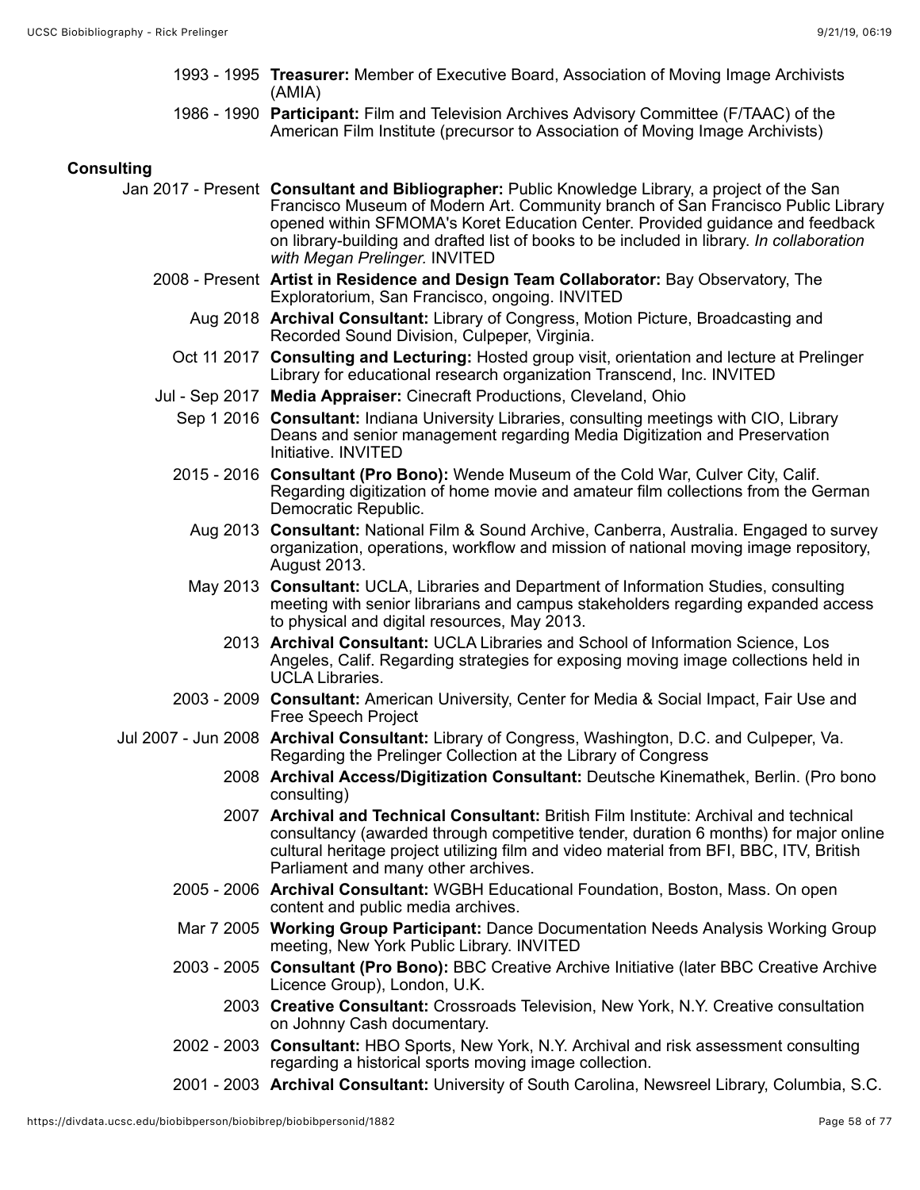1993 - 1995 **Treasurer:** Member of Executive Board, Association of Moving Image Archivists (AMIA)

1986 - 1990 **Participant:** Film and Television Archives Advisory Committee (F/TAAC) of the American Film Institute (precursor to Association of Moving Image Archivists)

### Consulting

Jan 2017 - Present **Consultant and Bibliographer:** Public Knowledge Library, a project of the San Francisco Museum of Modern Art. Community branch of San Francisco Public Library opened within SFMOMA's Koret Education Center. Provided guidance and feedback on library-building and drafted list of books to be included in library. *In collaboration with Megan Prelinger.* INVITED

2008 - Present **Artist in Residence and Design Team Collaborator:** Bay Observatory, The Exploratorium, San Francisco, ongoing. INVITED

Aug 2018 **Archival Consultant:** Library of Congress, Motion Picture, Broadcasting and Recorded Sound Division, Culpeper, Virginia.

Oct 11 2017 **Consulting and Lecturing:** Hosted group visit, orientation and lecture at Prelinger Library for educational research organization Transcend, Inc. INVITED

Jul - Sep 2017 **Media Appraiser:** Cinecraft Productions, Cleveland, Ohio

Sep 1 2016 **Consultant:** Indiana University Libraries, consulting meetings with CIO, Library Deans and senior management regarding Media Digitization and Preservation Initiative. INVITED

2015 - 2016 **Consultant (Pro Bono):** Wende Museum of the Cold War, Culver City, Calif. Regarding digitization of home movie and amateur film collections from the German Democratic Republic.

Aug 2013 **Consultant:** National Film & Sound Archive, Canberra, Australia. Engaged to survey organization, operations, workflow and mission of national moving image repository, August 2013.

May 2013 **Consultant:** UCLA, Libraries and Department of Information Studies, consulting meeting with senior librarians and campus stakeholders regarding expanded access to physical and digital resources, May 2013.

2013 **Archival Consultant:** UCLA Libraries and School of Information Science, Los Angeles, Calif. Regarding strategies for exposing moving image collections held in UCLA Libraries.

2003 - 2009 **Consultant:** American University, Center for Media & Social Impact, Fair Use and Free Speech Project

Jul 2007 - Jun 2008 **Archival Consultant:** Library of Congress, Washington, D.C. and Culpeper, Va. Regarding the Prelinger Collection at the Library of Congress

2008 **Archival Access/Digitization Consultant:** Deutsche Kinemathek, Berlin. (Pro bono consulting)

2007 **Archival and Technical Consultant:** British Film Institute: Archival and technical consultancy (awarded through competitive tender, duration 6 months) for major online cultural heritage project utilizing film and video material from BFI, BBC, ITV, British Parliament and many other archives.

2005 - 2006 **Archival Consultant:** WGBH Educational Foundation, Boston, Mass. On open content and public media archives.

Mar 7 2005 **Working Group Participant:** Dance Documentation Needs Analysis Working Group meeting, New York Public Library. INVITED

2003 - 2005 **Consultant (Pro Bono):** BBC Creative Archive Initiative (later BBC Creative Archive Licence Group), London, U.K.

2003 **Creative Consultant:** Crossroads Television, New York, N.Y. Creative consultation on Johnny Cash documentary.

2002 - 2003 **Consultant:** HBO Sports, New York, N.Y. Archival and risk assessment consulting regarding a historical sports moving image collection.

2001 - 2003 **Archival Consultant:** University of South Carolina, Newsreel Library, Columbia, S.C.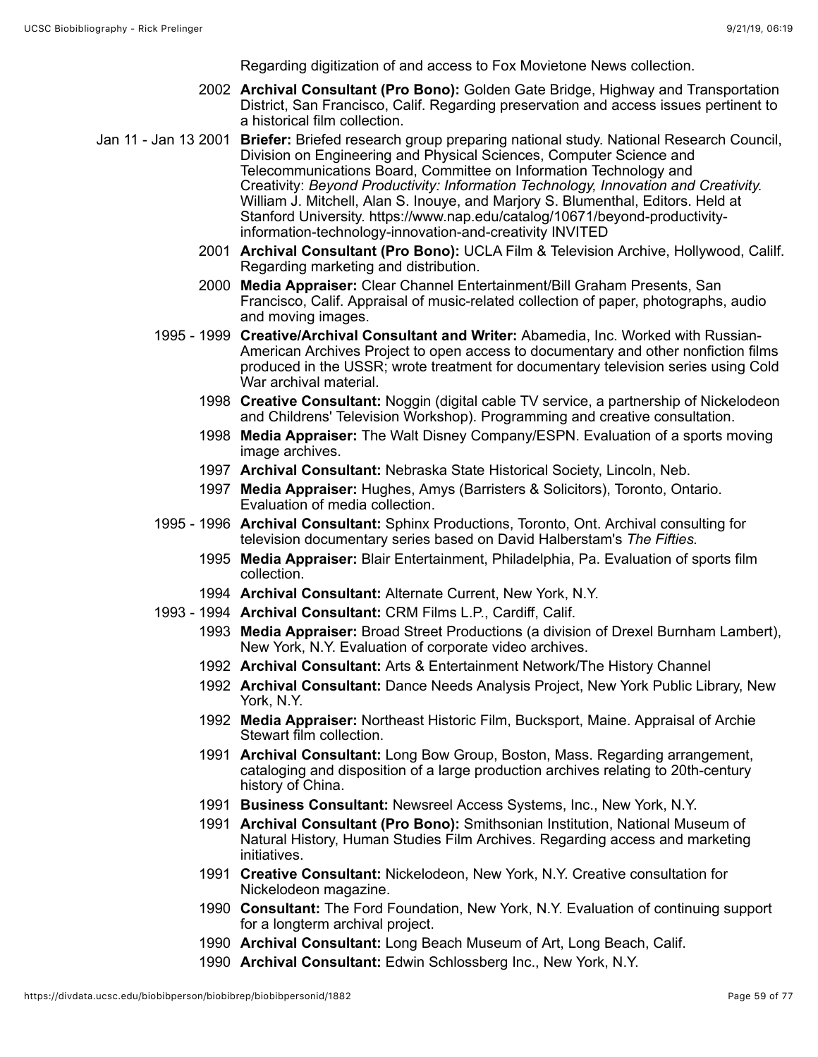Regarding digitization of and access to Fox Movietone News collection.

2002 **Archival Consultant (Pro Bono):** Golden Gate Bridge, Highway and Transportation District, San Francisco, Calif. Regarding preservation and access issues pertinent to a historical film collection.

Jan 11 - Jan 13 2001 **Briefer:** Briefed research group preparing national study. National Research Council, Division on Engineering and Physical Sciences, Computer Science and Telecommunications Board, Committee on Information Technology and Creativity: *Beyond Productivity: Information Technology, Innovation and Creativity.* William J. Mitchell, Alan S. Inouye, and Marjory S. Blumenthal, Editors. Held at Stanford University. https://www.nap.edu/catalog/10671/beyond-productivity-information-technology-innovation-and-creativity INVITED

2001 **Archival Consultant (Pro Bono):** UCLA Film & Television Archive, Hollywood, Calilf. Regarding marketing and distribution.

2000 **Media Appraiser:** Clear Channel Entertainment/Bill Graham Presents, San Francisco, Calif. Appraisal of music-related collection of paper, photographs, audio and moving images.

1995 - 1999 **Creative/Archival Consultant and Writer:** Abamedia, Inc. Worked with Russian-American Archives Project to open access to documentary and other nonfiction films produced in the USSR; wrote treatment for documentary television series using Cold War archival material.

1998 **Creative Consultant:** Noggin (digital cable TV service, a partnership of Nickelodeon and Childrens' Television Workshop). Programming and creative consultation.

1998 **Media Appraiser:** The Walt Disney Company/ESPN. Evaluation of a sports moving image archives.

1997 **Archival Consultant:** Nebraska State Historical Society, Lincoln, Neb.

1997 **Media Appraiser:** Hughes, Amys (Barristers & Solicitors), Toronto, Ontario. Evaluation of media collection.

1995 - 1996 **Archival Consultant:** Sphinx Productions, Toronto, Ont. Archival consulting for television documentary series based on David Halberstam's *The Fifties*.

1995 **Media Appraiser:** Blair Entertainment, Philadelphia, Pa. Evaluation of sports film collection.

1994 **Archival Consultant:** Alternate Current, New York, N.Y.

1993 - 1994 **Archival Consultant:** CRM Films L.P., Cardiff, Calif.

1993 **Media Appraiser:** Broad Street Productions (a division of Drexel Burnham Lambert), New York, N.Y. Evaluation of corporate video archives.

1992 **Archival Consultant:** Arts & Entertainment Network/The History Channel

1992 **Archival Consultant:** Dance Needs Analysis Project, New York Public Library, New York, N.Y.

1992 **Media Appraiser:** Northeast Historic Film, Bucksport, Maine. Appraisal of Archie Stewart film collection.

1991 **Archival Consultant:** Long Bow Group, Boston, Mass. Regarding arrangement, cataloging and disposition of a large production archives relating to 20th-century history of China.

1991 **Business Consultant:** Newsreel Access Systems, Inc., New York, N.Y.

1991 **Archival Consultant (Pro Bono):** Smithsonian Institution, National Museum of Natural History, Human Studies Film Archives. Regarding access and marketing initiatives.

1991 **Creative Consultant:** Nickelodeon, New York, N.Y. Creative consultation for Nickelodeon magazine.

1990 **Consultant:** The Ford Foundation, New York, N.Y. Evaluation of continuing support for a longterm archival project.

1990 **Archival Consultant:** Long Beach Museum of Art, Long Beach, Calif.

1990 **Archival Consultant:** Edwin Schlossberg Inc., New York, N.Y.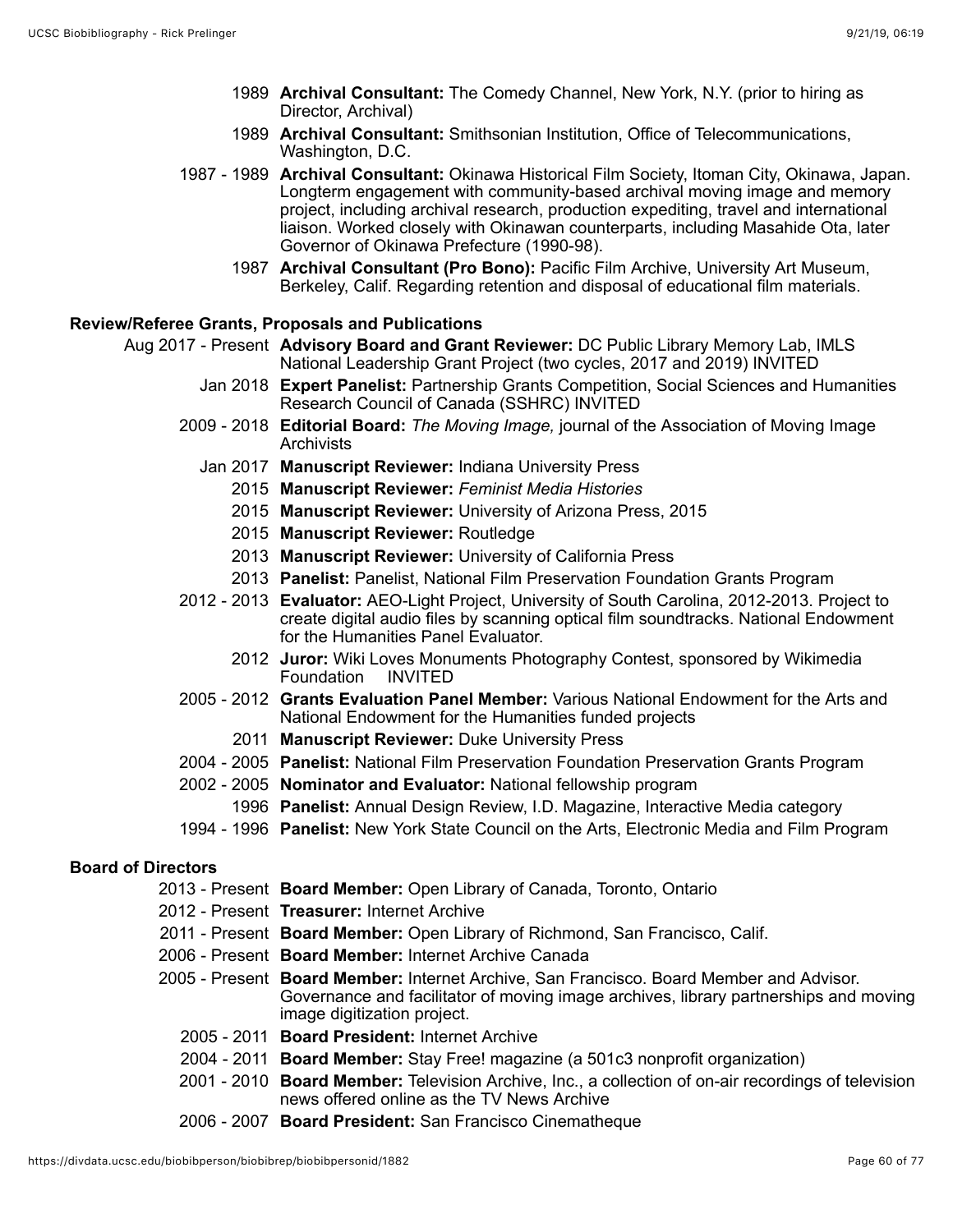1989 **Archival Consultant:** The Comedy Channel, New York, N.Y. (prior to hiring as Director, Archival)

1989 **Archival Consultant:** Smithsonian Institution, Office of Telecommunications, Washington, D.C.

1987 - 1989 **Archival Consultant:** Okinawa Historical Film Society, Itoman City, Okinawa, Japan. Longterm engagement with community-based archival moving image and memory project, including archival research, production expediting, travel and international liaison. Worked closely with Okinawan counterparts, including Masahide Ota, later Governor of Okinawa Prefecture (1990-98).

1987 **Archival Consultant (Pro Bono):** Pacific Film Archive, University Art Museum, Berkeley, Calif. Regarding retention and disposal of educational film materials.

### Review/Referee Grants, Proposals and Publications

Aug 2017 - Present **Advisory Board and Grant Reviewer:** DC Public Library Memory Lab, IMLS National Leadership Grant Project (two cycles, 2017 and 2019) INVITED

Jan 2018 **Expert Panelist:** Partnership Grants Competition, Social Sciences and Humanities Research Council of Canada (SSHRC) INVITED

2009 - 2018 **Editorial Board:** *The Moving Image,* journal of the Association of Moving Image Archivists

Jan 2017 **Manuscript Reviewer:** Indiana University Press

2015 **Manuscript Reviewer:** *Feminist Media Histories*

2015 **Manuscript Reviewer:** University of Arizona Press, 2015

2015 **Manuscript Reviewer:** Routledge

2013 **Manuscript Reviewer:** University of California Press

2013 **Panelist:** Panelist, National Film Preservation Foundation Grants Program

2012 - 2013 **Evaluator:** AEO-Light Project, University of South Carolina, 2012-2013. Project to create digital audio files by scanning optical film soundtracks. National Endowment for the Humanities Panel Evaluator.

2012 **Juror:** Wiki Loves Monuments Photography Contest, sponsored by Wikimedia Foundation INVITED

2005 - 2012 **Grants Evaluation Panel Member:** Various National Endowment for the Arts and National Endowment for the Humanities funded projects

2011 **Manuscript Reviewer:** Duke University Press

2004 - 2005 **Panelist:** National Film Preservation Foundation Preservation Grants Program

2002 - 2005 **Nominator and Evaluator:** National fellowship program

1996 **Panelist:** Annual Design Review, I.D. Magazine, Interactive Media category

1994 - 1996 **Panelist:** New York State Council on the Arts, Electronic Media and Film Program

### Board of Directors

2013 - Present **Board Member:** Open Library of Canada, Toronto, Ontario

2012 - Present **Treasurer:** Internet Archive

2011 - Present **Board Member:** Open Library of Richmond, San Francisco, Calif.

2006 - Present **Board Member:** Internet Archive Canada

2005 - Present **Board Member:** Internet Archive, San Francisco. Board Member and Advisor. Governance and facilitator of moving image archives, library partnerships and moving image digitization project.

2005 - 2011 **Board President:** Internet Archive

2004 - 2011 **Board Member:** Stay Free! magazine (a 501c3 nonprofit organization)

2001 - 2010 **Board Member:** Television Archive, Inc., a collection of on-air recordings of television news offered online as the TV News Archive

2006 - 2007 **Board President:** San Francisco Cinematheque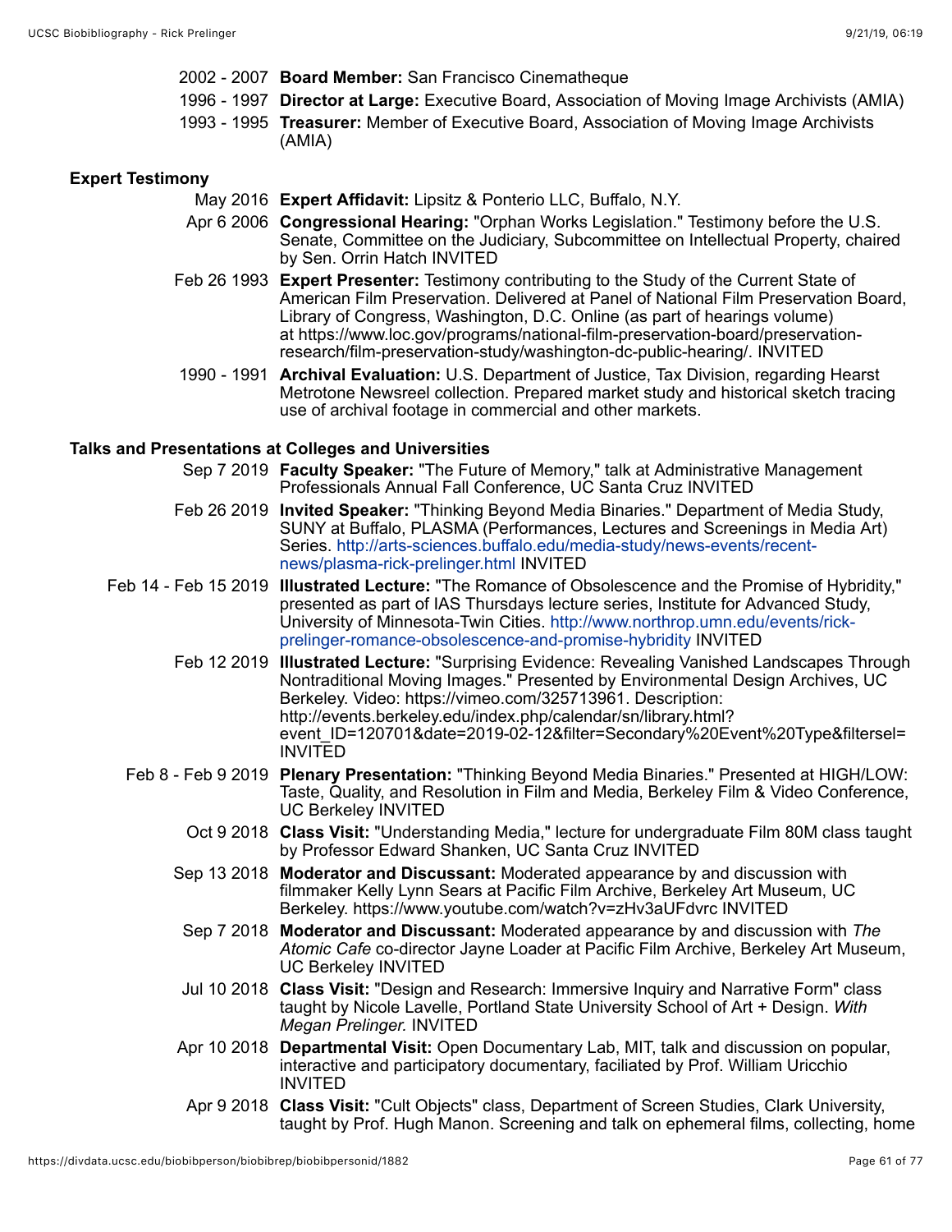2002 - 2007 **Board Member:** San Francisco Cinematheque

1996 - 1997 **Director at Large:** Executive Board, Association of Moving Image Archivists (AMIA)

1993 - 1995 **Treasurer:** Member of Executive Board, Association of Moving Image Archivists (AMIA)

### Expert Testimony

May 2016 **Expert Affidavit:** Lipsitz & Ponterio LLC, Buffalo, N.Y.

Apr 6 2006 **Congressional Hearing:** "Orphan Works Legislation." Testimony before the U.S. Senate, Committee on the Judiciary, Subcommittee on Intellectual Property, chaired by Sen. Orrin Hatch INVITED

Feb 26 1993 **Expert Presenter:** Testimony contributing to the Study of the Current State of American Film Preservation. Delivered at Panel of National Film Preservation Board, Library of Congress, Washington, D.C. Online (as part of hearings volume) at https://www.loc.gov/programs/national-film-preservation-board/preservation-research/film-preservation-study/washington-dc-public-hearing/. INVITED

1990 - 1991 **Archival Evaluation:** U.S. Department of Justice, Tax Division, regarding Hearst Metrotone Newsreel collection. Prepared market study and historical sketch tracing use of archival footage in commercial and other markets.

### Talks and Presentations at Colleges and Universities

Sep 7 2019 **Faculty Speaker:** "The Future of Memory," talk at Administrative Management Professionals Annual Fall Conference, UC Santa Cruz INVITED

Feb 26 2019 **Invited Speaker:** "Thinking Beyond Media Binaries." Department of Media Study, SUNY at Buffalo, PLASMA (Performances, Lectures and Screenings in Media Art) Series. http://arts-sciences.buffalo.edu/media-study/news-events/recent-news/plasma-rick-prelinger.html INVITED

Feb 14 - Feb 15 2019 **Illustrated Lecture:** "The Romance of Obsolescence and the Promise of Hybridity," presented as part of IAS Thursdays lecture series, Institute for Advanced Study, University of Minnesota-Twin Cities. http://www.northrop.umn.edu/events/rick-prelinger-romance-obsolescence-and-promise-hybridity INVITED

Feb 12 2019 **Illustrated Lecture:** "Surprising Evidence: Revealing Vanished Landscapes Through Nontraditional Moving Images." Presented by Environmental Design Archives, UC Berkeley. Video: https://vimeo.com/325713961. Description: http://events.berkeley.edu/index.php/calendar/sn/library.html?event_ID=120701&date=2019-02-12&filter=Secondary%20Event%20Type&filtersel= INVITED

Feb 8 - Feb 9 2019 **Plenary Presentation:** "Thinking Beyond Media Binaries." Presented at HIGH/LOW: Taste, Quality, and Resolution in Film and Media, Berkeley Film & Video Conference, UC Berkeley INVITED

Oct 9 2018 **Class Visit:** "Understanding Media," lecture for undergraduate Film 80M class taught by Professor Edward Shanken, UC Santa Cruz INVITED

Sep 13 2018 **Moderator and Discussant:** Moderated appearance by and discussion with filmmaker Kelly Lynn Sears at Pacific Film Archive, Berkeley Art Museum, UC Berkeley. https://www.youtube.com/watch?v=zHv3aUFdvrc INVITED

Sep 7 2018 **Moderator and Discussant:** Moderated appearance by and discussion with *The Atomic Cafe* co-director Jayne Loader at Pacific Film Archive, Berkeley Art Museum, UC Berkeley INVITED

Jul 10 2018 **Class Visit:** "Design and Research: Immersive Inquiry and Narrative Form" class taught by Nicole Lavelle, Portland State University School of Art + Design. *With Megan Prelinger.* INVITED

Apr 10 2018 **Departmental Visit:** Open Documentary Lab, MIT, talk and discussion on popular, interactive and participatory documentary, faciliated by Prof. William Uricchio INVITED

Apr 9 2018 **Class Visit:** "Cult Objects" class, Department of Screen Studies, Clark University, taught by Prof. Hugh Manon. Screening and talk on ephemeral films, collecting, home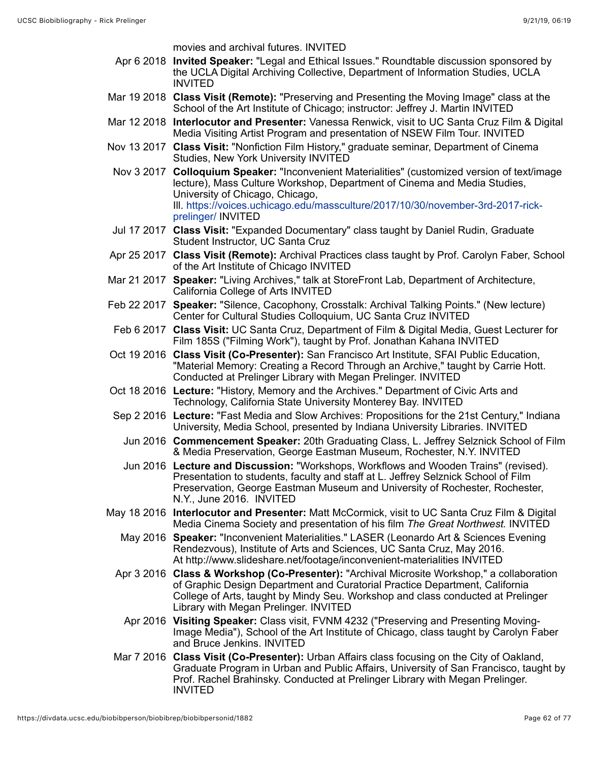movies and archival futures. INVITED

| | |
|---|---|
| Apr 6 2018 | **Invited Speaker:** "Legal and Ethical Issues." Roundtable discussion sponsored by the UCLA Digital Archiving Collective, Department of Information Studies, UCLA INVITED |
| Mar 19 2018 | **Class Visit (Remote):** "Preserving and Presenting the Moving Image" class at the School of the Art Institute of Chicago; instructor: Jeffrey J. Martin INVITED |
| Mar 12 2018 | **Interlocutor and Presenter:** Vanessa Renwick, visit to UC Santa Cruz Film & Digital Media Visiting Artist Program and presentation of NSEW Film Tour. INVITED |
| Nov 13 2017 | **Class Visit:** "Nonfiction Film History," graduate seminar, Department of Cinema Studies, New York University INVITED |
| Nov 3 2017 | **Colloquium Speaker:** "Inconvenient Materialities" (customized version of text/image lecture), Mass Culture Workshop, Department of Cinema and Media Studies, University of Chicago, Chicago, Ill. https://voices.uchicago.edu/massculture/2017/10/30/november-3rd-2017-rick-prelinger/ INVITED |
| Jul 17 2017 | **Class Visit:** "Expanded Documentary" class taught by Daniel Rudin, Graduate Student Instructor, UC Santa Cruz |
| Apr 25 2017 | **Class Visit (Remote):** Archival Practices class taught by Prof. Carolyn Faber, School of the Art Institute of Chicago INVITED |
| Mar 21 2017 | **Speaker:** "Living Archives," talk at StoreFront Lab, Department of Architecture, California College of Arts INVITED |
| Feb 22 2017 | **Speaker:** "Silence, Cacophony, Crosstalk: Archival Talking Points." (New lecture) Center for Cultural Studies Colloquium, UC Santa Cruz INVITED |
| Feb 6 2017 | **Class Visit:** UC Santa Cruz, Department of Film & Digital Media, Guest Lecturer for Film 185S ("Filming Work"), taught by Prof. Jonathan Kahana INVITED |
| Oct 19 2016 | **Class Visit (Co-Presenter):** San Francisco Art Institute, SFAI Public Education, "Material Memory: Creating a Record Through an Archive," taught by Carrie Hott. Conducted at Prelinger Library with Megan Prelinger. INVITED |
| Oct 18 2016 | **Lecture:** "History, Memory and the Archives." Department of Civic Arts and Technology, California State University Monterey Bay. INVITED |
| Sep 2 2016 | **Lecture:** "Fast Media and Slow Archives: Propositions for the 21st Century," Indiana University, Media School, presented by Indiana University Libraries. INVITED |
| Jun 2016 | **Commencement Speaker:** 20th Graduating Class, L. Jeffrey Selznick School of Film & Media Preservation, George Eastman Museum, Rochester, N.Y. INVITED |
| Jun 2016 | **Lecture and Discussion:** "Workshops, Workflows and Wooden Trains" (revised). Presentation to students, faculty and staff at L. Jeffrey Selznick School of Film Preservation, George Eastman Museum and University of Rochester, Rochester, N.Y., June 2016. INVITED |
| May 18 2016 | **Interlocutor and Presenter:** Matt McCormick, visit to UC Santa Cruz Film & Digital Media Cinema Society and presentation of his film *The Great Northwest.* INVITED |
| May 2016 | **Speaker:** "Inconvenient Materialities." LASER (Leonardo Art & Sciences Evening Rendezvous), Institute of Arts and Sciences, UC Santa Cruz, May 2016. At http://www.slideshare.net/footage/inconvenient-materialities INVITED |
| Apr 3 2016 | **Class & Workshop (Co-Presenter):** "Archival Microsite Workshop," a collaboration of Graphic Design Department and Curatorial Practice Department, California College of Arts, taught by Mindy Seu. Workshop and class conducted at Prelinger Library with Megan Prelinger. INVITED |
| Apr 2016 | **Visiting Speaker:** Class visit, FVNM 4232 ("Preserving and Presenting Moving-Image Media"), School of the Art Institute of Chicago, class taught by Carolyn Faber and Bruce Jenkins. INVITED |
| Mar 7 2016 | **Class Visit (Co-Presenter):** Urban Affairs class focusing on the City of Oakland, Graduate Program in Urban and Public Affairs, University of San Francisco, taught by Prof. Rachel Brahinsky. Conducted at Prelinger Library with Megan Prelinger. INVITED |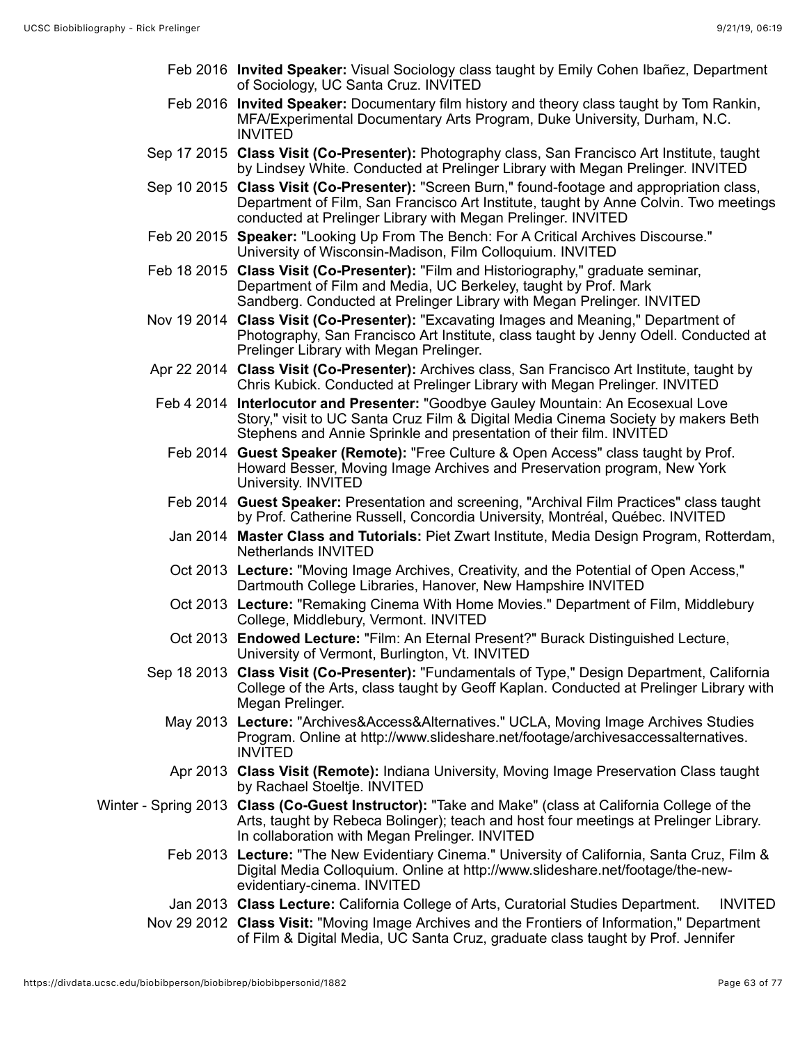Feb 2016 **Invited Speaker:** Visual Sociology class taught by Emily Cohen Ibañez, Department of Sociology, UC Santa Cruz. INVITED

Feb 2016 **Invited Speaker:** Documentary film history and theory class taught by Tom Rankin, MFA/Experimental Documentary Arts Program, Duke University, Durham, N.C. INVITED

Sep 17 2015 **Class Visit (Co-Presenter):** Photography class, San Francisco Art Institute, taught by Lindsey White. Conducted at Prelinger Library with Megan Prelinger. INVITED

Sep 10 2015 **Class Visit (Co-Presenter):** "Screen Burn," found-footage and appropriation class, Department of Film, San Francisco Art Institute, taught by Anne Colvin. Two meetings conducted at Prelinger Library with Megan Prelinger. INVITED

Feb 20 2015 **Speaker:** "Looking Up From The Bench: For A Critical Archives Discourse." University of Wisconsin-Madison, Film Colloquium. INVITED

Feb 18 2015 **Class Visit (Co-Presenter):** "Film and Historiography," graduate seminar, Department of Film and Media, UC Berkeley, taught by Prof. Mark Sandberg. Conducted at Prelinger Library with Megan Prelinger. INVITED

Nov 19 2014 **Class Visit (Co-Presenter):** "Excavating Images and Meaning," Department of Photography, San Francisco Art Institute, class taught by Jenny Odell. Conducted at Prelinger Library with Megan Prelinger.

Apr 22 2014 **Class Visit (Co-Presenter):** Archives class, San Francisco Art Institute, taught by Chris Kubick. Conducted at Prelinger Library with Megan Prelinger. INVITED

Feb 4 2014 **Interlocutor and Presenter:** "Goodbye Gauley Mountain: An Ecosexual Love Story," visit to UC Santa Cruz Film & Digital Media Cinema Society by makers Beth Stephens and Annie Sprinkle and presentation of their film. INVITED

Feb 2014 **Guest Speaker (Remote):** "Free Culture & Open Access" class taught by Prof. Howard Besser, Moving Image Archives and Preservation program, New York University. INVITED

Feb 2014 **Guest Speaker:** Presentation and screening, "Archival Film Practices" class taught by Prof. Catherine Russell, Concordia University, Montréal, Québec. INVITED

Jan 2014 **Master Class and Tutorials:** Piet Zwart Institute, Media Design Program, Rotterdam, Netherlands INVITED

Oct 2013 **Lecture:** "Moving Image Archives, Creativity, and the Potential of Open Access," Dartmouth College Libraries, Hanover, New Hampshire INVITED

Oct 2013 **Lecture:** "Remaking Cinema With Home Movies." Department of Film, Middlebury College, Middlebury, Vermont. INVITED

Oct 2013 **Endowed Lecture:** "Film: An Eternal Present?" Burack Distinguished Lecture, University of Vermont, Burlington, Vt. INVITED

Sep 18 2013 **Class Visit (Co-Presenter):** "Fundamentals of Type," Design Department, California College of the Arts, class taught by Geoff Kaplan. Conducted at Prelinger Library with Megan Prelinger.

May 2013 **Lecture:** "Archives&Access&Alternatives." UCLA, Moving Image Archives Studies Program. Online at http://www.slideshare.net/footage/archivesaccessalternatives. INVITED

Apr 2013 **Class Visit (Remote):** Indiana University, Moving Image Preservation Class taught by Rachael Stoeltje. INVITED

Winter - Spring 2013 **Class (Co-Guest Instructor):** "Take and Make" (class at California College of the Arts, taught by Rebeca Bolinger); teach and host four meetings at Prelinger Library. In collaboration with Megan Prelinger. INVITED

Feb 2013 **Lecture:** "The New Evidentiary Cinema." University of California, Santa Cruz, Film & Digital Media Colloquium. Online at http://www.slideshare.net/footage/the-new-evidentiary-cinema. INVITED

Jan 2013 **Class Lecture:** California College of Arts, Curatorial Studies Department. INVITED

Nov 29 2012 **Class Visit:** "Moving Image Archives and the Frontiers of Information," Department of Film & Digital Media, UC Santa Cruz, graduate class taught by Prof. Jennifer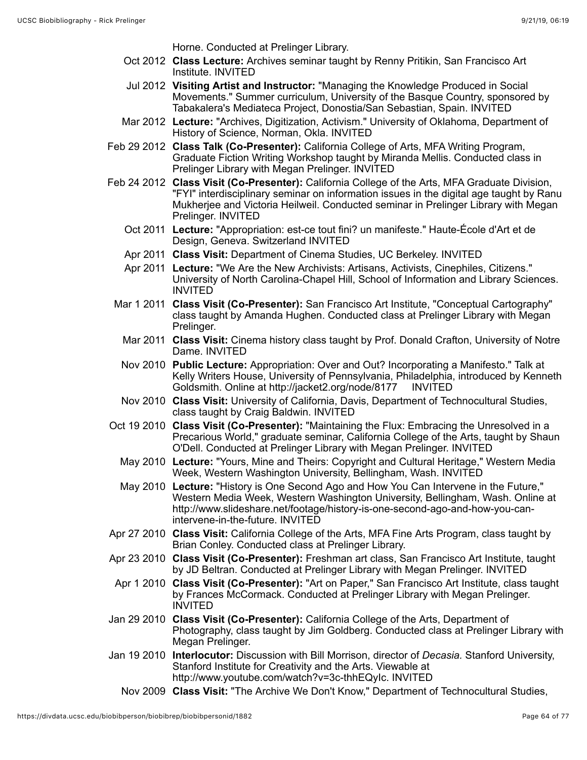Horne. Conducted at Prelinger Library.

Oct 2012 **Class Lecture:** Archives seminar taught by Renny Pritikin, San Francisco Art Institute. INVITED

Jul 2012 **Visiting Artist and Instructor:** "Managing the Knowledge Produced in Social Movements." Summer curriculum, University of the Basque Country, sponsored by Tabakalera's Mediateca Project, Donostia/San Sebastian, Spain. INVITED

Mar 2012 **Lecture:** "Archives, Digitization, Activism." University of Oklahoma, Department of History of Science, Norman, Okla. INVITED

Feb 29 2012 **Class Talk (Co-Presenter):** California College of Arts, MFA Writing Program, Graduate Fiction Writing Workshop taught by Miranda Mellis. Conducted class in Prelinger Library with Megan Prelinger. INVITED

Feb 24 2012 **Class Visit (Co-Presenter):** California College of the Arts, MFA Graduate Division, "FYI" interdisciplinary seminar on information issues in the digital age taught by Ranu Mukherjee and Victoria Heilweil. Conducted seminar in Prelinger Library with Megan Prelinger. INVITED

Oct 2011 **Lecture:** "Appropriation: est-ce tout fini? un manifeste." Haute-École d'Art et de Design, Geneva. Switzerland INVITED

Apr 2011 **Class Visit:** Department of Cinema Studies, UC Berkeley. INVITED

Apr 2011 **Lecture:** "We Are the New Archivists: Artisans, Activists, Cinephiles, Citizens." University of North Carolina-Chapel Hill, School of Information and Library Sciences. INVITED

Mar 1 2011 **Class Visit (Co-Presenter):** San Francisco Art Institute, "Conceptual Cartography" class taught by Amanda Hughen. Conducted class at Prelinger Library with Megan Prelinger.

Mar 2011 **Class Visit:** Cinema history class taught by Prof. Donald Crafton, University of Notre Dame. INVITED

Nov 2010 **Public Lecture:** Appropriation: Over and Out? Incorporating a Manifesto." Talk at Kelly Writers House, University of Pennsylvania, Philadelphia, introduced by Kenneth Goldsmith. Online at http://jacket2.org/node/8177 INVITED

Nov 2010 **Class Visit:** University of California, Davis, Department of Technocultural Studies, class taught by Craig Baldwin. INVITED

Oct 19 2010 **Class Visit (Co-Presenter):** "Maintaining the Flux: Embracing the Unresolved in a Precarious World," graduate seminar, California College of the Arts, taught by Shaun O'Dell. Conducted at Prelinger Library with Megan Prelinger. INVITED

May 2010 **Lecture:** "Yours, Mine and Theirs: Copyright and Cultural Heritage," Western Media Week, Western Washington University, Bellingham, Wash. INVITED

May 2010 **Lecture:** "History is One Second Ago and How You Can Intervene in the Future," Western Media Week, Western Washington University, Bellingham, Wash. Online at http://www.slideshare.net/footage/history-is-one-second-ago-and-how-you-can-intervene-in-the-future. INVITED

Apr 27 2010 **Class Visit:** California College of the Arts, MFA Fine Arts Program, class taught by Brian Conley. Conducted class at Prelinger Library.

Apr 23 2010 **Class Visit (Co-Presenter):** Freshman art class, San Francisco Art Institute, taught by JD Beltran. Conducted at Prelinger Library with Megan Prelinger. INVITED

Apr 1 2010 **Class Visit (Co-Presenter):** "Art on Paper," San Francisco Art Institute, class taught by Frances McCormack. Conducted at Prelinger Library with Megan Prelinger. INVITED

Jan 29 2010 **Class Visit (Co-Presenter):** California College of the Arts, Department of Photography, class taught by Jim Goldberg. Conducted class at Prelinger Library with Megan Prelinger.

Jan 19 2010 **Interlocutor:** Discussion with Bill Morrison, director of *Decasia.* Stanford University, Stanford Institute for Creativity and the Arts. Viewable at http://www.youtube.com/watch?v=3c-thhEQyIc. INVITED

Nov 2009 **Class Visit:** "The Archive We Don't Know," Department of Technocultural Studies,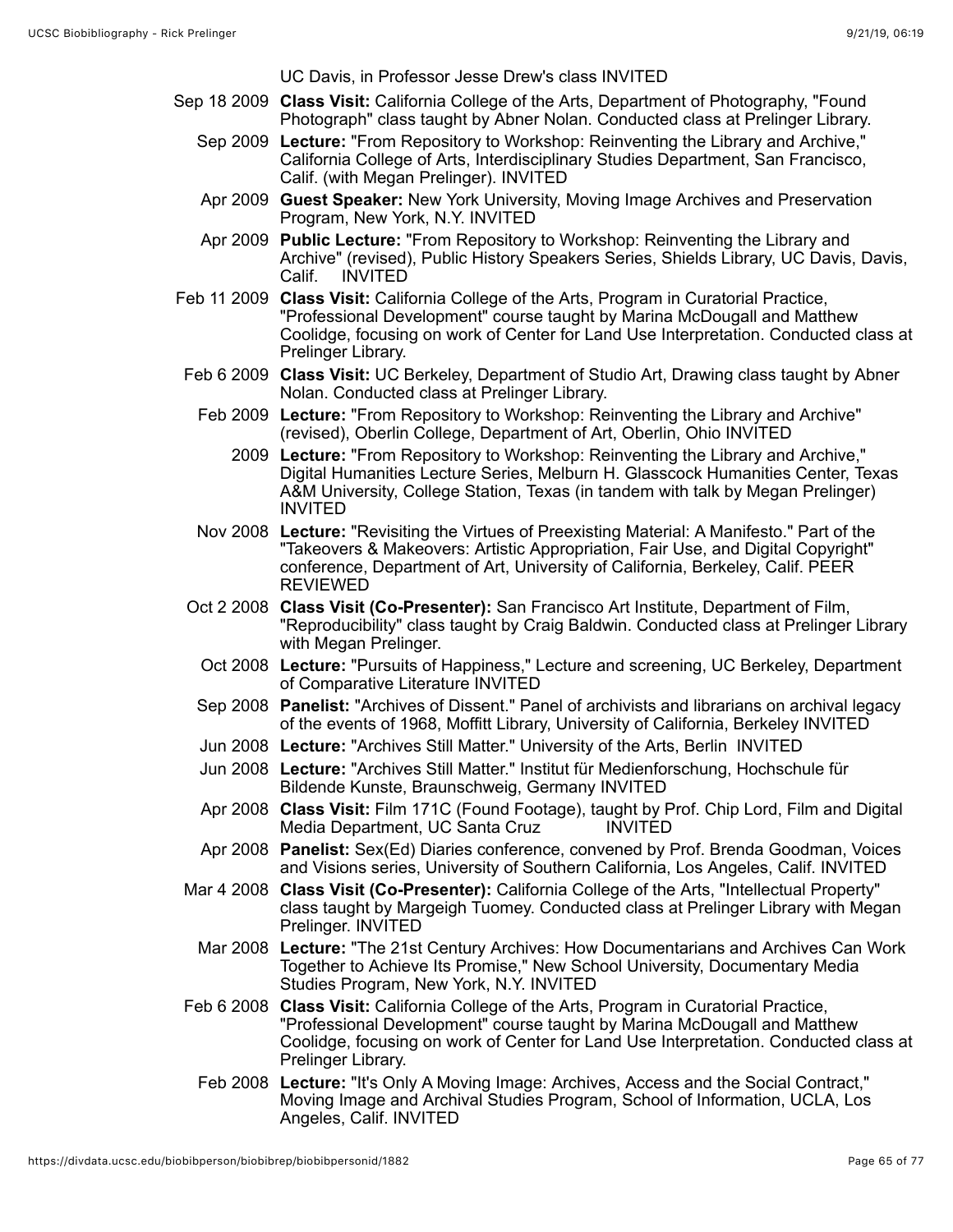UC Davis, in Professor Jesse Drew's class INVITED

Sep 18 2009 **Class Visit:** California College of the Arts, Department of Photography, "Found Photograph" class taught by Abner Nolan. Conducted class at Prelinger Library.

Sep 2009 **Lecture:** "From Repository to Workshop: Reinventing the Library and Archive," California College of Arts, Interdisciplinary Studies Department, San Francisco, Calif. (with Megan Prelinger). INVITED

Apr 2009 **Guest Speaker:** New York University, Moving Image Archives and Preservation Program, New York, N.Y. INVITED

Apr 2009 **Public Lecture:** "From Repository to Workshop: Reinventing the Library and Archive" (revised), Public History Speakers Series, Shields Library, UC Davis, Davis, Calif. INVITED

Feb 11 2009 **Class Visit:** California College of the Arts, Program in Curatorial Practice, "Professional Development" course taught by Marina McDougall and Matthew Coolidge, focusing on work of Center for Land Use Interpretation. Conducted class at Prelinger Library.

Feb 6 2009 **Class Visit:** UC Berkeley, Department of Studio Art, Drawing class taught by Abner Nolan. Conducted class at Prelinger Library.

Feb 2009 **Lecture:** "From Repository to Workshop: Reinventing the Library and Archive" (revised), Oberlin College, Department of Art, Oberlin, Ohio INVITED

2009 **Lecture:** "From Repository to Workshop: Reinventing the Library and Archive," Digital Humanities Lecture Series, Melburn H. Glasscock Humanities Center, Texas A&M University, College Station, Texas (in tandem with talk by Megan Prelinger) INVITED

Nov 2008 **Lecture:** "Revisiting the Virtues of Preexisting Material: A Manifesto." Part of the "Takeovers & Makeovers: Artistic Appropriation, Fair Use, and Digital Copyright" conference, Department of Art, University of California, Berkeley, Calif. PEER REVIEWED

Oct 2 2008 **Class Visit (Co-Presenter):** San Francisco Art Institute, Department of Film, "Reproducibility" class taught by Craig Baldwin. Conducted class at Prelinger Library with Megan Prelinger.

Oct 2008 **Lecture:** "Pursuits of Happiness," Lecture and screening, UC Berkeley, Department of Comparative Literature INVITED

Sep 2008 **Panelist:** "Archives of Dissent." Panel of archivists and librarians on archival legacy of the events of 1968, Moffitt Library, University of California, Berkeley INVITED

Jun 2008 **Lecture:** "Archives Still Matter." University of the Arts, Berlin INVITED

Jun 2008 **Lecture:** "Archives Still Matter." Institut für Medienforschung, Hochschule für Bildende Kunste, Braunschweig, Germany INVITED

Apr 2008 **Class Visit:** Film 171C (Found Footage), taught by Prof. Chip Lord, Film and Digital Media Department, UC Santa Cruz INVITED

Apr 2008 **Panelist:** Sex(Ed) Diaries conference, convened by Prof. Brenda Goodman, Voices and Visions series, University of Southern California, Los Angeles, Calif. INVITED

Mar 4 2008 **Class Visit (Co-Presenter):** California College of the Arts, "Intellectual Property" class taught by Margeigh Tuomey. Conducted class at Prelinger Library with Megan Prelinger. INVITED

Mar 2008 **Lecture:** "The 21st Century Archives: How Documentarians and Archives Can Work Together to Achieve Its Promise," New School University, Documentary Media Studies Program, New York, N.Y. INVITED

Feb 6 2008 **Class Visit:** California College of the Arts, Program in Curatorial Practice, "Professional Development" course taught by Marina McDougall and Matthew Coolidge, focusing on work of Center for Land Use Interpretation. Conducted class at Prelinger Library.

Feb 2008 **Lecture:** "It's Only A Moving Image: Archives, Access and the Social Contract," Moving Image and Archival Studies Program, School of Information, UCLA, Los Angeles, Calif. INVITED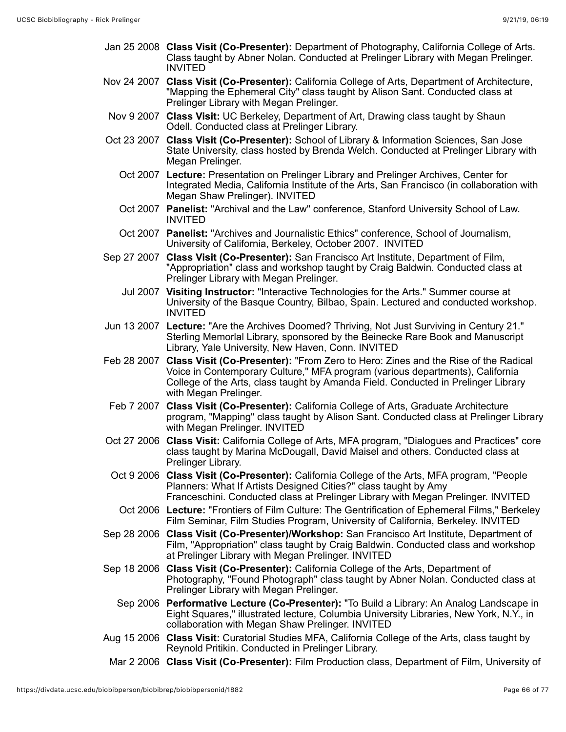Jan 25 2008 **Class Visit (Co-Presenter):** Department of Photography, California College of Arts. Class taught by Abner Nolan. Conducted at Prelinger Library with Megan Prelinger. INVITED

Nov 24 2007 **Class Visit (Co-Presenter):** California College of Arts, Department of Architecture, "Mapping the Ephemeral City" class taught by Alison Sant. Conducted class at Prelinger Library with Megan Prelinger.

Nov 9 2007 **Class Visit:** UC Berkeley, Department of Art, Drawing class taught by Shaun Odell. Conducted class at Prelinger Library.

Oct 23 2007 **Class Visit (Co-Presenter):** School of Library & Information Sciences, San Jose State University, class hosted by Brenda Welch. Conducted at Prelinger Library with Megan Prelinger.

Oct 2007 **Lecture:** Presentation on Prelinger Library and Prelinger Archives, Center for Integrated Media, California Institute of the Arts, San Francisco (in collaboration with Megan Shaw Prelinger). INVITED

Oct 2007 **Panelist:** "Archival and the Law" conference, Stanford University School of Law. INVITED

Oct 2007 **Panelist:** "Archives and Journalistic Ethics" conference, School of Journalism, University of California, Berkeley, October 2007. INVITED

Sep 27 2007 **Class Visit (Co-Presenter):** San Francisco Art Institute, Department of Film, "Appropriation" class and workshop taught by Craig Baldwin. Conducted class at Prelinger Library with Megan Prelinger.

Jul 2007 **Visiting Instructor:** "Interactive Technologies for the Arts." Summer course at University of the Basque Country, Bilbao, Spain. Lectured and conducted workshop. INVITED

Jun 13 2007 **Lecture:** "Are the Archives Doomed? Thriving, Not Just Surviving in Century 21." Sterling Memorlal Library, sponsored by the Beinecke Rare Book and Manuscript Library, Yale University, New Haven, Conn. INVITED

Feb 28 2007 **Class Visit (Co-Presenter):** "From Zero to Hero: Zines and the Rise of the Radical Voice in Contemporary Culture," MFA program (various departments), California College of the Arts, class taught by Amanda Field. Conducted in Prelinger Library with Megan Prelinger.

Feb 7 2007 **Class Visit (Co-Presenter):** California College of Arts, Graduate Architecture program, "Mapping" class taught by Alison Sant. Conducted class at Prelinger Library with Megan Prelinger. INVITED

Oct 27 2006 **Class Visit:** California College of Arts, MFA program, "Dialogues and Practices" core class taught by Marina McDougall, David Maisel and others. Conducted class at Prelinger Library.

Oct 9 2006 **Class Visit (Co-Presenter):** California College of the Arts, MFA program, "People Planners: What If Artists Designed Cities?" class taught by Amy Franceschini. Conducted class at Prelinger Library with Megan Prelinger. INVITED

Oct 2006 **Lecture:** "Frontiers of Film Culture: The Gentrification of Ephemeral Films," Berkeley Film Seminar, Film Studies Program, University of California, Berkeley. INVITED

Sep 28 2006 **Class Visit (Co-Presenter)/Workshop:** San Francisco Art Institute, Department of Film, "Appropriation" class taught by Craig Baldwin. Conducted class and workshop at Prelinger Library with Megan Prelinger. INVITED

Sep 18 2006 **Class Visit (Co-Presenter):** California College of the Arts, Department of Photography, "Found Photograph" class taught by Abner Nolan. Conducted class at Prelinger Library with Megan Prelinger.

Sep 2006 **Performative Lecture (Co-Presenter):** "To Build a Library: An Analog Landscape in Eight Squares," illustrated lecture, Columbia University Libraries, New York, N.Y., in collaboration with Megan Shaw Prelinger. INVITED

Aug 15 2006 **Class Visit:** Curatorial Studies MFA, California College of the Arts, class taught by Reynold Pritikin. Conducted in Prelinger Library.

Mar 2 2006 **Class Visit (Co-Presenter):** Film Production class, Department of Film, University of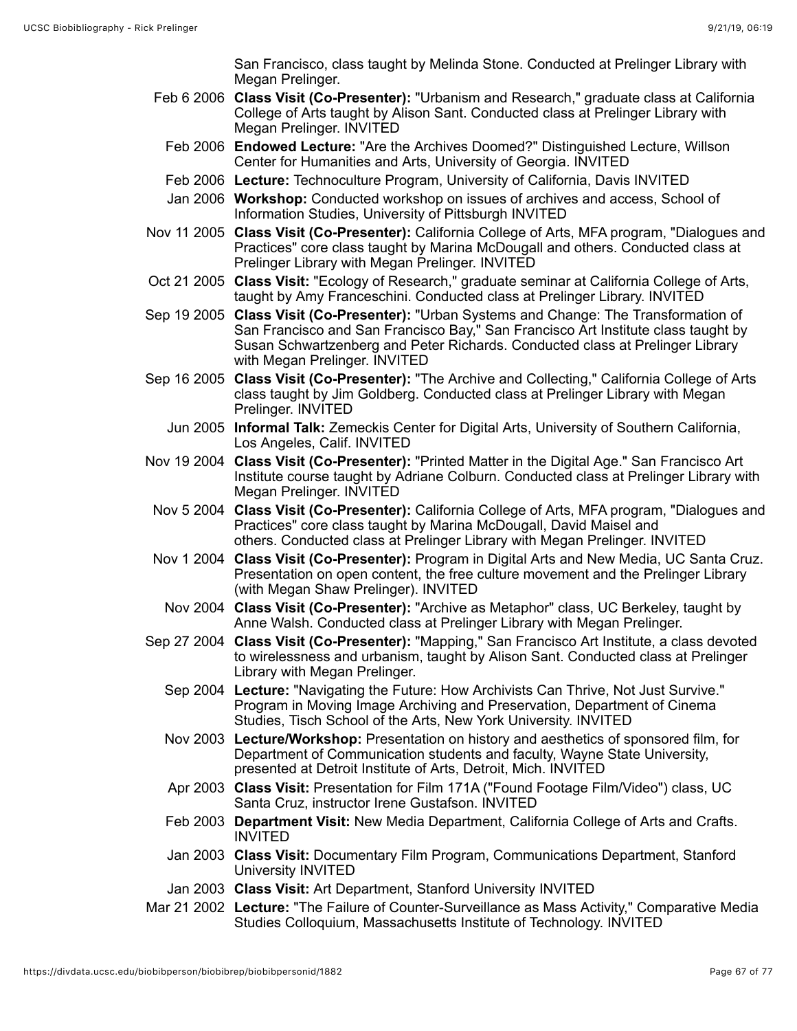San Francisco, class taught by Melinda Stone. Conducted at Prelinger Library with Megan Prelinger.

Feb 6 2006 **Class Visit (Co-Presenter):** "Urbanism and Research," graduate class at California College of Arts taught by Alison Sant. Conducted class at Prelinger Library with Megan Prelinger. INVITED

Feb 2006 **Endowed Lecture:** "Are the Archives Doomed?" Distinguished Lecture, Willson Center for Humanities and Arts, University of Georgia. INVITED

Feb 2006 **Lecture:** Technoculture Program, University of California, Davis INVITED

Jan 2006 **Workshop:** Conducted workshop on issues of archives and access, School of Information Studies, University of Pittsburgh INVITED

Nov 11 2005 **Class Visit (Co-Presenter):** California College of Arts, MFA program, "Dialogues and Practices" core class taught by Marina McDougall and others. Conducted class at Prelinger Library with Megan Prelinger. INVITED

Oct 21 2005 **Class Visit:** "Ecology of Research," graduate seminar at California College of Arts, taught by Amy Franceschini. Conducted class at Prelinger Library. INVITED

Sep 19 2005 **Class Visit (Co-Presenter):** "Urban Systems and Change: The Transformation of San Francisco and San Francisco Bay," San Francisco Art Institute class taught by Susan Schwartzenberg and Peter Richards. Conducted class at Prelinger Library with Megan Prelinger. INVITED

Sep 16 2005 **Class Visit (Co-Presenter):** "The Archive and Collecting," California College of Arts class taught by Jim Goldberg. Conducted class at Prelinger Library with Megan Prelinger. INVITED

Jun 2005 **Informal Talk:** Zemeckis Center for Digital Arts, University of Southern California, Los Angeles, Calif. INVITED

Nov 19 2004 **Class Visit (Co-Presenter):** "Printed Matter in the Digital Age." San Francisco Art Institute course taught by Adriane Colburn. Conducted class at Prelinger Library with Megan Prelinger. INVITED

Nov 5 2004 **Class Visit (Co-Presenter):** California College of Arts, MFA program, "Dialogues and Practices" core class taught by Marina McDougall, David Maisel and others. Conducted class at Prelinger Library with Megan Prelinger. INVITED

Nov 1 2004 **Class Visit (Co-Presenter):** Program in Digital Arts and New Media, UC Santa Cruz. Presentation on open content, the free culture movement and the Prelinger Library (with Megan Shaw Prelinger). INVITED

Nov 2004 **Class Visit (Co-Presenter):** "Archive as Metaphor" class, UC Berkeley, taught by Anne Walsh. Conducted class at Prelinger Library with Megan Prelinger.

Sep 27 2004 **Class Visit (Co-Presenter):** "Mapping," San Francisco Art Institute, a class devoted to wirelessness and urbanism, taught by Alison Sant. Conducted class at Prelinger Library with Megan Prelinger.

Sep 2004 **Lecture:** "Navigating the Future: How Archivists Can Thrive, Not Just Survive." Program in Moving Image Archiving and Preservation, Department of Cinema Studies, Tisch School of the Arts, New York University. INVITED

Nov 2003 **Lecture/Workshop:** Presentation on history and aesthetics of sponsored film, for Department of Communication students and faculty, Wayne State University, presented at Detroit Institute of Arts, Detroit, Mich. INVITED

Apr 2003 **Class Visit:** Presentation for Film 171A ("Found Footage Film/Video") class, UC Santa Cruz, instructor Irene Gustafson. INVITED

Feb 2003 **Department Visit:** New Media Department, California College of Arts and Crafts. INVITED

Jan 2003 **Class Visit:** Documentary Film Program, Communications Department, Stanford University INVITED

Jan 2003 **Class Visit:** Art Department, Stanford University INVITED

Mar 21 2002 **Lecture:** "The Failure of Counter-Surveillance as Mass Activity," Comparative Media Studies Colloquium, Massachusetts Institute of Technology. INVITED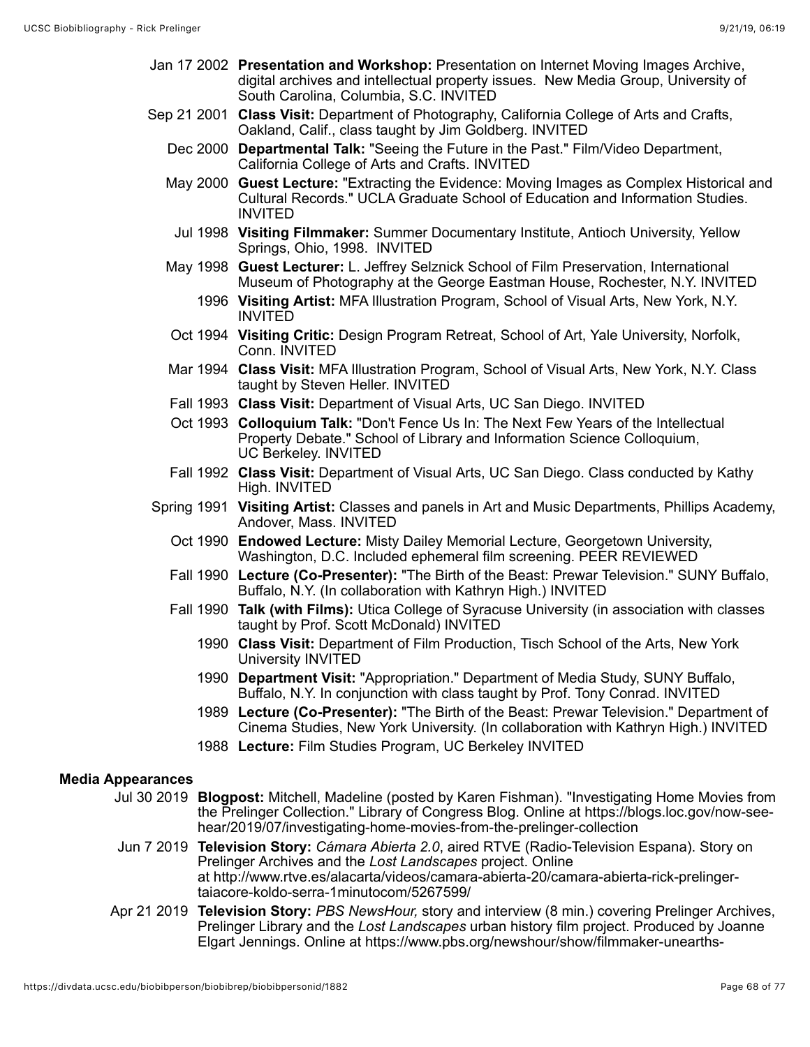Jan 17 2002 **Presentation and Workshop:** Presentation on Internet Moving Images Archive, digital archives and intellectual property issues. New Media Group, University of South Carolina, Columbia, S.C. INVITED

Sep 21 2001 **Class Visit:** Department of Photography, California College of Arts and Crafts, Oakland, Calif., class taught by Jim Goldberg. INVITED

Dec 2000 **Departmental Talk:** "Seeing the Future in the Past." Film/Video Department, California College of Arts and Crafts. INVITED

May 2000 **Guest Lecture:** "Extracting the Evidence: Moving Images as Complex Historical and Cultural Records." UCLA Graduate School of Education and Information Studies. INVITED

Jul 1998 **Visiting Filmmaker:** Summer Documentary Institute, Antioch University, Yellow Springs, Ohio, 1998. INVITED

May 1998 **Guest Lecturer:** L. Jeffrey Selznick School of Film Preservation, International Museum of Photography at the George Eastman House, Rochester, N.Y. INVITED

1996 **Visiting Artist:** MFA Illustration Program, School of Visual Arts, New York, N.Y. INVITED

Oct 1994 **Visiting Critic:** Design Program Retreat, School of Art, Yale University, Norfolk, Conn. INVITED

Mar 1994 **Class Visit:** MFA Illustration Program, School of Visual Arts, New York, N.Y. Class taught by Steven Heller. INVITED

Fall 1993 **Class Visit:** Department of Visual Arts, UC San Diego. INVITED

Oct 1993 **Colloquium Talk:** "Don't Fence Us In: The Next Few Years of the Intellectual Property Debate." School of Library and Information Science Colloquium, UC Berkeley. INVITED

Fall 1992 **Class Visit:** Department of Visual Arts, UC San Diego. Class conducted by Kathy High. INVITED

Spring 1991 **Visiting Artist:** Classes and panels in Art and Music Departments, Phillips Academy, Andover, Mass. INVITED

Oct 1990 **Endowed Lecture:** Misty Dailey Memorial Lecture, Georgetown University, Washington, D.C. Included ephemeral film screening. PEER REVIEWED

Fall 1990 **Lecture (Co-Presenter):** "The Birth of the Beast: Prewar Television." SUNY Buffalo, Buffalo, N.Y. (In collaboration with Kathryn High.) INVITED

Fall 1990 **Talk (with Films):** Utica College of Syracuse University (in association with classes taught by Prof. Scott McDonald) INVITED

1990 **Class Visit:** Department of Film Production, Tisch School of the Arts, New York University INVITED

1990 **Department Visit:** "Appropriation." Department of Media Study, SUNY Buffalo, Buffalo, N.Y. In conjunction with class taught by Prof. Tony Conrad. INVITED

1989 **Lecture (Co-Presenter):** "The Birth of the Beast: Prewar Television." Department of Cinema Studies, New York University. (In collaboration with Kathryn High.) INVITED

1988 **Lecture:** Film Studies Program, UC Berkeley INVITED

### Media Appearances

Jul 30 2019 **Blogpost:** Mitchell, Madeline (posted by Karen Fishman). "Investigating Home Movies from the Prelinger Collection." Library of Congress Blog. Online at https://blogs.loc.gov/now-see-hear/2019/07/investigating-home-movies-from-the-prelinger-collection

Jun 7 2019 **Television Story:** *Cámara Abierta 2.0*, aired RTVE (Radio-Television Espana). Story on Prelinger Archives and the *Lost Landscapes* project. Online at http://www.rtve.es/alacarta/videos/camara-abierta-20/camara-abierta-rick-prelinger-taiacore-koldo-serra-1minutocom/5267599/

Apr 21 2019 **Television Story:** *PBS NewsHour,* story and interview (8 min.) covering Prelinger Archives, Prelinger Library and the *Lost Landscapes* urban history film project. Produced by Joanne Elgart Jennings. Online at https://www.pbs.org/newshour/show/filmmaker-unearths-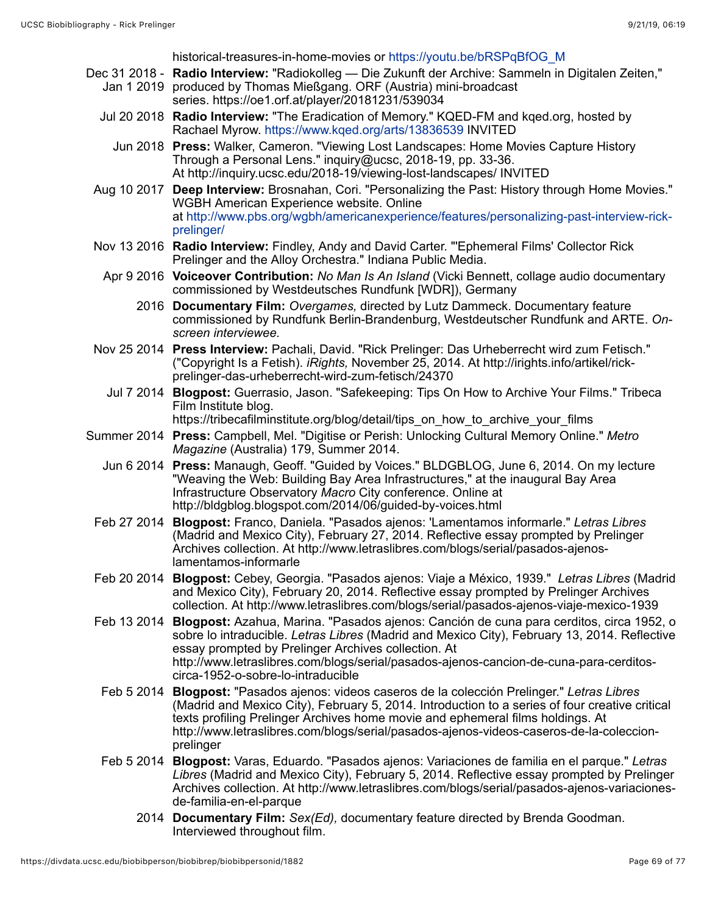historical-treasures-in-home-movies or https://youtu.be/bRSPqBfOG_M

Dec 31 2018 - Jan 1 2019 **Radio Interview:** "Radiokolleg — Die Zukunft der Archive: Sammeln in Digitalen Zeiten," produced by Thomas Mießgang. ORF (Austria) mini-broadcast series. https://oe1.orf.at/player/20181231/539034

Jul 20 2018 **Radio Interview:** "The Eradication of Memory." KQED-FM and kqed.org, hosted by Rachael Myrow. https://www.kqed.org/arts/13836539 INVITED

Jun 2018 **Press:** Walker, Cameron. "Viewing Lost Landscapes: Home Movies Capture History Through a Personal Lens." inquiry@ucsc, 2018-19, pp. 33-36. At http://inquiry.ucsc.edu/2018-19/viewing-lost-landscapes/ INVITED

Aug 10 2017 **Deep Interview:** Brosnahan, Cori. "Personalizing the Past: History through Home Movies." WGBH American Experience website. Online at http://www.pbs.org/wgbh/americanexperience/features/personalizing-past-interview-rick-prelinger/

Nov 13 2016 **Radio Interview:** Findley, Andy and David Carter. "'Ephemeral Films' Collector Rick Prelinger and the Alloy Orchestra." Indiana Public Media.

Apr 9 2016 **Voiceover Contribution:** *No Man Is An Island* (Vicki Bennett, collage audio documentary commissioned by Westdeutsches Rundfunk [WDR]), Germany

2016 **Documentary Film:** *Overgames,* directed by Lutz Dammeck. Documentary feature commissioned by Rundfunk Berlin-Brandenburg, Westdeutscher Rundfunk and ARTE. *On-screen interviewee.*

Nov 25 2014 **Press Interview:** Pachali, David. "Rick Prelinger: Das Urheberrecht wird zum Fetisch." ("Copyright Is a Fetish). *iRights,* November 25, 2014. At http://irights.info/artikel/rick-prelinger-das-urheberrecht-wird-zum-fetisch/24370

Jul 7 2014 **Blogpost:** Guerrasio, Jason. "Safekeeping: Tips On How to Archive Your Films." Tribeca Film Institute blog. https://tribecafilminstitute.org/blog/detail/tips_on_how_to_archive_your_films

Summer 2014 **Press:** Campbell, Mel. "Digitise or Perish: Unlocking Cultural Memory Online." *Metro Magazine* (Australia) 179, Summer 2014.

Jun 6 2014 **Press:** Manaugh, Geoff. "Guided by Voices." BLDGBLOG, June 6, 2014. On my lecture "Weaving the Web: Building Bay Area Infrastructures," at the inaugural Bay Area Infrastructure Observatory *Macro* City conference. Online at http://bldgblog.blogspot.com/2014/06/guided-by-voices.html

Feb 27 2014 **Blogpost:** Franco, Daniela. "Pasados ajenos: 'Lamentamos informarle." *Letras Libres* (Madrid and Mexico City), February 27, 2014. Reflective essay prompted by Prelinger Archives collection. At http://www.letraslibres.com/blogs/serial/pasados-ajenos-lamentamos-informarle

Feb 20 2014 **Blogpost:** Cebey, Georgia. "Pasados ajenos: Viaje a México, 1939." *Letras Libres* (Madrid and Mexico City), February 20, 2014. Reflective essay prompted by Prelinger Archives collection. At http://www.letraslibres.com/blogs/serial/pasados-ajenos-viaje-mexico-1939

Feb 13 2014 **Blogpost:** Azahua, Marina. "Pasados ajenos: Canción de cuna para cerditos, circa 1952, o sobre lo intraducible. *Letras Libres* (Madrid and Mexico City), February 13, 2014. Reflective essay prompted by Prelinger Archives collection. At http://www.letraslibres.com/blogs/serial/pasados-ajenos-cancion-de-cuna-para-cerditos-circa-1952-o-sobre-lo-intraducible

Feb 5 2014 **Blogpost:** "Pasados ajenos: videos caseros de la colección Prelinger." *Letras Libres* (Madrid and Mexico City), February 5, 2014. Introduction to a series of four creative critical texts profiling Prelinger Archives home movie and ephemeral films holdings. At http://www.letraslibres.com/blogs/serial/pasados-ajenos-videos-caseros-de-la-coleccion-prelinger

Feb 5 2014 **Blogpost:** Varas, Eduardo. "Pasados ajenos: Variaciones de familia en el parque." *Letras Libres* (Madrid and Mexico City), February 5, 2014. Reflective essay prompted by Prelinger Archives collection. At http://www.letraslibres.com/blogs/serial/pasados-ajenos-variaciones-de-familia-en-el-parque

2014 **Documentary Film:** *Sex(Ed),* documentary feature directed by Brenda Goodman. Interviewed throughout film.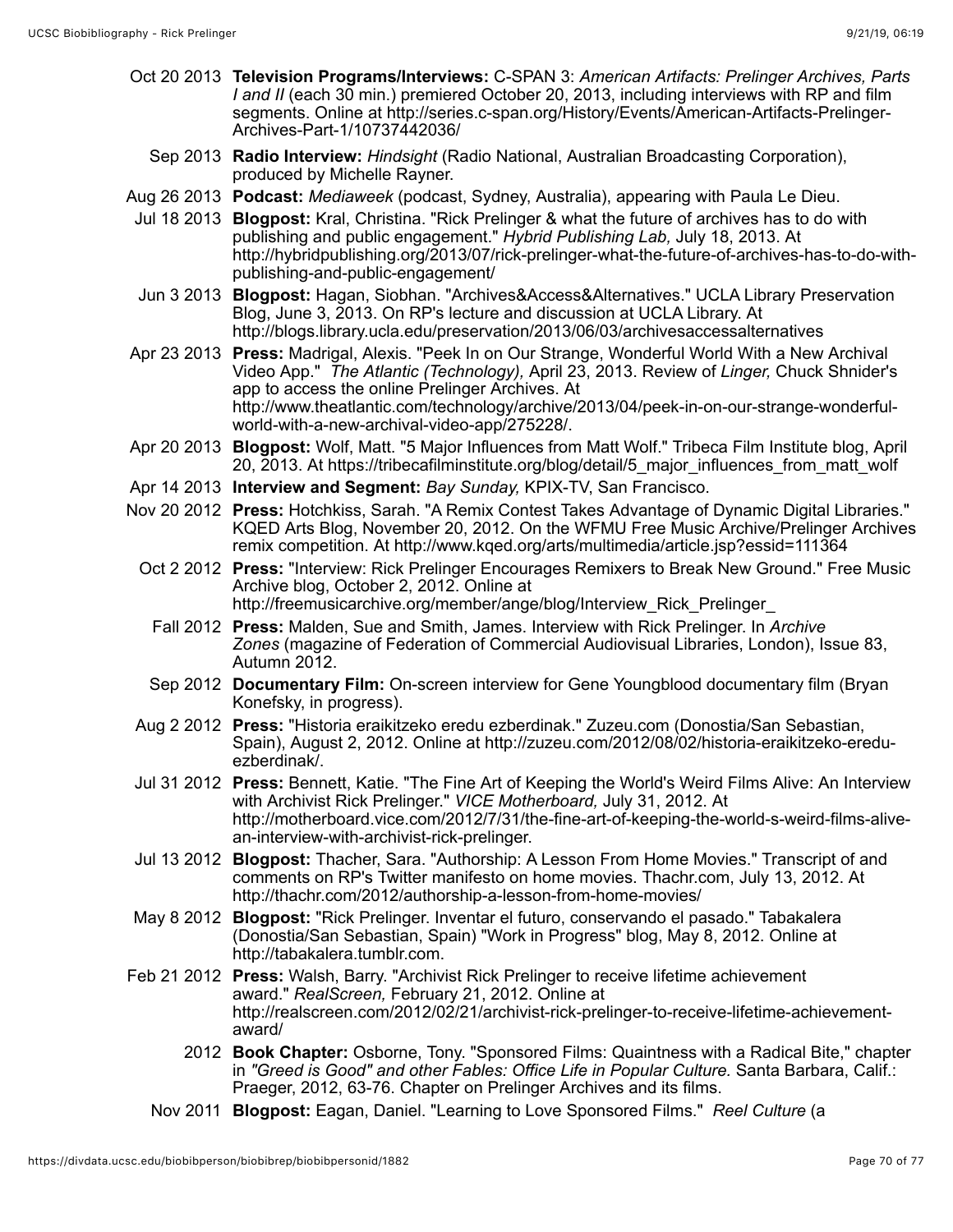Oct 20 2013 **Television Programs/Interviews:** C-SPAN 3: *American Artifacts: Prelinger Archives, Parts I and II* (each 30 min.) premiered October 20, 2013, including interviews with RP and film segments. Online at http://series.c-span.org/History/Events/American-Artifacts-Prelinger-Archives-Part-1/10737442036/

Sep 2013 **Radio Interview:** *Hindsight* (Radio National, Australian Broadcasting Corporation), produced by Michelle Rayner.

Aug 26 2013 **Podcast:** *Mediaweek* (podcast, Sydney, Australia), appearing with Paula Le Dieu.

Jul 18 2013 **Blogpost:** Kral, Christina. "Rick Prelinger & what the future of archives has to do with publishing and public engagement." *Hybrid Publishing Lab,* July 18, 2013. At http://hybridpublishing.org/2013/07/rick-prelinger-what-the-future-of-archives-has-to-do-with-publishing-and-public-engagement/

Jun 3 2013 **Blogpost:** Hagan, Siobhan. "Archives&Access&Alternatives." UCLA Library Preservation Blog, June 3, 2013. On RP's lecture and discussion at UCLA Library. At http://blogs.library.ucla.edu/preservation/2013/06/03/archivesaccessalternatives

Apr 23 2013 **Press:** Madrigal, Alexis. "Peek In on Our Strange, Wonderful World With a New Archival Video App." *The Atlantic (Technology),* April 23, 2013. Review of *Linger,* Chuck Shnider's app to access the online Prelinger Archives. At http://www.theatlantic.com/technology/archive/2013/04/peek-in-on-our-strange-wonderful-world-with-a-new-archival-video-app/275228/.

Apr 20 2013 **Blogpost:** Wolf, Matt. "5 Major Influences from Matt Wolf." Tribeca Film Institute blog, April 20, 2013. At https://tribecafilminstitute.org/blog/detail/5_major_influences_from_matt_wolf

Apr 14 2013 **Interview and Segment:** *Bay Sunday,* KPIX-TV, San Francisco.

Nov 20 2012 **Press:** Hotchkiss, Sarah. "A Remix Contest Takes Advantage of Dynamic Digital Libraries." KQED Arts Blog, November 20, 2012. On the WFMU Free Music Archive/Prelinger Archives remix competition. At http://www.kqed.org/arts/multimedia/article.jsp?essid=111364

Oct 2 2012 **Press:** "Interview: Rick Prelinger Encourages Remixers to Break New Ground." Free Music Archive blog, October 2, 2012. Online at http://freemusicarchive.org/member/ange/blog/Interview_Rick_Prelinger_

Fall 2012 **Press:** Malden, Sue and Smith, James. Interview with Rick Prelinger. In *Archive Zones* (magazine of Federation of Commercial Audiovisual Libraries, London), Issue 83, Autumn 2012.

Sep 2012 **Documentary Film:** On-screen interview for Gene Youngblood documentary film (Bryan Konefsky, in progress).

Aug 2 2012 **Press:** "Historia eraikitzeko eredu ezberdinak." Zuzeu.com (Donostia/San Sebastian, Spain), August 2, 2012. Online at http://zuzeu.com/2012/08/02/historia-eraikitzeko-eredu-ezberdinak/.

Jul 31 2012 **Press:** Bennett, Katie. "The Fine Art of Keeping the World's Weird Films Alive: An Interview with Archivist Rick Prelinger." *VICE Motherboard,* July 31, 2012. At http://motherboard.vice.com/2012/7/31/the-fine-art-of-keeping-the-world-s-weird-films-alive-an-interview-with-archivist-rick-prelinger.

Jul 13 2012 **Blogpost:** Thacher, Sara. "Authorship: A Lesson From Home Movies." Transcript of and comments on RP's Twitter manifesto on home movies. Thachr.com, July 13, 2012. At http://thachr.com/2012/authorship-a-lesson-from-home-movies/

May 8 2012 **Blogpost:** "Rick Prelinger. Inventar el futuro, conservando el pasado." Tabakalera (Donostia/San Sebastian, Spain) "Work in Progress" blog, May 8, 2012. Online at http://tabakalera.tumblr.com.

Feb 21 2012 **Press:** Walsh, Barry. "Archivist Rick Prelinger to receive lifetime achievement award." *RealScreen,* February 21, 2012. Online at http://realscreen.com/2012/02/21/archivist-rick-prelinger-to-receive-lifetime-achievement-award/

2012 **Book Chapter:** Osborne, Tony. "Sponsored Films: Quaintness with a Radical Bite," chapter in *"Greed is Good" and other Fables: Office Life in Popular Culture.* Santa Barbara, Calif.: Praeger, 2012, 63-76. Chapter on Prelinger Archives and its films.

Nov 2011 **Blogpost:** Eagan, Daniel. "Learning to Love Sponsored Films." *Reel Culture* (a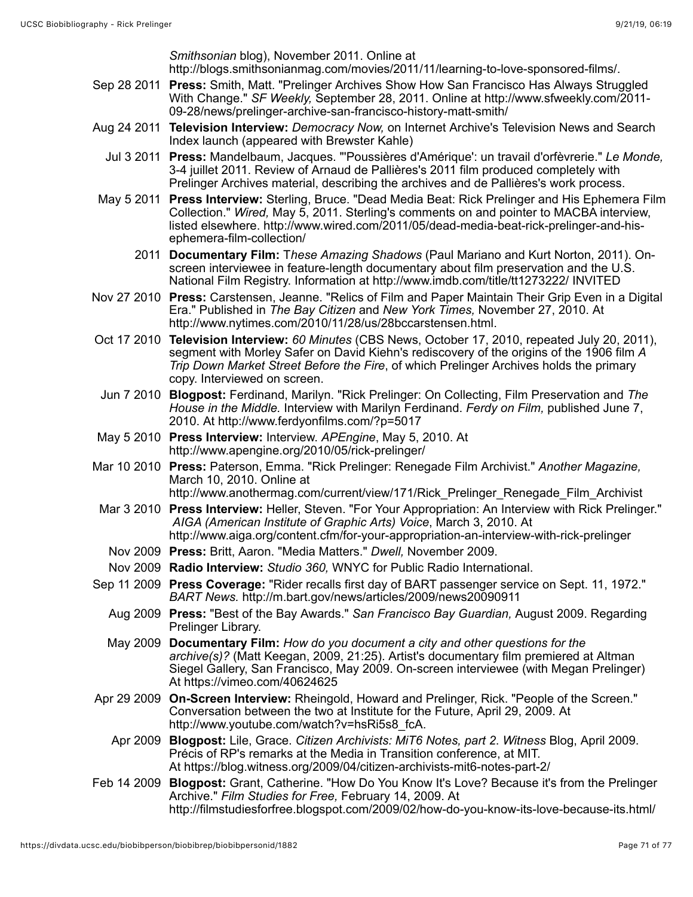*Smithsonian* blog), November 2011. Online at http://blogs.smithsonianmag.com/movies/2011/11/learning-to-love-sponsored-films/.

Sep 28 2011 **Press:** Smith, Matt. "Prelinger Archives Show How San Francisco Has Always Struggled With Change." *SF Weekly,* September 28, 2011. Online at http://www.sfweekly.com/2011-09-28/news/prelinger-archive-san-francisco-history-matt-smith/

Aug 24 2011 **Television Interview:** *Democracy Now,* on Internet Archive's Television News and Search Index launch (appeared with Brewster Kahle)

Jul 3 2011 **Press:** Mandelbaum, Jacques. "'Poussières d'Amérique': un travail d'orfèvrerie." *Le Monde,* 3-4 juillet 2011. Review of Arnaud de Pallières's 2011 film produced completely with Prelinger Archives material, describing the archives and de Pallières's work process.

May 5 2011 **Press Interview:** Sterling, Bruce. "Dead Media Beat: Rick Prelinger and His Ephemera Film Collection." *Wired,* May 5, 2011. Sterling's comments on and pointer to MACBA interview, listed elsewhere. http://www.wired.com/2011/05/dead-media-beat-rick-prelinger-and-his-ephemera-film-collection/

2011 **Documentary Film:** T*hese Amazing Shadows* (Paul Mariano and Kurt Norton, 2011). On-screen interviewee in feature-length documentary about film preservation and the U.S. National Film Registry. Information at http://www.imdb.com/title/tt1273222/ INVITED

Nov 27 2010 **Press:** Carstensen, Jeanne. "Relics of Film and Paper Maintain Their Grip Even in a Digital Era." Published in *The Bay Citizen* and *New York Times,* November 27, 2010. At http://www.nytimes.com/2010/11/28/us/28bccarstensen.html.

Oct 17 2010 **Television Interview:** *60 Minutes* (CBS News, October 17, 2010, repeated July 20, 2011), segment with Morley Safer on David Kiehn's rediscovery of the origins of the 1906 film *A Trip Down Market Street Before the Fire*, of which Prelinger Archives holds the primary copy. Interviewed on screen.

Jun 7 2010 **Blogpost:** Ferdinand, Marilyn. "Rick Prelinger: On Collecting, Film Preservation and *The House in the Middle.* Interview with Marilyn Ferdinand. *Ferdy on Film,* published June 7, 2010. At http://www.ferdyonfilms.com/?p=5017

May 5 2010 **Press Interview:** Interview. *APEngine*, May 5, 2010. At http://www.apengine.org/2010/05/rick-prelinger/

Mar 10 2010 **Press:** Paterson, Emma. "Rick Prelinger: Renegade Film Archivist." *Another Magazine,* March 10, 2010. Online at http://www.anothermag.com/current/view/171/Rick_Prelinger_Renegade_Film_Archivist

Mar 3 2010 **Press Interview:** Heller, Steven. "For Your Appropriation: An Interview with Rick Prelinger." *AIGA (American Institute of Graphic Arts) Voice*, March 3, 2010. At http://www.aiga.org/content.cfm/for-your-appropriation-an-interview-with-rick-prelinger

Nov 2009 **Press:** Britt, Aaron. "Media Matters." *Dwell,* November 2009.

Nov 2009 **Radio Interview:** *Studio 360,* WNYC for Public Radio International.

Sep 11 2009 **Press Coverage:** "Rider recalls first day of BART passenger service on Sept. 11, 1972." *BART News.* http://m.bart.gov/news/articles/2009/news20090911

Aug 2009 **Press:** "Best of the Bay Awards." *San Francisco Bay Guardian,* August 2009. Regarding Prelinger Library.

May 2009 **Documentary Film:** *How do you document a city and other questions for the archive(s)?* (Matt Keegan, 2009, 21:25). Artist's documentary film premiered at Altman Siegel Gallery, San Francisco, May 2009. On-screen interviewee (with Megan Prelinger) At https://vimeo.com/40624625

Apr 29 2009 **On-Screen Interview:** Rheingold, Howard and Prelinger, Rick. "People of the Screen." Conversation between the two at Institute for the Future, April 29, 2009. At http://www.youtube.com/watch?v=hsRi5s8_fcA.

Apr 2009 **Blogpost:** Lile, Grace. *Citizen Archivists: MiT6 Notes, part 2*. *Witness* Blog, April 2009. Précis of RP's remarks at the Media in Transition conference, at MIT. At https://blog.witness.org/2009/04/citizen-archivists-mit6-notes-part-2/

Feb 14 2009 **Blogpost:** Grant, Catherine. "How Do You Know It's Love? Because it's from the Prelinger Archive." *Film Studies for Free,* February 14, 2009. At http://filmstudiesforfree.blogspot.com/2009/02/how-do-you-know-its-love-because-its.html/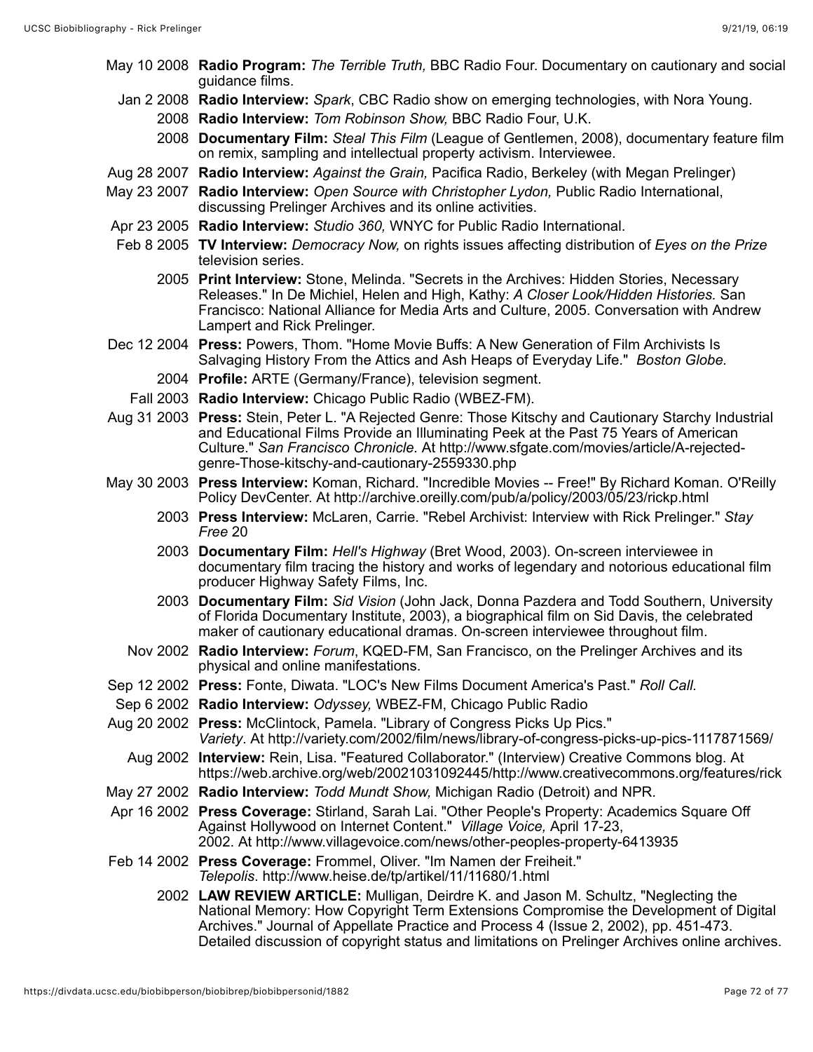May 10 2008 **Radio Program:** *The Terrible Truth,* BBC Radio Four. Documentary on cautionary and social guidance films.

Jan 2 2008 **Radio Interview:** *Spark*, CBC Radio show on emerging technologies, with Nora Young.

2008 **Radio Interview:** *Tom Robinson Show,* BBC Radio Four, U.K.

2008 **Documentary Film:** *Steal This Film* (League of Gentlemen, 2008), documentary feature film on remix, sampling and intellectual property activism. Interviewee.

Aug 28 2007 **Radio Interview:** *Against the Grain,* Pacifica Radio, Berkeley (with Megan Prelinger)

May 23 2007 **Radio Interview:** *Open Source with Christopher Lydon,* Public Radio International, discussing Prelinger Archives and its online activities.

Apr 23 2005 **Radio Interview:** *Studio 360,* WNYC for Public Radio International.

Feb 8 2005 **TV Interview:** *Democracy Now,* on rights issues affecting distribution of *Eyes on the Prize* television series.

2005 **Print Interview:** Stone, Melinda. "Secrets in the Archives: Hidden Stories, Necessary Releases." In De Michiel, Helen and High, Kathy: *A Closer Look/Hidden Histories.* San Francisco: National Alliance for Media Arts and Culture, 2005. Conversation with Andrew Lampert and Rick Prelinger.

Dec 12 2004 **Press:** Powers, Thom. "Home Movie Buffs: A New Generation of Film Archivists Is Salvaging History From the Attics and Ash Heaps of Everyday Life." *Boston Globe.*

2004 **Profile:** ARTE (Germany/France), television segment.

Fall 2003 **Radio Interview:** Chicago Public Radio (WBEZ-FM).

Aug 31 2003 **Press:** Stein, Peter L. "A Rejected Genre: Those Kitschy and Cautionary Starchy Industrial and Educational Films Provide an Illuminating Peek at the Past 75 Years of American Culture." *San Francisco Chronicle.* At http://www.sfgate.com/movies/article/A-rejected-genre-Those-kitschy-and-cautionary-2559330.php

May 30 2003 **Press Interview:** Koman, Richard. "Incredible Movies -- Free!" By Richard Koman. O'Reilly Policy DevCenter. At http://archive.oreilly.com/pub/a/policy/2003/05/23/rickp.html

2003 **Press Interview:** McLaren, Carrie. "Rebel Archivist: Interview with Rick Prelinger." *Stay Free* 20

2003 **Documentary Film:** *Hell's Highway* (Bret Wood, 2003). On-screen interviewee in documentary film tracing the history and works of legendary and notorious educational film producer Highway Safety Films, Inc.

2003 **Documentary Film:** *Sid Vision* (John Jack, Donna Pazdera and Todd Southern, University of Florida Documentary Institute, 2003), a biographical film on Sid Davis, the celebrated maker of cautionary educational dramas. On-screen interviewee throughout film.

Nov 2002 **Radio Interview:** *Forum*, KQED-FM, San Francisco, on the Prelinger Archives and its physical and online manifestations.

Sep 12 2002 **Press:** Fonte, Diwata. "LOC's New Films Document America's Past." *Roll Call.*

Sep 6 2002 **Radio Interview:** *Odyssey,* WBEZ-FM, Chicago Public Radio

Aug 20 2002 **Press:** McClintock, Pamela. "Library of Congress Picks Up Pics." *Variety*. At http://variety.com/2002/film/news/library-of-congress-picks-up-pics-1117871569/

Aug 2002 **Interview:** Rein, Lisa. "Featured Collaborator." (Interview) Creative Commons blog. At https://web.archive.org/web/20021031092445/http://www.creativecommons.org/features/rick

May 27 2002 **Radio Interview:** *Todd Mundt Show,* Michigan Radio (Detroit) and NPR.

Apr 16 2002 **Press Coverage:** Stirland, Sarah Lai. "Other People's Property: Academics Square Off Against Hollywood on Internet Content." *Village Voice,* April 17-23, 2002. At http://www.villagevoice.com/news/other-peoples-property-6413935

Feb 14 2002 **Press Coverage:** Frommel, Oliver. "Im Namen der Freiheit." *Telepolis*. http://www.heise.de/tp/artikel/11/11680/1.html

2002 **LAW REVIEW ARTICLE:** Mulligan, Deirdre K. and Jason M. Schultz, "Neglecting the National Memory: How Copyright Term Extensions Compromise the Development of Digital Archives." Journal of Appellate Practice and Process 4 (Issue 2, 2002), pp. 451-473. Detailed discussion of copyright status and limitations on Prelinger Archives online archives.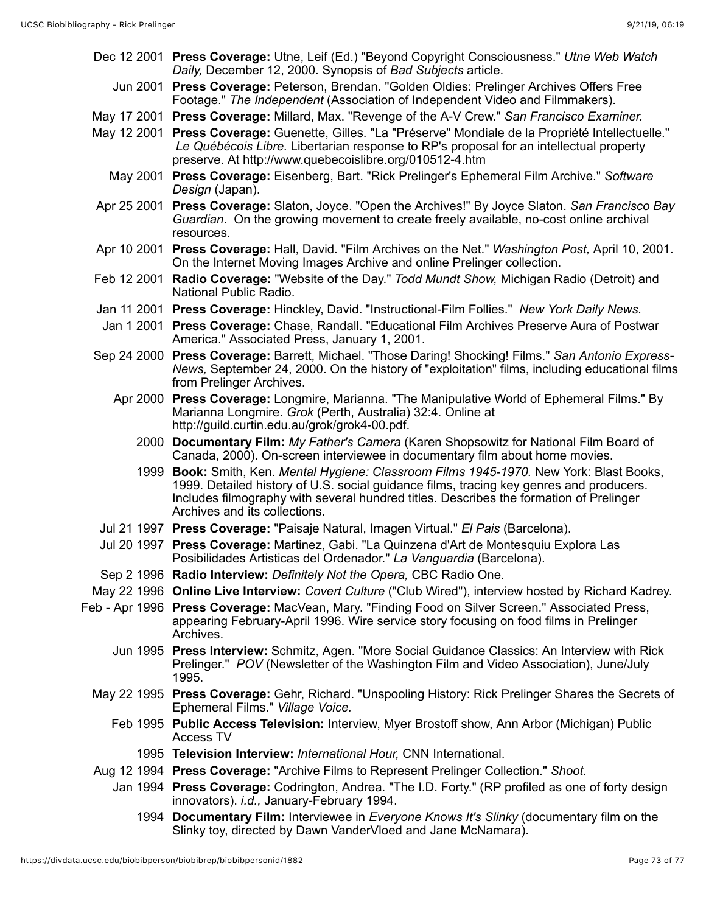Dec 12 2001 **Press Coverage:** Utne, Leif (Ed.) "Beyond Copyright Consciousness." *Utne Web Watch Daily,* December 12, 2000. Synopsis of *Bad Subjects* article.

Jun 2001 **Press Coverage:** Peterson, Brendan. "Golden Oldies: Prelinger Archives Offers Free Footage." *The Independent* (Association of Independent Video and Filmmakers).

May 17 2001 **Press Coverage:** Millard, Max. "Revenge of the A-V Crew." *San Francisco Examiner.*

May 12 2001 **Press Coverage:** Guenette, Gilles. "La "Préserve" Mondiale de la Propriété Intellectuelle." *Le Québécois Libre.* Libertarian response to RP's proposal for an intellectual property preserve. At http://www.quebecoislibre.org/010512-4.htm

May 2001 **Press Coverage:** Eisenberg, Bart. "Rick Prelinger's Ephemeral Film Archive." *Software Design* (Japan).

Apr 25 2001 **Press Coverage:** Slaton, Joyce. "Open the Archives!" By Joyce Slaton. *San Francisco Bay Guardian*. On the growing movement to create freely available, no-cost online archival resources.

Apr 10 2001 **Press Coverage:** Hall, David. "Film Archives on the Net." *Washington Post,* April 10, 2001. On the Internet Moving Images Archive and online Prelinger collection.

Feb 12 2001 **Radio Coverage:** "Website of the Day." *Todd Mundt Show,* Michigan Radio (Detroit) and National Public Radio.

Jan 11 2001 **Press Coverage:** Hinckley, David. "Instructional-Film Follies." *New York Daily News.*

Jan 1 2001 **Press Coverage:** Chase, Randall. "Educational Film Archives Preserve Aura of Postwar America." Associated Press, January 1, 2001.

Sep 24 2000 **Press Coverage:** Barrett, Michael. "Those Daring! Shocking! Films." *San Antonio Express-News,* September 24, 2000. On the history of "exploitation" films, including educational films from Prelinger Archives.

Apr 2000 **Press Coverage:** Longmire, Marianna. "The Manipulative World of Ephemeral Films." By Marianna Longmire. *Grok* (Perth, Australia) 32:4. Online at http://guild.curtin.edu.au/grok/grok4-00.pdf.

2000 **Documentary Film:** *My Father's Camera* (Karen Shopsowitz for National Film Board of Canada, 2000). On-screen interviewee in documentary film about home movies.

1999 **Book:** Smith, Ken. *Mental Hygiene: Classroom Films 1945-1970.* New York: Blast Books, 1999. Detailed history of U.S. social guidance films, tracing key genres and producers. Includes filmography with several hundred titles. Describes the formation of Prelinger Archives and its collections.

Jul 21 1997 **Press Coverage:** "Paisaje Natural, Imagen Virtual." *El Pais* (Barcelona).

Jul 20 1997 **Press Coverage:** Martinez, Gabi. "La Quinzena d'Art de Montesquiu Explora Las Posibilidades Artisticas del Ordenador." *La Vanguardia* (Barcelona).

Sep 2 1996 **Radio Interview:** *Definitely Not the Opera,* CBC Radio One.

May 22 1996 **Online Live Interview:** *Covert Culture* ("Club Wired"), interview hosted by Richard Kadrey.

Feb - Apr 1996 **Press Coverage:** MacVean, Mary. "Finding Food on Silver Screen." Associated Press, appearing February-April 1996. Wire service story focusing on food films in Prelinger Archives.

Jun 1995 **Press Interview:** Schmitz, Agen. "More Social Guidance Classics: An Interview with Rick Prelinger." *POV* (Newsletter of the Washington Film and Video Association), June/July 1995.

May 22 1995 **Press Coverage:** Gehr, Richard. "Unspooling History: Rick Prelinger Shares the Secrets of Ephemeral Films." *Village Voice.*

Feb 1995 **Public Access Television:** Interview, Myer Brostoff show, Ann Arbor (Michigan) Public Access TV

1995 **Television Interview:** *International Hour,* CNN International.

Aug 12 1994 **Press Coverage:** "Archive Films to Represent Prelinger Collection." *Shoot.*

Jan 1994 **Press Coverage:** Codrington, Andrea. "The I.D. Forty." (RP profiled as one of forty design innovators). *i.d.,* January-February 1994.

1994 **Documentary Film:** Interviewee in *Everyone Knows It's Slinky* (documentary film on the Slinky toy, directed by Dawn VanderVloed and Jane McNamara).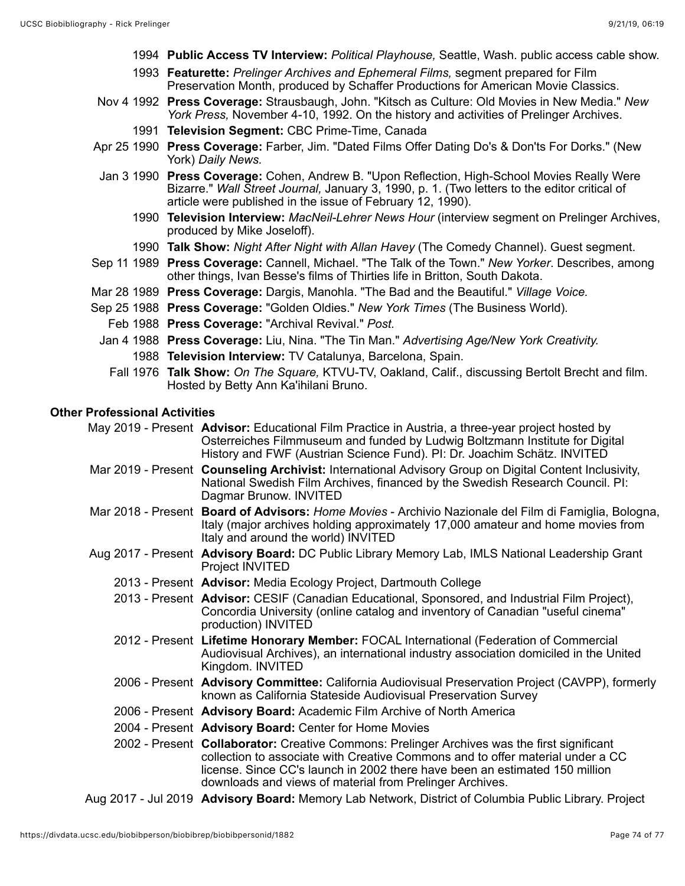1994 **Public Access TV Interview:** *Political Playhouse,* Seattle, Wash. public access cable show.

1993 **Featurette:** *Prelinger Archives and Ephemeral Films,* segment prepared for Film Preservation Month, produced by Schaffer Productions for American Movie Classics.

Nov 4 1992 **Press Coverage:** Strausbaugh, John. "Kitsch as Culture: Old Movies in New Media." *New York Press,* November 4-10, 1992. On the history and activities of Prelinger Archives.

1991 **Television Segment:** CBC Prime-Time, Canada

Apr 25 1990 **Press Coverage:** Farber, Jim. "Dated Films Offer Dating Do's & Don'ts For Dorks." (New York) *Daily News.*

Jan 3 1990 **Press Coverage:** Cohen, Andrew B. "Upon Reflection, High-School Movies Really Were Bizarre." *Wall Street Journal,* January 3, 1990, p. 1. (Two letters to the editor critical of article were published in the issue of February 12, 1990).

1990 **Television Interview:** *MacNeil-Lehrer News Hour* (interview segment on Prelinger Archives, produced by Mike Joseloff).

1990 **Talk Show:** *Night After Night with Allan Havey* (The Comedy Channel). Guest segment.

Sep 11 1989 **Press Coverage:** Cannell, Michael. "The Talk of the Town." *New Yorker*. Describes, among other things, Ivan Besse's films of Thirties life in Britton, South Dakota.

Mar 28 1989 **Press Coverage:** Dargis, Manohla. "The Bad and the Beautiful." *Village Voice.*

Sep 25 1988 **Press Coverage:** "Golden Oldies." *New York Times* (The Business World).

Feb 1988 **Press Coverage:** "Archival Revival." *Post.*

Jan 4 1988 **Press Coverage:** Liu, Nina. "The Tin Man." *Advertising Age/New York Creativity.*

1988 **Television Interview:** TV Catalunya, Barcelona, Spain.

Fall 1976 **Talk Show:** *On The Square,* KTVU-TV, Oakland, Calif., discussing Bertolt Brecht and film. Hosted by Betty Ann Ka'ihilani Bruno.

## Other Professional Activities

May 2019 - Present **Advisor:** Educational Film Practice in Austria, a three-year project hosted by Osterreiches Filmmuseum and funded by Ludwig Boltzmann Institute for Digital History and FWF (Austrian Science Fund). PI: Dr. Joachim Schätz. INVITED

Mar 2019 - Present **Counseling Archivist:** International Advisory Group on Digital Content Inclusivity, National Swedish Film Archives, financed by the Swedish Research Council. PI: Dagmar Brunow. INVITED

Mar 2018 - Present **Board of Advisors:** *Home Movies* - Archivio Nazionale del Film di Famiglia, Bologna, Italy (major archives holding approximately 17,000 amateur and home movies from Italy and around the world) INVITED

Aug 2017 - Present **Advisory Board:** DC Public Library Memory Lab, IMLS National Leadership Grant Project INVITED

2013 - Present **Advisor:** Media Ecology Project, Dartmouth College

2013 - Present **Advisor:** CESIF (Canadian Educational, Sponsored, and Industrial Film Project), Concordia University (online catalog and inventory of Canadian "useful cinema" production) INVITED

2012 - Present **Lifetime Honorary Member:** FOCAL International (Federation of Commercial Audiovisual Archives), an international industry association domiciled in the United Kingdom. INVITED

2006 - Present **Advisory Committee:** California Audiovisual Preservation Project (CAVPP), formerly known as California Stateside Audiovisual Preservation Survey

2006 - Present **Advisory Board:** Academic Film Archive of North America

2004 - Present **Advisory Board:** Center for Home Movies

2002 - Present **Collaborator:** Creative Commons: Prelinger Archives was the first significant collection to associate with Creative Commons and to offer material under a CC license. Since CC's launch in 2002 there have been an estimated 150 million downloads and views of material from Prelinger Archives.

Aug 2017 - Jul 2019 **Advisory Board:** Memory Lab Network, District of Columbia Public Library. Project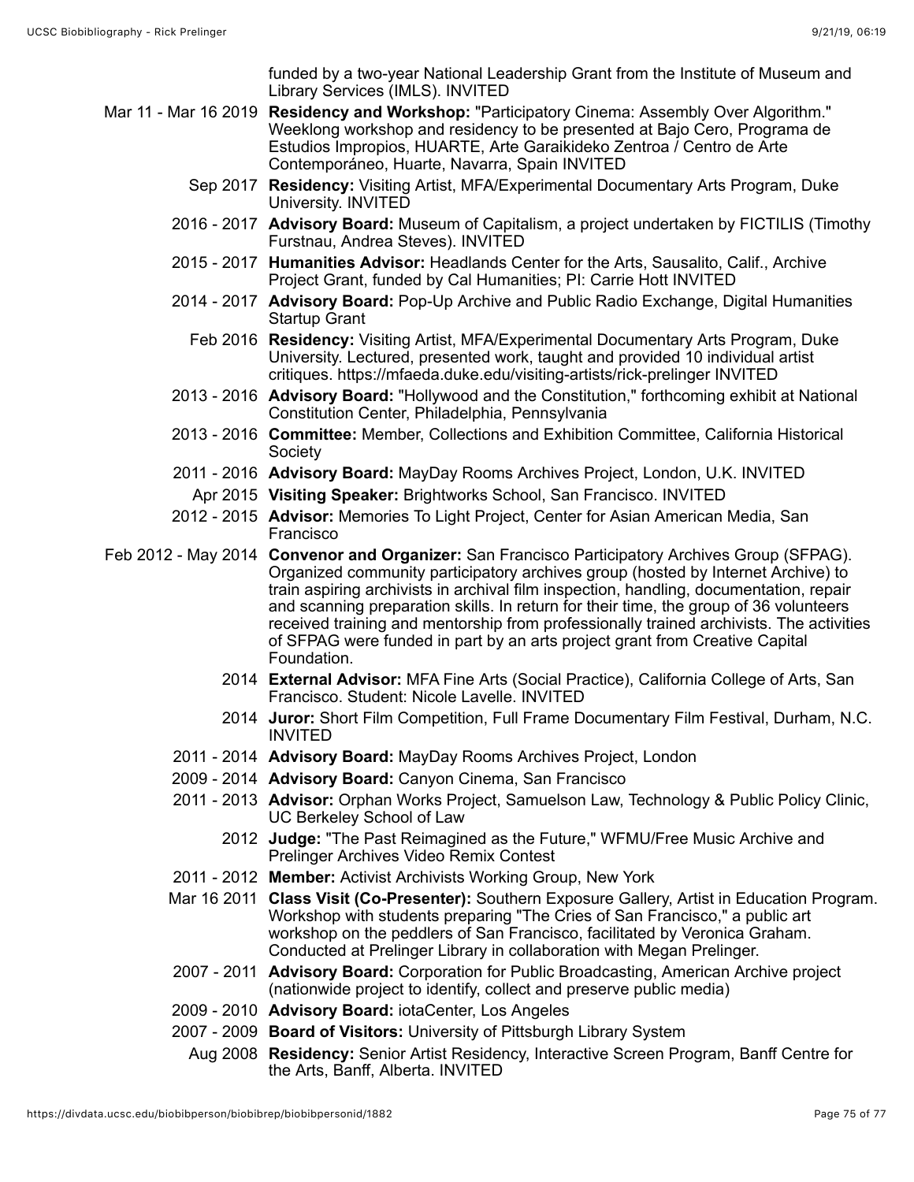funded by a two-year National Leadership Grant from the Institute of Museum and Library Services (IMLS). INVITED

Mar 11 - Mar 16 2019 **Residency and Workshop:** "Participatory Cinema: Assembly Over Algorithm." Weeklong workshop and residency to be presented at Bajo Cero, Programa de Estudios Impropios, HUARTE, Arte Garaikideko Zentroa / Centro de Arte Contemporáneo, Huarte, Navarra, Spain INVITED

Sep 2017 **Residency:** Visiting Artist, MFA/Experimental Documentary Arts Program, Duke University. INVITED

2016 - 2017 **Advisory Board:** Museum of Capitalism, a project undertaken by FICTILIS (Timothy Furstnau, Andrea Steves). INVITED

2015 - 2017 **Humanities Advisor:** Headlands Center for the Arts, Sausalito, Calif., Archive Project Grant, funded by Cal Humanities; PI: Carrie Hott INVITED

2014 - 2017 **Advisory Board:** Pop-Up Archive and Public Radio Exchange, Digital Humanities Startup Grant

Feb 2016 **Residency:** Visiting Artist, MFA/Experimental Documentary Arts Program, Duke University. Lectured, presented work, taught and provided 10 individual artist critiques. https://mfaeda.duke.edu/visiting-artists/rick-prelinger INVITED

2013 - 2016 **Advisory Board:** "Hollywood and the Constitution," forthcoming exhibit at National Constitution Center, Philadelphia, Pennsylvania

2013 - 2016 **Committee:** Member, Collections and Exhibition Committee, California Historical Society

2011 - 2016 **Advisory Board:** MayDay Rooms Archives Project, London, U.K. INVITED

Apr 2015 **Visiting Speaker:** Brightworks School, San Francisco. INVITED

2012 - 2015 **Advisor:** Memories To Light Project, Center for Asian American Media, San Francisco

Feb 2012 - May 2014 **Convenor and Organizer:** San Francisco Participatory Archives Group (SFPAG). Organized community participatory archives group (hosted by Internet Archive) to train aspiring archivists in archival film inspection, handling, documentation, repair and scanning preparation skills. In return for their time, the group of 36 volunteers received training and mentorship from professionally trained archivists. The activities of SFPAG were funded in part by an arts project grant from Creative Capital Foundation.

2014 **External Advisor:** MFA Fine Arts (Social Practice), California College of Arts, San Francisco. Student: Nicole Lavelle. INVITED

2014 **Juror:** Short Film Competition, Full Frame Documentary Film Festival, Durham, N.C. INVITED

2011 - 2014 **Advisory Board:** MayDay Rooms Archives Project, London

2009 - 2014 **Advisory Board:** Canyon Cinema, San Francisco

2011 - 2013 **Advisor:** Orphan Works Project, Samuelson Law, Technology & Public Policy Clinic, UC Berkeley School of Law

2012 **Judge:** "The Past Reimagined as the Future," WFMU/Free Music Archive and Prelinger Archives Video Remix Contest

2011 - 2012 **Member:** Activist Archivists Working Group, New York

Mar 16 2011 **Class Visit (Co-Presenter):** Southern Exposure Gallery, Artist in Education Program. Workshop with students preparing "The Cries of San Francisco," a public art workshop on the peddlers of San Francisco, facilitated by Veronica Graham. Conducted at Prelinger Library in collaboration with Megan Prelinger.

2007 - 2011 **Advisory Board:** Corporation for Public Broadcasting, American Archive project (nationwide project to identify, collect and preserve public media)

2009 - 2010 **Advisory Board:** iotaCenter, Los Angeles

2007 - 2009 **Board of Visitors:** University of Pittsburgh Library System

Aug 2008 **Residency:** Senior Artist Residency, Interactive Screen Program, Banff Centre for the Arts, Banff, Alberta. INVITED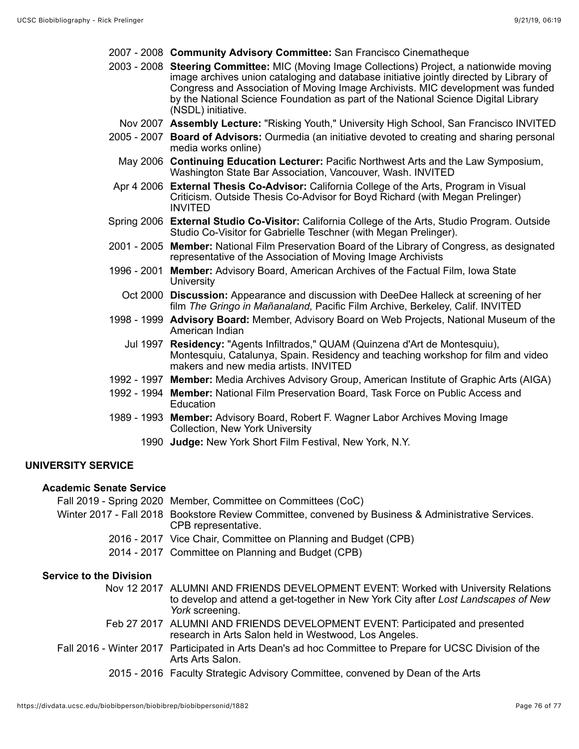2007 - 2008 **Community Advisory Committee:** San Francisco Cinematheque

2003 - 2008 **Steering Committee:** MIC (Moving Image Collections) Project, a nationwide moving image archives union cataloging and database initiative jointly directed by Library of Congress and Association of Moving Image Archivists. MIC development was funded by the National Science Foundation as part of the National Science Digital Library (NSDL) initiative.

Nov 2007 **Assembly Lecture:** "Risking Youth," University High School, San Francisco INVITED

2005 - 2007 **Board of Advisors:** Ourmedia (an initiative devoted to creating and sharing personal media works online)

May 2006 **Continuing Education Lecturer:** Pacific Northwest Arts and the Law Symposium, Washington State Bar Association, Vancouver, Wash. INVITED

Apr 4 2006 **External Thesis Co-Advisor:** California College of the Arts, Program in Visual Criticism. Outside Thesis Co-Advisor for Boyd Richard (with Megan Prelinger) INVITED

Spring 2006 **External Studio Co-Visitor:** California College of the Arts, Studio Program. Outside Studio Co-Visitor for Gabrielle Teschner (with Megan Prelinger).

2001 - 2005 **Member:** National Film Preservation Board of the Library of Congress, as designated representative of the Association of Moving Image Archivists

1996 - 2001 **Member:** Advisory Board, American Archives of the Factual Film, Iowa State University

Oct 2000 **Discussion:** Appearance and discussion with DeeDee Halleck at screening of her film *The Gringo in Mañanaland,* Pacific Film Archive, Berkeley, Calif. INVITED

1998 - 1999 **Advisory Board:** Member, Advisory Board on Web Projects, National Museum of the American Indian

Jul 1997 **Residency:** "Agents Infiltrados," QUAM (Quinzena d'Art de Montesquiu), Montesquiu, Catalunya, Spain. Residency and teaching workshop for film and video makers and new media artists. INVITED

1992 - 1997 **Member:** Media Archives Advisory Group, American Institute of Graphic Arts (AIGA)

1992 - 1994 **Member:** National Film Preservation Board, Task Force on Public Access and Education

1989 - 1993 **Member:** Advisory Board, Robert F. Wagner Labor Archives Moving Image Collection, New York University

1990 **Judge:** New York Short Film Festival, New York, N.Y.

## UNIVERSITY SERVICE

### Academic Senate Service

Fall 2019 - Spring 2020 Member, Committee on Committees (CoC)

Winter 2017 - Fall 2018 Bookstore Review Committee, convened by Business & Administrative Services. CPB representative.

2016 - 2017 Vice Chair, Committee on Planning and Budget (CPB)

2014 - 2017 Committee on Planning and Budget (CPB)

### Service to the Division

Nov 12 2017 ALUMNI AND FRIENDS DEVELOPMENT EVENT: Worked with University Relations to develop and attend a get-together in New York City after *Lost Landscapes of New York* screening.

Feb 27 2017 ALUMNI AND FRIENDS DEVELOPMENT EVENT: Participated and presented research in Arts Salon held in Westwood, Los Angeles.

Fall 2016 - Winter 2017 Participated in Arts Dean's ad hoc Committee to Prepare for UCSC Division of the Arts Arts Salon.

2015 - 2016 Faculty Strategic Advisory Committee, convened by Dean of the Arts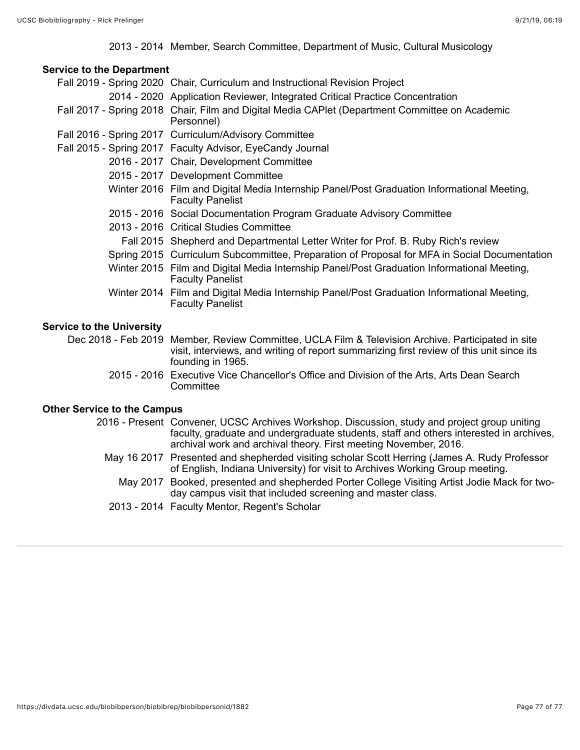2013 - 2014 Member, Search Committee, Department of Music, Cultural Musicology

**Service to the Department**

| | |
|---|---|
| Fall 2019 - Spring 2020 | Chair, Curriculum and Instructional Revision Project |
| 2014 - 2020 | Application Reviewer, Integrated Critical Practice Concentration |
| Fall 2017 - Spring 2018 | Chair, Film and Digital Media CAPlet (Department Committee on Academic Personnel) |
| Fall 2016 - Spring 2017 | Curriculum/Advisory Committee |
| Fall 2015 - Spring 2017 | Faculty Advisor, EyeCandy Journal |
| 2016 - 2017 | Chair, Development Committee |
| 2015 - 2017 | Development Committee |
| Winter 2016 | Film and Digital Media Internship Panel/Post Graduation Informational Meeting, Faculty Panelist |
| 2015 - 2016 | Social Documentation Program Graduate Advisory Committee |
| 2013 - 2016 | Critical Studies Committee |
| Fall 2015 | Shepherd and Departmental Letter Writer for Prof. B. Ruby Rich's review |
| Spring 2015 | Curriculum Subcommittee, Preparation of Proposal for MFA in Social Documentation |
| Winter 2015 | Film and Digital Media Internship Panel/Post Graduation Informational Meeting, Faculty Panelist |
| Winter 2014 | Film and Digital Media Internship Panel/Post Graduation Informational Meeting, Faculty Panelist |

**Service to the University**

| | |
|---|---|
| Dec 2018 - Feb 2019 | Member, Review Committee, UCLA Film & Television Archive. Participated in site visit, interviews, and writing of report summarizing first review of this unit since its founding in 1965. |
| 2015 - 2016 | Executive Vice Chancellor's Office and Division of the Arts, Arts Dean Search Committee |

**Other Service to the Campus**

| | |
|---|---|
| 2016 - Present | Convener, UCSC Archives Workshop. Discussion, study and project group uniting faculty, graduate and undergraduate students, staff and others interested in archives, archival work and archival theory. First meeting November, 2016. |
| May 16 2017 | Presented and shepherded visiting scholar Scott Herring (James A. Rudy Professor of English, Indiana University) for visit to Archives Working Group meeting. |
| May 2017 | Booked, presented and shepherded Porter College Visiting Artist Jodie Mack for two-day campus visit that included screening and master class. |
| 2013 - 2014 | Faculty Mentor, Regent's Scholar |